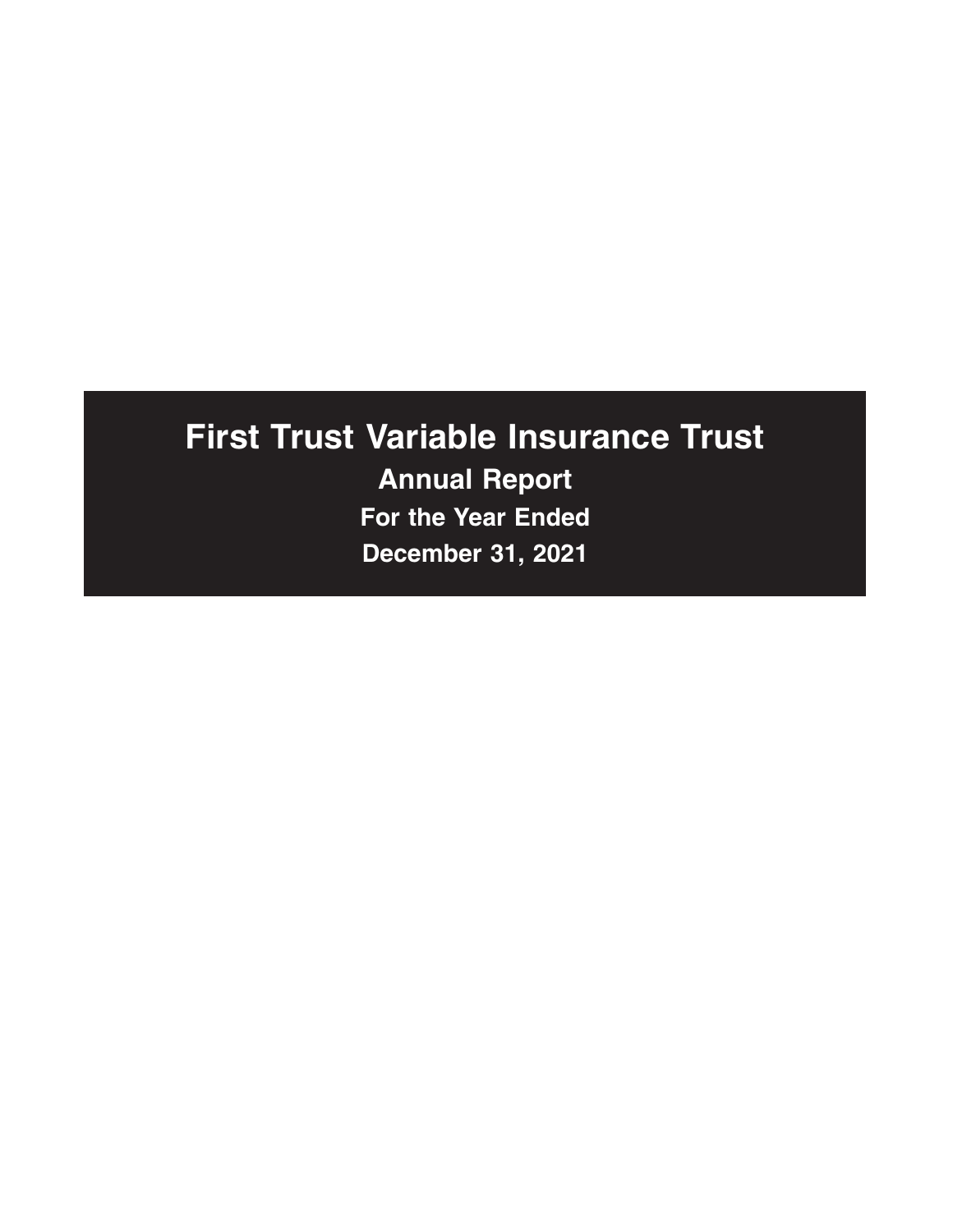# First Trust Variable Insurance Trust

## Annual Report

### For the Year Ended

### December 31, 2021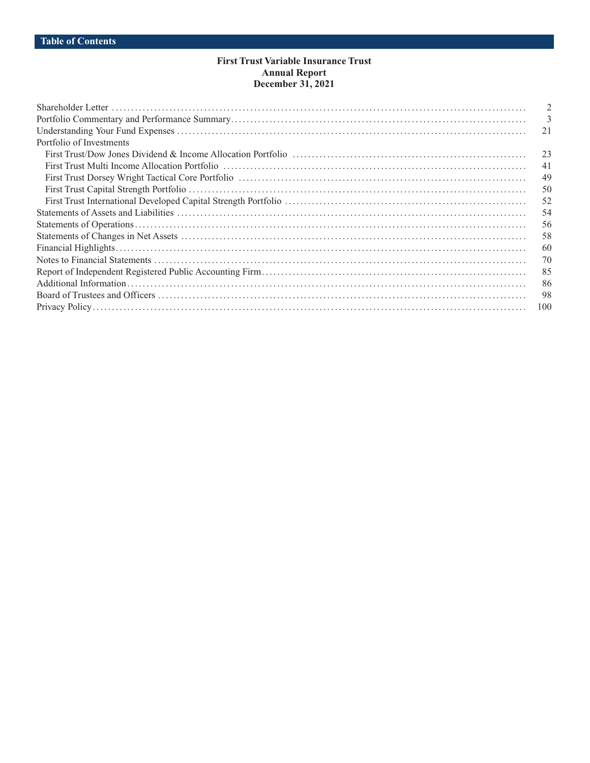## Table of Contents

**First Trust Variable Insurance Trust**
**Annual Report**
**December 31, 2021**

| | |
|---|---|
| Shareholder Letter | 2 |
| Portfolio Commentary and Performance Summary | 3 |
| Understanding Your Fund Expenses | 21 |
| Portfolio of Investments | |
| First Trust/Dow Jones Dividend & Income Allocation Portfolio | 23 |
| First Trust Multi Income Allocation Portfolio | 41 |
| First Trust Dorsey Wright Tactical Core Portfolio | 49 |
| First Trust Capital Strength Portfolio | 50 |
| First Trust International Developed Capital Strength Portfolio | 52 |
| Statements of Assets and Liabilities | 54 |
| Statements of Operations | 56 |
| Statements of Changes in Net Assets | 58 |
| Financial Highlights | 60 |
| Notes to Financial Statements | 70 |
| Report of Independent Registered Public Accounting Firm | 85 |
| Additional Information | 86 |
| Board of Trustees and Officers | 98 |
| Privacy Policy | 100 |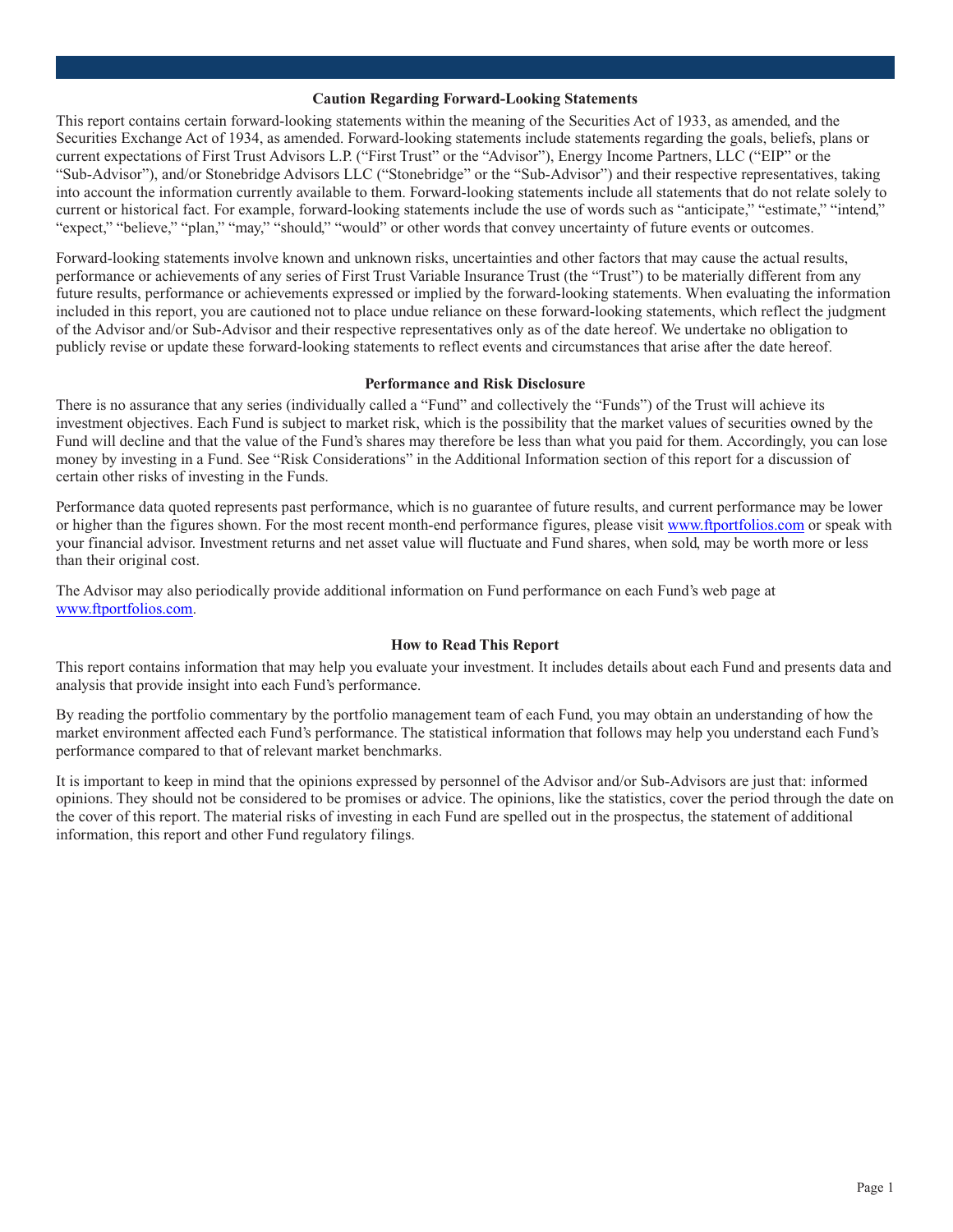### Caution Regarding Forward-Looking Statements

This report contains certain forward-looking statements within the meaning of the Securities Act of 1933, as amended, and the Securities Exchange Act of 1934, as amended. Forward-looking statements include statements regarding the goals, beliefs, plans or current expectations of First Trust Advisors L.P. ("First Trust" or the "Advisor"), Energy Income Partners, LLC ("EIP" or the "Sub-Advisor"), and/or Stonebridge Advisors LLC ("Stonebridge" or the "Sub-Advisor") and their respective representatives, taking into account the information currently available to them. Forward-looking statements include all statements that do not relate solely to current or historical fact. For example, forward-looking statements include the use of words such as "anticipate," "estimate," "intend," "expect," "believe," "plan," "may," "should," "would" or other words that convey uncertainty of future events or outcomes.

Forward-looking statements involve known and unknown risks, uncertainties and other factors that may cause the actual results, performance or achievements of any series of First Trust Variable Insurance Trust (the "Trust") to be materially different from any future results, performance or achievements expressed or implied by the forward-looking statements. When evaluating the information included in this report, you are cautioned not to place undue reliance on these forward-looking statements, which reflect the judgment of the Advisor and/or Sub-Advisor and their respective representatives only as of the date hereof. We undertake no obligation to publicly revise or update these forward-looking statements to reflect events and circumstances that arise after the date hereof.

### Performance and Risk Disclosure

There is no assurance that any series (individually called a "Fund" and collectively the "Funds") of the Trust will achieve its investment objectives. Each Fund is subject to market risk, which is the possibility that the market values of securities owned by the Fund will decline and that the value of the Fund's shares may therefore be less than what you paid for them. Accordingly, you can lose money by investing in a Fund. See "Risk Considerations" in the Additional Information section of this report for a discussion of certain other risks of investing in the Funds.

Performance data quoted represents past performance, which is no guarantee of future results, and current performance may be lower or higher than the figures shown. For the most recent month-end performance figures, please visit www.ftportfolios.com or speak with your financial advisor. Investment returns and net asset value will fluctuate and Fund shares, when sold, may be worth more or less than their original cost.

The Advisor may also periodically provide additional information on Fund performance on each Fund's web page at www.ftportfolios.com.

### How to Read This Report

This report contains information that may help you evaluate your investment. It includes details about each Fund and presents data and analysis that provide insight into each Fund's performance.

By reading the portfolio commentary by the portfolio management team of each Fund, you may obtain an understanding of how the market environment affected each Fund's performance. The statistical information that follows may help you understand each Fund's performance compared to that of relevant market benchmarks.

It is important to keep in mind that the opinions expressed by personnel of the Advisor and/or Sub-Advisors are just that: informed opinions. They should not be considered to be promises or advice. The opinions, like the statistics, cover the period through the date on the cover of this report. The material risks of investing in each Fund are spelled out in the prospectus, the statement of additional information, this report and other Fund regulatory filings.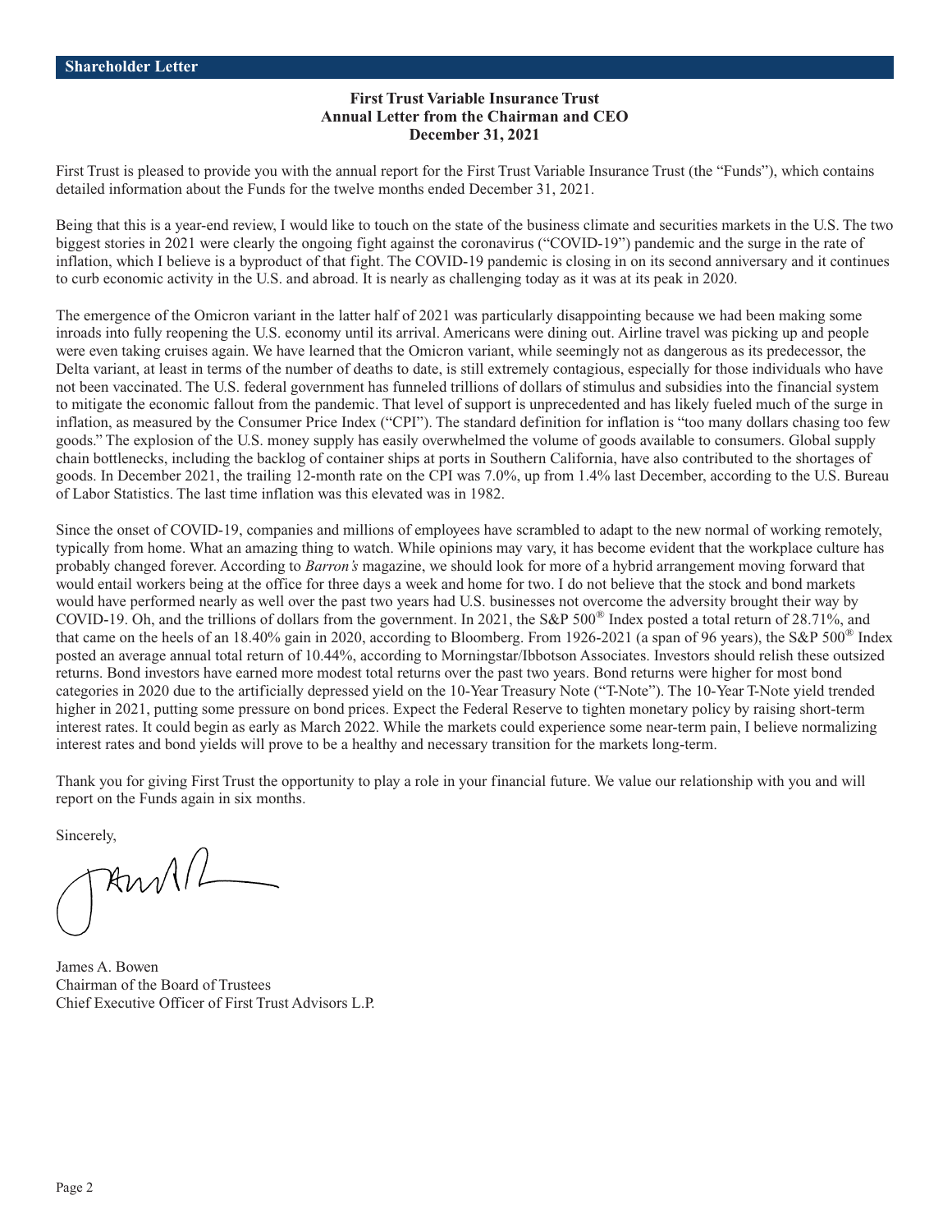## Shareholder Letter

**First Trust Variable Insurance Trust**
**Annual Letter from the Chairman and CEO**
**December 31, 2021**

First Trust is pleased to provide you with the annual report for the First Trust Variable Insurance Trust (the "Funds"), which contains detailed information about the Funds for the twelve months ended December 31, 2021.

Being that this is a year-end review, I would like to touch on the state of the business climate and securities markets in the U.S. The two biggest stories in 2021 were clearly the ongoing fight against the coronavirus ("COVID-19") pandemic and the surge in the rate of inflation, which I believe is a byproduct of that fight. The COVID-19 pandemic is closing in on its second anniversary and it continues to curb economic activity in the U.S. and abroad. It is nearly as challenging today as it was at its peak in 2020.

The emergence of the Omicron variant in the latter half of 2021 was particularly disappointing because we had been making some inroads into fully reopening the U.S. economy until its arrival. Americans were dining out. Airline travel was picking up and people were even taking cruises again. We have learned that the Omicron variant, while seemingly not as dangerous as its predecessor, the Delta variant, at least in terms of the number of deaths to date, is still extremely contagious, especially for those individuals who have not been vaccinated. The U.S. federal government has funneled trillions of dollars of stimulus and subsidies into the financial system to mitigate the economic fallout from the pandemic. That level of support is unprecedented and has likely fueled much of the surge in inflation, as measured by the Consumer Price Index ("CPI"). The standard definition for inflation is "too many dollars chasing too few goods." The explosion of the U.S. money supply has easily overwhelmed the volume of goods available to consumers. Global supply chain bottlenecks, including the backlog of container ships at ports in Southern California, have also contributed to the shortages of goods. In December 2021, the trailing 12-month rate on the CPI was 7.0%, up from 1.4% last December, according to the U.S. Bureau of Labor Statistics. The last time inflation was this elevated was in 1982.

Since the onset of COVID-19, companies and millions of employees have scrambled to adapt to the new normal of working remotely, typically from home. What an amazing thing to watch. While opinions may vary, it has become evident that the workplace culture has probably changed forever. According to *Barron's* magazine, we should look for more of a hybrid arrangement moving forward that would entail workers being at the office for three days a week and home for two. I do not believe that the stock and bond markets would have performed nearly as well over the past two years had U.S. businesses not overcome the adversity brought their way by COVID-19. Oh, and the trillions of dollars from the government. In 2021, the S&P 500® Index posted a total return of 28.71%, and that came on the heels of an 18.40% gain in 2020, according to Bloomberg. From 1926-2021 (a span of 96 years), the S&P 500® Index posted an average annual total return of 10.44%, according to Morningstar/Ibbotson Associates. Investors should relish these outsized returns. Bond investors have earned more modest total returns over the past two years. Bond returns were higher for most bond categories in 2020 due to the artificially depressed yield on the 10-Year Treasury Note ("T-Note"). The 10-Year T-Note yield trended higher in 2021, putting some pressure on bond prices. Expect the Federal Reserve to tighten monetary policy by raising short-term interest rates. It could begin as early as March 2022. While the markets could experience some near-term pain, I believe normalizing interest rates and bond yields will prove to be a healthy and necessary transition for the markets long-term.

Thank you for giving First Trust the opportunity to play a role in your financial future. We value our relationship with you and will report on the Funds again in six months.

Sincerely,

James A. Bowen
Chairman of the Board of Trustees
Chief Executive Officer of First Trust Advisors L.P.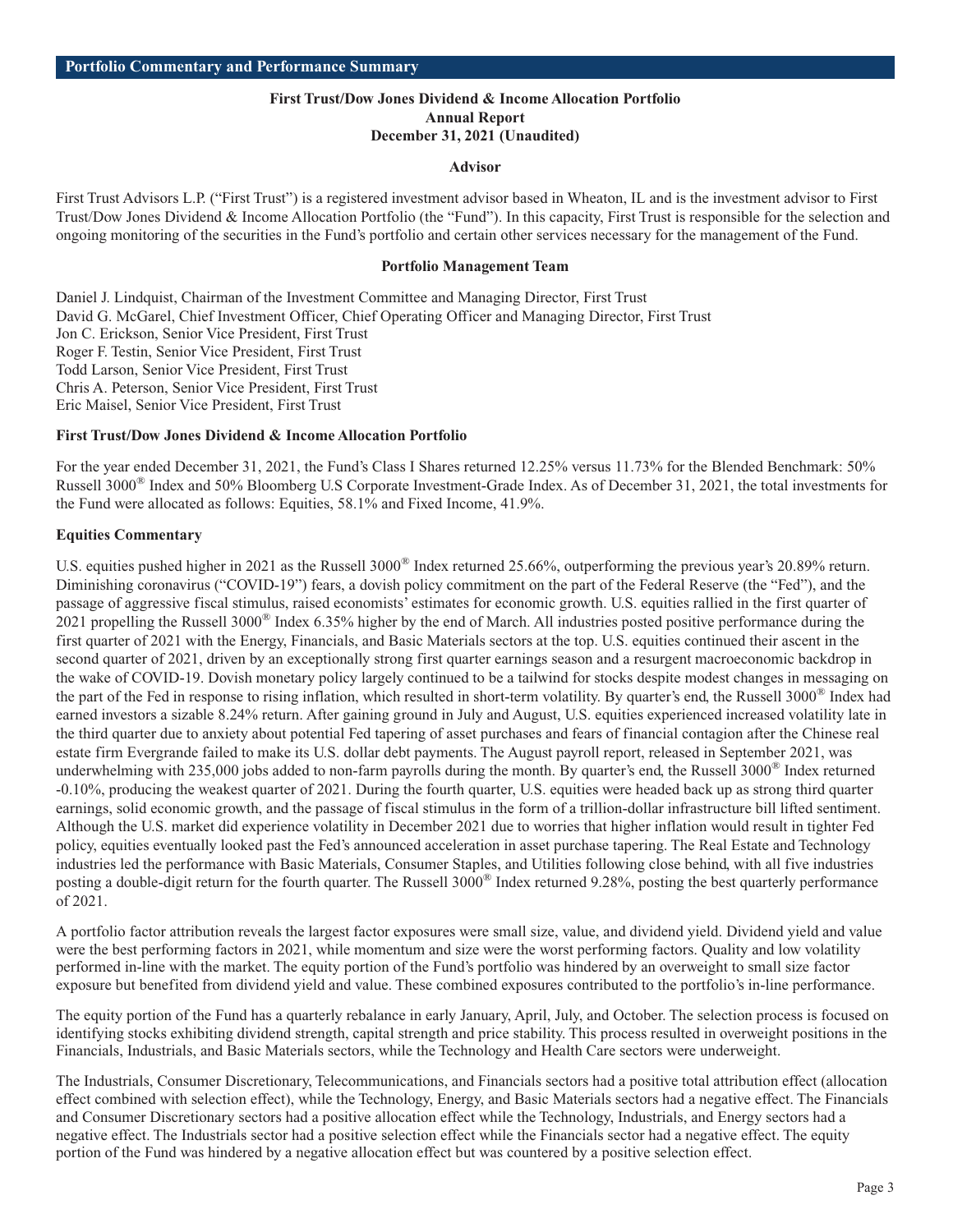## Portfolio Commentary and Performance Summary

**First Trust/Dow Jones Dividend & Income Allocation Portfolio**
**Annual Report**
**December 31, 2021 (Unaudited)**

### Advisor

First Trust Advisors L.P. ("First Trust") is a registered investment advisor based in Wheaton, IL and is the investment advisor to First Trust/Dow Jones Dividend & Income Allocation Portfolio (the "Fund"). In this capacity, First Trust is responsible for the selection and ongoing monitoring of the securities in the Fund's portfolio and certain other services necessary for the management of the Fund.

### Portfolio Management Team

Daniel J. Lindquist, Chairman of the Investment Committee and Managing Director, First Trust
David G. McGarel, Chief Investment Officer, Chief Operating Officer and Managing Director, First Trust
Jon C. Erickson, Senior Vice President, First Trust
Roger F. Testin, Senior Vice President, First Trust
Todd Larson, Senior Vice President, First Trust
Chris A. Peterson, Senior Vice President, First Trust
Eric Maisel, Senior Vice President, First Trust

### First Trust/Dow Jones Dividend & Income Allocation Portfolio

For the year ended December 31, 2021, the Fund's Class I Shares returned 12.25% versus 11.73% for the Blended Benchmark: 50% Russell 3000® Index and 50% Bloomberg U.S Corporate Investment-Grade Index. As of December 31, 2021, the total investments for the Fund were allocated as follows: Equities, 58.1% and Fixed Income, 41.9%.

### Equities Commentary

U.S. equities pushed higher in 2021 as the Russell 3000® Index returned 25.66%, outperforming the previous year's 20.89% return. Diminishing coronavirus ("COVID-19") fears, a dovish policy commitment on the part of the Federal Reserve (the "Fed"), and the passage of aggressive fiscal stimulus, raised economists' estimates for economic growth. U.S. equities rallied in the first quarter of 2021 propelling the Russell 3000® Index 6.35% higher by the end of March. All industries posted positive performance during the first quarter of 2021 with the Energy, Financials, and Basic Materials sectors at the top. U.S. equities continued their ascent in the second quarter of 2021, driven by an exceptionally strong first quarter earnings season and a resurgent macroeconomic backdrop in the wake of COVID-19. Dovish monetary policy largely continued to be a tailwind for stocks despite modest changes in messaging on the part of the Fed in response to rising inflation, which resulted in short-term volatility. By quarter's end, the Russell 3000® Index had earned investors a sizable 8.24% return. After gaining ground in July and August, U.S. equities experienced increased volatility late in the third quarter due to anxiety about potential Fed tapering of asset purchases and fears of financial contagion after the Chinese real estate firm Evergrande failed to make its U.S. dollar debt payments. The August payroll report, released in September 2021, was underwhelming with 235,000 jobs added to non-farm payrolls during the month. By quarter's end, the Russell 3000® Index returned -0.10%, producing the weakest quarter of 2021. During the fourth quarter, U.S. equities were headed back up as strong third quarter earnings, solid economic growth, and the passage of fiscal stimulus in the form of a trillion-dollar infrastructure bill lifted sentiment. Although the U.S. market did experience volatility in December 2021 due to worries that higher inflation would result in tighter Fed policy, equities eventually looked past the Fed's announced acceleration in asset purchase tapering. The Real Estate and Technology industries led the performance with Basic Materials, Consumer Staples, and Utilities following close behind, with all five industries posting a double-digit return for the fourth quarter. The Russell 3000® Index returned 9.28%, posting the best quarterly performance of 2021.

A portfolio factor attribution reveals the largest factor exposures were small size, value, and dividend yield. Dividend yield and value were the best performing factors in 2021, while momentum and size were the worst performing factors. Quality and low volatility performed in-line with the market. The equity portion of the Fund's portfolio was hindered by an overweight to small size factor exposure but benefited from dividend yield and value. These combined exposures contributed to the portfolio's in-line performance.

The equity portion of the Fund has a quarterly rebalance in early January, April, July, and October. The selection process is focused on identifying stocks exhibiting dividend strength, capital strength and price stability. This process resulted in overweight positions in the Financials, Industrials, and Basic Materials sectors, while the Technology and Health Care sectors were underweight.

The Industrials, Consumer Discretionary, Telecommunications, and Financials sectors had a positive total attribution effect (allocation effect combined with selection effect), while the Technology, Energy, and Basic Materials sectors had a negative effect. The Financials and Consumer Discretionary sectors had a positive allocation effect while the Technology, Industrials, and Energy sectors had a negative effect. The Industrials sector had a positive selection effect while the Financials sector had a negative effect. The equity portion of the Fund was hindered by a negative allocation effect but was countered by a positive selection effect.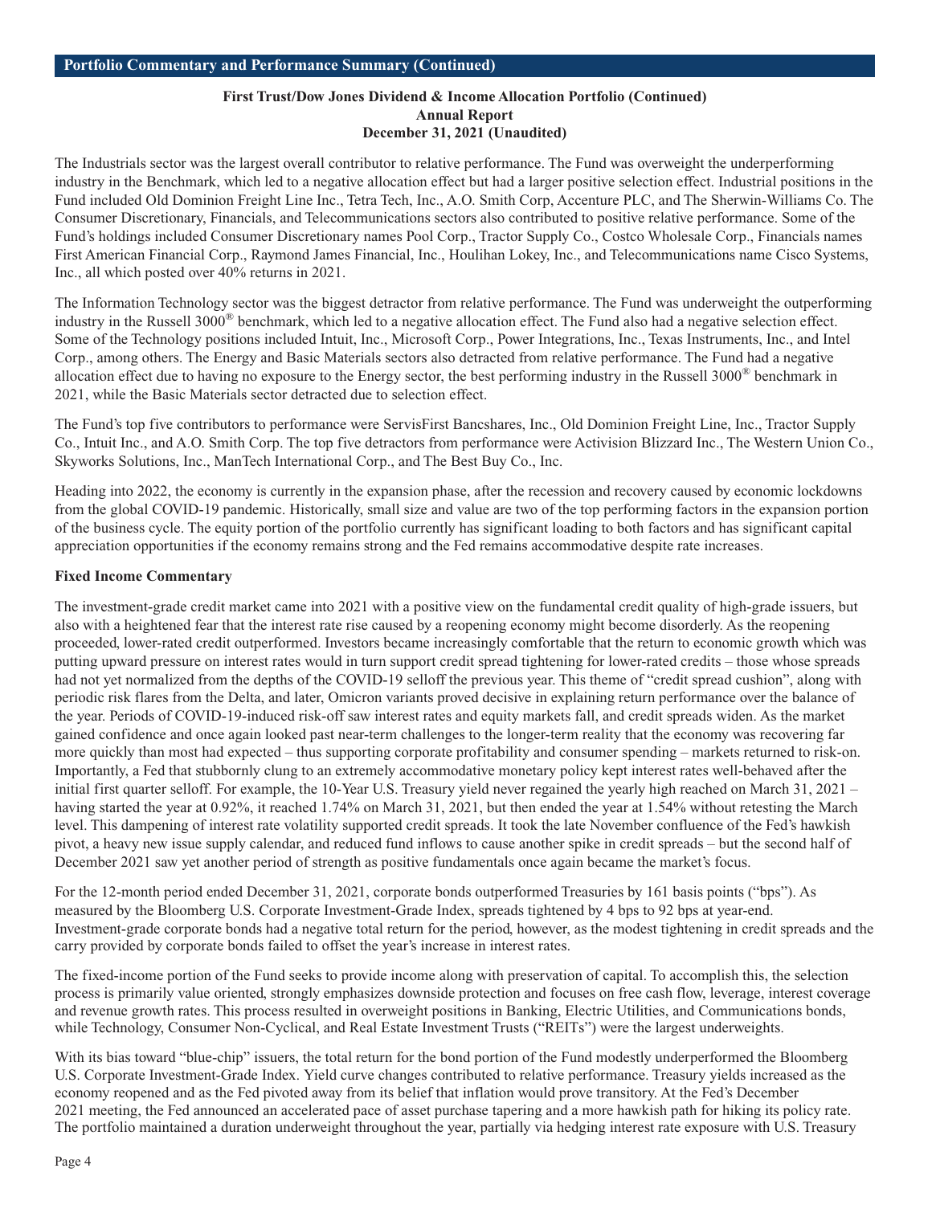## Portfolio Commentary and Performance Summary (Continued)

**First Trust/Dow Jones Dividend & Income Allocation Portfolio (Continued)**
**Annual Report**
**December 31, 2021 (Unaudited)**

The Industrials sector was the largest overall contributor to relative performance. The Fund was overweight the underperforming industry in the Benchmark, which led to a negative allocation effect but had a larger positive selection effect. Industrial positions in the Fund included Old Dominion Freight Line Inc., Tetra Tech, Inc., A.O. Smith Corp, Accenture PLC, and The Sherwin-Williams Co. The Consumer Discretionary, Financials, and Telecommunications sectors also contributed to positive relative performance. Some of the Fund's holdings included Consumer Discretionary names Pool Corp., Tractor Supply Co., Costco Wholesale Corp., Financials names First American Financial Corp., Raymond James Financial, Inc., Houlihan Lokey, Inc., and Telecommunications name Cisco Systems, Inc., all which posted over 40% returns in 2021.

The Information Technology sector was the biggest detractor from relative performance. The Fund was underweight the outperforming industry in the Russell 3000® benchmark, which led to a negative allocation effect. The Fund also had a negative selection effect. Some of the Technology positions included Intuit, Inc., Microsoft Corp., Power Integrations, Inc., Texas Instruments, Inc., and Intel Corp., among others. The Energy and Basic Materials sectors also detracted from relative performance. The Fund had a negative allocation effect due to having no exposure to the Energy sector, the best performing industry in the Russell 3000® benchmark in 2021, while the Basic Materials sector detracted due to selection effect.

The Fund's top five contributors to performance were ServisFirst Bancshares, Inc., Old Dominion Freight Line, Inc., Tractor Supply Co., Intuit Inc., and A.O. Smith Corp. The top five detractors from performance were Activision Blizzard Inc., The Western Union Co., Skyworks Solutions, Inc., ManTech International Corp., and The Best Buy Co., Inc.

Heading into 2022, the economy is currently in the expansion phase, after the recession and recovery caused by economic lockdowns from the global COVID-19 pandemic. Historically, small size and value are two of the top performing factors in the expansion portion of the business cycle. The equity portion of the portfolio currently has significant loading to both factors and has significant capital appreciation opportunities if the economy remains strong and the Fed remains accommodative despite rate increases.

### Fixed Income Commentary

The investment-grade credit market came into 2021 with a positive view on the fundamental credit quality of high-grade issuers, but also with a heightened fear that the interest rate rise caused by a reopening economy might become disorderly. As the reopening proceeded, lower-rated credit outperformed. Investors became increasingly comfortable that the return to economic growth which was putting upward pressure on interest rates would in turn support credit spread tightening for lower-rated credits – those whose spreads had not yet normalized from the depths of the COVID-19 selloff the previous year. This theme of "credit spread cushion", along with periodic risk flares from the Delta, and later, Omicron variants proved decisive in explaining return performance over the balance of the year. Periods of COVID-19-induced risk-off saw interest rates and equity markets fall, and credit spreads widen. As the market gained confidence and once again looked past near-term challenges to the longer-term reality that the economy was recovering far more quickly than most had expected – thus supporting corporate profitability and consumer spending – markets returned to risk-on. Importantly, a Fed that stubbornly clung to an extremely accommodative monetary policy kept interest rates well-behaved after the initial first quarter selloff. For example, the 10-Year U.S. Treasury yield never regained the yearly high reached on March 31, 2021 – having started the year at 0.92%, it reached 1.74% on March 31, 2021, but then ended the year at 1.54% without retesting the March level. This dampening of interest rate volatility supported credit spreads. It took the late November confluence of the Fed's hawkish pivot, a heavy new issue supply calendar, and reduced fund inflows to cause another spike in credit spreads – but the second half of December 2021 saw yet another period of strength as positive fundamentals once again became the market's focus.

For the 12-month period ended December 31, 2021, corporate bonds outperformed Treasuries by 161 basis points ("bps"). As measured by the Bloomberg U.S. Corporate Investment-Grade Index, spreads tightened by 4 bps to 92 bps at year-end. Investment-grade corporate bonds had a negative total return for the period, however, as the modest tightening in credit spreads and the carry provided by corporate bonds failed to offset the year's increase in interest rates.

The fixed-income portion of the Fund seeks to provide income along with preservation of capital. To accomplish this, the selection process is primarily value oriented, strongly emphasizes downside protection and focuses on free cash flow, leverage, interest coverage and revenue growth rates. This process resulted in overweight positions in Banking, Electric Utilities, and Communications bonds, while Technology, Consumer Non-Cyclical, and Real Estate Investment Trusts ("REITs") were the largest underweights.

With its bias toward "blue-chip" issuers, the total return for the bond portion of the Fund modestly underperformed the Bloomberg U.S. Corporate Investment-Grade Index. Yield curve changes contributed to relative performance. Treasury yields increased as the economy reopened and as the Fed pivoted away from its belief that inflation would prove transitory. At the Fed's December 2021 meeting, the Fed announced an accelerated pace of asset purchase tapering and a more hawkish path for hiking its policy rate. The portfolio maintained a duration underweight throughout the year, partially via hedging interest rate exposure with U.S. Treasury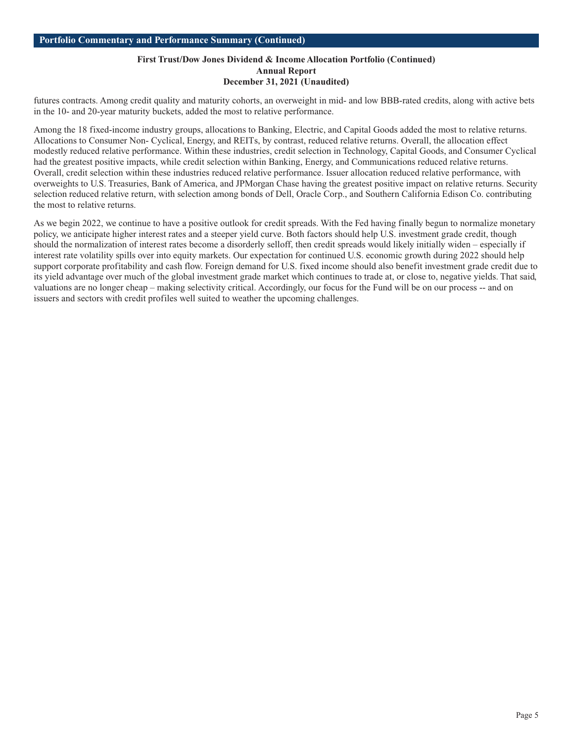futures contracts. Among credit quality and maturity cohorts, an overweight in mid- and low BBB-rated credits, along with active bets in the 10- and 20-year maturity buckets, added the most to relative performance.

Among the 18 fixed-income industry groups, allocations to Banking, Electric, and Capital Goods added the most to relative returns. Allocations to Consumer Non- Cyclical, Energy, and REITs, by contrast, reduced relative returns. Overall, the allocation effect modestly reduced relative performance. Within these industries, credit selection in Technology, Capital Goods, and Consumer Cyclical had the greatest positive impacts, while credit selection within Banking, Energy, and Communications reduced relative returns. Overall, credit selection within these industries reduced relative performance. Issuer allocation reduced relative performance, with overweights to U.S. Treasuries, Bank of America, and JPMorgan Chase having the greatest positive impact on relative returns. Security selection reduced relative return, with selection among bonds of Dell, Oracle Corp., and Southern California Edison Co. contributing the most to relative returns.

As we begin 2022, we continue to have a positive outlook for credit spreads. With the Fed having finally begun to normalize monetary policy, we anticipate higher interest rates and a steeper yield curve. Both factors should help U.S. investment grade credit, though should the normalization of interest rates become a disorderly selloff, then credit spreads would likely initially widen – especially if interest rate volatility spills over into equity markets. Our expectation for continued U.S. economic growth during 2022 should help support corporate profitability and cash flow. Foreign demand for U.S. fixed income should also benefit investment grade credit due to its yield advantage over much of the global investment grade market which continues to trade at, or close to, negative yields. That said, valuations are no longer cheap – making selectivity critical. Accordingly, our focus for the Fund will be on our process -- and on issuers and sectors with credit profiles well suited to weather the upcoming challenges.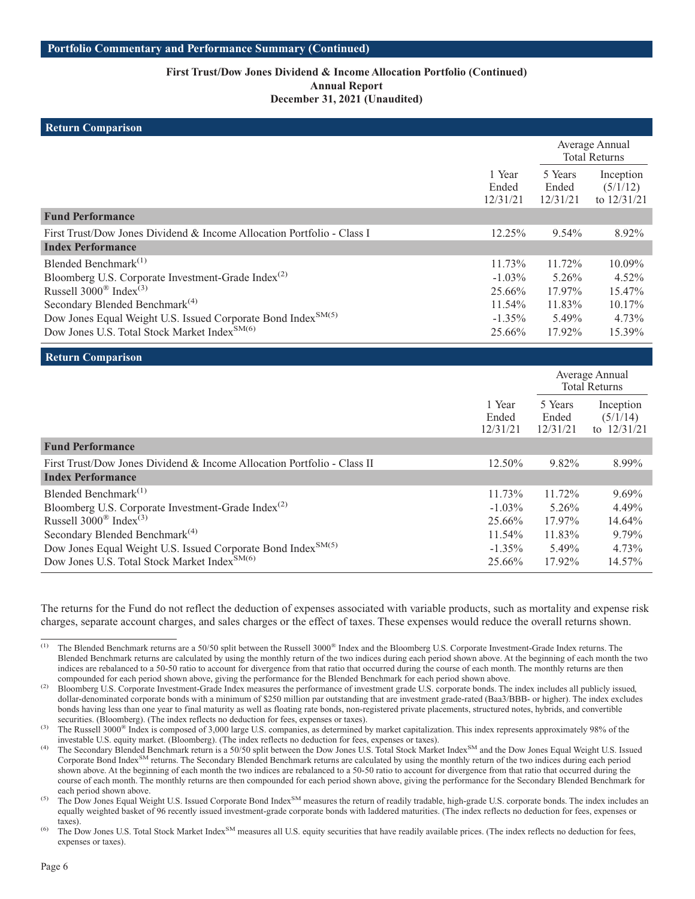## Portfolio Commentary and Performance Summary (Continued)

### First Trust/Dow Jones Dividend & Income Allocation Portfolio (Continued)
### Annual Report
### December 31, 2021 (Unaudited)

#### Return Comparison

| | | Average Annual Total Returns | |
|---|---|---|---|
| | 1 Year Ended 12/31/21 | 5 Years Ended 12/31/21 | Inception (5/1/12) to 12/31/21 |
| **Fund Performance** | | | |
| First Trust/Dow Jones Dividend & Income Allocation Portfolio - Class I | 12.25% | 9.54% | 8.92% |
| **Index Performance** | | | |
| Blended Benchmark[1] | 11.73% | 11.72% | 10.09% |
| Bloomberg U.S. Corporate Investment-Grade Index[2] | -1.03% | 5.26% | 4.52% |
| Russell 3000® Index[3] | 25.66% | 17.97% | 15.47% |
| Secondary Blended Benchmark[4] | 11.54% | 11.83% | 10.17% |
| Dow Jones Equal Weight U.S. Issued Corporate Bond Index℠[5] | -1.35% | 5.49% | 4.73% |
| Dow Jones U.S. Total Stock Market Index℠[6] | 25.66% | 17.92% | 15.39% |

#### Return Comparison

| | | Average Annual Total Returns | |
|---|---|---|---|
| | 1 Year Ended 12/31/21 | 5 Years Ended 12/31/21 | Inception (5/1/14) to 12/31/21 |
| **Fund Performance** | | | |
| First Trust/Dow Jones Dividend & Income Allocation Portfolio - Class II | 12.50% | 9.82% | 8.99% |
| **Index Performance** | | | |
| Blended Benchmark[1] | 11.73% | 11.72% | 9.69% |
| Bloomberg U.S. Corporate Investment-Grade Index[2] | -1.03% | 5.26% | 4.49% |
| Russell 3000® Index[3] | 25.66% | 17.97% | 14.64% |
| Secondary Blended Benchmark[4] | 11.54% | 11.83% | 9.79% |
| Dow Jones Equal Weight U.S. Issued Corporate Bond Index℠[5] | -1.35% | 5.49% | 4.73% |
| Dow Jones U.S. Total Stock Market Index℠[6] | 25.66% | 17.92% | 14.57% |

The returns for the Fund do not reflect the deduction of expenses associated with variable products, such as mortality and expense risk charges, separate account charges, and sales charges or the effect of taxes. These expenses would reduce the overall returns shown.

---

(1) The Blended Benchmark returns are a 50/50 split between the Russell 3000® Index and the Bloomberg U.S. Corporate Investment-Grade Index returns. The Blended Benchmark returns are calculated by using the monthly return of the two indices during each period shown above. At the beginning of each month the two indices are rebalanced to a 50-50 ratio to account for divergence from that ratio that occurred during the course of each month. The monthly returns are then compounded for each period shown above, giving the performance for the Blended Benchmark for each period shown above.

(2) Bloomberg U.S. Corporate Investment-Grade Index measures the performance of investment grade U.S. corporate bonds. The index includes all publicly issued, dollar-denominated corporate bonds with a minimum of $250 million par outstanding that are investment grade-rated (Baa3/BBB- or higher). The index excludes bonds having less than one year to final maturity as well as floating rate bonds, non-registered private placements, structured notes, hybrids, and convertible securities. (Bloomberg). (The index reflects no deduction for fees, expenses or taxes).

(3) The Russell 3000® Index is composed of 3,000 large U.S. companies, as determined by market capitalization. This index represents approximately 98% of the investable U.S. equity market. (Bloomberg). (The index reflects no deduction for fees, expenses or taxes).

(4) The Secondary Blended Benchmark return is a 50/50 split between the Dow Jones U.S. Total Stock Market Index℠ and the Dow Jones Equal Weight U.S. Issued Corporate Bond Index℠ returns. The Secondary Blended Benchmark returns are calculated by using the monthly return of the two indices during each period shown above. At the beginning of each month the two indices are rebalanced to a 50-50 ratio to account for divergence from that ratio that occurred during the course of each month. The monthly returns are then compounded for each period shown above, giving the performance for the Secondary Blended Benchmark for each period shown above.

(5) The Dow Jones Equal Weight U.S. Issued Corporate Bond Index℠ measures the return of readily tradable, high-grade U.S. corporate bonds. The index includes an equally weighted basket of 96 recently issued investment-grade corporate bonds with laddered maturities. (The index reflects no deduction for fees, expenses or taxes).

(6) The Dow Jones U.S. Total Stock Market Index℠ measures all U.S. equity securities that have readily available prices. (The index reflects no deduction for fees, expenses or taxes).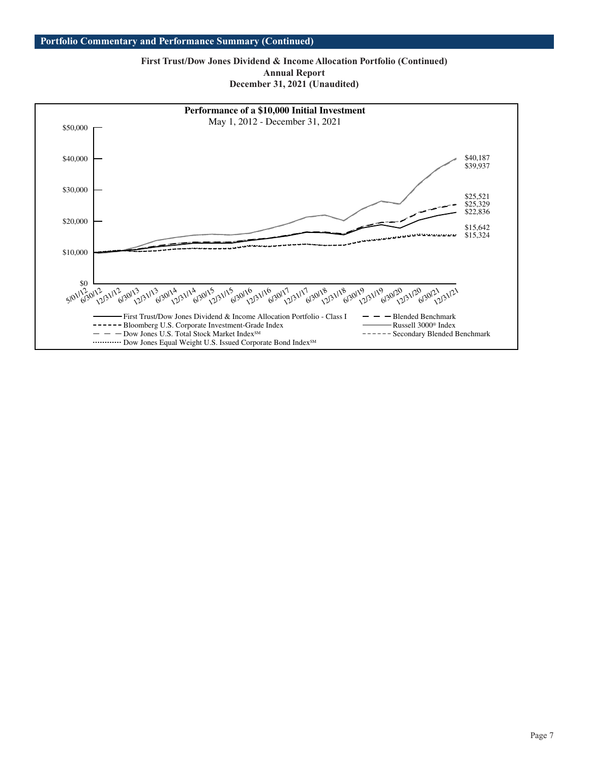## Portfolio Commentary and Performance Summary (Continued)

**First Trust/Dow Jones Dividend & Income Allocation Portfolio (Continued)**
**Annual Report**
**December 31, 2021 (Unaudited)**

**Performance of a $10,000 Initial Investment**
May 1, 2012 - December 31, 2021

| Series | Value at 12/31/21 |
|---|---|
| Russell 3000® Index / Dow Jones U.S. Total Stock Market Index℠ | $40,187 |
| Russell 3000® Index / Dow Jones U.S. Total Stock Market Index℠ | $39,937 |
| Blended Benchmark / Secondary Blended Benchmark | $25,521 |
| Blended Benchmark / Secondary Blended Benchmark | $25,329 |
| First Trust/Dow Jones Dividend & Income Allocation Portfolio - Class I | $22,836 |
| Bloomberg U.S. Corporate Investment-Grade Index / Dow Jones Equal Weight U.S. Issued Corporate Bond Index℠ | $15,642 |
| Bloomberg U.S. Corporate Investment-Grade Index / Dow Jones Equal Weight U.S. Issued Corporate Bond Index℠ | $15,324 |

Y-axis: $0, $10,000, $20,000, $30,000, $40,000, $50,000

X-axis: 5/01/12, 6/30/12, 12/31/12, 6/30/13, 12/31/13, 6/30/14, 12/31/14, 6/30/15, 12/31/15, 6/30/16, 12/31/16, 6/30/17, 12/31/17, 6/30/18, 12/31/18, 6/30/19, 12/31/19, 6/30/20, 12/31/20, 6/30/21, 12/31/21

Legend:
- First Trust/Dow Jones Dividend & Income Allocation Portfolio - Class I
- Blended Benchmark
- Bloomberg U.S. Corporate Investment-Grade Index
- Russell 3000® Index
- Dow Jones U.S. Total Stock Market Index℠
- Secondary Blended Benchmark
- Dow Jones Equal Weight U.S. Issued Corporate Bond Index℠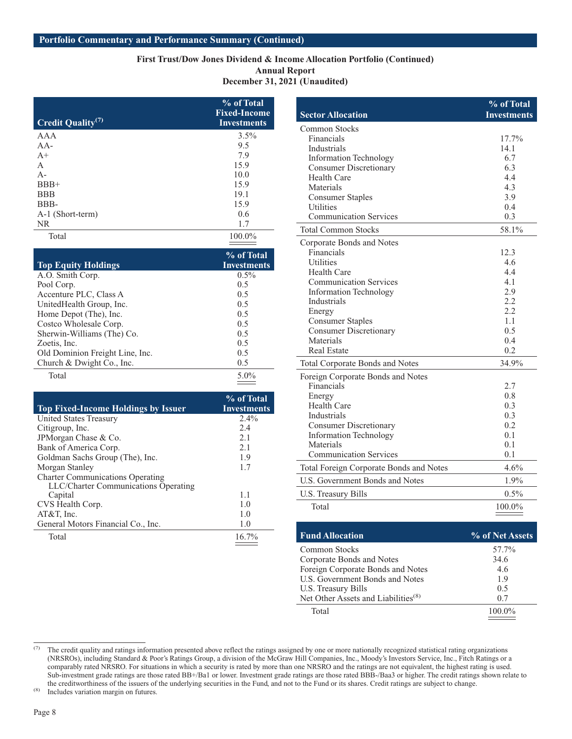## Portfolio Commentary and Performance Summary (Continued)

**First Trust/Dow Jones Dividend & Income Allocation Portfolio (Continued)**
**Annual Report**
**December 31, 2021 (Unaudited)**

| Credit Quality[7] | % of Total Fixed-Income Investments |
|---|---|
| AAA | 3.5% |
| AA- | 9.5 |
| A+ | 7.9 |
| A | 15.9 |
| A- | 10.0 |
| BBB+ | 15.9 |
| BBB | 19.1 |
| BBB- | 15.9 |
| A-1 (Short-term) | 0.6 |
| NR | 1.7 |
| Total | 100.0% |

| Top Equity Holdings | % of Total Investments |
|---|---|
| A.O. Smith Corp. | 0.5% |
| Pool Corp. | 0.5 |
| Accenture PLC, Class A | 0.5 |
| UnitedHealth Group, Inc. | 0.5 |
| Home Depot (The), Inc. | 0.5 |
| Costco Wholesale Corp. | 0.5 |
| Sherwin-Williams (The) Co. | 0.5 |
| Zoetis, Inc. | 0.5 |
| Old Dominion Freight Line, Inc. | 0.5 |
| Church & Dwight Co., Inc. | 0.5 |
| Total | 5.0% |

| Top Fixed-Income Holdings by Issuer | % of Total Investments |
|---|---|
| United States Treasury | 2.4% |
| Citigroup, Inc. | 2.4 |
| JPMorgan Chase & Co. | 2.1 |
| Bank of America Corp. | 2.1 |
| Goldman Sachs Group (The), Inc. | 1.9 |
| Morgan Stanley | 1.7 |
| Charter Communications Operating LLC/Charter Communications Operating Capital | 1.1 |
| CVS Health Corp. | 1.0 |
| AT&T, Inc. | 1.0 |
| General Motors Financial Co., Inc. | 1.0 |
| Total | 16.7% |

| Sector Allocation | % of Total Investments |
|---|---|
| Common Stocks | |
| Financials | 17.7% |
| Industrials | 14.1 |
| Information Technology | 6.7 |
| Consumer Discretionary | 6.3 |
| Health Care | 4.4 |
| Materials | 4.3 |
| Consumer Staples | 3.9 |
| Utilities | 0.4 |
| Communication Services | 0.3 |
| Total Common Stocks | 58.1% |
| Corporate Bonds and Notes | |
| Financials | 12.3 |
| Utilities | 4.6 |
| Health Care | 4.4 |
| Communication Services | 4.1 |
| Information Technology | 2.9 |
| Industrials | 2.2 |
| Energy | 2.2 |
| Consumer Staples | 1.1 |
| Consumer Discretionary | 0.5 |
| Materials | 0.4 |
| Real Estate | 0.2 |
| Total Corporate Bonds and Notes | 34.9% |
| Foreign Corporate Bonds and Notes | |
| Financials | 2.7 |
| Energy | 0.8 |
| Health Care | 0.3 |
| Industrials | 0.3 |
| Consumer Discretionary | 0.2 |
| Information Technology | 0.1 |
| Materials | 0.1 |
| Communication Services | 0.1 |
| Total Foreign Corporate Bonds and Notes | 4.6% |
| U.S. Government Bonds and Notes | 1.9% |
| U.S. Treasury Bills | 0.5% |
| Total | 100.0% |

| Fund Allocation | % of Net Assets |
|---|---|
| Common Stocks | 57.7% |
| Corporate Bonds and Notes | 34.6 |
| Foreign Corporate Bonds and Notes | 4.6 |
| U.S. Government Bonds and Notes | 1.9 |
| U.S. Treasury Bills | 0.5 |
| Net Other Assets and Liabilities[8] | 0.7 |
| Total | 100.0% |

[7] The credit quality and ratings information presented above reflect the ratings assigned by one or more nationally recognized statistical rating organizations (NRSROs), including Standard & Poor's Ratings Group, a division of the McGraw Hill Companies, Inc., Moody's Investors Service, Inc., Fitch Ratings or a comparably rated NRSRO. For situations in which a security is rated by more than one NRSRO and the ratings are not equivalent, the highest rating is used. Sub-investment grade ratings are those rated BB+/Ba1 or lower. Investment grade ratings are those rated BBB-/Baa3 or higher. The credit ratings shown relate to the creditworthiness of the issuers of the underlying securities in the Fund, and not to the Fund or its shares. Credit ratings are subject to change.

[8] Includes variation margin on futures.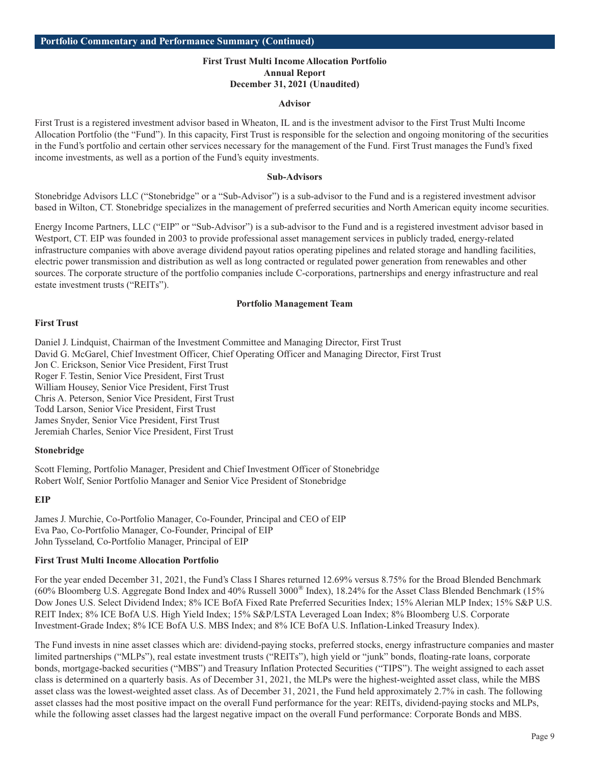## Portfolio Commentary and Performance Summary (Continued)

**First Trust Multi Income Allocation Portfolio**
**Annual Report**
**December 31, 2021 (Unaudited)**

### Advisor

First Trust is a registered investment advisor based in Wheaton, IL and is the investment advisor to the First Trust Multi Income Allocation Portfolio (the "Fund"). In this capacity, First Trust is responsible for the selection and ongoing monitoring of the securities in the Fund's portfolio and certain other services necessary for the management of the Fund. First Trust manages the Fund's fixed income investments, as well as a portion of the Fund's equity investments.

### Sub-Advisors

Stonebridge Advisors LLC ("Stonebridge" or a "Sub-Advisor") is a sub-advisor to the Fund and is a registered investment advisor based in Wilton, CT. Stonebridge specializes in the management of preferred securities and North American equity income securities.

Energy Income Partners, LLC ("EIP" or "Sub-Advisor") is a sub-advisor to the Fund and is a registered investment advisor based in Westport, CT. EIP was founded in 2003 to provide professional asset management services in publicly traded, energy-related infrastructure companies with above average dividend payout ratios operating pipelines and related storage and handling facilities, electric power transmission and distribution as well as long contracted or regulated power generation from renewables and other sources. The corporate structure of the portfolio companies include C-corporations, partnerships and energy infrastructure and real estate investment trusts ("REITs").

### Portfolio Management Team

**First Trust**

Daniel J. Lindquist, Chairman of the Investment Committee and Managing Director, First Trust
David G. McGarel, Chief Investment Officer, Chief Operating Officer and Managing Director, First Trust
Jon C. Erickson, Senior Vice President, First Trust
Roger F. Testin, Senior Vice President, First Trust
William Housey, Senior Vice President, First Trust
Chris A. Peterson, Senior Vice President, First Trust
Todd Larson, Senior Vice President, First Trust
James Snyder, Senior Vice President, First Trust
Jeremiah Charles, Senior Vice President, First Trust

**Stonebridge**

Scott Fleming, Portfolio Manager, President and Chief Investment Officer of Stonebridge
Robert Wolf, Senior Portfolio Manager and Senior Vice President of Stonebridge

**EIP**

James J. Murchie, Co-Portfolio Manager, Co-Founder, Principal and CEO of EIP
Eva Pao, Co-Portfolio Manager, Co-Founder, Principal of EIP
John Tysseland, Co-Portfolio Manager, Principal of EIP

**First Trust Multi Income Allocation Portfolio**

For the year ended December 31, 2021, the Fund's Class I Shares returned 12.69% versus 8.75% for the Broad Blended Benchmark (60% Bloomberg U.S. Aggregate Bond Index and 40% Russell 3000® Index), 18.24% for the Asset Class Blended Benchmark (15% Dow Jones U.S. Select Dividend Index; 8% ICE BofA Fixed Rate Preferred Securities Index; 15% Alerian MLP Index; 15% S&P U.S. REIT Index; 8% ICE BofA U.S. High Yield Index; 15% S&P/LSTA Leveraged Loan Index; 8% Bloomberg U.S. Corporate Investment-Grade Index; 8% ICE BofA U.S. MBS Index; and 8% ICE BofA U.S. Inflation-Linked Treasury Index).

The Fund invests in nine asset classes which are: dividend-paying stocks, preferred stocks, energy infrastructure companies and master limited partnerships ("MLPs"), real estate investment trusts ("REITs"), high yield or "junk" bonds, floating-rate loans, corporate bonds, mortgage-backed securities ("MBS") and Treasury Inflation Protected Securities ("TIPS"). The weight assigned to each asset class is determined on a quarterly basis. As of December 31, 2021, the MLPs were the highest-weighted asset class, while the MBS asset class was the lowest-weighted asset class. As of December 31, 2021, the Fund held approximately 2.7% in cash. The following asset classes had the most positive impact on the overall Fund performance for the year: REITs, dividend-paying stocks and MLPs, while the following asset classes had the largest negative impact on the overall Fund performance: Corporate Bonds and MBS.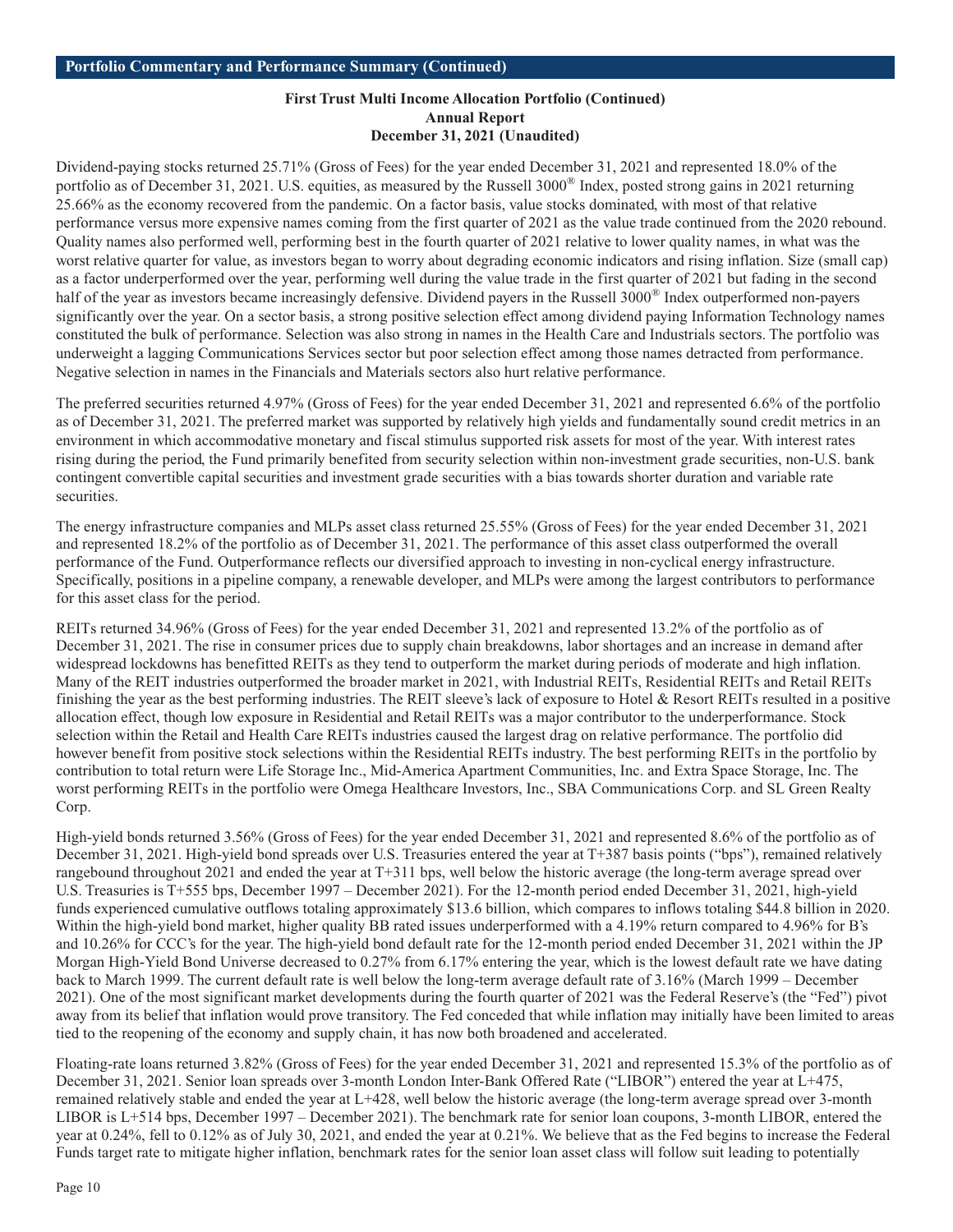## Portfolio Commentary and Performance Summary (Continued)

**First Trust Multi Income Allocation Portfolio (Continued)**
**Annual Report**
**December 31, 2021 (Unaudited)**

Dividend-paying stocks returned 25.71% (Gross of Fees) for the year ended December 31, 2021 and represented 18.0% of the portfolio as of December 31, 2021. U.S. equities, as measured by the Russell 3000® Index, posted strong gains in 2021 returning 25.66% as the economy recovered from the pandemic. On a factor basis, value stocks dominated, with most of that relative performance versus more expensive names coming from the first quarter of 2021 as the value trade continued from the 2020 rebound. Quality names also performed well, performing best in the fourth quarter of 2021 relative to lower quality names, in what was the worst relative quarter for value, as investors began to worry about degrading economic indicators and rising inflation. Size (small cap) as a factor underperformed over the year, performing well during the value trade in the first quarter of 2021 but fading in the second half of the year as investors became increasingly defensive. Dividend payers in the Russell 3000® Index outperformed non-payers significantly over the year. On a sector basis, a strong positive selection effect among dividend paying Information Technology names constituted the bulk of performance. Selection was also strong in names in the Health Care and Industrials sectors. The portfolio was underweight a lagging Communications Services sector but poor selection effect among those names detracted from performance. Negative selection in names in the Financials and Materials sectors also hurt relative performance.

The preferred securities returned 4.97% (Gross of Fees) for the year ended December 31, 2021 and represented 6.6% of the portfolio as of December 31, 2021. The preferred market was supported by relatively high yields and fundamentally sound credit metrics in an environment in which accommodative monetary and fiscal stimulus supported risk assets for most of the year. With interest rates rising during the period, the Fund primarily benefited from security selection within non-investment grade securities, non-U.S. bank contingent convertible capital securities and investment grade securities with a bias towards shorter duration and variable rate securities.

The energy infrastructure companies and MLPs asset class returned 25.55% (Gross of Fees) for the year ended December 31, 2021 and represented 18.2% of the portfolio as of December 31, 2021. The performance of this asset class outperformed the overall performance of the Fund. Outperformance reflects our diversified approach to investing in non-cyclical energy infrastructure. Specifically, positions in a pipeline company, a renewable developer, and MLPs were among the largest contributors to performance for this asset class for the period.

REITs returned 34.96% (Gross of Fees) for the year ended December 31, 2021 and represented 13.2% of the portfolio as of December 31, 2021. The rise in consumer prices due to supply chain breakdowns, labor shortages and an increase in demand after widespread lockdowns has benefitted REITs as they tend to outperform the market during periods of moderate and high inflation. Many of the REIT industries outperformed the broader market in 2021, with Industrial REITs, Residential REITs and Retail REITs finishing the year as the best performing industries. The REIT sleeve's lack of exposure to Hotel & Resort REITs resulted in a positive allocation effect, though low exposure in Residential and Retail REITs was a major contributor to the underperformance. Stock selection within the Retail and Health Care REITs industries caused the largest drag on relative performance. The portfolio did however benefit from positive stock selections within the Residential REITs industry. The best performing REITs in the portfolio by contribution to total return were Life Storage Inc., Mid-America Apartment Communities, Inc. and Extra Space Storage, Inc. The worst performing REITs in the portfolio were Omega Healthcare Investors, Inc., SBA Communications Corp. and SL Green Realty Corp.

High-yield bonds returned 3.56% (Gross of Fees) for the year ended December 31, 2021 and represented 8.6% of the portfolio as of December 31, 2021. High-yield bond spreads over U.S. Treasuries entered the year at T+387 basis points ("bps"), remained relatively rangebound throughout 2021 and ended the year at T+311 bps, well below the historic average (the long-term average spread over U.S. Treasuries is T+555 bps, December 1997 – December 2021). For the 12-month period ended December 31, 2021, high-yield funds experienced cumulative outflows totaling approximately $13.6 billion, which compares to inflows totaling $44.8 billion in 2020. Within the high-yield bond market, higher quality BB rated issues underperformed with a 4.19% return compared to 4.96% for B's and 10.26% for CCC's for the year. The high-yield bond default rate for the 12-month period ended December 31, 2021 within the JP Morgan High-Yield Bond Universe decreased to 0.27% from 6.17% entering the year, which is the lowest default rate we have dating back to March 1999. The current default rate is well below the long-term average default rate of 3.16% (March 1999 – December 2021). One of the most significant market developments during the fourth quarter of 2021 was the Federal Reserve's (the "Fed") pivot away from its belief that inflation would prove transitory. The Fed conceded that while inflation may initially have been limited to areas tied to the reopening of the economy and supply chain, it has now both broadened and accelerated.

Floating-rate loans returned 3.82% (Gross of Fees) for the year ended December 31, 2021 and represented 15.3% of the portfolio as of December 31, 2021. Senior loan spreads over 3-month London Inter-Bank Offered Rate ("LIBOR") entered the year at L+475, remained relatively stable and ended the year at L+428, well below the historic average (the long-term average spread over 3-month LIBOR is L+514 bps, December 1997 – December 2021). The benchmark rate for senior loan coupons, 3-month LIBOR, entered the year at 0.24%, fell to 0.12% as of July 30, 2021, and ended the year at 0.21%. We believe that as the Fed begins to increase the Federal Funds target rate to mitigate higher inflation, benchmark rates for the senior loan asset class will follow suit leading to potentially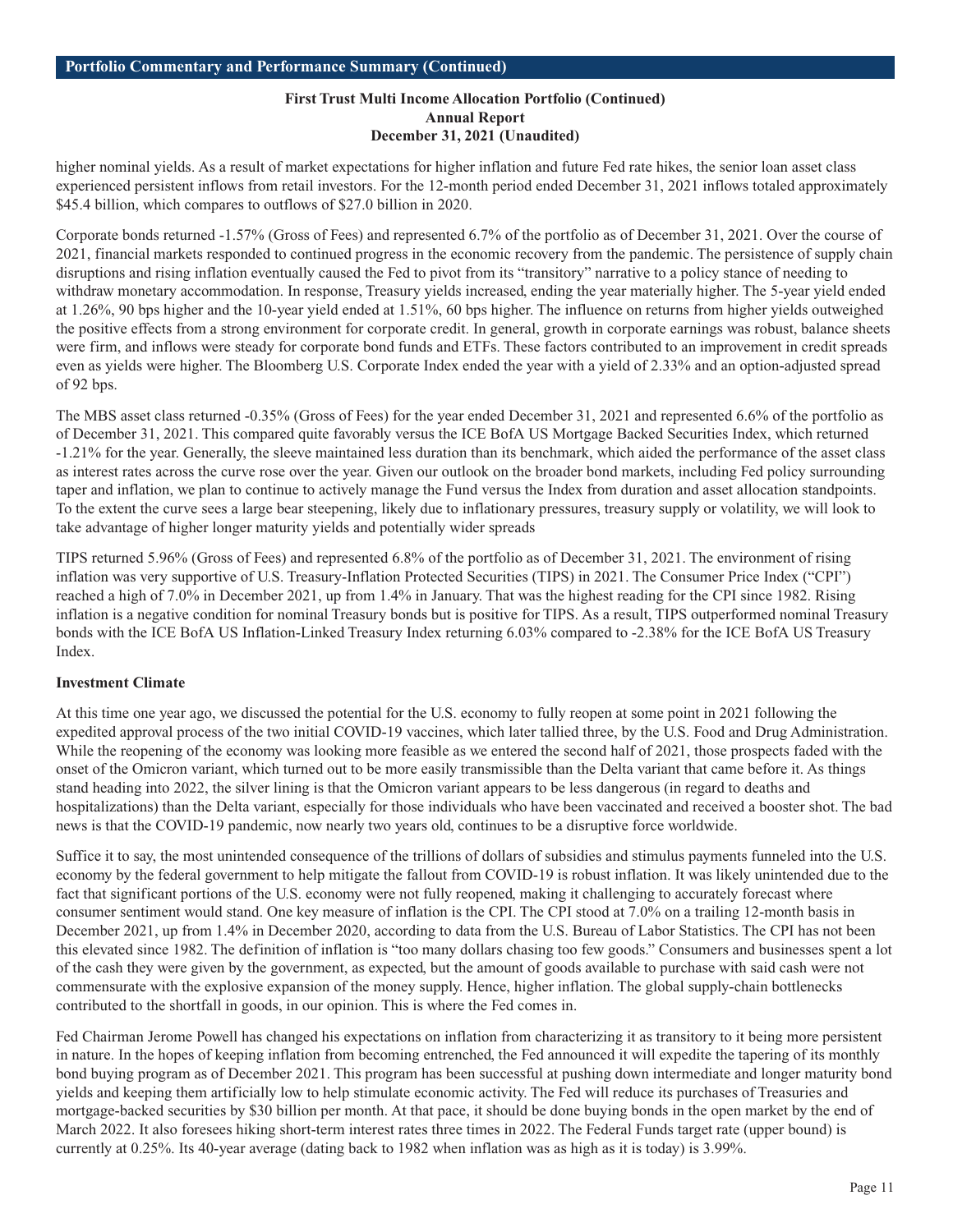higher nominal yields. As a result of market expectations for higher inflation and future Fed rate hikes, the senior loan asset class experienced persistent inflows from retail investors. For the 12-month period ended December 31, 2021 inflows totaled approximately $45.4 billion, which compares to outflows of $27.0 billion in 2020.

Corporate bonds returned -1.57% (Gross of Fees) and represented 6.7% of the portfolio as of December 31, 2021. Over the course of 2021, financial markets responded to continued progress in the economic recovery from the pandemic. The persistence of supply chain disruptions and rising inflation eventually caused the Fed to pivot from its "transitory" narrative to a policy stance of needing to withdraw monetary accommodation. In response, Treasury yields increased, ending the year materially higher. The 5-year yield ended at 1.26%, 90 bps higher and the 10-year yield ended at 1.51%, 60 bps higher. The influence on returns from higher yields outweighed the positive effects from a strong environment for corporate credit. In general, growth in corporate earnings was robust, balance sheets were firm, and inflows were steady for corporate bond funds and ETFs. These factors contributed to an improvement in credit spreads even as yields were higher. The Bloomberg U.S. Corporate Index ended the year with a yield of 2.33% and an option-adjusted spread of 92 bps.

The MBS asset class returned -0.35% (Gross of Fees) for the year ended December 31, 2021 and represented 6.6% of the portfolio as of December 31, 2021. This compared quite favorably versus the ICE BofA US Mortgage Backed Securities Index, which returned -1.21% for the year. Generally, the sleeve maintained less duration than its benchmark, which aided the performance of the asset class as interest rates across the curve rose over the year. Given our outlook on the broader bond markets, including Fed policy surrounding taper and inflation, we plan to continue to actively manage the Fund versus the Index from duration and asset allocation standpoints. To the extent the curve sees a large bear steepening, likely due to inflationary pressures, treasury supply or volatility, we will look to take advantage of higher longer maturity yields and potentially wider spreads

TIPS returned 5.96% (Gross of Fees) and represented 6.8% of the portfolio as of December 31, 2021. The environment of rising inflation was very supportive of U.S. Treasury-Inflation Protected Securities (TIPS) in 2021. The Consumer Price Index ("CPI") reached a high of 7.0% in December 2021, up from 1.4% in January. That was the highest reading for the CPI since 1982. Rising inflation is a negative condition for nominal Treasury bonds but is positive for TIPS. As a result, TIPS outperformed nominal Treasury bonds with the ICE BofA US Inflation-Linked Treasury Index returning 6.03% compared to -2.38% for the ICE BofA US Treasury Index.

**Investment Climate**

At this time one year ago, we discussed the potential for the U.S. economy to fully reopen at some point in 2021 following the expedited approval process of the two initial COVID-19 vaccines, which later tallied three, by the U.S. Food and Drug Administration. While the reopening of the economy was looking more feasible as we entered the second half of 2021, those prospects faded with the onset of the Omicron variant, which turned out to be more easily transmissible than the Delta variant that came before it. As things stand heading into 2022, the silver lining is that the Omicron variant appears to be less dangerous (in regard to deaths and hospitalizations) than the Delta variant, especially for those individuals who have been vaccinated and received a booster shot. The bad news is that the COVID-19 pandemic, now nearly two years old, continues to be a disruptive force worldwide.

Suffice it to say, the most unintended consequence of the trillions of dollars of subsidies and stimulus payments funneled into the U.S. economy by the federal government to help mitigate the fallout from COVID-19 is robust inflation. It was likely unintended due to the fact that significant portions of the U.S. economy were not fully reopened, making it challenging to accurately forecast where consumer sentiment would stand. One key measure of inflation is the CPI. The CPI stood at 7.0% on a trailing 12-month basis in December 2021, up from 1.4% in December 2020, according to data from the U.S. Bureau of Labor Statistics. The CPI has not been this elevated since 1982. The definition of inflation is "too many dollars chasing too few goods." Consumers and businesses spent a lot of the cash they were given by the government, as expected, but the amount of goods available to purchase with said cash were not commensurate with the explosive expansion of the money supply. Hence, higher inflation. The global supply-chain bottlenecks contributed to the shortfall in goods, in our opinion. This is where the Fed comes in.

Fed Chairman Jerome Powell has changed his expectations on inflation from characterizing it as transitory to it being more persistent in nature. In the hopes of keeping inflation from becoming entrenched, the Fed announced it will expedite the tapering of its monthly bond buying program as of December 2021. This program has been successful at pushing down intermediate and longer maturity bond yields and keeping them artificially low to help stimulate economic activity. The Fed will reduce its purchases of Treasuries and mortgage-backed securities by $30 billion per month. At that pace, it should be done buying bonds in the open market by the end of March 2022. It also foresees hiking short-term interest rates three times in 2022. The Federal Funds target rate (upper bound) is currently at 0.25%. Its 40-year average (dating back to 1982 when inflation was as high as it is today) is 3.99%.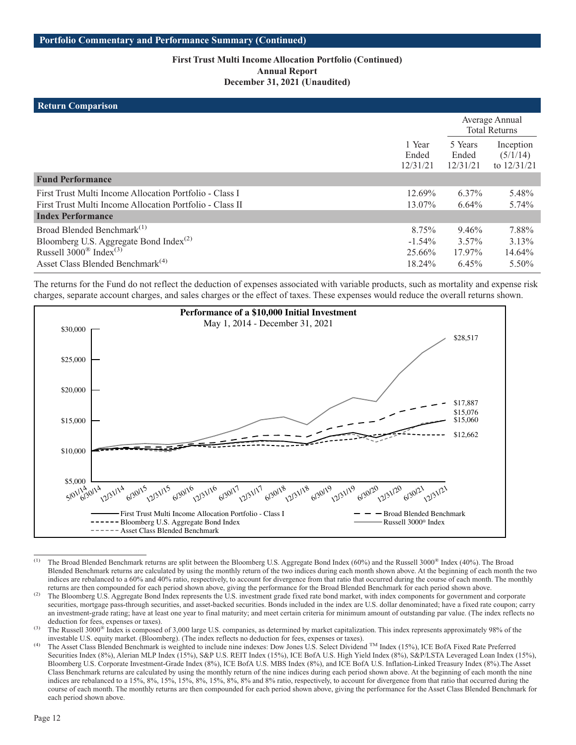## Portfolio Commentary and Performance Summary (Continued)

**First Trust Multi Income Allocation Portfolio (Continued)**
**Annual Report**
**December 31, 2021 (Unaudited)**

### Return Comparison

| | | Average Annual Total Returns | |
|---|---|---|---|
| | 1 Year Ended 12/31/21 | 5 Years Ended 12/31/21 | Inception (5/1/14) to 12/31/21 |
| **Fund Performance** | | | |
| First Trust Multi Income Allocation Portfolio - Class I | 12.69% | 6.37% | 5.48% |
| First Trust Multi Income Allocation Portfolio - Class II | 13.07% | 6.64% | 5.74% |
| **Index Performance** | | | |
| Broad Blended Benchmark[1] | 8.75% | 9.46% | 7.88% |
| Bloomberg U.S. Aggregate Bond Index[2] | -1.54% | 3.57% | 3.13% |
| Russell 3000® Index[3] | 25.66% | 17.97% | 14.64% |
| Asset Class Blended Benchmark[4] | 18.24% | 6.45% | 5.50% |

The returns for the Fund do not reflect the deduction of expenses associated with variable products, such as mortality and expense risk charges, separate account charges, and sales charges or the effect of taxes. These expenses would reduce the overall returns shown.

**Performance of a $10,000 Initial Investment**
May 1, 2014 - December 31, 2021

| | Ending Value (12/31/21) |
|---|---|
| Russell 3000® Index | $28,517 |
| Broad Blended Benchmark | $17,887 |
| Asset Class Blended Benchmark | $15,076 |
| First Trust Multi Income Allocation Portfolio - Class I | $15,060 |
| Bloomberg U.S. Aggregate Bond Index | $12,662 |

(1) The Broad Blended Benchmark returns are split between the Bloomberg U.S. Aggregate Bond Index (60%) and the Russell 3000® Index (40%). The Broad Blended Benchmark returns are calculated by using the monthly return of the two indices during each month shown above. At the beginning of each month the two indices are rebalanced to a 60% and 40% ratio, respectively, to account for divergence from that ratio that occurred during the course of each month. The monthly returns are then compounded for each period shown above, giving the performance for the Broad Blended Benchmark for each period shown above.

(2) The Bloomberg U.S. Aggregate Bond Index represents the U.S. investment grade fixed rate bond market, with index components for government and corporate securities, mortgage pass-through securities, and asset-backed securities. Bonds included in the index are U.S. dollar denominated; have a fixed rate coupon; carry an investment-grade rating; have at least one year to final maturity; and meet certain criteria for minimum amount of outstanding par value. (The index reflects no deduction for fees, expenses or taxes).

(3) The Russell 3000® Index is composed of 3,000 large U.S. companies, as determined by market capitalization. This index represents approximately 98% of the investable U.S. equity market. (Bloomberg). (The index reflects no deduction for fees, expenses or taxes).

(4) The Asset Class Blended Benchmark is weighted to include nine indexes: Dow Jones U.S. Select Dividend ™ Index (15%), ICE BofA Fixed Rate Preferred Securities Index (8%), Alerian MLP Index (15%), S&P U.S. REIT Index (15%), ICE BofA U.S. High Yield Index (8%), S&P/LSTA Leveraged Loan Index (15%), Bloomberg U.S. Corporate Investment-Grade Index (8%), ICE BofA U.S. MBS Index (8%), and ICE BofA U.S. Inflation-Linked Treasury Index (8%).The Asset Class Benchmark returns are calculated by using the monthly return of the nine indices during each period shown above. At the beginning of each month the nine indices are rebalanced to a 15%, 8%, 15%, 15%, 8%, 15%, 8%, 8% and 8% ratio, respectively, to account for divergence from that ratio that occurred during the course of each month. The monthly returns are then compounded for each period shown above, giving the performance for the Asset Class Blended Benchmark for each period shown above.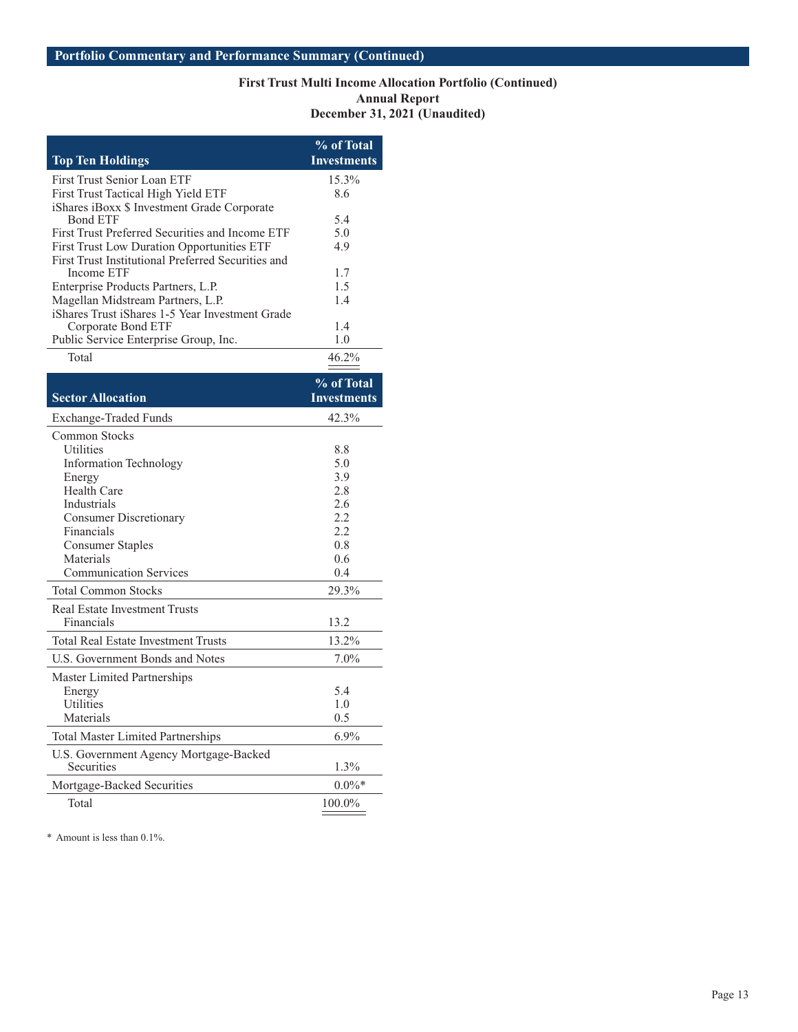## Portfolio Commentary and Performance Summary (Continued)

### First Trust Multi Income Allocation Portfolio (Continued)
### Annual Report
### December 31, 2021 (Unaudited)

| Top Ten Holdings | % of Total Investments |
|---|---|
| First Trust Senior Loan ETF | 15.3% |
| First Trust Tactical High Yield ETF | 8.6 |
| iShares iBoxx $ Investment Grade Corporate Bond ETF | 5.4 |
| First Trust Preferred Securities and Income ETF | 5.0 |
| First Trust Low Duration Opportunities ETF | 4.9 |
| First Trust Institutional Preferred Securities and Income ETF | 1.7 |
| Enterprise Products Partners, L.P. | 1.5 |
| Magellan Midstream Partners, L.P. | 1.4 |
| iShares Trust iShares 1-5 Year Investment Grade Corporate Bond ETF | 1.4 |
| Public Service Enterprise Group, Inc. | 1.0 |
| Total | 46.2% |

| Sector Allocation | % of Total Investments |
|---|---|
| Exchange-Traded Funds | 42.3% |
| Common Stocks | |
| Utilities | 8.8 |
| Information Technology | 5.0 |
| Energy | 3.9 |
| Health Care | 2.8 |
| Industrials | 2.6 |
| Consumer Discretionary | 2.2 |
| Financials | 2.2 |
| Consumer Staples | 0.8 |
| Materials | 0.6 |
| Communication Services | 0.4 |
| Total Common Stocks | 29.3% |
| Real Estate Investment Trusts | |
| Financials | 13.2 |
| Total Real Estate Investment Trusts | 13.2% |
| U.S. Government Bonds and Notes | 7.0% |
| Master Limited Partnerships | |
| Energy | 5.4 |
| Utilities | 1.0 |
| Materials | 0.5 |
| Total Master Limited Partnerships | 6.9% |
| U.S. Government Agency Mortgage-Backed Securities | 1.3% |
| Mortgage-Backed Securities | 0.0%* |
| Total | 100.0% |

\* Amount is less than 0.1%.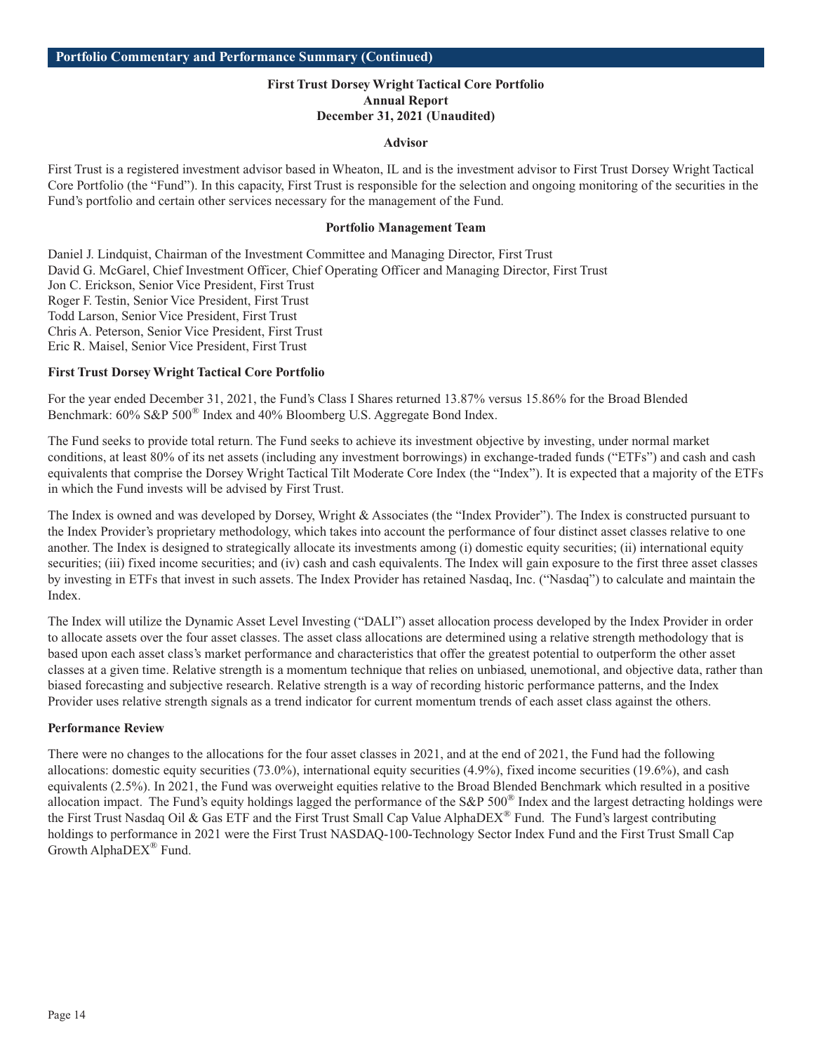## Portfolio Commentary and Performance Summary (Continued)

**First Trust Dorsey Wright Tactical Core Portfolio**
**Annual Report**
**December 31, 2021 (Unaudited)**

### Advisor

First Trust is a registered investment advisor based in Wheaton, IL and is the investment advisor to First Trust Dorsey Wright Tactical Core Portfolio (the "Fund"). In this capacity, First Trust is responsible for the selection and ongoing monitoring of the securities in the Fund's portfolio and certain other services necessary for the management of the Fund.

### Portfolio Management Team

Daniel J. Lindquist, Chairman of the Investment Committee and Managing Director, First Trust
David G. McGarel, Chief Investment Officer, Chief Operating Officer and Managing Director, First Trust
Jon C. Erickson, Senior Vice President, First Trust
Roger F. Testin, Senior Vice President, First Trust
Todd Larson, Senior Vice President, First Trust
Chris A. Peterson, Senior Vice President, First Trust
Eric R. Maisel, Senior Vice President, First Trust

### First Trust Dorsey Wright Tactical Core Portfolio

For the year ended December 31, 2021, the Fund's Class I Shares returned 13.87% versus 15.86% for the Broad Blended Benchmark: 60% S&P 500® Index and 40% Bloomberg U.S. Aggregate Bond Index.

The Fund seeks to provide total return. The Fund seeks to achieve its investment objective by investing, under normal market conditions, at least 80% of its net assets (including any investment borrowings) in exchange-traded funds ("ETFs") and cash and cash equivalents that comprise the Dorsey Wright Tactical Tilt Moderate Core Index (the "Index"). It is expected that a majority of the ETFs in which the Fund invests will be advised by First Trust.

The Index is owned and was developed by Dorsey, Wright & Associates (the "Index Provider"). The Index is constructed pursuant to the Index Provider's proprietary methodology, which takes into account the performance of four distinct asset classes relative to one another. The Index is designed to strategically allocate its investments among (i) domestic equity securities; (ii) international equity securities; (iii) fixed income securities; and (iv) cash and cash equivalents. The Index will gain exposure to the first three asset classes by investing in ETFs that invest in such assets. The Index Provider has retained Nasdaq, Inc. ("Nasdaq") to calculate and maintain the Index.

The Index will utilize the Dynamic Asset Level Investing ("DALI") asset allocation process developed by the Index Provider in order to allocate assets over the four asset classes. The asset class allocations are determined using a relative strength methodology that is based upon each asset class's market performance and characteristics that offer the greatest potential to outperform the other asset classes at a given time. Relative strength is a momentum technique that relies on unbiased, unemotional, and objective data, rather than biased forecasting and subjective research. Relative strength is a way of recording historic performance patterns, and the Index Provider uses relative strength signals as a trend indicator for current momentum trends of each asset class against the others.

### Performance Review

There were no changes to the allocations for the four asset classes in 2021, and at the end of 2021, the Fund had the following allocations: domestic equity securities (73.0%), international equity securities (4.9%), fixed income securities (19.6%), and cash equivalents (2.5%). In 2021, the Fund was overweight equities relative to the Broad Blended Benchmark which resulted in a positive allocation impact. The Fund's equity holdings lagged the performance of the S&P 500® Index and the largest detracting holdings were the First Trust Nasdaq Oil & Gas ETF and the First Trust Small Cap Value AlphaDEX® Fund. The Fund's largest contributing holdings to performance in 2021 were the First Trust NASDAQ-100-Technology Sector Index Fund and the First Trust Small Cap Growth AlphaDEX® Fund.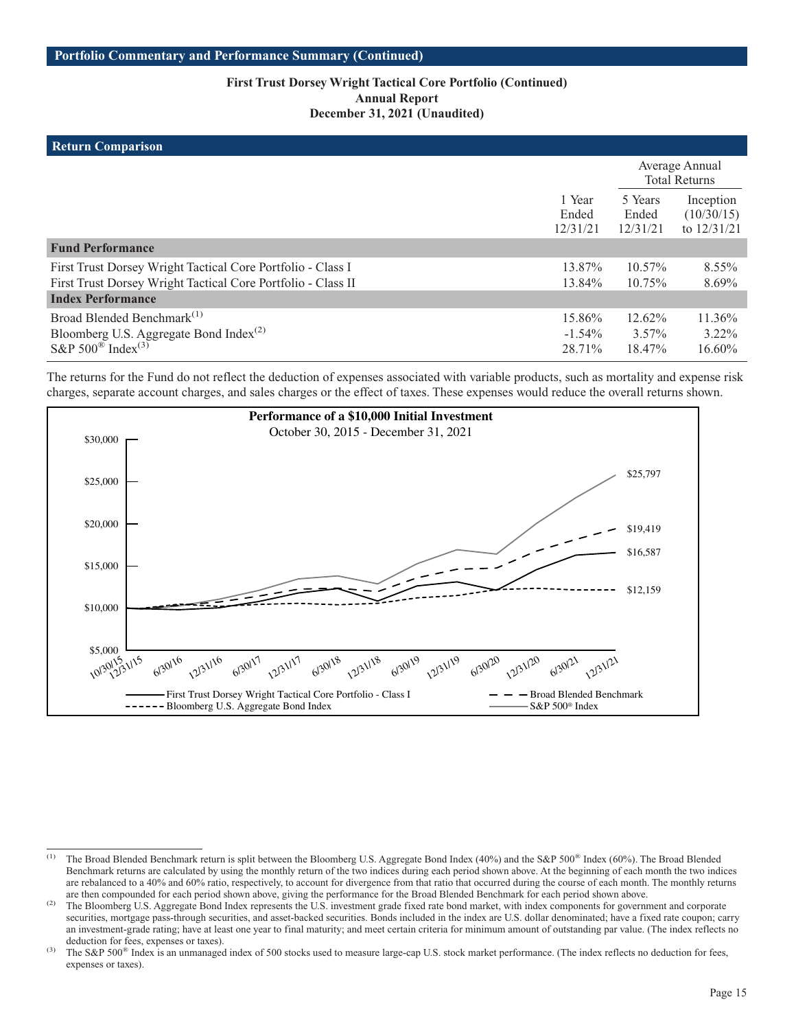## Portfolio Commentary and Performance Summary (Continued)

**First Trust Dorsey Wright Tactical Core Portfolio (Continued)**
**Annual Report**
**December 31, 2021 (Unaudited)**

## Return Comparison

| | | Average Annual Total Returns | |
|---|---|---|---|
| | 1 Year Ended 12/31/21 | 5 Years Ended 12/31/21 | Inception (10/30/15) to 12/31/21 |
| **Fund Performance** | | | |
| First Trust Dorsey Wright Tactical Core Portfolio - Class I | 13.87% | 10.57% | 8.55% |
| First Trust Dorsey Wright Tactical Core Portfolio - Class II | 13.84% | 10.75% | 8.69% |
| **Index Performance** | | | |
| Broad Blended Benchmark[1] | 15.86% | 12.62% | 11.36% |
| Bloomberg U.S. Aggregate Bond Index[2] | -1.54% | 3.57% | 3.22% |
| S&P 500® Index[3] | 28.71% | 18.47% | 16.60% |

The returns for the Fund do not reflect the deduction of expenses associated with variable products, such as mortality and expense risk charges, separate account charges, and sales charges or the effect of taxes. These expenses would reduce the overall returns shown.

**Performance of a $10,000 Initial Investment**
October 30, 2015 - December 31, 2021

| | Ending Value (12/31/21) |
|---|---|
| S&P 500® Index | $25,797 |
| Broad Blended Benchmark | $19,419 |
| First Trust Dorsey Wright Tactical Core Portfolio - Class I | $16,587 |
| Bloomberg U.S. Aggregate Bond Index | $12,159 |

---

[1] The Broad Blended Benchmark return is split between the Bloomberg U.S. Aggregate Bond Index (40%) and the S&P 500® Index (60%). The Broad Blended Benchmark returns are calculated by using the monthly return of the two indices during each period shown above. At the beginning of each month the two indices are rebalanced to a 40% and 60% ratio, respectively, to account for divergence from that ratio that occurred during the course of each month. The monthly returns are then compounded for each period shown above, giving the performance for the Broad Blended Benchmark for each period shown above.

[2] The Bloomberg U.S. Aggregate Bond Index represents the U.S. investment grade fixed rate bond market, with index components for government and corporate securities, mortgage pass-through securities, and asset-backed securities. Bonds included in the index are U.S. dollar denominated; have a fixed rate coupon; carry an investment-grade rating; have at least one year to final maturity; and meet certain criteria for minimum amount of outstanding par value. (The index reflects no deduction for fees, expenses or taxes).

[3] The S&P 500® Index is an unmanaged index of 500 stocks used to measure large-cap U.S. stock market performance. (The index reflects no deduction for fees, expenses or taxes).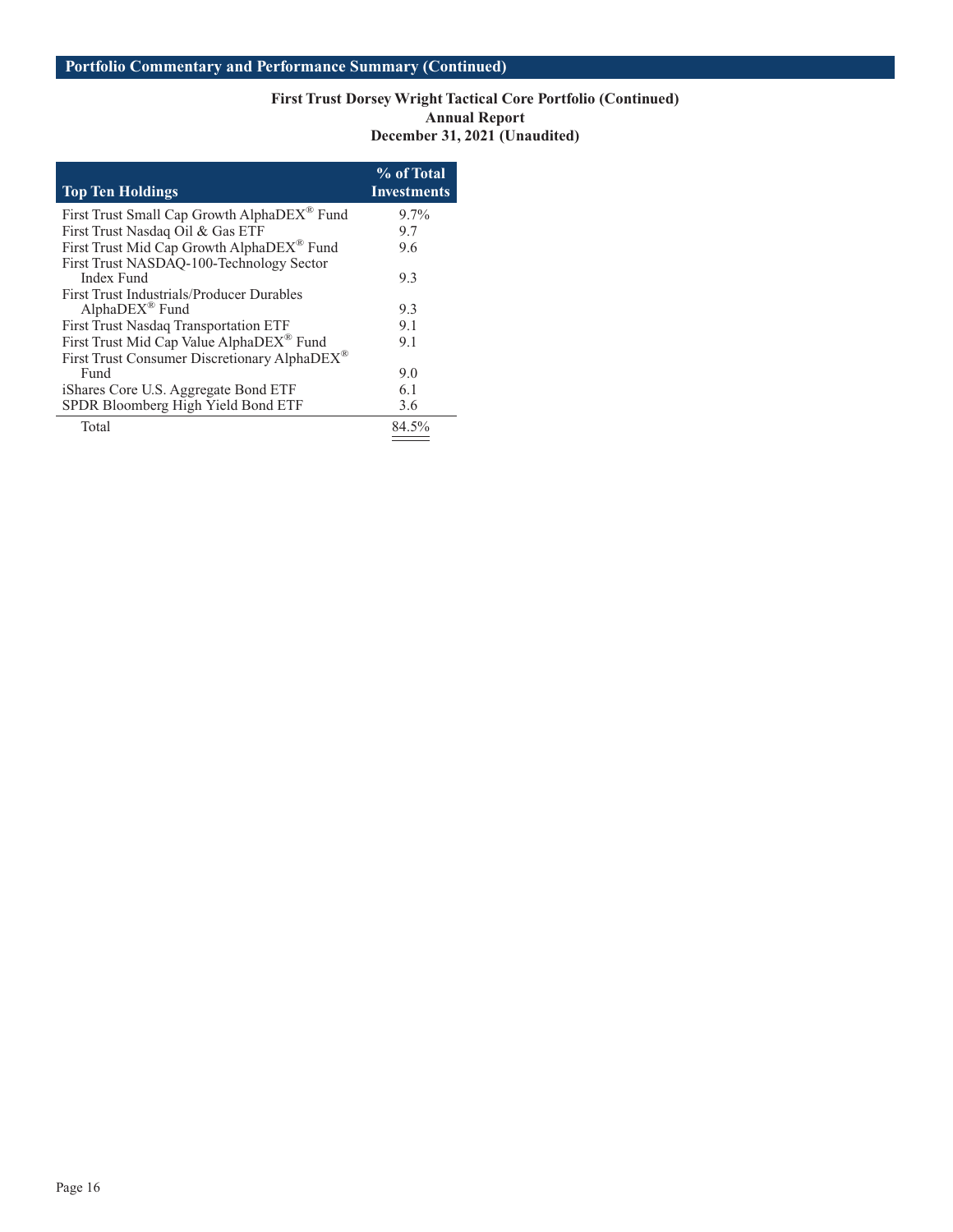## Portfolio Commentary and Performance Summary (Continued)

### First Trust Dorsey Wright Tactical Core Portfolio (Continued)
### Annual Report
### December 31, 2021 (Unaudited)

| Top Ten Holdings | % of Total Investments |
|---|---|
| First Trust Small Cap Growth AlphaDEX® Fund | 9.7% |
| First Trust Nasdaq Oil & Gas ETF | 9.7 |
| First Trust Mid Cap Growth AlphaDEX® Fund | 9.6 |
| First Trust NASDAQ-100-Technology Sector Index Fund | 9.3 |
| First Trust Industrials/Producer Durables AlphaDEX® Fund | 9.3 |
| First Trust Nasdaq Transportation ETF | 9.1 |
| First Trust Mid Cap Value AlphaDEX® Fund | 9.1 |
| First Trust Consumer Discretionary AlphaDEX® Fund | 9.0 |
| iShares Core U.S. Aggregate Bond ETF | 6.1 |
| SPDR Bloomberg High Yield Bond ETF | 3.6 |
| Total | 84.5% |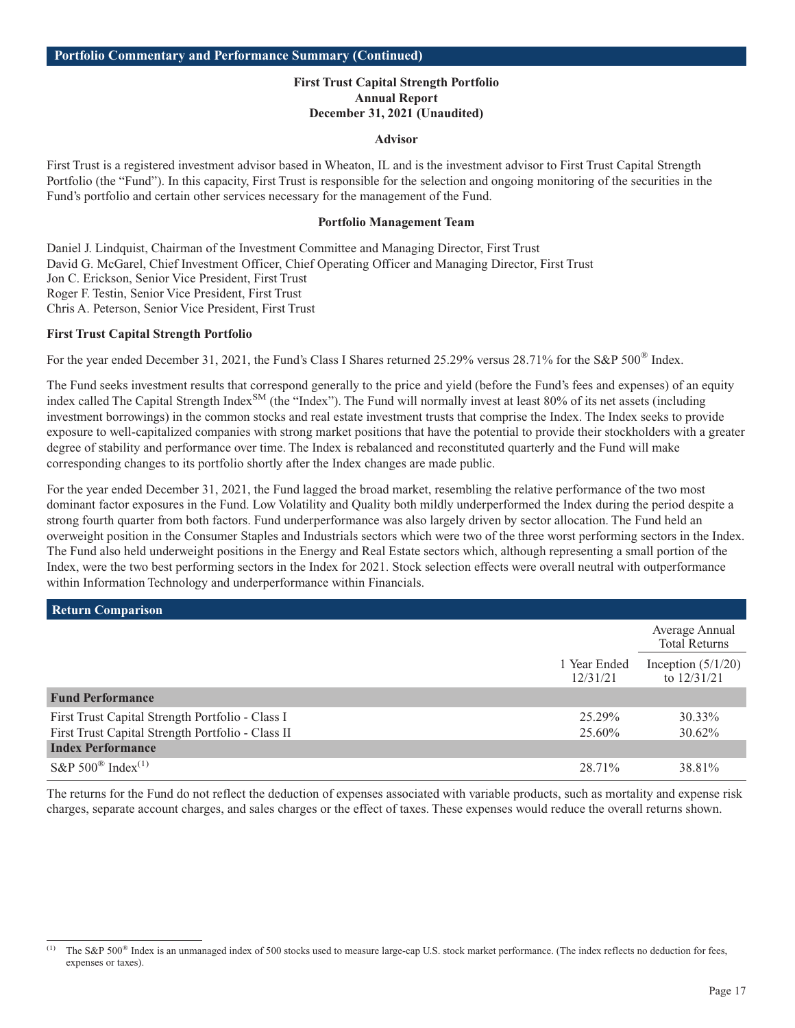## Portfolio Commentary and Performance Summary (Continued)

**First Trust Capital Strength Portfolio**
**Annual Report**
**December 31, 2021 (Unaudited)**

### Advisor

First Trust is a registered investment advisor based in Wheaton, IL and is the investment advisor to First Trust Capital Strength Portfolio (the "Fund"). In this capacity, First Trust is responsible for the selection and ongoing monitoring of the securities in the Fund's portfolio and certain other services necessary for the management of the Fund.

### Portfolio Management Team

Daniel J. Lindquist, Chairman of the Investment Committee and Managing Director, First Trust
David G. McGarel, Chief Investment Officer, Chief Operating Officer and Managing Director, First Trust
Jon C. Erickson, Senior Vice President, First Trust
Roger F. Testin, Senior Vice President, First Trust
Chris A. Peterson, Senior Vice President, First Trust

**First Trust Capital Strength Portfolio**

For the year ended December 31, 2021, the Fund's Class I Shares returned 25.29% versus 28.71% for the S&P 500® Index.

The Fund seeks investment results that correspond generally to the price and yield (before the Fund's fees and expenses) of an equity index called The Capital Strength Index℠ (the "Index"). The Fund will normally invest at least 80% of its net assets (including investment borrowings) in the common stocks and real estate investment trusts that comprise the Index. The Index seeks to provide exposure to well-capitalized companies with strong market positions that have the potential to provide their stockholders with a greater degree of stability and performance over time. The Index is rebalanced and reconstituted quarterly and the Fund will make corresponding changes to its portfolio shortly after the Index changes are made public.

For the year ended December 31, 2021, the Fund lagged the broad market, resembling the relative performance of the two most dominant factor exposures in the Fund. Low Volatility and Quality both mildly underperformed the Index during the period despite a strong fourth quarter from both factors. Fund underperformance was also largely driven by sector allocation. The Fund held an overweight position in the Consumer Staples and Industrials sectors which were two of the three worst performing sectors in the Index. The Fund also held underweight positions in the Energy and Real Estate sectors which, although representing a small portion of the Index, were the two best performing sectors in the Index for 2021. Stock selection effects were overall neutral with outperformance within Information Technology and underperformance within Financials.

## Return Comparison

| | | Average Annual Total Returns |
|---|---|---|
| | 1 Year Ended 12/31/21 | Inception (5/1/20) to 12/31/21 |
| **Fund Performance** | | |
| First Trust Capital Strength Portfolio - Class I | 25.29% | 30.33% |
| First Trust Capital Strength Portfolio - Class II | 25.60% | 30.62% |
| **Index Performance** | | |
| S&P 500® Index[(1)] | 28.71% | 38.81% |

The returns for the Fund do not reflect the deduction of expenses associated with variable products, such as mortality and expense risk charges, separate account charges, and sales charges or the effect of taxes. These expenses would reduce the overall returns shown.

[(1)] The S&P 500® Index is an unmanaged index of 500 stocks used to measure large-cap U.S. stock market performance. (The index reflects no deduction for fees, expenses or taxes).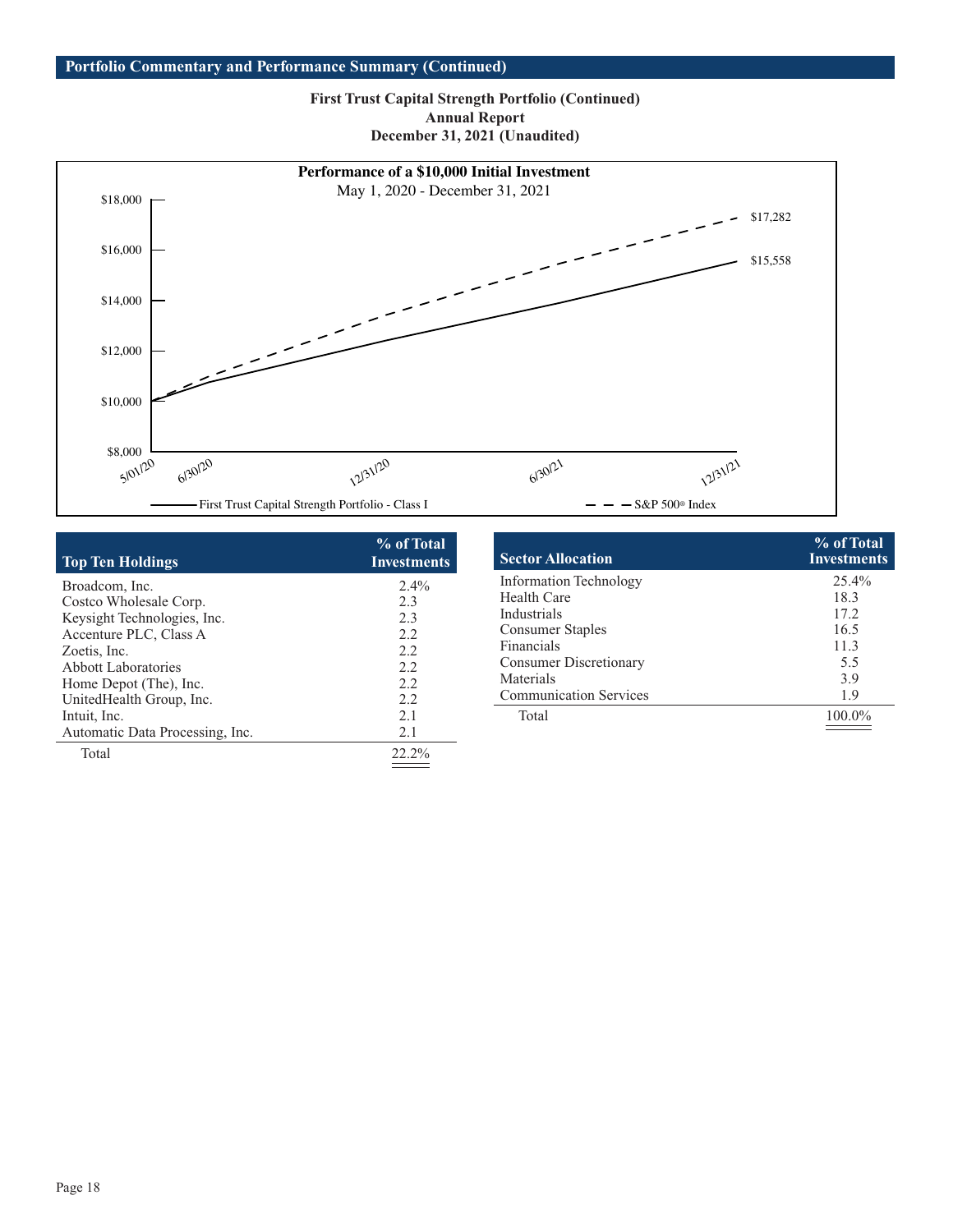## Portfolio Commentary and Performance Summary (Continued)

**First Trust Capital Strength Portfolio (Continued)**
**Annual Report**
**December 31, 2021 (Unaudited)**

**Performance of a $10,000 Initial Investment**
May 1, 2020 - December 31, 2021

| | 5/01/20 | 12/31/21 |
|---|---|---|
| First Trust Capital Strength Portfolio - Class I | $10,000 | $15,558 |
| S&P 500® Index | $10,000 | $17,282 |

| Top Ten Holdings | % of Total Investments |
|---|---|
| Broadcom, Inc. | 2.4% |
| Costco Wholesale Corp. | 2.3 |
| Keysight Technologies, Inc. | 2.3 |
| Accenture PLC, Class A | 2.2 |
| Zoetis, Inc. | 2.2 |
| Abbott Laboratories | 2.2 |
| Home Depot (The), Inc. | 2.2 |
| UnitedHealth Group, Inc. | 2.2 |
| Intuit, Inc. | 2.1 |
| Automatic Data Processing, Inc. | 2.1 |
| Total | 22.2% |

| Sector Allocation | % of Total Investments |
|---|---|
| Information Technology | 25.4% |
| Health Care | 18.3 |
| Industrials | 17.2 |
| Consumer Staples | 16.5 |
| Financials | 11.3 |
| Consumer Discretionary | 5.5 |
| Materials | 3.9 |
| Communication Services | 1.9 |
| Total | 100.0% |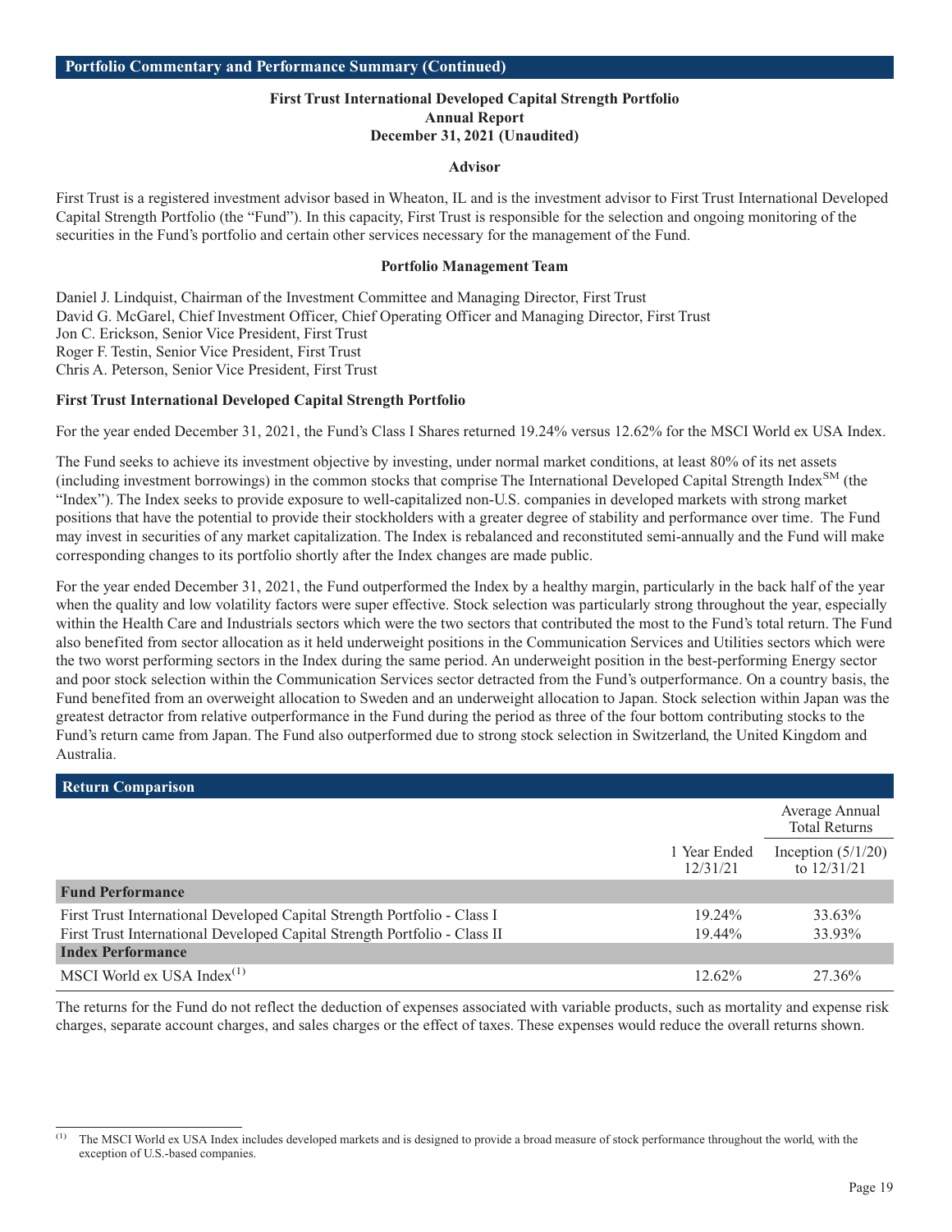## Portfolio Commentary and Performance Summary (Continued)

**First Trust International Developed Capital Strength Portfolio**
**Annual Report**
**December 31, 2021 (Unaudited)**

### Advisor

First Trust is a registered investment advisor based in Wheaton, IL and is the investment advisor to First Trust International Developed Capital Strength Portfolio (the "Fund"). In this capacity, First Trust is responsible for the selection and ongoing monitoring of the securities in the Fund's portfolio and certain other services necessary for the management of the Fund.

### Portfolio Management Team

Daniel J. Lindquist, Chairman of the Investment Committee and Managing Director, First Trust
David G. McGarel, Chief Investment Officer, Chief Operating Officer and Managing Director, First Trust
Jon C. Erickson, Senior Vice President, First Trust
Roger F. Testin, Senior Vice President, First Trust
Chris A. Peterson, Senior Vice President, First Trust

### First Trust International Developed Capital Strength Portfolio

For the year ended December 31, 2021, the Fund's Class I Shares returned 19.24% versus 12.62% for the MSCI World ex USA Index.

The Fund seeks to achieve its investment objective by investing, under normal market conditions, at least 80% of its net assets (including investment borrowings) in the common stocks that comprise The International Developed Capital Strength Index[SM] (the "Index"). The Index seeks to provide exposure to well-capitalized non-U.S. companies in developed markets with strong market positions that have the potential to provide their stockholders with a greater degree of stability and performance over time. The Fund may invest in securities of any market capitalization. The Index is rebalanced and reconstituted semi-annually and the Fund will make corresponding changes to its portfolio shortly after the Index changes are made public.

For the year ended December 31, 2021, the Fund outperformed the Index by a healthy margin, particularly in the back half of the year when the quality and low volatility factors were super effective. Stock selection was particularly strong throughout the year, especially within the Health Care and Industrials sectors which were the two sectors that contributed the most to the Fund's total return. The Fund also benefited from sector allocation as it held underweight positions in the Communication Services and Utilities sectors which were the two worst performing sectors in the Index during the same period. An underweight position in the best-performing Energy sector and poor stock selection within the Communication Services sector detracted from the Fund's outperformance. On a country basis, the Fund benefited from an overweight allocation to Sweden and an underweight allocation to Japan. Stock selection within Japan was the greatest detractor from relative outperformance in the Fund during the period as three of the four bottom contributing stocks to the Fund's return came from Japan. The Fund also outperformed due to strong stock selection in Switzerland, the United Kingdom and Australia.

## Return Comparison

| | | Average Annual Total Returns |
|---|---|---|
| | 1 Year Ended 12/31/21 | Inception (5/1/20) to 12/31/21 |
| **Fund Performance** | | |
| First Trust International Developed Capital Strength Portfolio - Class I | 19.24% | 33.63% |
| First Trust International Developed Capital Strength Portfolio - Class II | 19.44% | 33.93% |
| **Index Performance** | | |
| MSCI World ex USA Index[(1)] | 12.62% | 27.36% |

The returns for the Fund do not reflect the deduction of expenses associated with variable products, such as mortality and expense risk charges, separate account charges, and sales charges or the effect of taxes. These expenses would reduce the overall returns shown.

(1) The MSCI World ex USA Index includes developed markets and is designed to provide a broad measure of stock performance throughout the world, with the exception of U.S.-based companies.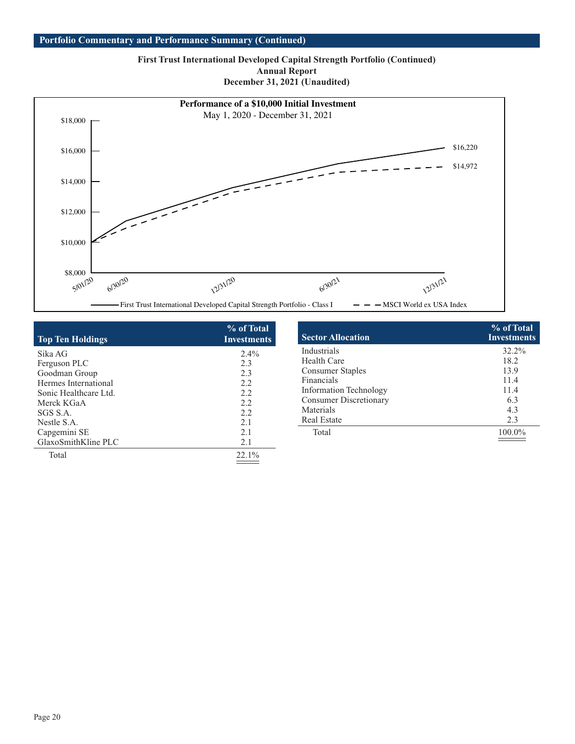## Portfolio Commentary and Performance Summary (Continued)

### First Trust International Developed Capital Strength Portfolio (Continued)
### Annual Report
### December 31, 2021 (Unaudited)

**Performance of a $10,000 Initial Investment**

May 1, 2020 - December 31, 2021

| Date | First Trust International Developed Capital Strength Portfolio - Class I | MSCI World ex USA Index |
|---|---|---|
| 5/01/20 | $10,000 | $10,000 |
| 12/31/21 | $16,220 | $14,972 |

| Top Ten Holdings | % of Total Investments |
|---|---|
| Sika AG | 2.4% |
| Ferguson PLC | 2.3 |
| Goodman Group | 2.3 |
| Hermes International | 2.2 |
| Sonic Healthcare Ltd. | 2.2 |
| Merck KGaA | 2.2 |
| SGS S.A. | 2.2 |
| Nestle S.A. | 2.1 |
| Capgemini SE | 2.1 |
| GlaxoSmithKline PLC | 2.1 |
| Total | 22.1% |

| Sector Allocation | % of Total Investments |
|---|---|
| Industrials | 32.2% |
| Health Care | 18.2 |
| Consumer Staples | 13.9 |
| Financials | 11.4 |
| Information Technology | 11.4 |
| Consumer Discretionary | 6.3 |
| Materials | 4.3 |
| Real Estate | 2.3 |
| Total | 100.0% |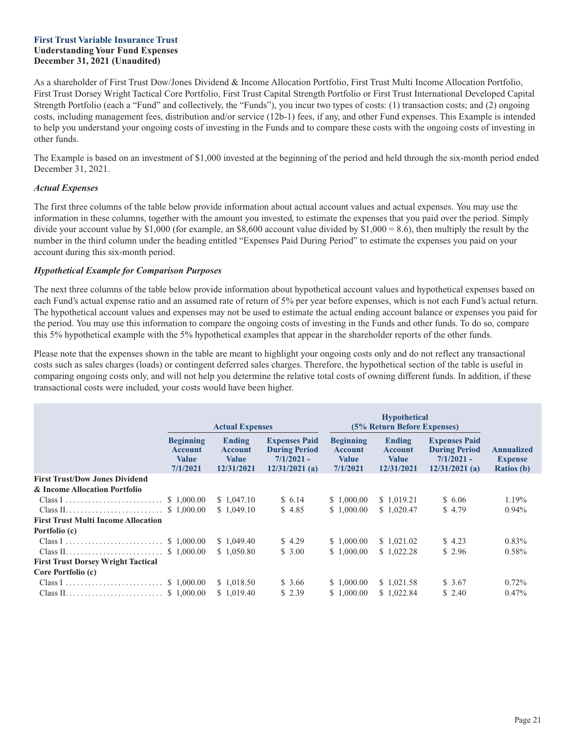**First Trust Variable Insurance Trust**
**Understanding Your Fund Expenses**
**December 31, 2021 (Unaudited)**

As a shareholder of First Trust Dow/Jones Dividend & Income Allocation Portfolio, First Trust Multi Income Allocation Portfolio, First Trust Dorsey Wright Tactical Core Portfolio, First Trust Capital Strength Portfolio or First Trust International Developed Capital Strength Portfolio (each a "Fund" and collectively, the "Funds"), you incur two types of costs: (1) transaction costs; and (2) ongoing costs, including management fees, distribution and/or service (12b-1) fees, if any, and other Fund expenses. This Example is intended to help you understand your ongoing costs of investing in the Funds and to compare these costs with the ongoing costs of investing in other funds.

The Example is based on an investment of $1,000 invested at the beginning of the period and held through the six-month period ended December 31, 2021.

***Actual Expenses***

The first three columns of the table below provide information about actual account values and actual expenses. You may use the information in these columns, together with the amount you invested, to estimate the expenses that you paid over the period. Simply divide your account value by $1,000 (for example, an $8,600 account value divided by $1,000 = 8.6), then multiply the result by the number in the third column under the heading entitled "Expenses Paid During Period" to estimate the expenses you paid on your account during this six-month period.

***Hypothetical Example for Comparison Purposes***

The next three columns of the table below provide information about hypothetical account values and hypothetical expenses based on each Fund's actual expense ratio and an assumed rate of return of 5% per year before expenses, which is not each Fund's actual return. The hypothetical account values and expenses may not be used to estimate the actual ending account balance or expenses you paid for the period. You may use this information to compare the ongoing costs of investing in the Funds and other funds. To do so, compare this 5% hypothetical example with the 5% hypothetical examples that appear in the shareholder reports of the other funds.

Please note that the expenses shown in the table are meant to highlight your ongoing costs only and do not reflect any transactional costs such as sales charges (loads) or contingent deferred sales charges. Therefore, the hypothetical section of the table is useful in comparing ongoing costs only, and will not help you determine the relative total costs of owning different funds. In addition, if these transactional costs were included, your costs would have been higher.

| | Actual Expenses | | | Hypothetical (5% Return Before Expenses) | | | |
|---|---|---|---|---|---|---|---|
| | Beginning Account Value 7/1/2021 | Ending Account Value 12/31/2021 | Expenses Paid During Period 7/1/2021 - 12/31/2021 (a) | Beginning Account Value 7/1/2021 | Ending Account Value 12/31/2021 | Expenses Paid During Period 7/1/2021 - 12/31/2021 (a) | Annualized Expense Ratios (b) |
| **First Trust/Dow Jones Dividend & Income Allocation Portfolio** | | | | | | | |
| Class I | $ 1,000.00 | $ 1,047.10 | $ 6.14 | $ 1,000.00 | $ 1,019.21 | $ 6.06 | 1.19% |
| Class II | $ 1,000.00 | $ 1,049.10 | $ 4.85 | $ 1,000.00 | $ 1,020.47 | $ 4.79 | 0.94% |
| **First Trust Multi Income Allocation Portfolio (c)** | | | | | | | |
| Class I | $ 1,000.00 | $ 1,049.40 | $ 4.29 | $ 1,000.00 | $ 1,021.02 | $ 4.23 | 0.83% |
| Class II | $ 1,000.00 | $ 1,050.80 | $ 3.00 | $ 1,000.00 | $ 1,022.28 | $ 2.96 | 0.58% |
| **First Trust Dorsey Wright Tactical Core Portfolio (c)** | | | | | | | |
| Class I | $ 1,000.00 | $ 1,018.50 | $ 3.66 | $ 1,000.00 | $ 1,021.58 | $ 3.67 | 0.72% |
| Class II | $ 1,000.00 | $ 1,019.40 | $ 2.39 | $ 1,000.00 | $ 1,022.84 | $ 2.40 | 0.47% |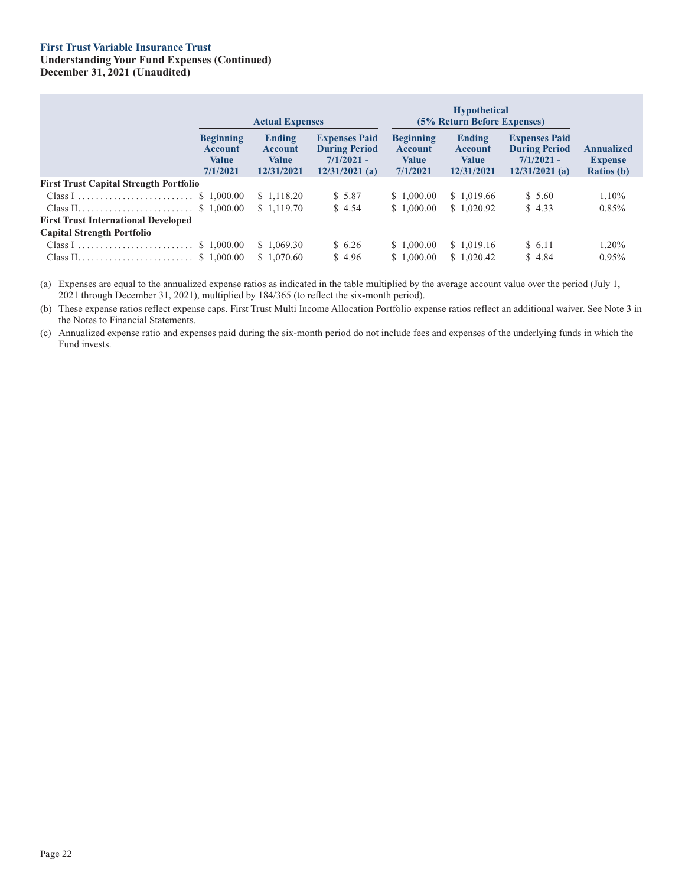**First Trust Variable Insurance Trust**
**Understanding Your Fund Expenses (Continued)**
**December 31, 2021 (Unaudited)**

| | Actual Expenses | | | Hypothetical (5% Return Before Expenses) | | | |
|---|---|---|---|---|---|---|---|
| | Beginning Account Value 7/1/2021 | Ending Account Value 12/31/2021 | Expenses Paid During Period 7/1/2021 - 12/31/2021 (a) | Beginning Account Value 7/1/2021 | Ending Account Value 12/31/2021 | Expenses Paid During Period 7/1/2021 - 12/31/2021 (a) | Annualized Expense Ratios (b) |
| **First Trust Capital Strength Portfolio** | | | | | | | |
| Class I | $ 1,000.00 | $ 1,118.20 | $ 5.87 | $ 1,000.00 | $ 1,019.66 | $ 5.60 | 1.10% |
| Class II | $ 1,000.00 | $ 1,119.70 | $ 4.54 | $ 1,000.00 | $ 1,020.92 | $ 4.33 | 0.85% |
| **First Trust International Developed Capital Strength Portfolio** | | | | | | | |
| Class I | $ 1,000.00 | $ 1,069.30 | $ 6.26 | $ 1,000.00 | $ 1,019.16 | $ 6.11 | 1.20% |
| Class II | $ 1,000.00 | $ 1,070.60 | $ 4.96 | $ 1,000.00 | $ 1,020.42 | $ 4.84 | 0.95% |

(a) Expenses are equal to the annualized expense ratios as indicated in the table multiplied by the average account value over the period (July 1, 2021 through December 31, 2021), multiplied by 184/365 (to reflect the six-month period).

(b) These expense ratios reflect expense caps. First Trust Multi Income Allocation Portfolio expense ratios reflect an additional waiver. See Note 3 in the Notes to Financial Statements.

(c) Annualized expense ratio and expenses paid during the six-month period do not include fees and expenses of the underlying funds in which the Fund invests.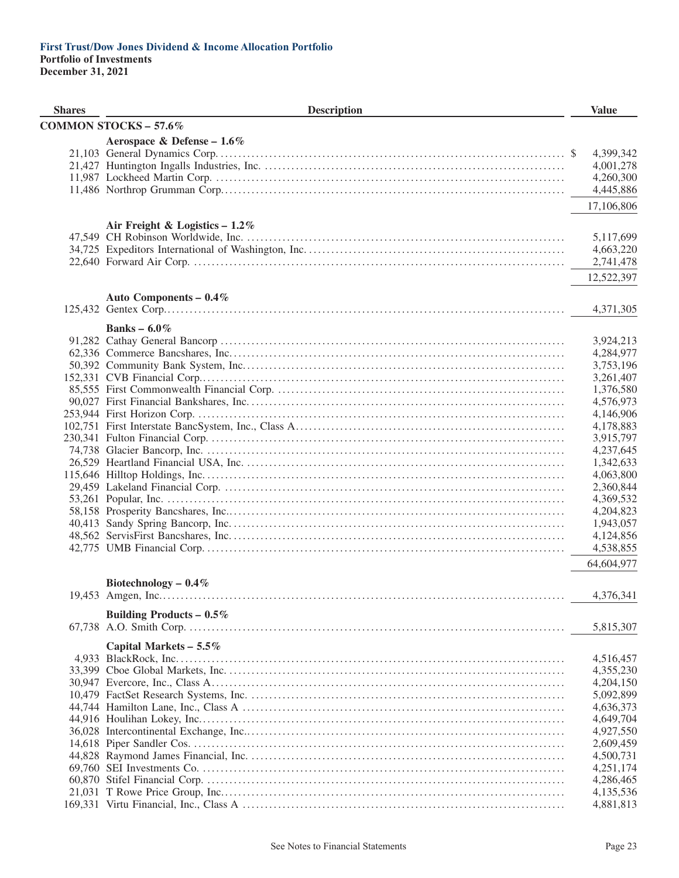**First Trust/Dow Jones Dividend & Income Allocation Portfolio**
**Portfolio of Investments**
**December 31, 2021**

| Shares | Description | Value |
|---|---|---|
| | **COMMON STOCKS – 57.6%** | |
| | **Aerospace & Defense – 1.6%** | |
| 21,103 | General Dynamics Corp. | $ 4,399,342 |
| 21,427 | Huntington Ingalls Industries, Inc. | 4,001,278 |
| 11,987 | Lockheed Martin Corp. | 4,260,300 |
| 11,486 | Northrop Grumman Corp. | 4,445,886 |
| | | 17,106,806 |
| | **Air Freight & Logistics – 1.2%** | |
| 47,549 | CH Robinson Worldwide, Inc. | 5,117,699 |
| 34,725 | Expeditors International of Washington, Inc. | 4,663,220 |
| 22,640 | Forward Air Corp. | 2,741,478 |
| | | 12,522,397 |
| | **Auto Components – 0.4%** | |
| 125,432 | Gentex Corp. | 4,371,305 |
| | **Banks – 6.0%** | |
| 91,282 | Cathay General Bancorp | 3,924,213 |
| 62,336 | Commerce Bancshares, Inc. | 4,284,977 |
| 50,392 | Community Bank System, Inc. | 3,753,196 |
| 152,331 | CVB Financial Corp. | 3,261,407 |
| 85,555 | First Commonwealth Financial Corp. | 1,376,580 |
| 90,027 | First Financial Bankshares, Inc. | 4,576,973 |
| 253,944 | First Horizon Corp. | 4,146,906 |
| 102,751 | First Interstate BancSystem, Inc., Class A | 4,178,883 |
| 230,341 | Fulton Financial Corp. | 3,915,797 |
| 74,738 | Glacier Bancorp, Inc. | 4,237,645 |
| 26,529 | Heartland Financial USA, Inc. | 1,342,633 |
| 115,646 | Hilltop Holdings, Inc. | 4,063,800 |
| 29,459 | Lakeland Financial Corp. | 2,360,844 |
| 53,261 | Popular, Inc. | 4,369,532 |
| 58,158 | Prosperity Bancshares, Inc. | 4,204,823 |
| 40,413 | Sandy Spring Bancorp, Inc. | 1,943,057 |
| 48,562 | ServisFirst Bancshares, Inc. | 4,124,856 |
| 42,775 | UMB Financial Corp. | 4,538,855 |
| | | 64,604,977 |
| | **Biotechnology – 0.4%** | |
| 19,453 | Amgen, Inc. | 4,376,341 |
| | **Building Products – 0.5%** | |
| 67,738 | A.O. Smith Corp. | 5,815,307 |
| | **Capital Markets – 5.5%** | |
| 4,933 | BlackRock, Inc. | 4,516,457 |
| 33,399 | Cboe Global Markets, Inc. | 4,355,230 |
| 30,947 | Evercore, Inc., Class A | 4,204,150 |
| 10,479 | FactSet Research Systems, Inc. | 5,092,899 |
| 44,744 | Hamilton Lane, Inc., Class A | 4,636,373 |
| 44,916 | Houlihan Lokey, Inc. | 4,649,704 |
| 36,028 | Intercontinental Exchange, Inc. | 4,927,550 |
| 14,618 | Piper Sandler Cos. | 2,609,459 |
| 44,828 | Raymond James Financial, Inc. | 4,500,731 |
| 69,760 | SEI Investments Co. | 4,251,174 |
| 60,870 | Stifel Financial Corp. | 4,286,465 |
| 21,031 | T Rowe Price Group, Inc. | 4,135,536 |
| 169,331 | Virtu Financial, Inc., Class A | 4,881,813 |

See Notes to Financial Statements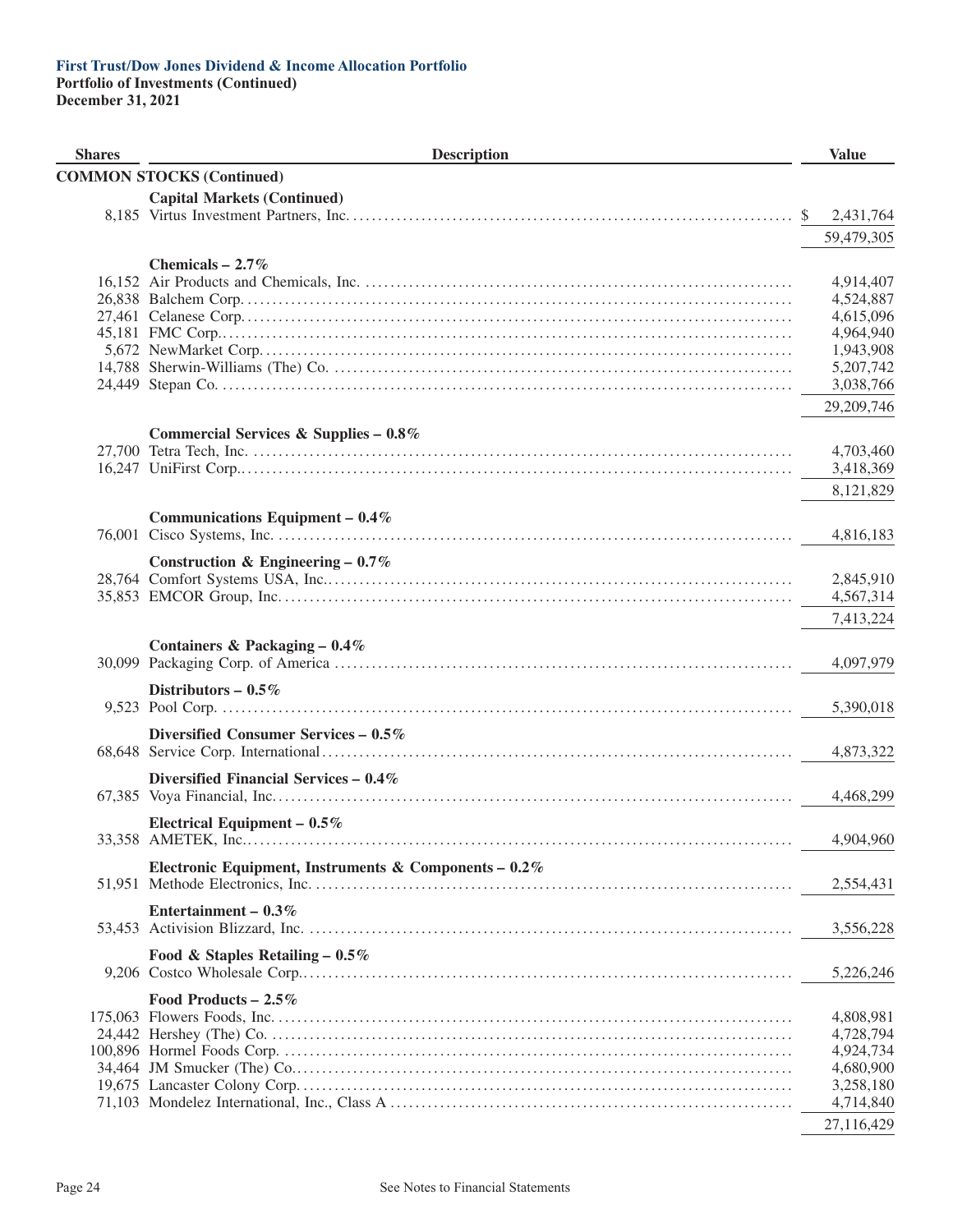**First Trust/Dow Jones Dividend & Income Allocation Portfolio**
**Portfolio of Investments (Continued)**
**December 31, 2021**

| Shares | Description | Value |
|---|---|---|
| | **COMMON STOCKS (Continued)** | |
| | **Capital Markets (Continued)** | |
| 8,185 | Virtus Investment Partners, Inc. | $ 2,431,764 |
| | | 59,479,305 |
| | **Chemicals – 2.7%** | |
| 16,152 | Air Products and Chemicals, Inc. | 4,914,407 |
| 26,838 | Balchem Corp. | 4,524,887 |
| 27,461 | Celanese Corp. | 4,615,096 |
| 45,181 | FMC Corp. | 4,964,940 |
| 5,672 | NewMarket Corp. | 1,943,908 |
| 14,788 | Sherwin-Williams (The) Co. | 5,207,742 |
| 24,449 | Stepan Co. | 3,038,766 |
| | | 29,209,746 |
| | **Commercial Services & Supplies – 0.8%** | |
| 27,700 | Tetra Tech, Inc. | 4,703,460 |
| 16,247 | UniFirst Corp. | 3,418,369 |
| | | 8,121,829 |
| | **Communications Equipment – 0.4%** | |
| 76,001 | Cisco Systems, Inc. | 4,816,183 |
| | **Construction & Engineering – 0.7%** | |
| 28,764 | Comfort Systems USA, Inc. | 2,845,910 |
| 35,853 | EMCOR Group, Inc. | 4,567,314 |
| | | 7,413,224 |
| | **Containers & Packaging – 0.4%** | |
| 30,099 | Packaging Corp. of America | 4,097,979 |
| | **Distributors – 0.5%** | |
| 9,523 | Pool Corp. | 5,390,018 |
| | **Diversified Consumer Services – 0.5%** | |
| 68,648 | Service Corp. International | 4,873,322 |
| | **Diversified Financial Services – 0.4%** | |
| 67,385 | Voya Financial, Inc. | 4,468,299 |
| | **Electrical Equipment – 0.5%** | |
| 33,358 | AMETEK, Inc. | 4,904,960 |
| | **Electronic Equipment, Instruments & Components – 0.2%** | |
| 51,951 | Methode Electronics, Inc. | 2,554,431 |
| | **Entertainment – 0.3%** | |
| 53,453 | Activision Blizzard, Inc. | 3,556,228 |
| | **Food & Staples Retailing – 0.5%** | |
| 9,206 | Costco Wholesale Corp. | 5,226,246 |
| | **Food Products – 2.5%** | |
| 175,063 | Flowers Foods, Inc. | 4,808,981 |
| 24,442 | Hershey (The) Co. | 4,728,794 |
| 100,896 | Hormel Foods Corp. | 4,924,734 |
| 34,464 | JM Smucker (The) Co. | 4,680,900 |
| 19,675 | Lancaster Colony Corp. | 3,258,180 |
| 71,103 | Mondelez International, Inc., Class A | 4,714,840 |
| | | 27,116,429 |

See Notes to Financial Statements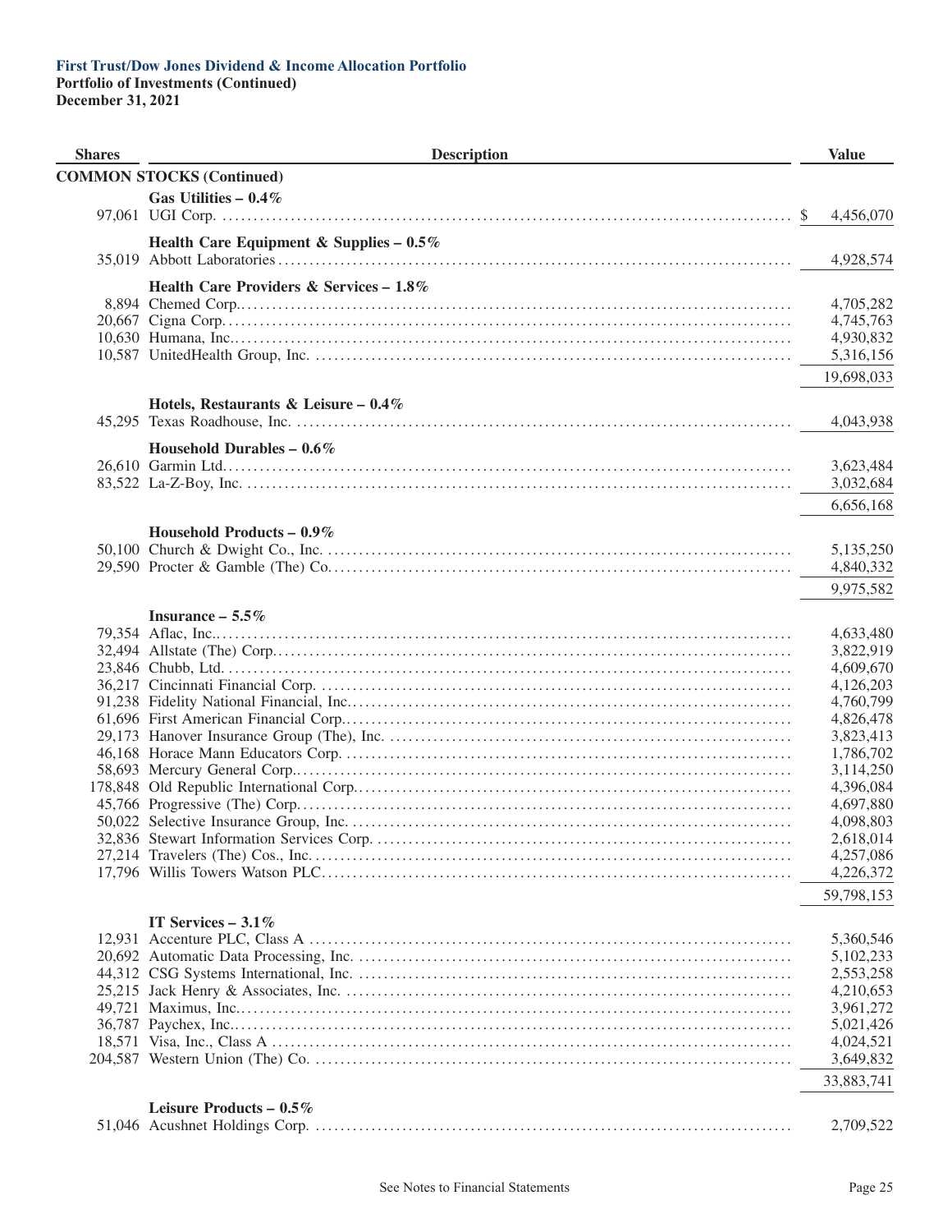**First Trust/Dow Jones Dividend & Income Allocation Portfolio**
**Portfolio of Investments (Continued)**
**December 31, 2021**

| Shares | Description | Value |
|---|---|---|
| | **COMMON STOCKS (Continued)** | |
| | **Gas Utilities – 0.4%** | |
| 97,061 | UGI Corp. | $ 4,456,070 |
| | **Health Care Equipment & Supplies – 0.5%** | |
| 35,019 | Abbott Laboratories | 4,928,574 |
| | **Health Care Providers & Services – 1.8%** | |
| 8,894 | Chemed Corp. | 4,705,282 |
| 20,667 | Cigna Corp. | 4,745,763 |
| 10,630 | Humana, Inc. | 4,930,832 |
| 10,587 | UnitedHealth Group, Inc. | 5,316,156 |
| | | 19,698,033 |
| | **Hotels, Restaurants & Leisure – 0.4%** | |
| 45,295 | Texas Roadhouse, Inc. | 4,043,938 |
| | **Household Durables – 0.6%** | |
| 26,610 | Garmin Ltd. | 3,623,484 |
| 83,522 | La-Z-Boy, Inc. | 3,032,684 |
| | | 6,656,168 |
| | **Household Products – 0.9%** | |
| 50,100 | Church & Dwight Co., Inc. | 5,135,250 |
| 29,590 | Procter & Gamble (The) Co. | 4,840,332 |
| | | 9,975,582 |
| | **Insurance – 5.5%** | |
| 79,354 | Aflac, Inc. | 4,633,480 |
| 32,494 | Allstate (The) Corp. | 3,822,919 |
| 23,846 | Chubb, Ltd. | 4,609,670 |
| 36,217 | Cincinnati Financial Corp. | 4,126,203 |
| 91,238 | Fidelity National Financial, Inc. | 4,760,799 |
| 61,696 | First American Financial Corp. | 4,826,478 |
| 29,173 | Hanover Insurance Group (The), Inc. | 3,823,413 |
| 46,168 | Horace Mann Educators Corp. | 1,786,702 |
| 58,693 | Mercury General Corp. | 3,114,250 |
| 178,848 | Old Republic International Corp. | 4,396,084 |
| 45,766 | Progressive (The) Corp. | 4,697,880 |
| 50,022 | Selective Insurance Group, Inc. | 4,098,803 |
| 32,836 | Stewart Information Services Corp. | 2,618,014 |
| 27,214 | Travelers (The) Cos., Inc. | 4,257,086 |
| 17,796 | Willis Towers Watson PLC | 4,226,372 |
| | | 59,798,153 |
| | **IT Services – 3.1%** | |
| 12,931 | Accenture PLC, Class A | 5,360,546 |
| 20,692 | Automatic Data Processing, Inc. | 5,102,233 |
| 44,312 | CSG Systems International, Inc. | 2,553,258 |
| 25,215 | Jack Henry & Associates, Inc. | 4,210,653 |
| 49,721 | Maximus, Inc. | 3,961,272 |
| 36,787 | Paychex, Inc. | 5,021,426 |
| 18,571 | Visa, Inc., Class A | 4,024,521 |
| 204,587 | Western Union (The) Co. | 3,649,832 |
| | | 33,883,741 |
| | **Leisure Products – 0.5%** | |
| 51,046 | Acushnet Holdings Corp. | 2,709,522 |

See Notes to Financial Statements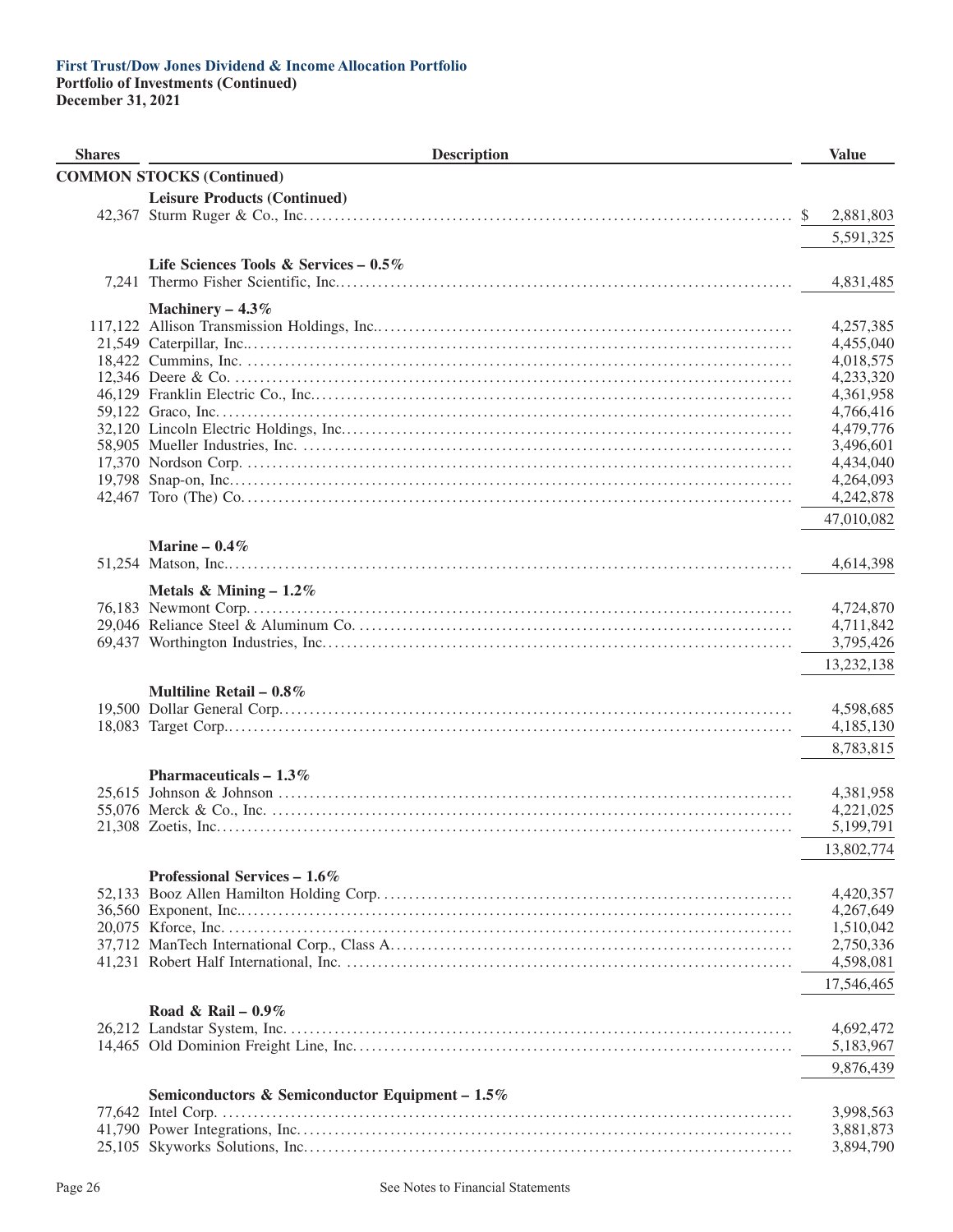**First Trust/Dow Jones Dividend & Income Allocation Portfolio**
**Portfolio of Investments (Continued)**
**December 31, 2021**

| Shares | Description | Value |
|---|---|---|
| | **COMMON STOCKS (Continued)** | |
| | **Leisure Products (Continued)** | |
| 42,367 | Sturm Ruger & Co., Inc. | $ 2,881,803 |
| | | 5,591,325 |
| | **Life Sciences Tools & Services – 0.5%** | |
| 7,241 | Thermo Fisher Scientific, Inc. | 4,831,485 |
| | **Machinery – 4.3%** | |
| 117,122 | Allison Transmission Holdings, Inc. | 4,257,385 |
| 21,549 | Caterpillar, Inc. | 4,455,040 |
| 18,422 | Cummins, Inc. | 4,018,575 |
| 12,346 | Deere & Co. | 4,233,320 |
| 46,129 | Franklin Electric Co., Inc. | 4,361,958 |
| 59,122 | Graco, Inc. | 4,766,416 |
| 32,120 | Lincoln Electric Holdings, Inc. | 4,479,776 |
| 58,905 | Mueller Industries, Inc. | 3,496,601 |
| 17,370 | Nordson Corp. | 4,434,040 |
| 19,798 | Snap-on, Inc. | 4,264,093 |
| 42,467 | Toro (The) Co. | 4,242,878 |
| | | 47,010,082 |
| | **Marine – 0.4%** | |
| 51,254 | Matson, Inc. | 4,614,398 |
| | **Metals & Mining – 1.2%** | |
| 76,183 | Newmont Corp. | 4,724,870 |
| 29,046 | Reliance Steel & Aluminum Co. | 4,711,842 |
| 69,437 | Worthington Industries, Inc. | 3,795,426 |
| | | 13,232,138 |
| | **Multiline Retail – 0.8%** | |
| 19,500 | Dollar General Corp. | 4,598,685 |
| 18,083 | Target Corp. | 4,185,130 |
| | | 8,783,815 |
| | **Pharmaceuticals – 1.3%** | |
| 25,615 | Johnson & Johnson | 4,381,958 |
| 55,076 | Merck & Co., Inc. | 4,221,025 |
| 21,308 | Zoetis, Inc. | 5,199,791 |
| | | 13,802,774 |
| | **Professional Services – 1.6%** | |
| 52,133 | Booz Allen Hamilton Holding Corp. | 4,420,357 |
| 36,560 | Exponent, Inc. | 4,267,649 |
| 20,075 | Kforce, Inc. | 1,510,042 |
| 37,712 | ManTech International Corp., Class A | 2,750,336 |
| 41,231 | Robert Half International, Inc. | 4,598,081 |
| | | 17,546,465 |
| | **Road & Rail – 0.9%** | |
| 26,212 | Landstar System, Inc. | 4,692,472 |
| 14,465 | Old Dominion Freight Line, Inc. | 5,183,967 |
| | | 9,876,439 |
| | **Semiconductors & Semiconductor Equipment – 1.5%** | |
| 77,642 | Intel Corp. | 3,998,563 |
| 41,790 | Power Integrations, Inc. | 3,881,873 |
| 25,105 | Skyworks Solutions, Inc. | 3,894,790 |

See Notes to Financial Statements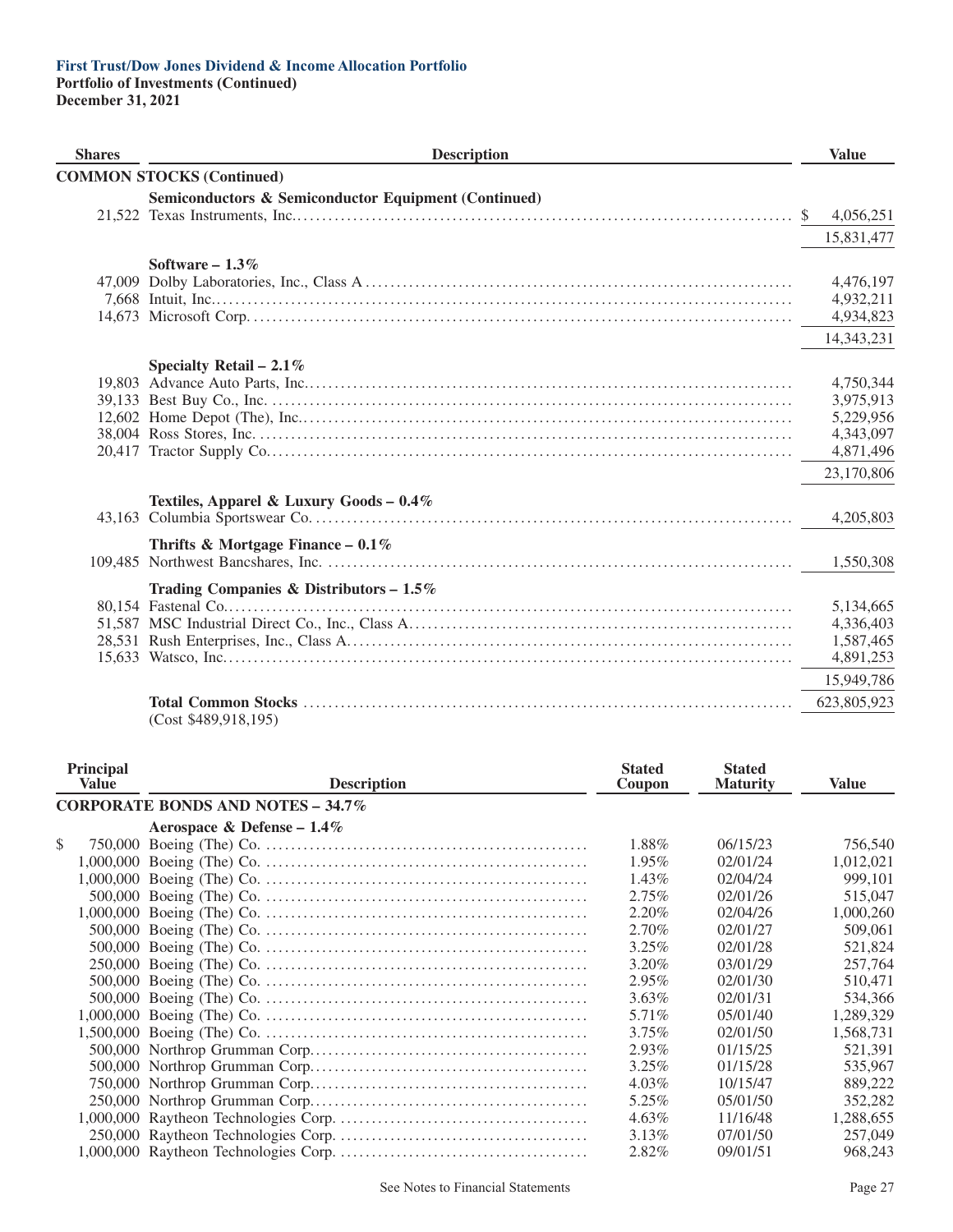**First Trust/Dow Jones Dividend & Income Allocation Portfolio**
**Portfolio of Investments (Continued)**
**December 31, 2021**

| Shares | Description | Value |
|---|---|---|
| **COMMON STOCKS (Continued)** | | |
| | **Semiconductors & Semiconductor Equipment (Continued)** | |
| 21,522 | Texas Instruments, Inc. | $ 4,056,251 |
| | | 15,831,477 |
| | **Software – 1.3%** | |
| 47,009 | Dolby Laboratories, Inc., Class A | 4,476,197 |
| 7,668 | Intuit, Inc. | 4,932,211 |
| 14,673 | Microsoft Corp. | 4,934,823 |
| | | 14,343,231 |
| | **Specialty Retail – 2.1%** | |
| 19,803 | Advance Auto Parts, Inc. | 4,750,344 |
| 39,133 | Best Buy Co., Inc. | 3,975,913 |
| 12,602 | Home Depot (The), Inc. | 5,229,956 |
| 38,004 | Ross Stores, Inc. | 4,343,097 |
| 20,417 | Tractor Supply Co. | 4,871,496 |
| | | 23,170,806 |
| | **Textiles, Apparel & Luxury Goods – 0.4%** | |
| 43,163 | Columbia Sportswear Co. | 4,205,803 |
| | **Thrifts & Mortgage Finance – 0.1%** | |
| 109,485 | Northwest Bancshares, Inc. | 1,550,308 |
| | **Trading Companies & Distributors – 1.5%** | |
| 80,154 | Fastenal Co. | 5,134,665 |
| 51,587 | MSC Industrial Direct Co., Inc., Class A | 4,336,403 |
| 28,531 | Rush Enterprises, Inc., Class A | 1,587,465 |
| 15,633 | Watsco, Inc. | 4,891,253 |
| | | 15,949,786 |
| | **Total Common Stocks** | 623,805,923 |
| | (Cost $489,918,195) | |

| Principal Value | Description | Stated Coupon | Stated Maturity | Value |
|---|---|---|---|---|
| **CORPORATE BONDS AND NOTES – 34.7%** | | | | |
| | **Aerospace & Defense – 1.4%** | | | |
| $ 750,000 | Boeing (The) Co. | 1.88% | 06/15/23 | 756,540 |
| 1,000,000 | Boeing (The) Co. | 1.95% | 02/01/24 | 1,012,021 |
| 1,000,000 | Boeing (The) Co. | 1.43% | 02/04/24 | 999,101 |
| 500,000 | Boeing (The) Co. | 2.75% | 02/01/26 | 515,047 |
| 1,000,000 | Boeing (The) Co. | 2.20% | 02/04/26 | 1,000,260 |
| 500,000 | Boeing (The) Co. | 2.70% | 02/01/27 | 509,061 |
| 500,000 | Boeing (The) Co. | 3.25% | 02/01/28 | 521,824 |
| 250,000 | Boeing (The) Co. | 3.20% | 03/01/29 | 257,764 |
| 500,000 | Boeing (The) Co. | 2.95% | 02/01/30 | 510,471 |
| 500,000 | Boeing (The) Co. | 3.63% | 02/01/31 | 534,366 |
| 1,000,000 | Boeing (The) Co. | 5.71% | 05/01/40 | 1,289,329 |
| 1,500,000 | Boeing (The) Co. | 3.75% | 02/01/50 | 1,568,731 |
| 500,000 | Northrop Grumman Corp. | 2.93% | 01/15/25 | 521,391 |
| 500,000 | Northrop Grumman Corp. | 3.25% | 01/15/28 | 535,967 |
| 750,000 | Northrop Grumman Corp. | 4.03% | 10/15/47 | 889,222 |
| 250,000 | Northrop Grumman Corp. | 5.25% | 05/01/50 | 352,282 |
| 1,000,000 | Raytheon Technologies Corp. | 4.63% | 11/16/48 | 1,288,655 |
| 250,000 | Raytheon Technologies Corp. | 3.13% | 07/01/50 | 257,049 |
| 1,000,000 | Raytheon Technologies Corp. | 2.82% | 09/01/51 | 968,243 |

See Notes to Financial Statements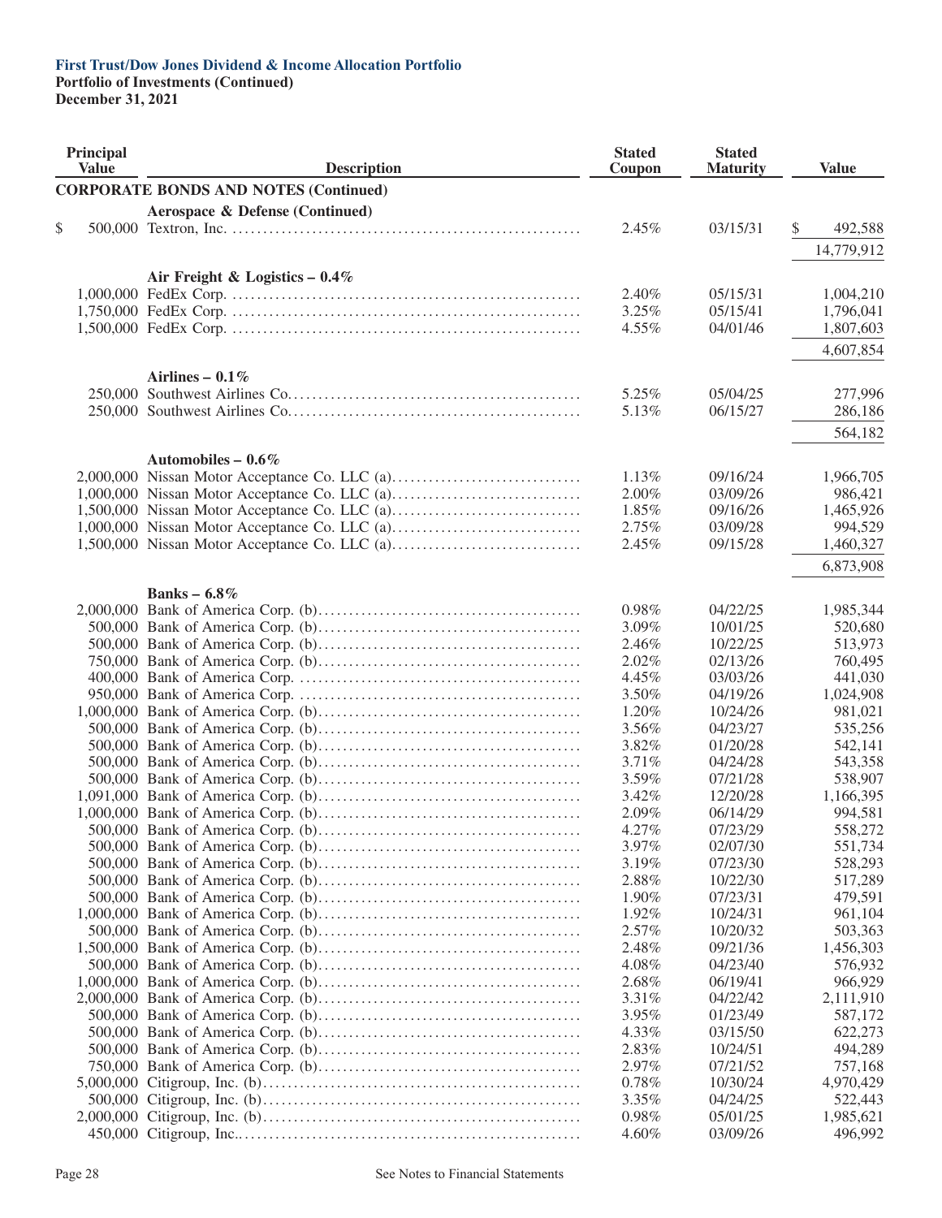**First Trust/Dow Jones Dividend & Income Allocation Portfolio**
**Portfolio of Investments (Continued)**
**December 31, 2021**

| Principal Value | Description | Stated Coupon | Stated Maturity | Value |
|---|---|---|---|---|
| | **CORPORATE BONDS AND NOTES (Continued)** | | | |
| | **Aerospace & Defense (Continued)** | | | |
| $ 500,000 | Textron, Inc. | 2.45% | 03/15/31 | $ 492,588 |
| | | | | 14,779,912 |
| | **Air Freight & Logistics – 0.4%** | | | |
| 1,000,000 | FedEx Corp. | 2.40% | 05/15/31 | 1,004,210 |
| 1,750,000 | FedEx Corp. | 3.25% | 05/15/41 | 1,796,041 |
| 1,500,000 | FedEx Corp. | 4.55% | 04/01/46 | 1,807,603 |
| | | | | 4,607,854 |
| | **Airlines – 0.1%** | | | |
| 250,000 | Southwest Airlines Co. | 5.25% | 05/04/25 | 277,996 |
| 250,000 | Southwest Airlines Co. | 5.13% | 06/15/27 | 286,186 |
| | | | | 564,182 |
| | **Automobiles – 0.6%** | | | |
| 2,000,000 | Nissan Motor Acceptance Co. LLC (a) | 1.13% | 09/16/24 | 1,966,705 |
| 1,000,000 | Nissan Motor Acceptance Co. LLC (a) | 2.00% | 03/09/26 | 986,421 |
| 1,500,000 | Nissan Motor Acceptance Co. LLC (a) | 1.85% | 09/16/26 | 1,465,926 |
| 1,000,000 | Nissan Motor Acceptance Co. LLC (a) | 2.75% | 03/09/28 | 994,529 |
| 1,500,000 | Nissan Motor Acceptance Co. LLC (a) | 2.45% | 09/15/28 | 1,460,327 |
| | | | | 6,873,908 |
| | **Banks – 6.8%** | | | |
| 2,000,000 | Bank of America Corp. (b) | 0.98% | 04/22/25 | 1,985,344 |
| 500,000 | Bank of America Corp. (b) | 3.09% | 10/01/25 | 520,680 |
| 500,000 | Bank of America Corp. (b) | 2.46% | 10/22/25 | 513,973 |
| 750,000 | Bank of America Corp. (b) | 2.02% | 02/13/26 | 760,495 |
| 400,000 | Bank of America Corp. | 4.45% | 03/03/26 | 441,030 |
| 950,000 | Bank of America Corp. | 3.50% | 04/19/26 | 1,024,908 |
| 1,000,000 | Bank of America Corp. (b) | 1.20% | 10/24/26 | 981,021 |
| 500,000 | Bank of America Corp. (b) | 3.56% | 04/23/27 | 535,256 |
| 500,000 | Bank of America Corp. (b) | 3.82% | 01/20/28 | 542,141 |
| 500,000 | Bank of America Corp. (b) | 3.71% | 04/24/28 | 543,358 |
| 500,000 | Bank of America Corp. (b) | 3.59% | 07/21/28 | 538,907 |
| 1,091,000 | Bank of America Corp. (b) | 3.42% | 12/20/28 | 1,166,395 |
| 1,000,000 | Bank of America Corp. (b) | 2.09% | 06/14/29 | 994,581 |
| 500,000 | Bank of America Corp. (b) | 4.27% | 07/23/29 | 558,272 |
| 500,000 | Bank of America Corp. (b) | 3.97% | 02/07/30 | 551,734 |
| 500,000 | Bank of America Corp. (b) | 3.19% | 07/23/30 | 528,293 |
| 500,000 | Bank of America Corp. (b) | 2.88% | 10/22/30 | 517,289 |
| 500,000 | Bank of America Corp. (b) | 1.90% | 07/23/31 | 479,591 |
| 1,000,000 | Bank of America Corp. (b) | 1.92% | 10/24/31 | 961,104 |
| 500,000 | Bank of America Corp. (b) | 2.57% | 10/20/32 | 503,363 |
| 1,500,000 | Bank of America Corp. (b) | 2.48% | 09/21/36 | 1,456,303 |
| 500,000 | Bank of America Corp. (b) | 4.08% | 04/23/40 | 576,932 |
| 1,000,000 | Bank of America Corp. (b) | 2.68% | 06/19/41 | 966,929 |
| 2,000,000 | Bank of America Corp. (b) | 3.31% | 04/22/42 | 2,111,910 |
| 500,000 | Bank of America Corp. (b) | 3.95% | 01/23/49 | 587,172 |
| 500,000 | Bank of America Corp. (b) | 4.33% | 03/15/50 | 622,273 |
| 500,000 | Bank of America Corp. (b) | 2.83% | 10/24/51 | 494,289 |
| 750,000 | Bank of America Corp. (b) | 2.97% | 07/21/52 | 757,168 |
| 5,000,000 | Citigroup, Inc. (b) | 0.78% | 10/30/24 | 4,970,429 |
| 500,000 | Citigroup, Inc. (b) | 3.35% | 04/24/25 | 522,443 |
| 2,000,000 | Citigroup, Inc. (b) | 0.98% | 05/01/25 | 1,985,621 |
| 450,000 | Citigroup, Inc. | 4.60% | 03/09/26 | 496,992 |

See Notes to Financial Statements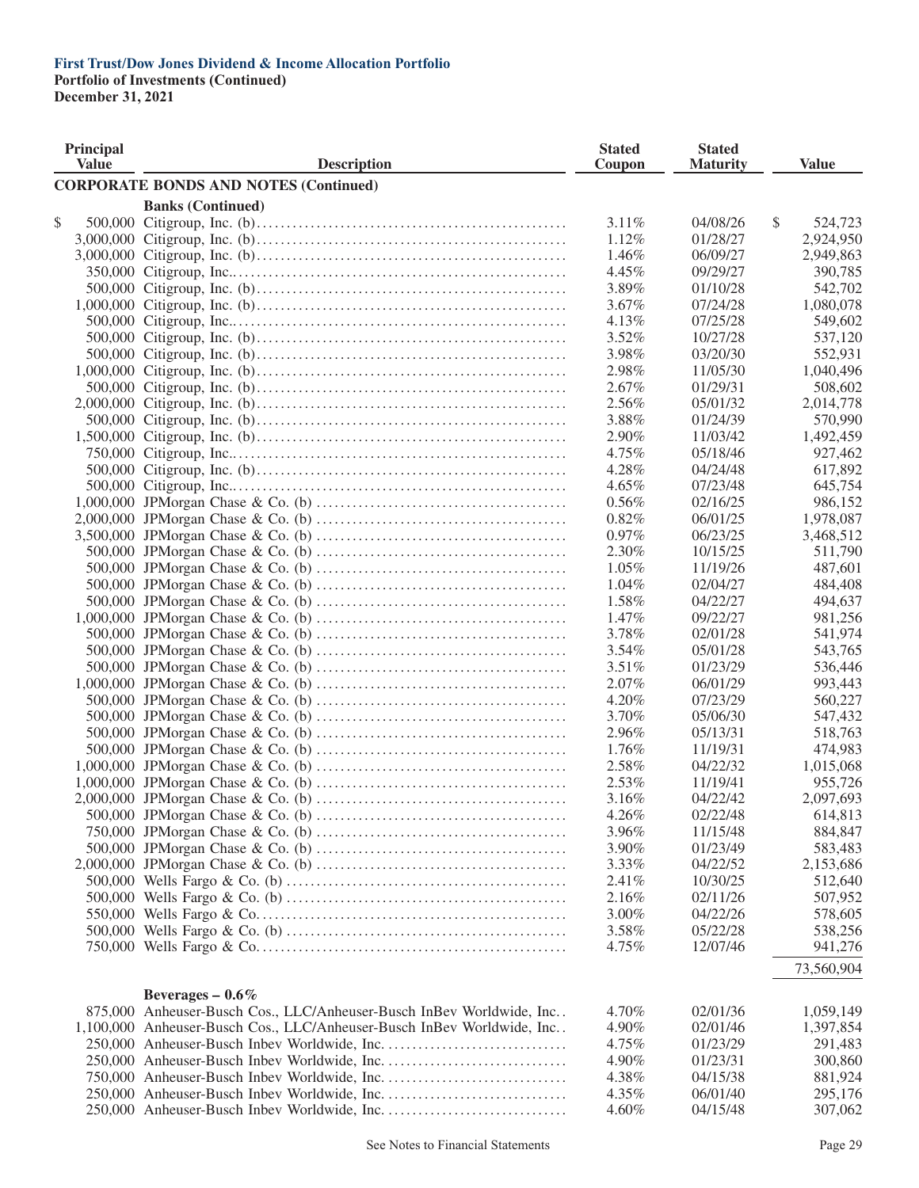**First Trust/Dow Jones Dividend & Income Allocation Portfolio**
**Portfolio of Investments (Continued)**
**December 31, 2021**

| Principal Value | Description | Stated Coupon | Stated Maturity | Value |
|---|---|---|---|---|
| | **CORPORATE BONDS AND NOTES (Continued)** | | | |
| | **Banks (Continued)** | | | |
| $ 500,000 | Citigroup, Inc. (b) | 3.11% | 04/08/26 | $ 524,723 |
| 3,000,000 | Citigroup, Inc. (b) | 1.12% | 01/28/27 | 2,924,950 |
| 3,000,000 | Citigroup, Inc. (b) | 1.46% | 06/09/27 | 2,949,863 |
| 350,000 | Citigroup, Inc. | 4.45% | 09/29/27 | 390,785 |
| 500,000 | Citigroup, Inc. (b) | 3.89% | 01/10/28 | 542,702 |
| 1,000,000 | Citigroup, Inc. (b) | 3.67% | 07/24/28 | 1,080,078 |
| 500,000 | Citigroup, Inc. | 4.13% | 07/25/28 | 549,602 |
| 500,000 | Citigroup, Inc. (b) | 3.52% | 10/27/28 | 537,120 |
| 500,000 | Citigroup, Inc. (b) | 3.98% | 03/20/30 | 552,931 |
| 1,000,000 | Citigroup, Inc. (b) | 2.98% | 11/05/30 | 1,040,496 |
| 500,000 | Citigroup, Inc. (b) | 2.67% | 01/29/31 | 508,602 |
| 2,000,000 | Citigroup, Inc. (b) | 2.56% | 05/01/32 | 2,014,778 |
| 500,000 | Citigroup, Inc. (b) | 3.88% | 01/24/39 | 570,990 |
| 1,500,000 | Citigroup, Inc. (b) | 2.90% | 11/03/42 | 1,492,459 |
| 750,000 | Citigroup, Inc. | 4.75% | 05/18/46 | 927,462 |
| 500,000 | Citigroup, Inc. (b) | 4.28% | 04/24/48 | 617,892 |
| 500,000 | Citigroup, Inc. | 4.65% | 07/23/48 | 645,754 |
| 1,000,000 | JPMorgan Chase & Co. (b) | 0.56% | 02/16/25 | 986,152 |
| 2,000,000 | JPMorgan Chase & Co. (b) | 0.82% | 06/01/25 | 1,978,087 |
| 3,500,000 | JPMorgan Chase & Co. (b) | 0.97% | 06/23/25 | 3,468,512 |
| 500,000 | JPMorgan Chase & Co. (b) | 2.30% | 10/15/25 | 511,790 |
| 500,000 | JPMorgan Chase & Co. (b) | 1.05% | 11/19/26 | 487,601 |
| 500,000 | JPMorgan Chase & Co. (b) | 1.04% | 02/04/27 | 484,408 |
| 500,000 | JPMorgan Chase & Co. (b) | 1.58% | 04/22/27 | 494,637 |
| 1,000,000 | JPMorgan Chase & Co. (b) | 1.47% | 09/22/27 | 981,256 |
| 500,000 | JPMorgan Chase & Co. (b) | 3.78% | 02/01/28 | 541,974 |
| 500,000 | JPMorgan Chase & Co. (b) | 3.54% | 05/01/28 | 543,765 |
| 500,000 | JPMorgan Chase & Co. (b) | 3.51% | 01/23/29 | 536,446 |
| 1,000,000 | JPMorgan Chase & Co. (b) | 2.07% | 06/01/29 | 993,443 |
| 500,000 | JPMorgan Chase & Co. (b) | 4.20% | 07/23/29 | 560,227 |
| 500,000 | JPMorgan Chase & Co. (b) | 3.70% | 05/06/30 | 547,432 |
| 500,000 | JPMorgan Chase & Co. (b) | 2.96% | 05/13/31 | 518,763 |
| 500,000 | JPMorgan Chase & Co. (b) | 1.76% | 11/19/31 | 474,983 |
| 1,000,000 | JPMorgan Chase & Co. (b) | 2.58% | 04/22/32 | 1,015,068 |
| 1,000,000 | JPMorgan Chase & Co. (b) | 2.53% | 11/19/41 | 955,726 |
| 2,000,000 | JPMorgan Chase & Co. (b) | 3.16% | 04/22/42 | 2,097,693 |
| 500,000 | JPMorgan Chase & Co. (b) | 4.26% | 02/22/48 | 614,813 |
| 750,000 | JPMorgan Chase & Co. (b) | 3.96% | 11/15/48 | 884,847 |
| 500,000 | JPMorgan Chase & Co. (b) | 3.90% | 01/23/49 | 583,483 |
| 2,000,000 | JPMorgan Chase & Co. (b) | 3.33% | 04/22/52 | 2,153,686 |
| 500,000 | Wells Fargo & Co. (b) | 2.41% | 10/30/25 | 512,640 |
| 500,000 | Wells Fargo & Co. (b) | 2.16% | 02/11/26 | 507,952 |
| 550,000 | Wells Fargo & Co. | 3.00% | 04/22/26 | 578,605 |
| 500,000 | Wells Fargo & Co. (b) | 3.58% | 05/22/28 | 538,256 |
| 750,000 | Wells Fargo & Co. | 4.75% | 12/07/46 | 941,276 |
| | | | | 73,560,904 |
| | **Beverages – 0.6%** | | | |
| 875,000 | Anheuser-Busch Cos., LLC/Anheuser-Busch InBev Worldwide, Inc. | 4.70% | 02/01/36 | 1,059,149 |
| 1,100,000 | Anheuser-Busch Cos., LLC/Anheuser-Busch InBev Worldwide, Inc. | 4.90% | 02/01/46 | 1,397,854 |
| 250,000 | Anheuser-Busch Inbev Worldwide, Inc. | 4.75% | 01/23/29 | 291,483 |
| 250,000 | Anheuser-Busch Inbev Worldwide, Inc. | 4.90% | 01/23/31 | 300,860 |
| 750,000 | Anheuser-Busch Inbev Worldwide, Inc. | 4.38% | 04/15/38 | 881,924 |
| 250,000 | Anheuser-Busch Inbev Worldwide, Inc. | 4.35% | 06/01/40 | 295,176 |
| 250,000 | Anheuser-Busch Inbev Worldwide, Inc. | 4.60% | 04/15/48 | 307,062 |

See Notes to Financial Statements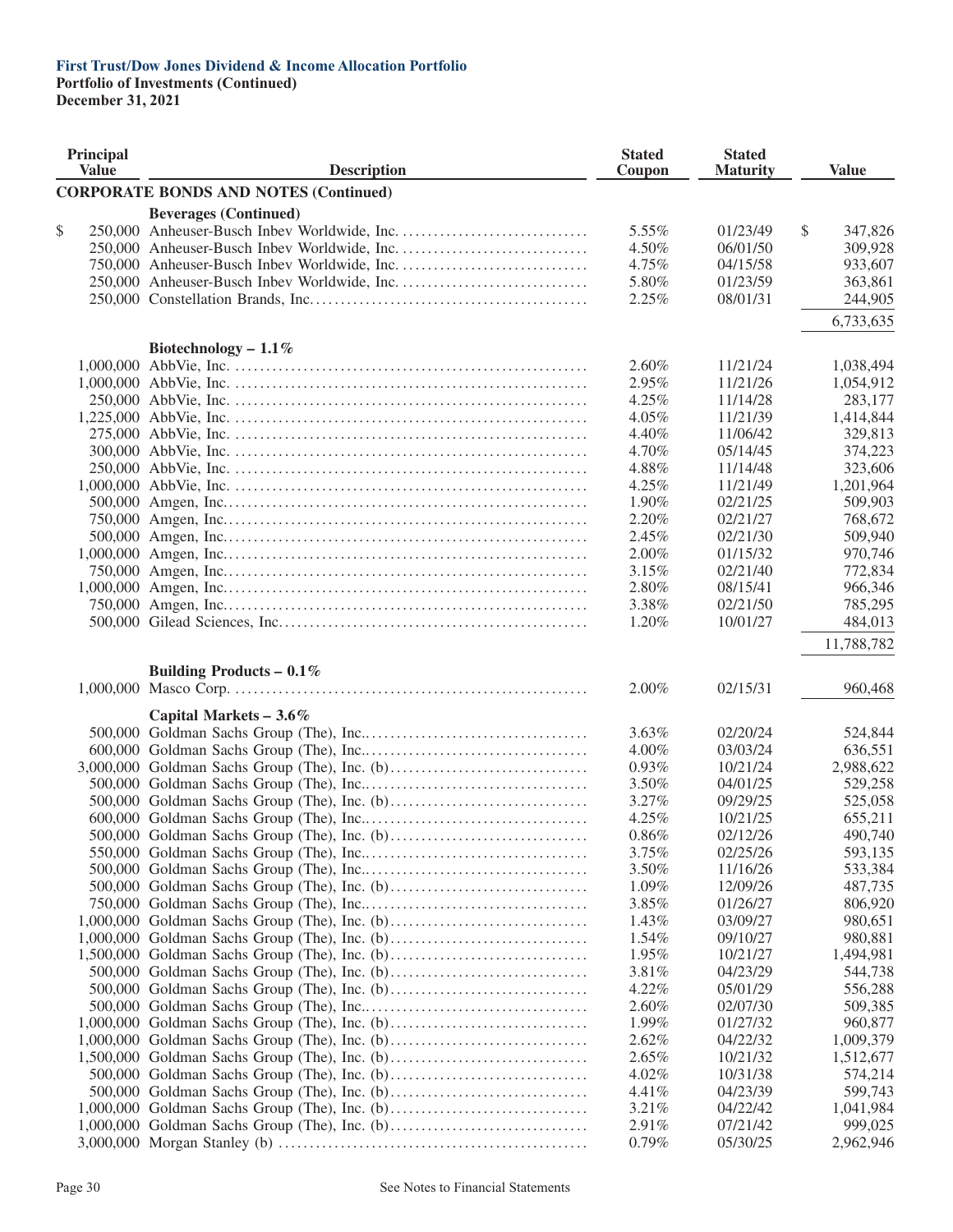**First Trust/Dow Jones Dividend & Income Allocation Portfolio**
**Portfolio of Investments (Continued)**
**December 31, 2021**

| Principal Value | Description | Stated Coupon | Stated Maturity | Value |
|---|---|---|---|---|
| | **CORPORATE BONDS AND NOTES (Continued)** | | | |
| | **Beverages (Continued)** | | | |
| $ 250,000 | Anheuser-Busch Inbev Worldwide, Inc. | 5.55% | 01/23/49 | $ 347,826 |
| 250,000 | Anheuser-Busch Inbev Worldwide, Inc. | 4.50% | 06/01/50 | 309,928 |
| 750,000 | Anheuser-Busch Inbev Worldwide, Inc. | 4.75% | 04/15/58 | 933,607 |
| 250,000 | Anheuser-Busch Inbev Worldwide, Inc. | 5.80% | 01/23/59 | 363,861 |
| 250,000 | Constellation Brands, Inc. | 2.25% | 08/01/31 | 244,905 |
| | | | | 6,733,635 |
| | **Biotechnology – 1.1%** | | | |
| 1,000,000 | AbbVie, Inc. | 2.60% | 11/21/24 | 1,038,494 |
| 1,000,000 | AbbVie, Inc. | 2.95% | 11/21/26 | 1,054,912 |
| 250,000 | AbbVie, Inc. | 4.25% | 11/14/28 | 283,177 |
| 1,225,000 | AbbVie, Inc. | 4.05% | 11/21/39 | 1,414,844 |
| 275,000 | AbbVie, Inc. | 4.40% | 11/06/42 | 329,813 |
| 300,000 | AbbVie, Inc. | 4.70% | 05/14/45 | 374,223 |
| 250,000 | AbbVie, Inc. | 4.88% | 11/14/48 | 323,606 |
| 1,000,000 | AbbVie, Inc. | 4.25% | 11/21/49 | 1,201,964 |
| 500,000 | Amgen, Inc. | 1.90% | 02/21/25 | 509,903 |
| 750,000 | Amgen, Inc. | 2.20% | 02/21/27 | 768,672 |
| 500,000 | Amgen, Inc. | 2.45% | 02/21/30 | 509,940 |
| 1,000,000 | Amgen, Inc. | 2.00% | 01/15/32 | 970,746 |
| 750,000 | Amgen, Inc. | 3.15% | 02/21/40 | 772,834 |
| 1,000,000 | Amgen, Inc. | 2.80% | 08/15/41 | 966,346 |
| 750,000 | Amgen, Inc. | 3.38% | 02/21/50 | 785,295 |
| 500,000 | Gilead Sciences, Inc. | 1.20% | 10/01/27 | 484,013 |
| | | | | 11,788,782 |
| | **Building Products – 0.1%** | | | |
| 1,000,000 | Masco Corp. | 2.00% | 02/15/31 | 960,468 |
| | **Capital Markets – 3.6%** | | | |
| 500,000 | Goldman Sachs Group (The), Inc. | 3.63% | 02/20/24 | 524,844 |
| 600,000 | Goldman Sachs Group (The), Inc. | 4.00% | 03/03/24 | 636,551 |
| 3,000,000 | Goldman Sachs Group (The), Inc. (b) | 0.93% | 10/21/24 | 2,988,622 |
| 500,000 | Goldman Sachs Group (The), Inc. | 3.50% | 04/01/25 | 529,258 |
| 500,000 | Goldman Sachs Group (The), Inc. (b) | 3.27% | 09/29/25 | 525,058 |
| 600,000 | Goldman Sachs Group (The), Inc. | 4.25% | 10/21/25 | 655,211 |
| 500,000 | Goldman Sachs Group (The), Inc. (b) | 0.86% | 02/12/26 | 490,740 |
| 550,000 | Goldman Sachs Group (The), Inc. | 3.75% | 02/25/26 | 593,135 |
| 500,000 | Goldman Sachs Group (The), Inc. | 3.50% | 11/16/26 | 533,384 |
| 500,000 | Goldman Sachs Group (The), Inc. (b) | 1.09% | 12/09/26 | 487,735 |
| 750,000 | Goldman Sachs Group (The), Inc. | 3.85% | 01/26/27 | 806,920 |
| 1,000,000 | Goldman Sachs Group (The), Inc. (b) | 1.43% | 03/09/27 | 980,651 |
| 1,000,000 | Goldman Sachs Group (The), Inc. (b) | 1.54% | 09/10/27 | 980,881 |
| 1,500,000 | Goldman Sachs Group (The), Inc. (b) | 1.95% | 10/21/27 | 1,494,981 |
| 500,000 | Goldman Sachs Group (The), Inc. (b) | 3.81% | 04/23/29 | 544,738 |
| 500,000 | Goldman Sachs Group (The), Inc. (b) | 4.22% | 05/01/29 | 556,288 |
| 500,000 | Goldman Sachs Group (The), Inc. | 2.60% | 02/07/30 | 509,385 |
| 1,000,000 | Goldman Sachs Group (The), Inc. (b) | 1.99% | 01/27/32 | 960,877 |
| 1,000,000 | Goldman Sachs Group (The), Inc. (b) | 2.62% | 04/22/32 | 1,009,379 |
| 1,500,000 | Goldman Sachs Group (The), Inc. (b) | 2.65% | 10/21/32 | 1,512,677 |
| 500,000 | Goldman Sachs Group (The), Inc. (b) | 4.02% | 10/31/38 | 574,214 |
| 500,000 | Goldman Sachs Group (The), Inc. (b) | 4.41% | 04/23/39 | 599,743 |
| 1,000,000 | Goldman Sachs Group (The), Inc. (b) | 3.21% | 04/22/42 | 1,041,984 |
| 1,000,000 | Goldman Sachs Group (The), Inc. (b) | 2.91% | 07/21/42 | 999,025 |
| 3,000,000 | Morgan Stanley (b) | 0.79% | 05/30/25 | 2,962,946 |

See Notes to Financial Statements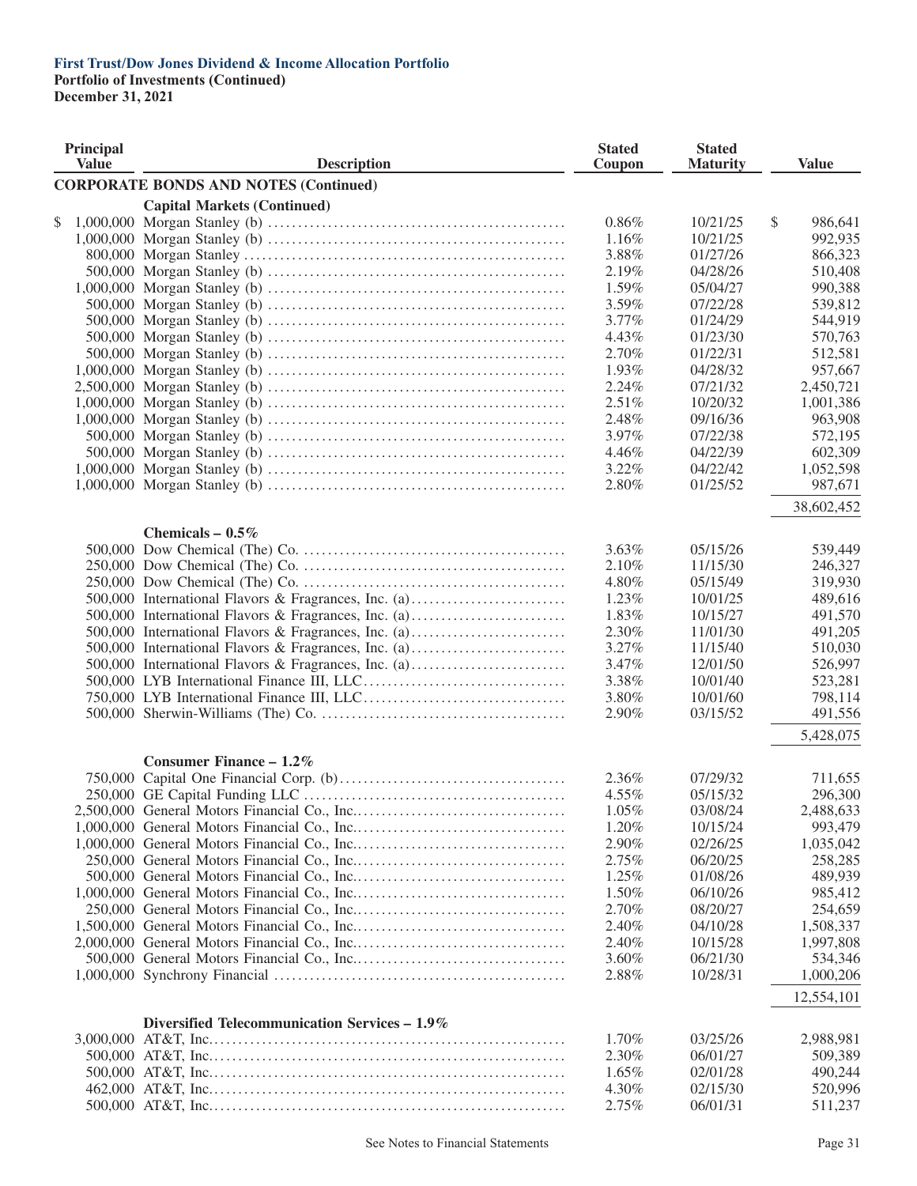**First Trust/Dow Jones Dividend & Income Allocation Portfolio**
**Portfolio of Investments (Continued)**
**December 31, 2021**

| Principal Value | Description | Stated Coupon | Stated Maturity | Value |
|---|---|---|---|---|
| | **CORPORATE BONDS AND NOTES (Continued)** | | | |
| | **Capital Markets (Continued)** | | | |
| $ 1,000,000 | Morgan Stanley (b) | 0.86% | 10/21/25 | $ 986,641 |
| 1,000,000 | Morgan Stanley (b) | 1.16% | 10/21/25 | 992,935 |
| 800,000 | Morgan Stanley | 3.88% | 01/27/26 | 866,323 |
| 500,000 | Morgan Stanley (b) | 2.19% | 04/28/26 | 510,408 |
| 1,000,000 | Morgan Stanley (b) | 1.59% | 05/04/27 | 990,388 |
| 500,000 | Morgan Stanley (b) | 3.59% | 07/22/28 | 539,812 |
| 500,000 | Morgan Stanley (b) | 3.77% | 01/24/29 | 544,919 |
| 500,000 | Morgan Stanley (b) | 4.43% | 01/23/30 | 570,763 |
| 500,000 | Morgan Stanley (b) | 2.70% | 01/22/31 | 512,581 |
| 1,000,000 | Morgan Stanley (b) | 1.93% | 04/28/32 | 957,667 |
| 2,500,000 | Morgan Stanley (b) | 2.24% | 07/21/32 | 2,450,721 |
| 1,000,000 | Morgan Stanley (b) | 2.51% | 10/20/32 | 1,001,386 |
| 1,000,000 | Morgan Stanley (b) | 2.48% | 09/16/36 | 963,908 |
| 500,000 | Morgan Stanley (b) | 3.97% | 07/22/38 | 572,195 |
| 500,000 | Morgan Stanley (b) | 4.46% | 04/22/39 | 602,309 |
| 1,000,000 | Morgan Stanley (b) | 3.22% | 04/22/42 | 1,052,598 |
| 1,000,000 | Morgan Stanley (b) | 2.80% | 01/25/52 | 987,671 |
| | | | | 38,602,452 |
| | **Chemicals – 0.5%** | | | |
| 500,000 | Dow Chemical (The) Co. | 3.63% | 05/15/26 | 539,449 |
| 250,000 | Dow Chemical (The) Co. | 2.10% | 11/15/30 | 246,327 |
| 250,000 | Dow Chemical (The) Co. | 4.80% | 05/15/49 | 319,930 |
| 500,000 | International Flavors & Fragrances, Inc. (a) | 1.23% | 10/01/25 | 489,616 |
| 500,000 | International Flavors & Fragrances, Inc. (a) | 1.83% | 10/15/27 | 491,570 |
| 500,000 | International Flavors & Fragrances, Inc. (a) | 2.30% | 11/01/30 | 491,205 |
| 500,000 | International Flavors & Fragrances, Inc. (a) | 3.27% | 11/15/40 | 510,030 |
| 500,000 | International Flavors & Fragrances, Inc. (a) | 3.47% | 12/01/50 | 526,997 |
| 500,000 | LYB International Finance III, LLC | 3.38% | 10/01/40 | 523,281 |
| 750,000 | LYB International Finance III, LLC | 3.80% | 10/01/60 | 798,114 |
| 500,000 | Sherwin-Williams (The) Co. | 2.90% | 03/15/52 | 491,556 |
| | | | | 5,428,075 |
| | **Consumer Finance – 1.2%** | | | |
| 750,000 | Capital One Financial Corp. (b) | 2.36% | 07/29/32 | 711,655 |
| 250,000 | GE Capital Funding LLC | 4.55% | 05/15/32 | 296,300 |
| 2,500,000 | General Motors Financial Co., Inc. | 1.05% | 03/08/24 | 2,488,633 |
| 1,000,000 | General Motors Financial Co., Inc. | 1.20% | 10/15/24 | 993,479 |
| 1,000,000 | General Motors Financial Co., Inc. | 2.90% | 02/26/25 | 1,035,042 |
| 250,000 | General Motors Financial Co., Inc. | 2.75% | 06/20/25 | 258,285 |
| 500,000 | General Motors Financial Co., Inc. | 1.25% | 01/08/26 | 489,939 |
| 1,000,000 | General Motors Financial Co., Inc. | 1.50% | 06/10/26 | 985,412 |
| 250,000 | General Motors Financial Co., Inc. | 2.70% | 08/20/27 | 254,659 |
| 1,500,000 | General Motors Financial Co., Inc. | 2.40% | 04/10/28 | 1,508,337 |
| 2,000,000 | General Motors Financial Co., Inc. | 2.40% | 10/15/28 | 1,997,808 |
| 500,000 | General Motors Financial Co., Inc. | 3.60% | 06/21/30 | 534,346 |
| 1,000,000 | Synchrony Financial | 2.88% | 10/28/31 | 1,000,206 |
| | | | | 12,554,101 |
| | **Diversified Telecommunication Services – 1.9%** | | | |
| 3,000,000 | AT&T, Inc. | 1.70% | 03/25/26 | 2,988,981 |
| 500,000 | AT&T, Inc. | 2.30% | 06/01/27 | 509,389 |
| 500,000 | AT&T, Inc. | 1.65% | 02/01/28 | 490,244 |
| 462,000 | AT&T, Inc. | 4.30% | 02/15/30 | 520,996 |
| 500,000 | AT&T, Inc. | 2.75% | 06/01/31 | 511,237 |

See Notes to Financial Statements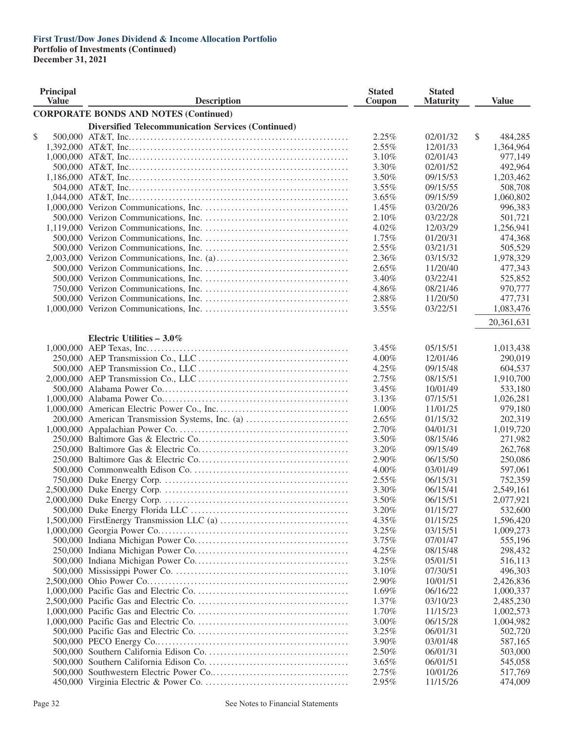**First Trust/Dow Jones Dividend & Income Allocation Portfolio**
**Portfolio of Investments (Continued)**
**December 31, 2021**

| Principal Value | Description | Stated Coupon | Stated Maturity | Value |
|---|---|---|---|---|
| | **CORPORATE BONDS AND NOTES (Continued)** | | | |
| | **Diversified Telecommunication Services (Continued)** | | | |
| $ 500,000 | AT&T, Inc. | 2.25% | 02/01/32 | $ 484,285 |
| 1,392,000 | AT&T, Inc. | 2.55% | 12/01/33 | 1,364,964 |
| 1,000,000 | AT&T, Inc. | 3.10% | 02/01/43 | 977,149 |
| 500,000 | AT&T, Inc. | 3.30% | 02/01/52 | 492,964 |
| 1,186,000 | AT&T, Inc. | 3.50% | 09/15/53 | 1,203,462 |
| 504,000 | AT&T, Inc. | 3.55% | 09/15/55 | 508,708 |
| 1,044,000 | AT&T, Inc. | 3.65% | 09/15/59 | 1,060,802 |
| 1,000,000 | Verizon Communications, Inc. | 1.45% | 03/20/26 | 996,383 |
| 500,000 | Verizon Communications, Inc. | 2.10% | 03/22/28 | 501,721 |
| 1,119,000 | Verizon Communications, Inc. | 4.02% | 12/03/29 | 1,256,941 |
| 500,000 | Verizon Communications, Inc. | 1.75% | 01/20/31 | 474,368 |
| 500,000 | Verizon Communications, Inc. | 2.55% | 03/21/31 | 505,529 |
| 2,003,000 | Verizon Communications, Inc. (a) | 2.36% | 03/15/32 | 1,978,329 |
| 500,000 | Verizon Communications, Inc. | 2.65% | 11/20/40 | 477,343 |
| 500,000 | Verizon Communications, Inc. | 3.40% | 03/22/41 | 525,852 |
| 750,000 | Verizon Communications, Inc. | 4.86% | 08/21/46 | 970,777 |
| 500,000 | Verizon Communications, Inc. | 2.88% | 11/20/50 | 477,731 |
| 1,000,000 | Verizon Communications, Inc. | 3.55% | 03/22/51 | 1,083,476 |
| | | | | 20,361,631 |
| | **Electric Utilities – 3.0%** | | | |
| 1,000,000 | AEP Texas, Inc. | 3.45% | 05/15/51 | 1,013,438 |
| 250,000 | AEP Transmission Co., LLC | 4.00% | 12/01/46 | 290,019 |
| 500,000 | AEP Transmission Co., LLC | 4.25% | 09/15/48 | 604,537 |
| 2,000,000 | AEP Transmission Co., LLC | 2.75% | 08/15/51 | 1,910,700 |
| 500,000 | Alabama Power Co. | 3.45% | 10/01/49 | 533,180 |
| 1,000,000 | Alabama Power Co. | 3.13% | 07/15/51 | 1,026,281 |
| 1,000,000 | American Electric Power Co., Inc. | 1.00% | 11/01/25 | 979,180 |
| 200,000 | American Transmission Systems, Inc. (a) | 2.65% | 01/15/32 | 202,319 |
| 1,000,000 | Appalachian Power Co. | 2.70% | 04/01/31 | 1,019,720 |
| 250,000 | Baltimore Gas & Electric Co. | 3.50% | 08/15/46 | 271,982 |
| 250,000 | Baltimore Gas & Electric Co. | 3.20% | 09/15/49 | 262,768 |
| 250,000 | Baltimore Gas & Electric Co. | 2.90% | 06/15/50 | 250,086 |
| 500,000 | Commonwealth Edison Co. | 4.00% | 03/01/49 | 597,061 |
| 750,000 | Duke Energy Corp. | 2.55% | 06/15/31 | 752,359 |
| 2,500,000 | Duke Energy Corp. | 3.30% | 06/15/41 | 2,549,161 |
| 2,000,000 | Duke Energy Corp. | 3.50% | 06/15/51 | 2,077,921 |
| 500,000 | Duke Energy Florida LLC | 3.20% | 01/15/27 | 532,600 |
| 1,500,000 | FirstEnergy Transmission LLC (a) | 4.35% | 01/15/25 | 1,596,420 |
| 1,000,000 | Georgia Power Co. | 3.25% | 03/15/51 | 1,009,273 |
| 500,000 | Indiana Michigan Power Co. | 3.75% | 07/01/47 | 555,196 |
| 250,000 | Indiana Michigan Power Co. | 4.25% | 08/15/48 | 298,432 |
| 500,000 | Indiana Michigan Power Co. | 3.25% | 05/01/51 | 516,113 |
| 500,000 | Mississippi Power Co. | 3.10% | 07/30/51 | 496,303 |
| 2,500,000 | Ohio Power Co. | 2.90% | 10/01/51 | 2,426,836 |
| 1,000,000 | Pacific Gas and Electric Co. | 1.69% | 06/16/22 | 1,000,337 |
| 2,500,000 | Pacific Gas and Electric Co. | 1.37% | 03/10/23 | 2,485,230 |
| 1,000,000 | Pacific Gas and Electric Co. | 1.70% | 11/15/23 | 1,002,573 |
| 1,000,000 | Pacific Gas and Electric Co. | 3.00% | 06/15/28 | 1,004,982 |
| 500,000 | Pacific Gas and Electric Co. | 3.25% | 06/01/31 | 502,720 |
| 500,000 | PECO Energy Co. | 3.90% | 03/01/48 | 587,165 |
| 500,000 | Southern California Edison Co. | 2.50% | 06/01/31 | 503,000 |
| 500,000 | Southern California Edison Co. | 3.65% | 06/01/51 | 545,058 |
| 500,000 | Southwestern Electric Power Co. | 2.75% | 10/01/26 | 517,769 |
| 450,000 | Virginia Electric & Power Co. | 2.95% | 11/15/26 | 474,009 |

See Notes to Financial Statements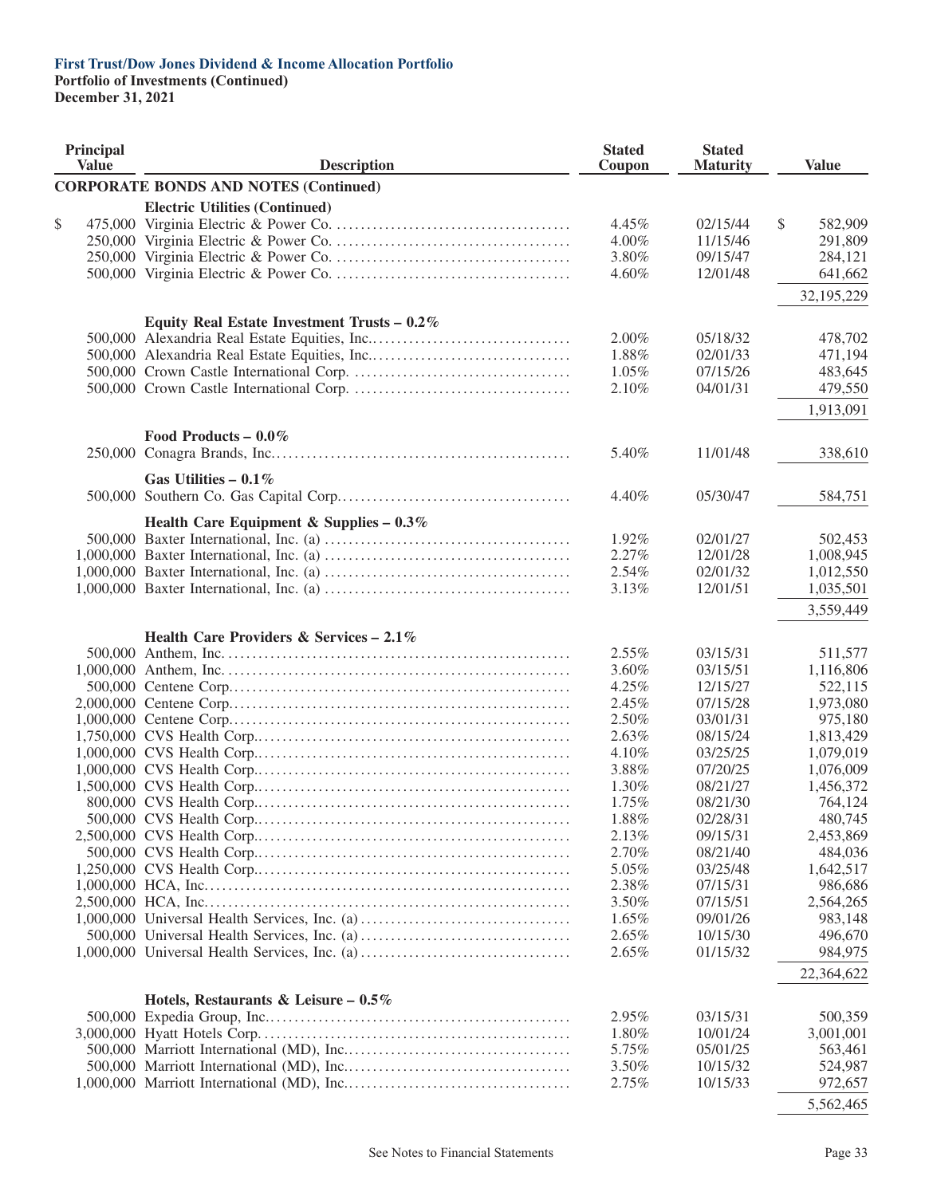**First Trust/Dow Jones Dividend & Income Allocation Portfolio**
**Portfolio of Investments (Continued)**
**December 31, 2021**

| Principal Value | Description | Stated Coupon | Stated Maturity | Value |
|---|---|---|---|---|
| | **CORPORATE BONDS AND NOTES (Continued)** | | | |
| | **Electric Utilities (Continued)** | | | |
| $ 475,000 | Virginia Electric & Power Co. | 4.45% | 02/15/44 | $ 582,909 |
| 250,000 | Virginia Electric & Power Co. | 4.00% | 11/15/46 | 291,809 |
| 250,000 | Virginia Electric & Power Co. | 3.80% | 09/15/47 | 284,121 |
| 500,000 | Virginia Electric & Power Co. | 4.60% | 12/01/48 | 641,662 |
| | | | | 32,195,229 |
| | **Equity Real Estate Investment Trusts – 0.2%** | | | |
| 500,000 | Alexandria Real Estate Equities, Inc. | 2.00% | 05/18/32 | 478,702 |
| 500,000 | Alexandria Real Estate Equities, Inc. | 1.88% | 02/01/33 | 471,194 |
| 500,000 | Crown Castle International Corp. | 1.05% | 07/15/26 | 483,645 |
| 500,000 | Crown Castle International Corp. | 2.10% | 04/01/31 | 479,550 |
| | | | | 1,913,091 |
| | **Food Products – 0.0%** | | | |
| 250,000 | Conagra Brands, Inc. | 5.40% | 11/01/48 | 338,610 |
| | **Gas Utilities – 0.1%** | | | |
| 500,000 | Southern Co. Gas Capital Corp. | 4.40% | 05/30/47 | 584,751 |
| | **Health Care Equipment & Supplies – 0.3%** | | | |
| 500,000 | Baxter International, Inc. (a) | 1.92% | 02/01/27 | 502,453 |
| 1,000,000 | Baxter International, Inc. (a) | 2.27% | 12/01/28 | 1,008,945 |
| 1,000,000 | Baxter International, Inc. (a) | 2.54% | 02/01/32 | 1,012,550 |
| 1,000,000 | Baxter International, Inc. (a) | 3.13% | 12/01/51 | 1,035,501 |
| | | | | 3,559,449 |
| | **Health Care Providers & Services – 2.1%** | | | |
| 500,000 | Anthem, Inc. | 2.55% | 03/15/31 | 511,577 |
| 1,000,000 | Anthem, Inc. | 3.60% | 03/15/51 | 1,116,806 |
| 500,000 | Centene Corp. | 4.25% | 12/15/27 | 522,115 |
| 2,000,000 | Centene Corp. | 2.45% | 07/15/28 | 1,973,080 |
| 1,000,000 | Centene Corp. | 2.50% | 03/01/31 | 975,180 |
| 1,750,000 | CVS Health Corp. | 2.63% | 08/15/24 | 1,813,429 |
| 1,000,000 | CVS Health Corp. | 4.10% | 03/25/25 | 1,079,019 |
| 1,000,000 | CVS Health Corp. | 3.88% | 07/20/25 | 1,076,009 |
| 1,500,000 | CVS Health Corp. | 1.30% | 08/21/27 | 1,456,372 |
| 800,000 | CVS Health Corp. | 1.75% | 08/21/30 | 764,124 |
| 500,000 | CVS Health Corp. | 1.88% | 02/28/31 | 480,745 |
| 2,500,000 | CVS Health Corp. | 2.13% | 09/15/31 | 2,453,869 |
| 500,000 | CVS Health Corp. | 2.70% | 08/21/40 | 484,036 |
| 1,250,000 | CVS Health Corp. | 5.05% | 03/25/48 | 1,642,517 |
| 1,000,000 | HCA, Inc. | 2.38% | 07/15/31 | 986,686 |
| 2,500,000 | HCA, Inc. | 3.50% | 07/15/51 | 2,564,265 |
| 1,000,000 | Universal Health Services, Inc. (a) | 1.65% | 09/01/26 | 983,148 |
| 500,000 | Universal Health Services, Inc. (a) | 2.65% | 10/15/30 | 496,670 |
| 1,000,000 | Universal Health Services, Inc. (a) | 2.65% | 01/15/32 | 984,975 |
| | | | | 22,364,622 |
| | **Hotels, Restaurants & Leisure – 0.5%** | | | |
| 500,000 | Expedia Group, Inc. | 2.95% | 03/15/31 | 500,359 |
| 3,000,000 | Hyatt Hotels Corp. | 1.80% | 10/01/24 | 3,001,001 |
| 500,000 | Marriott International (MD), Inc. | 5.75% | 05/01/25 | 563,461 |
| 500,000 | Marriott International (MD), Inc. | 3.50% | 10/15/32 | 524,987 |
| 1,000,000 | Marriott International (MD), Inc. | 2.75% | 10/15/33 | 972,657 |
| | | | | 5,562,465 |

See Notes to Financial Statements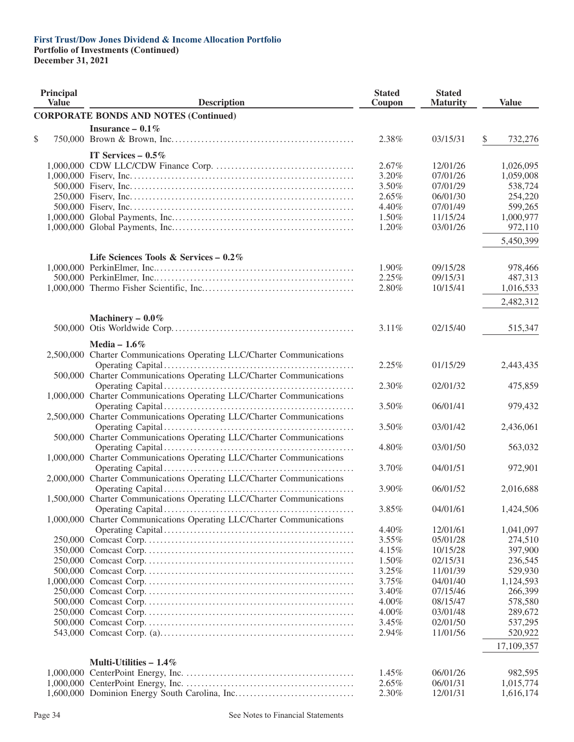**First Trust/Dow Jones Dividend & Income Allocation Portfolio**
**Portfolio of Investments (Continued)**
**December 31, 2021**

| Principal Value | Description | Stated Coupon | Stated Maturity | Value |
|---|---|---|---|---|
| | **CORPORATE BONDS AND NOTES (Continued)** | | | |
| | **Insurance – 0.1%** | | | |
| $ 750,000 | Brown & Brown, Inc. | 2.38% | 03/15/31 | $ 732,276 |
| | **IT Services – 0.5%** | | | |
| 1,000,000 | CDW LLC/CDW Finance Corp. | 2.67% | 12/01/26 | 1,026,095 |
| 1,000,000 | Fiserv, Inc. | 3.20% | 07/01/26 | 1,059,008 |
| 500,000 | Fiserv, Inc. | 3.50% | 07/01/29 | 538,724 |
| 250,000 | Fiserv, Inc. | 2.65% | 06/01/30 | 254,220 |
| 500,000 | Fiserv, Inc. | 4.40% | 07/01/49 | 599,265 |
| 1,000,000 | Global Payments, Inc. | 1.50% | 11/15/24 | 1,000,977 |
| 1,000,000 | Global Payments, Inc. | 1.20% | 03/01/26 | 972,110 |
| | | | | 5,450,399 |
| | **Life Sciences Tools & Services – 0.2%** | | | |
| 1,000,000 | PerkinElmer, Inc. | 1.90% | 09/15/28 | 978,466 |
| 500,000 | PerkinElmer, Inc. | 2.25% | 09/15/31 | 487,313 |
| 1,000,000 | Thermo Fisher Scientific, Inc. | 2.80% | 10/15/41 | 1,016,533 |
| | | | | 2,482,312 |
| | **Machinery – 0.0%** | | | |
| 500,000 | Otis Worldwide Corp. | 3.11% | 02/15/40 | 515,347 |
| | **Media – 1.6%** | | | |
| 2,500,000 | Charter Communications Operating LLC/Charter Communications Operating Capital | 2.25% | 01/15/29 | 2,443,435 |
| 500,000 | Charter Communications Operating LLC/Charter Communications Operating Capital | 2.30% | 02/01/32 | 475,859 |
| 1,000,000 | Charter Communications Operating LLC/Charter Communications Operating Capital | 3.50% | 06/01/41 | 979,432 |
| 2,500,000 | Charter Communications Operating LLC/Charter Communications Operating Capital | 3.50% | 03/01/42 | 2,436,061 |
| 500,000 | Charter Communications Operating LLC/Charter Communications Operating Capital | 4.80% | 03/01/50 | 563,032 |
| 1,000,000 | Charter Communications Operating LLC/Charter Communications Operating Capital | 3.70% | 04/01/51 | 972,901 |
| 2,000,000 | Charter Communications Operating LLC/Charter Communications Operating Capital | 3.90% | 06/01/52 | 2,016,688 |
| 1,500,000 | Charter Communications Operating LLC/Charter Communications Operating Capital | 3.85% | 04/01/61 | 1,424,506 |
| 1,000,000 | Charter Communications Operating LLC/Charter Communications Operating Capital | 4.40% | 12/01/61 | 1,041,097 |
| 250,000 | Comcast Corp. | 3.55% | 05/01/28 | 274,510 |
| 350,000 | Comcast Corp. | 4.15% | 10/15/28 | 397,900 |
| 250,000 | Comcast Corp. | 1.50% | 02/15/31 | 236,545 |
| 500,000 | Comcast Corp. | 3.25% | 11/01/39 | 529,930 |
| 1,000,000 | Comcast Corp. | 3.75% | 04/01/40 | 1,124,593 |
| 250,000 | Comcast Corp. | 3.40% | 07/15/46 | 266,399 |
| 500,000 | Comcast Corp. | 4.00% | 08/15/47 | 578,580 |
| 250,000 | Comcast Corp. | 4.00% | 03/01/48 | 289,672 |
| 500,000 | Comcast Corp. | 3.45% | 02/01/50 | 537,295 |
| 543,000 | Comcast Corp. (a) | 2.94% | 11/01/56 | 520,922 |
| | | | | 17,109,357 |
| | **Multi-Utilities – 1.4%** | | | |
| 1,000,000 | CenterPoint Energy, Inc. | 1.45% | 06/01/26 | 982,595 |
| 1,000,000 | CenterPoint Energy, Inc. | 2.65% | 06/01/31 | 1,015,774 |
| 1,600,000 | Dominion Energy South Carolina, Inc. | 2.30% | 12/01/31 | 1,616,174 |

See Notes to Financial Statements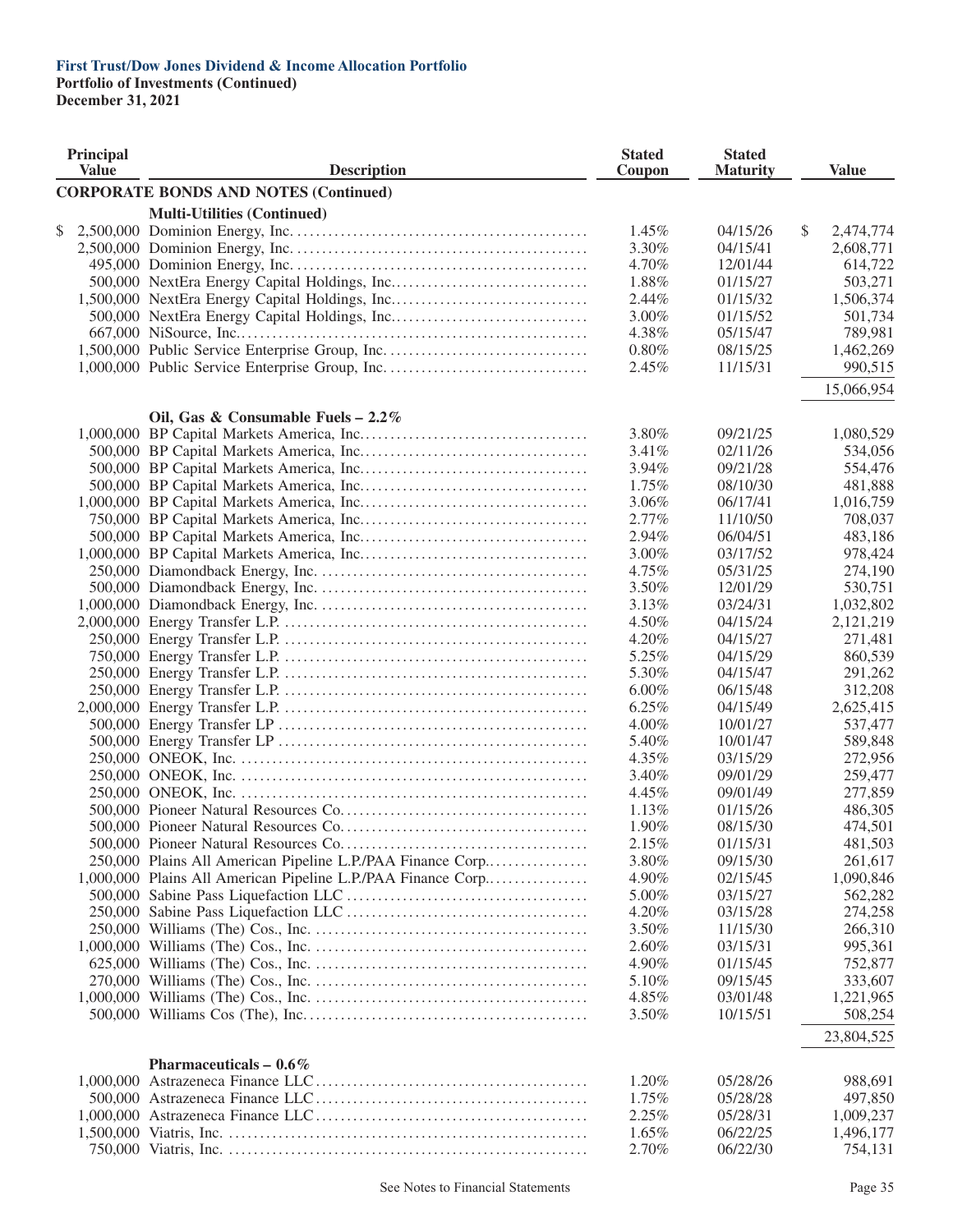**First Trust/Dow Jones Dividend & Income Allocation Portfolio**
**Portfolio of Investments (Continued)**
**December 31, 2021**

| Principal Value | Description | Stated Coupon | Stated Maturity | Value |
|---|---|---|---|---|
| | **CORPORATE BONDS AND NOTES (Continued)** | | | |
| | **Multi-Utilities (Continued)** | | | |
| $ 2,500,000 | Dominion Energy, Inc. | 1.45% | 04/15/26 | $ 2,474,774 |
| 2,500,000 | Dominion Energy, Inc. | 3.30% | 04/15/41 | 2,608,771 |
| 495,000 | Dominion Energy, Inc. | 4.70% | 12/01/44 | 614,722 |
| 500,000 | NextEra Energy Capital Holdings, Inc. | 1.88% | 01/15/27 | 503,271 |
| 1,500,000 | NextEra Energy Capital Holdings, Inc. | 2.44% | 01/15/32 | 1,506,374 |
| 500,000 | NextEra Energy Capital Holdings, Inc. | 3.00% | 01/15/52 | 501,734 |
| 667,000 | NiSource, Inc. | 4.38% | 05/15/47 | 789,981 |
| 1,500,000 | Public Service Enterprise Group, Inc. | 0.80% | 08/15/25 | 1,462,269 |
| 1,000,000 | Public Service Enterprise Group, Inc. | 2.45% | 11/15/31 | 990,515 |
| | | | | 15,066,954 |
| | **Oil, Gas & Consumable Fuels – 2.2%** | | | |
| 1,000,000 | BP Capital Markets America, Inc. | 3.80% | 09/21/25 | 1,080,529 |
| 500,000 | BP Capital Markets America, Inc. | 3.41% | 02/11/26 | 534,056 |
| 500,000 | BP Capital Markets America, Inc. | 3.94% | 09/21/28 | 554,476 |
| 500,000 | BP Capital Markets America, Inc. | 1.75% | 08/10/30 | 481,888 |
| 1,000,000 | BP Capital Markets America, Inc. | 3.06% | 06/17/41 | 1,016,759 |
| 750,000 | BP Capital Markets America, Inc. | 2.77% | 11/10/50 | 708,037 |
| 500,000 | BP Capital Markets America, Inc. | 2.94% | 06/04/51 | 483,186 |
| 1,000,000 | BP Capital Markets America, Inc. | 3.00% | 03/17/52 | 978,424 |
| 250,000 | Diamondback Energy, Inc. | 4.75% | 05/31/25 | 274,190 |
| 500,000 | Diamondback Energy, Inc. | 3.50% | 12/01/29 | 530,751 |
| 1,000,000 | Diamondback Energy, Inc. | 3.13% | 03/24/31 | 1,032,802 |
| 2,000,000 | Energy Transfer L.P. | 4.50% | 04/15/24 | 2,121,219 |
| 250,000 | Energy Transfer L.P. | 4.20% | 04/15/27 | 271,481 |
| 750,000 | Energy Transfer L.P. | 5.25% | 04/15/29 | 860,539 |
| 250,000 | Energy Transfer L.P. | 5.30% | 04/15/47 | 291,262 |
| 250,000 | Energy Transfer L.P. | 6.00% | 06/15/48 | 312,208 |
| 2,000,000 | Energy Transfer L.P. | 6.25% | 04/15/49 | 2,625,415 |
| 500,000 | Energy Transfer LP | 4.00% | 10/01/27 | 537,477 |
| 500,000 | Energy Transfer LP | 5.40% | 10/01/47 | 589,848 |
| 250,000 | ONEOK, Inc. | 4.35% | 03/15/29 | 272,956 |
| 250,000 | ONEOK, Inc. | 3.40% | 09/01/29 | 259,477 |
| 250,000 | ONEOK, Inc. | 4.45% | 09/01/49 | 277,859 |
| 500,000 | Pioneer Natural Resources Co. | 1.13% | 01/15/26 | 486,305 |
| 500,000 | Pioneer Natural Resources Co. | 1.90% | 08/15/30 | 474,501 |
| 500,000 | Pioneer Natural Resources Co. | 2.15% | 01/15/31 | 481,503 |
| 250,000 | Plains All American Pipeline L.P./PAA Finance Corp. | 3.80% | 09/15/30 | 261,617 |
| 1,000,000 | Plains All American Pipeline L.P./PAA Finance Corp. | 4.90% | 02/15/45 | 1,090,846 |
| 500,000 | Sabine Pass Liquefaction LLC | 5.00% | 03/15/27 | 562,282 |
| 250,000 | Sabine Pass Liquefaction LLC | 4.20% | 03/15/28 | 274,258 |
| 250,000 | Williams (The) Cos., Inc. | 3.50% | 11/15/30 | 266,310 |
| 1,000,000 | Williams (The) Cos., Inc. | 2.60% | 03/15/31 | 995,361 |
| 625,000 | Williams (The) Cos., Inc. | 4.90% | 01/15/45 | 752,877 |
| 270,000 | Williams (The) Cos., Inc. | 5.10% | 09/15/45 | 333,607 |
| 1,000,000 | Williams (The) Cos., Inc. | 4.85% | 03/01/48 | 1,221,965 |
| 500,000 | Williams Cos (The), Inc. | 3.50% | 10/15/51 | 508,254 |
| | | | | 23,804,525 |
| | **Pharmaceuticals – 0.6%** | | | |
| 1,000,000 | Astrazeneca Finance LLC | 1.20% | 05/28/26 | 988,691 |
| 500,000 | Astrazeneca Finance LLC | 1.75% | 05/28/28 | 497,850 |
| 1,000,000 | Astrazeneca Finance LLC | 2.25% | 05/28/31 | 1,009,237 |
| 1,500,000 | Viatris, Inc. | 1.65% | 06/22/25 | 1,496,177 |
| 750,000 | Viatris, Inc. | 2.70% | 06/22/30 | 754,131 |

See Notes to Financial Statements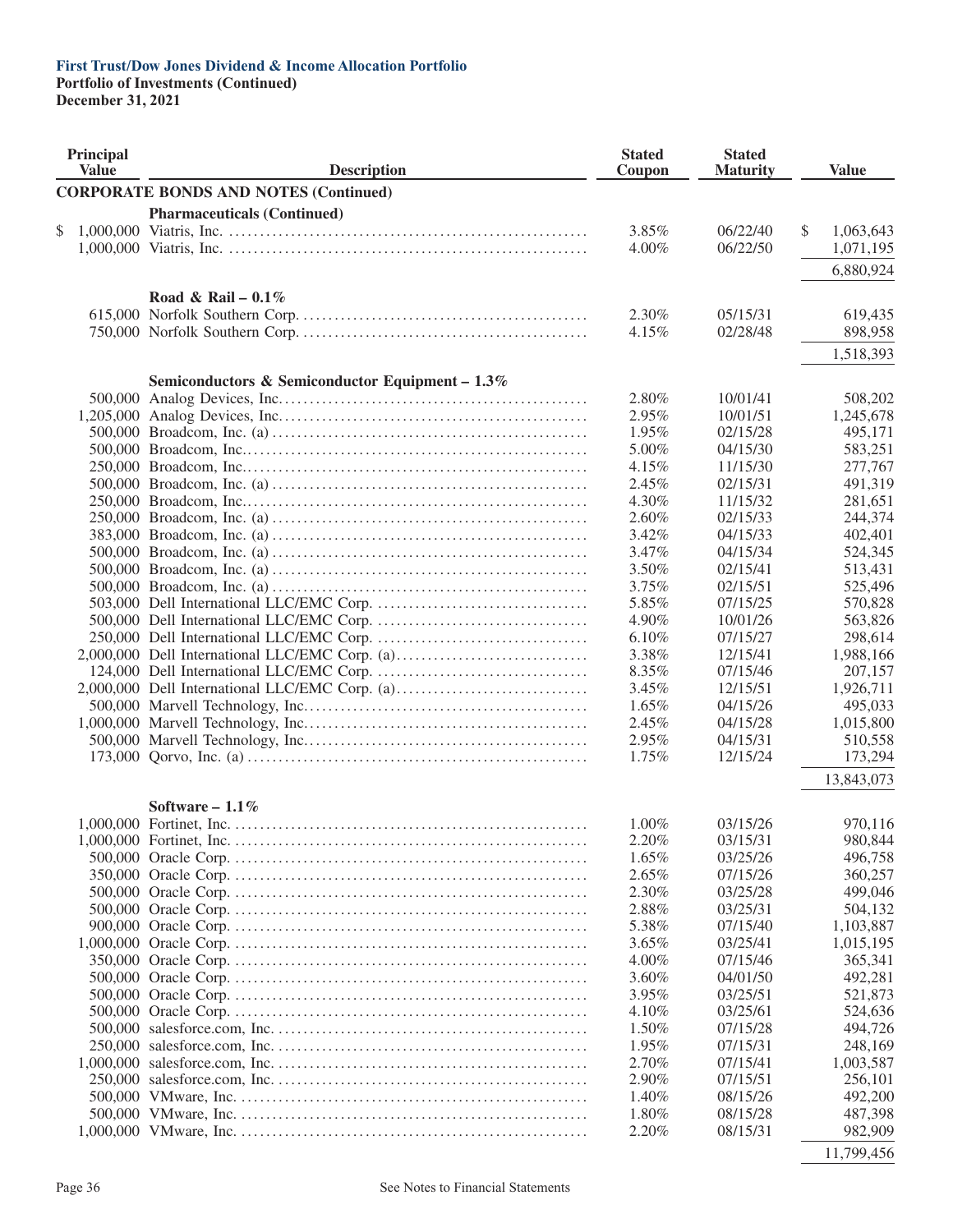**First Trust/Dow Jones Dividend & Income Allocation Portfolio**
**Portfolio of Investments (Continued)**
**December 31, 2021**

| Principal Value | Description | Stated Coupon | Stated Maturity | Value |
|---|---|---|---|---|
| | **CORPORATE BONDS AND NOTES (Continued)** | | | |
| | **Pharmaceuticals (Continued)** | | | |
| $ 1,000,000 | Viatris, Inc. | 3.85% | 06/22/40 | $ 1,063,643 |
| 1,000,000 | Viatris, Inc. | 4.00% | 06/22/50 | 1,071,195 |
| | | | | 6,880,924 |
| | **Road & Rail – 0.1%** | | | |
| 615,000 | Norfolk Southern Corp. | 2.30% | 05/15/31 | 619,435 |
| 750,000 | Norfolk Southern Corp. | 4.15% | 02/28/48 | 898,958 |
| | | | | 1,518,393 |
| | **Semiconductors & Semiconductor Equipment – 1.3%** | | | |
| 500,000 | Analog Devices, Inc. | 2.80% | 10/01/41 | 508,202 |
| 1,205,000 | Analog Devices, Inc. | 2.95% | 10/01/51 | 1,245,678 |
| 500,000 | Broadcom, Inc. (a) | 1.95% | 02/15/28 | 495,171 |
| 500,000 | Broadcom, Inc. | 5.00% | 04/15/30 | 583,251 |
| 250,000 | Broadcom, Inc. | 4.15% | 11/15/30 | 277,767 |
| 500,000 | Broadcom, Inc. (a) | 2.45% | 02/15/31 | 491,319 |
| 250,000 | Broadcom, Inc. | 4.30% | 11/15/32 | 281,651 |
| 250,000 | Broadcom, Inc. (a) | 2.60% | 02/15/33 | 244,374 |
| 383,000 | Broadcom, Inc. (a) | 3.42% | 04/15/33 | 402,401 |
| 500,000 | Broadcom, Inc. (a) | 3.47% | 04/15/34 | 524,345 |
| 500,000 | Broadcom, Inc. (a) | 3.50% | 02/15/41 | 513,431 |
| 500,000 | Broadcom, Inc. (a) | 3.75% | 02/15/51 | 525,496 |
| 503,000 | Dell International LLC/EMC Corp. | 5.85% | 07/15/25 | 570,828 |
| 500,000 | Dell International LLC/EMC Corp. | 4.90% | 10/01/26 | 563,826 |
| 250,000 | Dell International LLC/EMC Corp. | 6.10% | 07/15/27 | 298,614 |
| 2,000,000 | Dell International LLC/EMC Corp. (a) | 3.38% | 12/15/41 | 1,988,166 |
| 124,000 | Dell International LLC/EMC Corp. | 8.35% | 07/15/46 | 207,157 |
| 2,000,000 | Dell International LLC/EMC Corp. (a) | 3.45% | 12/15/51 | 1,926,711 |
| 500,000 | Marvell Technology, Inc. | 1.65% | 04/15/26 | 495,033 |
| 1,000,000 | Marvell Technology, Inc. | 2.45% | 04/15/28 | 1,015,800 |
| 500,000 | Marvell Technology, Inc. | 2.95% | 04/15/31 | 510,558 |
| 173,000 | Qorvo, Inc. (a) | 1.75% | 12/15/24 | 173,294 |
| | | | | 13,843,073 |
| | **Software – 1.1%** | | | |
| 1,000,000 | Fortinet, Inc. | 1.00% | 03/15/26 | 970,116 |
| 1,000,000 | Fortinet, Inc. | 2.20% | 03/15/31 | 980,844 |
| 500,000 | Oracle Corp. | 1.65% | 03/25/26 | 496,758 |
| 350,000 | Oracle Corp. | 2.65% | 07/15/26 | 360,257 |
| 500,000 | Oracle Corp. | 2.30% | 03/25/28 | 499,046 |
| 500,000 | Oracle Corp. | 2.88% | 03/25/31 | 504,132 |
| 900,000 | Oracle Corp. | 5.38% | 07/15/40 | 1,103,887 |
| 1,000,000 | Oracle Corp. | 3.65% | 03/25/41 | 1,015,195 |
| 350,000 | Oracle Corp. | 4.00% | 07/15/46 | 365,341 |
| 500,000 | Oracle Corp. | 3.60% | 04/01/50 | 492,281 |
| 500,000 | Oracle Corp. | 3.95% | 03/25/51 | 521,873 |
| 500,000 | Oracle Corp. | 4.10% | 03/25/61 | 524,636 |
| 500,000 | salesforce.com, Inc. | 1.50% | 07/15/28 | 494,726 |
| 250,000 | salesforce.com, Inc. | 1.95% | 07/15/31 | 248,169 |
| 1,000,000 | salesforce.com, Inc. | 2.70% | 07/15/41 | 1,003,587 |
| 250,000 | salesforce.com, Inc. | 2.90% | 07/15/51 | 256,101 |
| 500,000 | VMware, Inc. | 1.40% | 08/15/26 | 492,200 |
| 500,000 | VMware, Inc. | 1.80% | 08/15/28 | 487,398 |
| 1,000,000 | VMware, Inc. | 2.20% | 08/15/31 | 982,909 |
| | | | | 11,799,456 |

See Notes to Financial Statements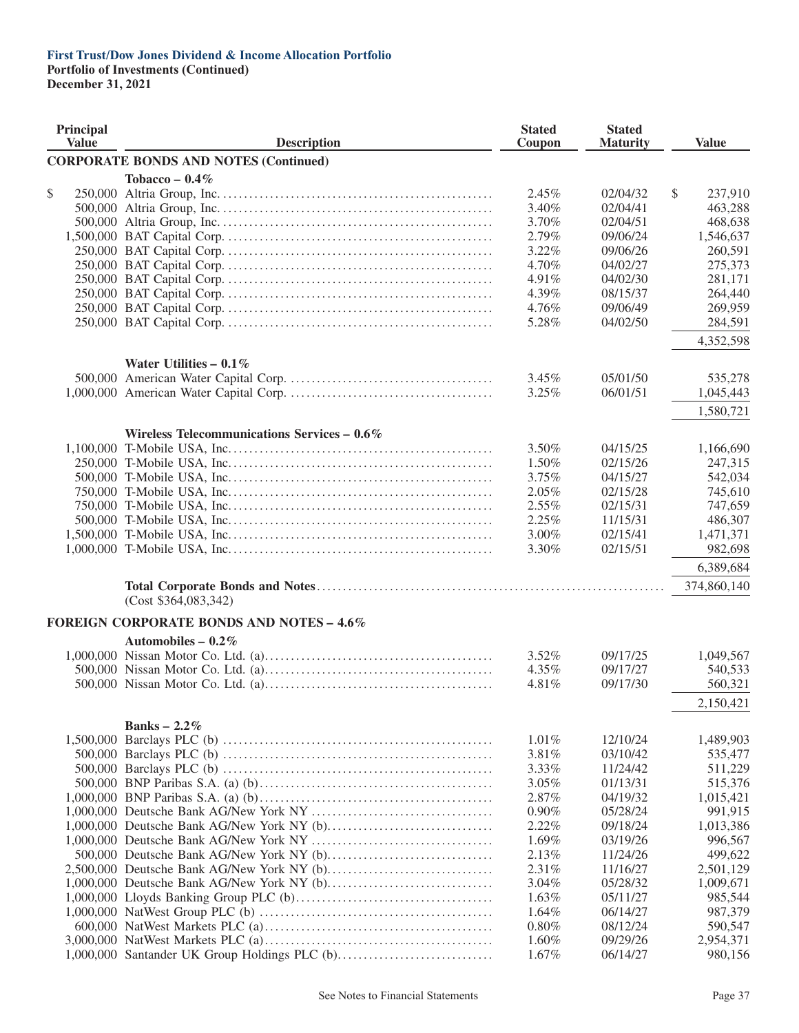**First Trust/Dow Jones Dividend & Income Allocation Portfolio**
**Portfolio of Investments (Continued)**
**December 31, 2021**

| Principal Value | Description | Stated Coupon | Stated Maturity | Value |
|---|---|---|---|---|
| | **CORPORATE BONDS AND NOTES (Continued)** | | | |
| | **Tobacco – 0.4%** | | | |
| $ 250,000 | Altria Group, Inc. | 2.45% | 02/04/32 | $ 237,910 |
| 500,000 | Altria Group, Inc. | 3.40% | 02/04/41 | 463,288 |
| 500,000 | Altria Group, Inc. | 3.70% | 02/04/51 | 468,638 |
| 1,500,000 | BAT Capital Corp. | 2.79% | 09/06/24 | 1,546,637 |
| 250,000 | BAT Capital Corp. | 3.22% | 09/06/26 | 260,591 |
| 250,000 | BAT Capital Corp. | 4.70% | 04/02/27 | 275,373 |
| 250,000 | BAT Capital Corp. | 4.91% | 04/02/30 | 281,171 |
| 250,000 | BAT Capital Corp. | 4.39% | 08/15/37 | 264,440 |
| 250,000 | BAT Capital Corp. | 4.76% | 09/06/49 | 269,959 |
| 250,000 | BAT Capital Corp. | 5.28% | 04/02/50 | 284,591 |
| | | | | 4,352,598 |
| | **Water Utilities – 0.1%** | | | |
| 500,000 | American Water Capital Corp. | 3.45% | 05/01/50 | 535,278 |
| 1,000,000 | American Water Capital Corp. | 3.25% | 06/01/51 | 1,045,443 |
| | | | | 1,580,721 |
| | **Wireless Telecommunications Services – 0.6%** | | | |
| 1,100,000 | T-Mobile USA, Inc. | 3.50% | 04/15/25 | 1,166,690 |
| 250,000 | T-Mobile USA, Inc. | 1.50% | 02/15/26 | 247,315 |
| 500,000 | T-Mobile USA, Inc. | 3.75% | 04/15/27 | 542,034 |
| 750,000 | T-Mobile USA, Inc. | 2.05% | 02/15/28 | 745,610 |
| 750,000 | T-Mobile USA, Inc. | 2.55% | 02/15/31 | 747,659 |
| 500,000 | T-Mobile USA, Inc. | 2.25% | 11/15/31 | 486,307 |
| 1,500,000 | T-Mobile USA, Inc. | 3.00% | 02/15/41 | 1,471,371 |
| 1,000,000 | T-Mobile USA, Inc. | 3.30% | 02/15/51 | 982,698 |
| | | | | 6,389,684 |
| | **Total Corporate Bonds and Notes** (Cost $364,083,342) | | | 374,860,140 |
| | **FOREIGN CORPORATE BONDS AND NOTES – 4.6%** | | | |
| | **Automobiles – 0.2%** | | | |
| 1,000,000 | Nissan Motor Co. Ltd. (a) | 3.52% | 09/17/25 | 1,049,567 |
| 500,000 | Nissan Motor Co. Ltd. (a) | 4.35% | 09/17/27 | 540,533 |
| 500,000 | Nissan Motor Co. Ltd. (a) | 4.81% | 09/17/30 | 560,321 |
| | | | | 2,150,421 |
| | **Banks – 2.2%** | | | |
| 1,500,000 | Barclays PLC (b) | 1.01% | 12/10/24 | 1,489,903 |
| 500,000 | Barclays PLC (b) | 3.81% | 03/10/42 | 535,477 |
| 500,000 | Barclays PLC (b) | 3.33% | 11/24/42 | 511,229 |
| 500,000 | BNP Paribas S.A. (a) (b) | 3.05% | 01/13/31 | 515,376 |
| 1,000,000 | BNP Paribas S.A. (a) (b) | 2.87% | 04/19/32 | 1,015,421 |
| 1,000,000 | Deutsche Bank AG/New York NY | 0.90% | 05/28/24 | 991,915 |
| 1,000,000 | Deutsche Bank AG/New York NY (b) | 2.22% | 09/18/24 | 1,013,386 |
| 1,000,000 | Deutsche Bank AG/New York NY | 1.69% | 03/19/26 | 996,567 |
| 500,000 | Deutsche Bank AG/New York NY (b) | 2.13% | 11/24/26 | 499,622 |
| 2,500,000 | Deutsche Bank AG/New York NY (b) | 2.31% | 11/16/27 | 2,501,129 |
| 1,000,000 | Deutsche Bank AG/New York NY (b) | 3.04% | 05/28/32 | 1,009,671 |
| 1,000,000 | Lloyds Banking Group PLC (b) | 1.63% | 05/11/27 | 985,544 |
| 1,000,000 | NatWest Group PLC (b) | 1.64% | 06/14/27 | 987,379 |
| 600,000 | NatWest Markets PLC (a) | 0.80% | 08/12/24 | 590,547 |
| 3,000,000 | NatWest Markets PLC (a) | 1.60% | 09/29/26 | 2,954,371 |
| 1,000,000 | Santander UK Group Holdings PLC (b) | 1.67% | 06/14/27 | 980,156 |

See Notes to Financial Statements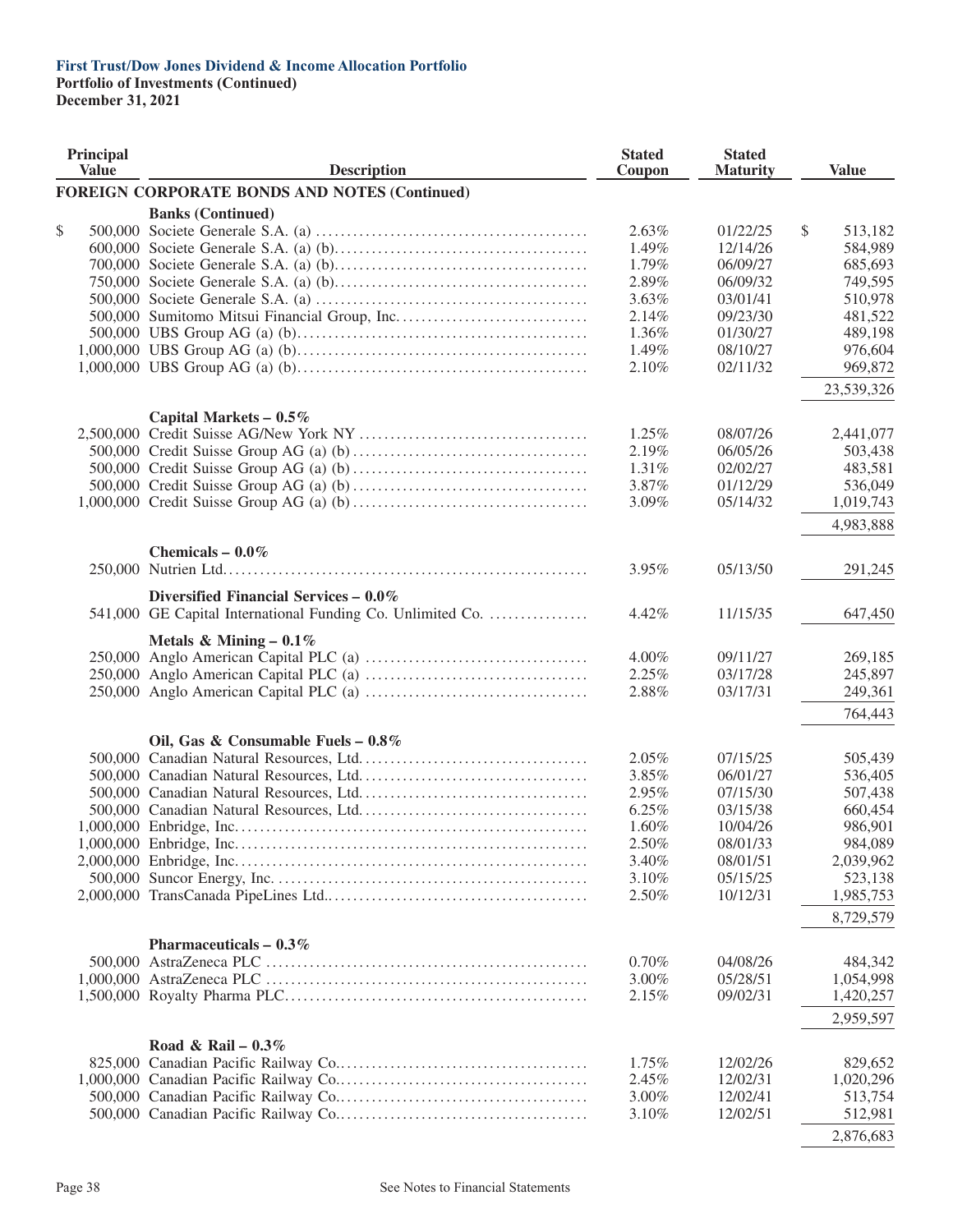**First Trust/Dow Jones Dividend & Income Allocation Portfolio**
**Portfolio of Investments (Continued)**
**December 31, 2021**

| Principal Value | Description | Stated Coupon | Stated Maturity | Value |
|---|---|---|---|---|
| | **FOREIGN CORPORATE BONDS AND NOTES (Continued)** | | | |
| | **Banks (Continued)** | | | |
| $ 500,000 | Societe Generale S.A. (a) | 2.63% | 01/22/25 | $ 513,182 |
| 600,000 | Societe Generale S.A. (a) (b) | 1.49% | 12/14/26 | 584,989 |
| 700,000 | Societe Generale S.A. (a) (b) | 1.79% | 06/09/27 | 685,693 |
| 750,000 | Societe Generale S.A. (a) (b) | 2.89% | 06/09/32 | 749,595 |
| 500,000 | Societe Generale S.A. (a) | 3.63% | 03/01/41 | 510,978 |
| 500,000 | Sumitomo Mitsui Financial Group, Inc. | 2.14% | 09/23/30 | 481,522 |
| 500,000 | UBS Group AG (a) (b) | 1.36% | 01/30/27 | 489,198 |
| 1,000,000 | UBS Group AG (a) (b) | 1.49% | 08/10/27 | 976,604 |
| 1,000,000 | UBS Group AG (a) (b) | 2.10% | 02/11/32 | 969,872 |
| | | | | 23,539,326 |
| | **Capital Markets – 0.5%** | | | |
| 2,500,000 | Credit Suisse AG/New York NY | 1.25% | 08/07/26 | 2,441,077 |
| 500,000 | Credit Suisse Group AG (a) (b) | 2.19% | 06/05/26 | 503,438 |
| 500,000 | Credit Suisse Group AG (a) (b) | 1.31% | 02/02/27 | 483,581 |
| 500,000 | Credit Suisse Group AG (a) (b) | 3.87% | 01/12/29 | 536,049 |
| 1,000,000 | Credit Suisse Group AG (a) (b) | 3.09% | 05/14/32 | 1,019,743 |
| | | | | 4,983,888 |
| | **Chemicals – 0.0%** | | | |
| 250,000 | Nutrien Ltd. | 3.95% | 05/13/50 | 291,245 |
| | **Diversified Financial Services – 0.0%** | | | |
| 541,000 | GE Capital International Funding Co. Unlimited Co. | 4.42% | 11/15/35 | 647,450 |
| | **Metals & Mining – 0.1%** | | | |
| 250,000 | Anglo American Capital PLC (a) | 4.00% | 09/11/27 | 269,185 |
| 250,000 | Anglo American Capital PLC (a) | 2.25% | 03/17/28 | 245,897 |
| 250,000 | Anglo American Capital PLC (a) | 2.88% | 03/17/31 | 249,361 |
| | | | | 764,443 |
| | **Oil, Gas & Consumable Fuels – 0.8%** | | | |
| 500,000 | Canadian Natural Resources, Ltd. | 2.05% | 07/15/25 | 505,439 |
| 500,000 | Canadian Natural Resources, Ltd. | 3.85% | 06/01/27 | 536,405 |
| 500,000 | Canadian Natural Resources, Ltd. | 2.95% | 07/15/30 | 507,438 |
| 500,000 | Canadian Natural Resources, Ltd. | 6.25% | 03/15/38 | 660,454 |
| 1,000,000 | Enbridge, Inc. | 1.60% | 10/04/26 | 986,901 |
| 1,000,000 | Enbridge, Inc. | 2.50% | 08/01/33 | 984,089 |
| 2,000,000 | Enbridge, Inc. | 3.40% | 08/01/51 | 2,039,962 |
| 500,000 | Suncor Energy, Inc. | 3.10% | 05/15/25 | 523,138 |
| 2,000,000 | TransCanada PipeLines Ltd. | 2.50% | 10/12/31 | 1,985,753 |
| | | | | 8,729,579 |
| | **Pharmaceuticals – 0.3%** | | | |
| 500,000 | AstraZeneca PLC | 0.70% | 04/08/26 | 484,342 |
| 1,000,000 | AstraZeneca PLC | 3.00% | 05/28/51 | 1,054,998 |
| 1,500,000 | Royalty Pharma PLC | 2.15% | 09/02/31 | 1,420,257 |
| | | | | 2,959,597 |
| | **Road & Rail – 0.3%** | | | |
| 825,000 | Canadian Pacific Railway Co. | 1.75% | 12/02/26 | 829,652 |
| 1,000,000 | Canadian Pacific Railway Co. | 2.45% | 12/02/31 | 1,020,296 |
| 500,000 | Canadian Pacific Railway Co. | 3.00% | 12/02/41 | 513,754 |
| 500,000 | Canadian Pacific Railway Co. | 3.10% | 12/02/51 | 512,981 |
| | | | | 2,876,683 |

See Notes to Financial Statements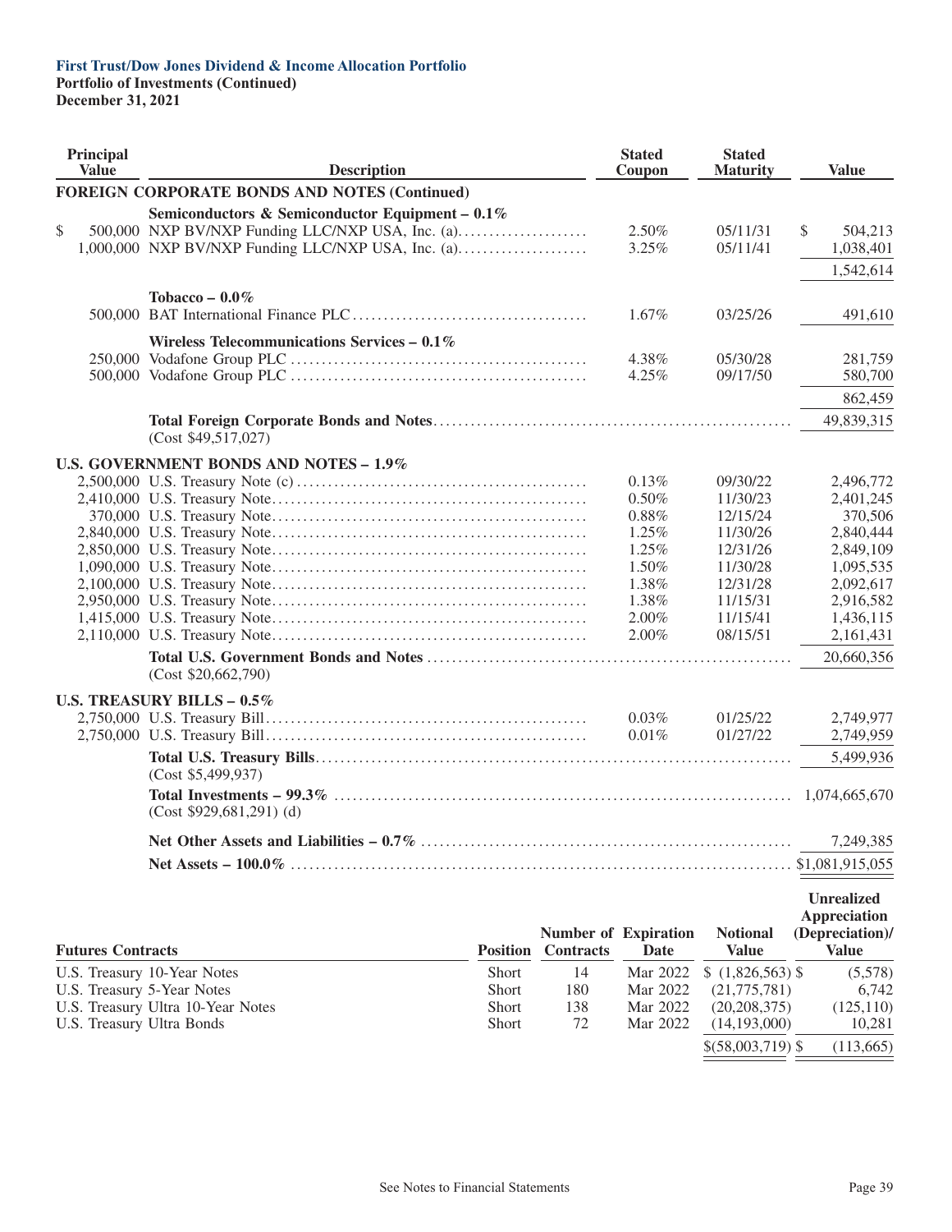**First Trust/Dow Jones Dividend & Income Allocation Portfolio**
**Portfolio of Investments (Continued)**
**December 31, 2021**

| Principal Value | Description | Stated Coupon | Stated Maturity | Value |
|---|---|---|---|---|
| | **FOREIGN CORPORATE BONDS AND NOTES (Continued)** | | | |
| | **Semiconductors & Semiconductor Equipment – 0.1%** | | | |
| $ 500,000 | NXP BV/NXP Funding LLC/NXP USA, Inc. (a) | 2.50% | 05/11/31 | $ 504,213 |
| 1,000,000 | NXP BV/NXP Funding LLC/NXP USA, Inc. (a) | 3.25% | 05/11/41 | 1,038,401 |
| | | | | 1,542,614 |
| | **Tobacco – 0.0%** | | | |
| 500,000 | BAT International Finance PLC | 1.67% | 03/25/26 | 491,610 |
| | **Wireless Telecommunications Services – 0.1%** | | | |
| 250,000 | Vodafone Group PLC | 4.38% | 05/30/28 | 281,759 |
| 500,000 | Vodafone Group PLC | 4.25% | 09/17/50 | 580,700 |
| | | | | 862,459 |
| | **Total Foreign Corporate Bonds and Notes** (Cost $49,517,027) | | | 49,839,315 |
| | **U.S. GOVERNMENT BONDS AND NOTES – 1.9%** | | | |
| 2,500,000 | U.S. Treasury Note (c) | 0.13% | 09/30/22 | 2,496,772 |
| 2,410,000 | U.S. Treasury Note | 0.50% | 11/30/23 | 2,401,245 |
| 370,000 | U.S. Treasury Note | 0.88% | 12/15/24 | 370,506 |
| 2,840,000 | U.S. Treasury Note | 1.25% | 11/30/26 | 2,840,444 |
| 2,850,000 | U.S. Treasury Note | 1.25% | 12/31/26 | 2,849,109 |
| 1,090,000 | U.S. Treasury Note | 1.50% | 11/30/28 | 1,095,535 |
| 2,100,000 | U.S. Treasury Note | 1.38% | 12/31/28 | 2,092,617 |
| 2,950,000 | U.S. Treasury Note | 1.38% | 11/15/31 | 2,916,582 |
| 1,415,000 | U.S. Treasury Note | 2.00% | 11/15/41 | 1,436,115 |
| 2,110,000 | U.S. Treasury Note | 2.00% | 08/15/51 | 2,161,431 |
| | **Total U.S. Government Bonds and Notes** (Cost $20,662,790) | | | 20,660,356 |
| | **U.S. TREASURY BILLS – 0.5%** | | | |
| 2,750,000 | U.S. Treasury Bill | 0.03% | 01/25/22 | 2,749,977 |
| 2,750,000 | U.S. Treasury Bill | 0.01% | 01/27/22 | 2,749,959 |
| | **Total U.S. Treasury Bills** (Cost $5,499,937) | | | 5,499,936 |
| | **Total Investments – 99.3%** (Cost $929,681,291) (d) | | | 1,074,665,670 |
| | **Net Other Assets and Liabilities – 0.7%** | | | 7,249,385 |
| | **Net Assets – 100.0%** | | | $1,081,915,055 |

| Futures Contracts | Position | Number of Contracts | Expiration Date | Notional Value | Unrealized Appreciation (Depreciation)/ Value |
|---|---|---|---|---|---|
| U.S. Treasury 10-Year Notes | Short | 14 | Mar 2022 | $ (1,826,563) | $ (5,578) |
| U.S. Treasury 5-Year Notes | Short | 180 | Mar 2022 | (21,775,781) | 6,742 |
| U.S. Treasury Ultra 10-Year Notes | Short | 138 | Mar 2022 | (20,208,375) | (125,110) |
| U.S. Treasury Ultra Bonds | Short | 72 | Mar 2022 | (14,193,000) | 10,281 |
| | | | | $(58,003,719) | $ (113,665) |

See Notes to Financial Statements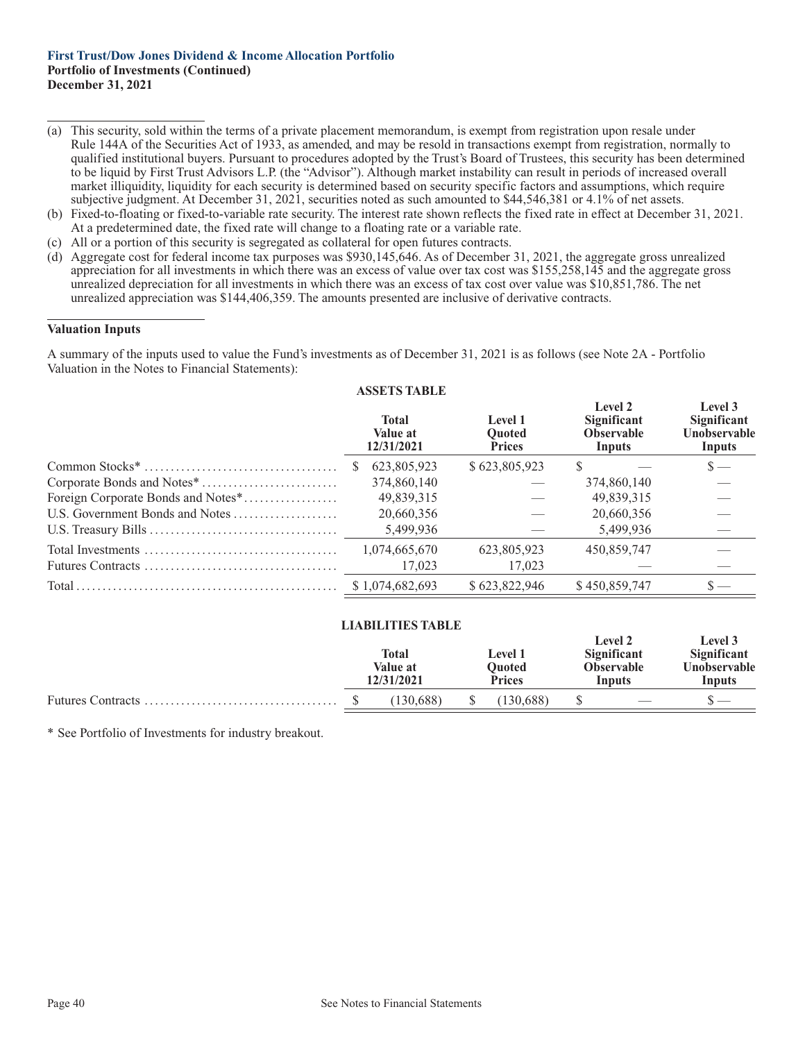**First Trust/Dow Jones Dividend & Income Allocation Portfolio**
**Portfolio of Investments (Continued)**
**December 31, 2021**

---

(a) This security, sold within the terms of a private placement memorandum, is exempt from registration upon resale under Rule 144A of the Securities Act of 1933, as amended, and may be resold in transactions exempt from registration, normally to qualified institutional buyers. Pursuant to procedures adopted by the Trust's Board of Trustees, this security has been determined to be liquid by First Trust Advisors L.P. (the "Advisor"). Although market instability can result in periods of increased overall market illiquidity, liquidity for each security is determined based on security specific factors and assumptions, which require subjective judgment. At December 31, 2021, securities noted as such amounted to $44,546,381 or 4.1% of net assets.

(b) Fixed-to-floating or fixed-to-variable rate security. The interest rate shown reflects the fixed rate in effect at December 31, 2021. At a predetermined date, the fixed rate will change to a floating rate or a variable rate.

(c) All or a portion of this security is segregated as collateral for open futures contracts.

(d) Aggregate cost for federal income tax purposes was $930,145,646. As of December 31, 2021, the aggregate gross unrealized appreciation for all investments in which there was an excess of value over tax cost was $155,258,145 and the aggregate gross unrealized depreciation for all investments in which there was an excess of tax cost over value was $10,851,786. The net unrealized appreciation was $144,406,359. The amounts presented are inclusive of derivative contracts.

---

**Valuation Inputs**

A summary of the inputs used to value the Fund's investments as of December 31, 2021 is as follows (see Note 2A - Portfolio Valuation in the Notes to Financial Statements):

**ASSETS TABLE**

| | Total Value at 12/31/2021 | Level 1 Quoted Prices | Level 2 Significant Observable Inputs | Level 3 Significant Unobservable Inputs |
|---|---|---|---|---|
| Common Stocks* | $ 623,805,923 | $ 623,805,923 | $ — | $ — |
| Corporate Bonds and Notes* | 374,860,140 | — | 374,860,140 | — |
| Foreign Corporate Bonds and Notes* | 49,839,315 | — | 49,839,315 | — |
| U.S. Government Bonds and Notes | 20,660,356 | — | 20,660,356 | — |
| U.S. Treasury Bills | 5,499,936 | — | 5,499,936 | — |
| Total Investments | 1,074,665,670 | 623,805,923 | 450,859,747 | — |
| Futures Contracts | 17,023 | 17,023 | — | — |
| Total | $ 1,074,682,693 | $ 623,822,946 | $ 450,859,747 | $ — |

**LIABILITIES TABLE**

| | Total Value at 12/31/2021 | Level 1 Quoted Prices | Level 2 Significant Observable Inputs | Level 3 Significant Unobservable Inputs |
|---|---|---|---|---|
| Futures Contracts | $ (130,688) | $ (130,688) | $ — | $ — |

* See Portfolio of Investments for industry breakout.

See Notes to Financial Statements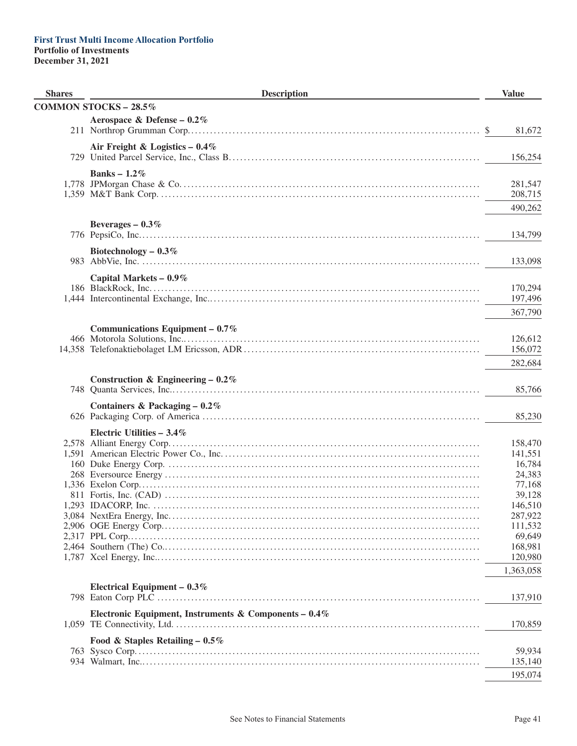**First Trust Multi Income Allocation Portfolio**
**Portfolio of Investments**
**December 31, 2021**

| Shares | Description | Value |
|---|---|---|
| | **COMMON STOCKS – 28.5%** | |
| | **Aerospace & Defense – 0.2%** | |
| 211 | Northrop Grumman Corp. | $ 81,672 |
| | **Air Freight & Logistics – 0.4%** | |
| 729 | United Parcel Service, Inc., Class B | 156,254 |
| | **Banks – 1.2%** | |
| 1,778 | JPMorgan Chase & Co. | 281,547 |
| 1,359 | M&T Bank Corp. | 208,715 |
| | | 490,262 |
| | **Beverages – 0.3%** | |
| 776 | PepsiCo, Inc. | 134,799 |
| | **Biotechnology – 0.3%** | |
| 983 | AbbVie, Inc. | 133,098 |
| | **Capital Markets – 0.9%** | |
| 186 | BlackRock, Inc. | 170,294 |
| 1,444 | Intercontinental Exchange, Inc. | 197,496 |
| | | 367,790 |
| | **Communications Equipment – 0.7%** | |
| 466 | Motorola Solutions, Inc. | 126,612 |
| 14,358 | Telefonaktiebolaget LM Ericsson, ADR | 156,072 |
| | | 282,684 |
| | **Construction & Engineering – 0.2%** | |
| 748 | Quanta Services, Inc. | 85,766 |
| | **Containers & Packaging – 0.2%** | |
| 626 | Packaging Corp. of America | 85,230 |
| | **Electric Utilities – 3.4%** | |
| 2,578 | Alliant Energy Corp. | 158,470 |
| 1,591 | American Electric Power Co., Inc. | 141,551 |
| 160 | Duke Energy Corp. | 16,784 |
| 268 | Eversource Energy | 24,383 |
| 1,336 | Exelon Corp. | 77,168 |
| 811 | Fortis, Inc. (CAD) | 39,128 |
| 1,293 | IDACORP, Inc. | 146,510 |
| 3,084 | NextEra Energy, Inc. | 287,922 |
| 2,906 | OGE Energy Corp. | 111,532 |
| 2,317 | PPL Corp. | 69,649 |
| 2,464 | Southern (The) Co. | 168,981 |
| 1,787 | Xcel Energy, Inc. | 120,980 |
| | | 1,363,058 |
| | **Electrical Equipment – 0.3%** | |
| 798 | Eaton Corp PLC | 137,910 |
| | **Electronic Equipment, Instruments & Components – 0.4%** | |
| 1,059 | TE Connectivity, Ltd. | 170,859 |
| | **Food & Staples Retailing – 0.5%** | |
| 763 | Sysco Corp. | 59,934 |
| 934 | Walmart, Inc. | 135,140 |
| | | 195,074 |

See Notes to Financial Statements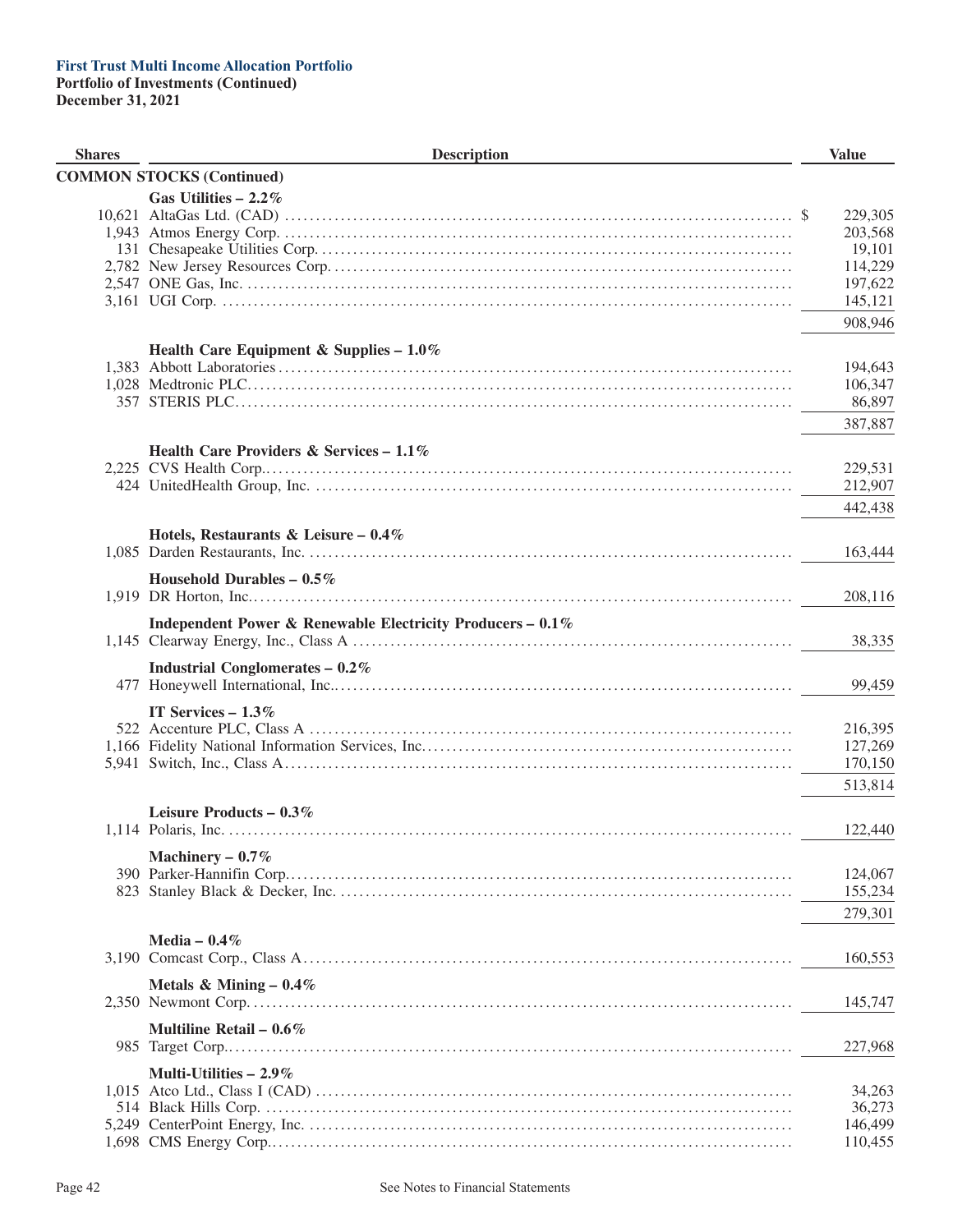**First Trust Multi Income Allocation Portfolio**
**Portfolio of Investments (Continued)**
**December 31, 2021**

| Shares | Description | Value |
|---|---|---|
| | **COMMON STOCKS (Continued)** | |
| | **Gas Utilities – 2.2%** | |
| 10,621 | AltaGas Ltd. (CAD) | $ 229,305 |
| 1,943 | Atmos Energy Corp. | 203,568 |
| 131 | Chesapeake Utilities Corp. | 19,101 |
| 2,782 | New Jersey Resources Corp. | 114,229 |
| 2,547 | ONE Gas, Inc. | 197,622 |
| 3,161 | UGI Corp. | 145,121 |
| | | 908,946 |
| | **Health Care Equipment & Supplies – 1.0%** | |
| 1,383 | Abbott Laboratories | 194,643 |
| 1,028 | Medtronic PLC | 106,347 |
| 357 | STERIS PLC | 86,897 |
| | | 387,887 |
| | **Health Care Providers & Services – 1.1%** | |
| 2,225 | CVS Health Corp. | 229,531 |
| 424 | UnitedHealth Group, Inc. | 212,907 |
| | | 442,438 |
| | **Hotels, Restaurants & Leisure – 0.4%** | |
| 1,085 | Darden Restaurants, Inc. | 163,444 |
| | **Household Durables – 0.5%** | |
| 1,919 | DR Horton, Inc. | 208,116 |
| | **Independent Power & Renewable Electricity Producers – 0.1%** | |
| 1,145 | Clearway Energy, Inc., Class A | 38,335 |
| | **Industrial Conglomerates – 0.2%** | |
| 477 | Honeywell International, Inc. | 99,459 |
| | **IT Services – 1.3%** | |
| 522 | Accenture PLC, Class A | 216,395 |
| 1,166 | Fidelity National Information Services, Inc. | 127,269 |
| 5,941 | Switch, Inc., Class A | 170,150 |
| | | 513,814 |
| | **Leisure Products – 0.3%** | |
| 1,114 | Polaris, Inc. | 122,440 |
| | **Machinery – 0.7%** | |
| 390 | Parker-Hannifin Corp. | 124,067 |
| 823 | Stanley Black & Decker, Inc. | 155,234 |
| | | 279,301 |
| | **Media – 0.4%** | |
| 3,190 | Comcast Corp., Class A | 160,553 |
| | **Metals & Mining – 0.4%** | |
| 2,350 | Newmont Corp. | 145,747 |
| | **Multiline Retail – 0.6%** | |
| 985 | Target Corp. | 227,968 |
| | **Multi-Utilities – 2.9%** | |
| 1,015 | Atco Ltd., Class I (CAD) | 34,263 |
| 514 | Black Hills Corp. | 36,273 |
| 5,249 | CenterPoint Energy, Inc. | 146,499 |
| 1,698 | CMS Energy Corp. | 110,455 |

See Notes to Financial Statements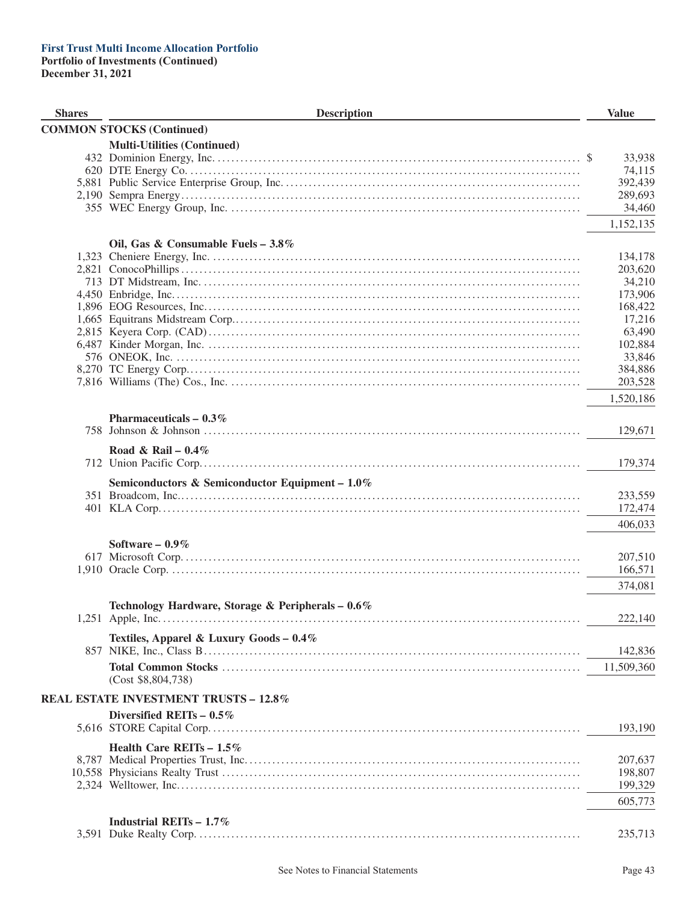**First Trust Multi Income Allocation Portfolio**
**Portfolio of Investments (Continued)**
**December 31, 2021**

| Shares | Description | Value |
|---|---|---|
| | **COMMON STOCKS (Continued)** | |
| | **Multi-Utilities (Continued)** | |
| 432 | Dominion Energy, Inc. | $ 33,938 |
| 620 | DTE Energy Co. | 74,115 |
| 5,881 | Public Service Enterprise Group, Inc. | 392,439 |
| 2,190 | Sempra Energy | 289,693 |
| 355 | WEC Energy Group, Inc. | 34,460 |
| | | 1,152,135 |
| | **Oil, Gas & Consumable Fuels – 3.8%** | |
| 1,323 | Cheniere Energy, Inc. | 134,178 |
| 2,821 | ConocoPhillips | 203,620 |
| 713 | DT Midstream, Inc. | 34,210 |
| 4,450 | Enbridge, Inc. | 173,906 |
| 1,896 | EOG Resources, Inc. | 168,422 |
| 1,665 | Equitrans Midstream Corp. | 17,216 |
| 2,815 | Keyera Corp. (CAD) | 63,490 |
| 6,487 | Kinder Morgan, Inc. | 102,884 |
| 576 | ONEOK, Inc. | 33,846 |
| 8,270 | TC Energy Corp. | 384,886 |
| 7,816 | Williams (The) Cos., Inc. | 203,528 |
| | | 1,520,186 |
| | **Pharmaceuticals – 0.3%** | |
| 758 | Johnson & Johnson | 129,671 |
| | **Road & Rail – 0.4%** | |
| 712 | Union Pacific Corp. | 179,374 |
| | **Semiconductors & Semiconductor Equipment – 1.0%** | |
| 351 | Broadcom, Inc. | 233,559 |
| 401 | KLA Corp. | 172,474 |
| | | 406,033 |
| | **Software – 0.9%** | |
| 617 | Microsoft Corp. | 207,510 |
| 1,910 | Oracle Corp. | 166,571 |
| | | 374,081 |
| | **Technology Hardware, Storage & Peripherals – 0.6%** | |
| 1,251 | Apple, Inc. | 222,140 |
| | **Textiles, Apparel & Luxury Goods – 0.4%** | |
| 857 | NIKE, Inc., Class B | 142,836 |
| | **Total Common Stocks** | 11,509,360 |
| | (Cost $8,804,738) | |
| | **REAL ESTATE INVESTMENT TRUSTS – 12.8%** | |
| | **Diversified REITs – 0.5%** | |
| 5,616 | STORE Capital Corp. | 193,190 |
| | **Health Care REITs – 1.5%** | |
| 8,787 | Medical Properties Trust, Inc. | 207,637 |
| 10,558 | Physicians Realty Trust | 198,807 |
| 2,324 | Welltower, Inc. | 199,329 |
| | | 605,773 |
| | **Industrial REITs – 1.7%** | |
| 3,591 | Duke Realty Corp. | 235,713 |

See Notes to Financial Statements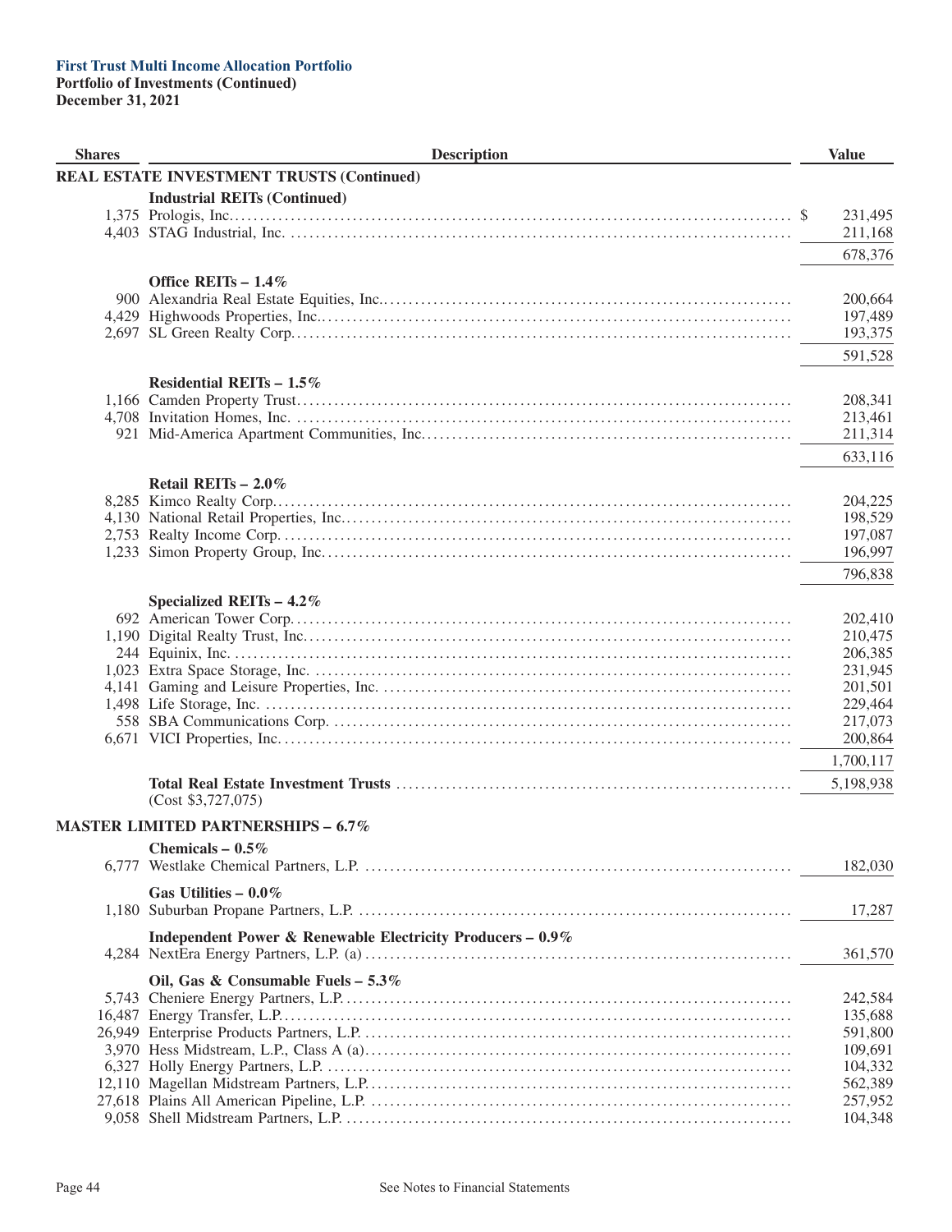**First Trust Multi Income Allocation Portfolio**
**Portfolio of Investments (Continued)**
**December 31, 2021**

| Shares | Description | Value |
|---|---|---|
| | **REAL ESTATE INVESTMENT TRUSTS (Continued)** | |
| | **Industrial REITs (Continued)** | |
| 1,375 | Prologis, Inc. | $ 231,495 |
| 4,403 | STAG Industrial, Inc. | 211,168 |
| | | 678,376 |
| | **Office REITs – 1.4%** | |
| 900 | Alexandria Real Estate Equities, Inc. | 200,664 |
| 4,429 | Highwoods Properties, Inc. | 197,489 |
| 2,697 | SL Green Realty Corp. | 193,375 |
| | | 591,528 |
| | **Residential REITs – 1.5%** | |
| 1,166 | Camden Property Trust | 208,341 |
| 4,708 | Invitation Homes, Inc. | 213,461 |
| 921 | Mid-America Apartment Communities, Inc. | 211,314 |
| | | 633,116 |
| | **Retail REITs – 2.0%** | |
| 8,285 | Kimco Realty Corp. | 204,225 |
| 4,130 | National Retail Properties, Inc. | 198,529 |
| 2,753 | Realty Income Corp. | 197,087 |
| 1,233 | Simon Property Group, Inc. | 196,997 |
| | | 796,838 |
| | **Specialized REITs – 4.2%** | |
| 692 | American Tower Corp. | 202,410 |
| 1,190 | Digital Realty Trust, Inc. | 210,475 |
| 244 | Equinix, Inc. | 206,385 |
| 1,023 | Extra Space Storage, Inc. | 231,945 |
| 4,141 | Gaming and Leisure Properties, Inc. | 201,501 |
| 1,498 | Life Storage, Inc. | 229,464 |
| 558 | SBA Communications Corp. | 217,073 |
| 6,671 | VICI Properties, Inc. | 200,864 |
| | | 1,700,117 |
| | **Total Real Estate Investment Trusts** (Cost $3,727,075) | 5,198,938 |
| | **MASTER LIMITED PARTNERSHIPS – 6.7%** | |
| | **Chemicals – 0.5%** | |
| 6,777 | Westlake Chemical Partners, L.P. | 182,030 |
| | **Gas Utilities – 0.0%** | |
| 1,180 | Suburban Propane Partners, L.P. | 17,287 |
| | **Independent Power & Renewable Electricity Producers – 0.9%** | |
| 4,284 | NextEra Energy Partners, L.P. (a) | 361,570 |
| | **Oil, Gas & Consumable Fuels – 5.3%** | |
| 5,743 | Cheniere Energy Partners, L.P. | 242,584 |
| 16,487 | Energy Transfer, L.P. | 135,688 |
| 26,949 | Enterprise Products Partners, L.P. | 591,800 |
| 3,970 | Hess Midstream, L.P., Class A (a) | 109,691 |
| 6,327 | Holly Energy Partners, L.P. | 104,332 |
| 12,110 | Magellan Midstream Partners, L.P. | 562,389 |
| 27,618 | Plains All American Pipeline, L.P. | 257,952 |
| 9,058 | Shell Midstream Partners, L.P. | 104,348 |

See Notes to Financial Statements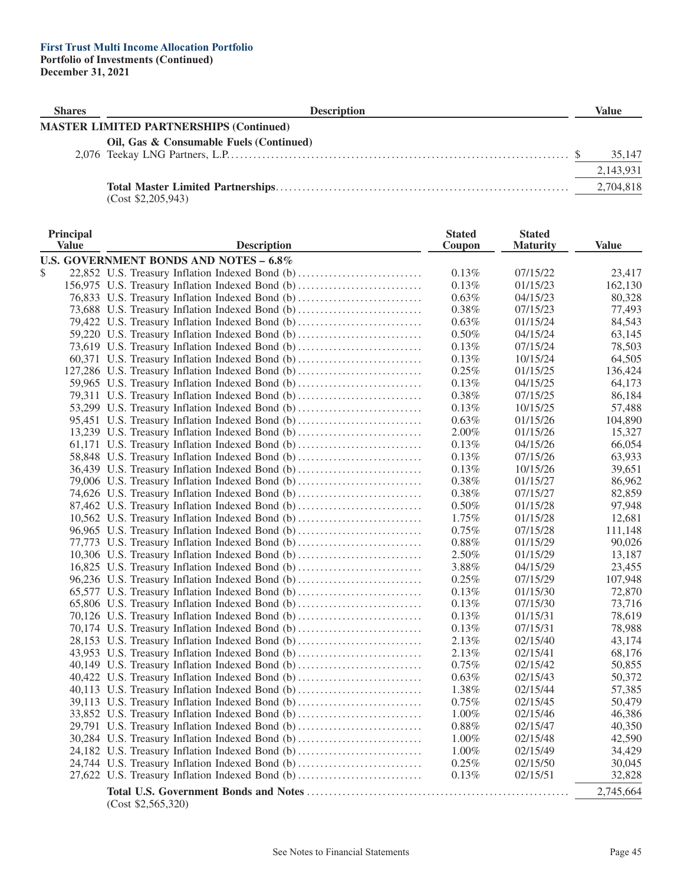**First Trust Multi Income Allocation Portfolio**
**Portfolio of Investments (Continued)**
**December 31, 2021**

| Shares | Description | Value |
|---|---|---|
| | **MASTER LIMITED PARTNERSHIPS (Continued)** | |
| | **Oil, Gas & Consumable Fuels (Continued)** | |
| 2,076 | Teekay LNG Partners, L.P. | $ 35,147 |
| | | 2,143,931 |
| | **Total Master Limited Partnerships** | 2,704,818 |
| | (Cost $2,205,943) | |

| Principal Value | Description | Stated Coupon | Stated Maturity | Value |
|---|---|---|---|---|
| | **U.S. GOVERNMENT BONDS AND NOTES – 6.8%** | | | |
| $ 22,852 | U.S. Treasury Inflation Indexed Bond (b) | 0.13% | 07/15/22 | 23,417 |
| 156,975 | U.S. Treasury Inflation Indexed Bond (b) | 0.13% | 01/15/23 | 162,130 |
| 76,833 | U.S. Treasury Inflation Indexed Bond (b) | 0.63% | 04/15/23 | 80,328 |
| 73,688 | U.S. Treasury Inflation Indexed Bond (b) | 0.38% | 07/15/23 | 77,493 |
| 79,422 | U.S. Treasury Inflation Indexed Bond (b) | 0.63% | 01/15/24 | 84,543 |
| 59,220 | U.S. Treasury Inflation Indexed Bond (b) | 0.50% | 04/15/24 | 63,145 |
| 73,619 | U.S. Treasury Inflation Indexed Bond (b) | 0.13% | 07/15/24 | 78,503 |
| 60,371 | U.S. Treasury Inflation Indexed Bond (b) | 0.13% | 10/15/24 | 64,505 |
| 127,286 | U.S. Treasury Inflation Indexed Bond (b) | 0.25% | 01/15/25 | 136,424 |
| 59,965 | U.S. Treasury Inflation Indexed Bond (b) | 0.13% | 04/15/25 | 64,173 |
| 79,311 | U.S. Treasury Inflation Indexed Bond (b) | 0.38% | 07/15/25 | 86,184 |
| 53,299 | U.S. Treasury Inflation Indexed Bond (b) | 0.13% | 10/15/25 | 57,488 |
| 95,451 | U.S. Treasury Inflation Indexed Bond (b) | 0.63% | 01/15/26 | 104,890 |
| 13,239 | U.S. Treasury Inflation Indexed Bond (b) | 2.00% | 01/15/26 | 15,327 |
| 61,171 | U.S. Treasury Inflation Indexed Bond (b) | 0.13% | 04/15/26 | 66,054 |
| 58,848 | U.S. Treasury Inflation Indexed Bond (b) | 0.13% | 07/15/26 | 63,933 |
| 36,439 | U.S. Treasury Inflation Indexed Bond (b) | 0.13% | 10/15/26 | 39,651 |
| 79,006 | U.S. Treasury Inflation Indexed Bond (b) | 0.38% | 01/15/27 | 86,962 |
| 74,626 | U.S. Treasury Inflation Indexed Bond (b) | 0.38% | 07/15/27 | 82,859 |
| 87,462 | U.S. Treasury Inflation Indexed Bond (b) | 0.50% | 01/15/28 | 97,948 |
| 10,562 | U.S. Treasury Inflation Indexed Bond (b) | 1.75% | 01/15/28 | 12,681 |
| 96,965 | U.S. Treasury Inflation Indexed Bond (b) | 0.75% | 07/15/28 | 111,148 |
| 77,773 | U.S. Treasury Inflation Indexed Bond (b) | 0.88% | 01/15/29 | 90,026 |
| 10,306 | U.S. Treasury Inflation Indexed Bond (b) | 2.50% | 01/15/29 | 13,187 |
| 16,825 | U.S. Treasury Inflation Indexed Bond (b) | 3.88% | 04/15/29 | 23,455 |
| 96,236 | U.S. Treasury Inflation Indexed Bond (b) | 0.25% | 07/15/29 | 107,948 |
| 65,577 | U.S. Treasury Inflation Indexed Bond (b) | 0.13% | 01/15/30 | 72,870 |
| 65,806 | U.S. Treasury Inflation Indexed Bond (b) | 0.13% | 07/15/30 | 73,716 |
| 70,126 | U.S. Treasury Inflation Indexed Bond (b) | 0.13% | 01/15/31 | 78,619 |
| 70,174 | U.S. Treasury Inflation Indexed Bond (b) | 0.13% | 07/15/31 | 78,988 |
| 28,153 | U.S. Treasury Inflation Indexed Bond (b) | 2.13% | 02/15/40 | 43,174 |
| 43,953 | U.S. Treasury Inflation Indexed Bond (b) | 2.13% | 02/15/41 | 68,176 |
| 40,149 | U.S. Treasury Inflation Indexed Bond (b) | 0.75% | 02/15/42 | 50,855 |
| 40,422 | U.S. Treasury Inflation Indexed Bond (b) | 0.63% | 02/15/43 | 50,372 |
| 40,113 | U.S. Treasury Inflation Indexed Bond (b) | 1.38% | 02/15/44 | 57,385 |
| 39,113 | U.S. Treasury Inflation Indexed Bond (b) | 0.75% | 02/15/45 | 50,479 |
| 33,852 | U.S. Treasury Inflation Indexed Bond (b) | 1.00% | 02/15/46 | 46,386 |
| 29,791 | U.S. Treasury Inflation Indexed Bond (b) | 0.88% | 02/15/47 | 40,350 |
| 30,284 | U.S. Treasury Inflation Indexed Bond (b) | 1.00% | 02/15/48 | 42,590 |
| 24,182 | U.S. Treasury Inflation Indexed Bond (b) | 1.00% | 02/15/49 | 34,429 |
| 24,744 | U.S. Treasury Inflation Indexed Bond (b) | 0.25% | 02/15/50 | 30,045 |
| 27,622 | U.S. Treasury Inflation Indexed Bond (b) | 0.13% | 02/15/51 | 32,828 |
| | **Total U.S. Government Bonds and Notes** | | | 2,745,664 |
| | (Cost $2,565,320) | | | |

See Notes to Financial Statements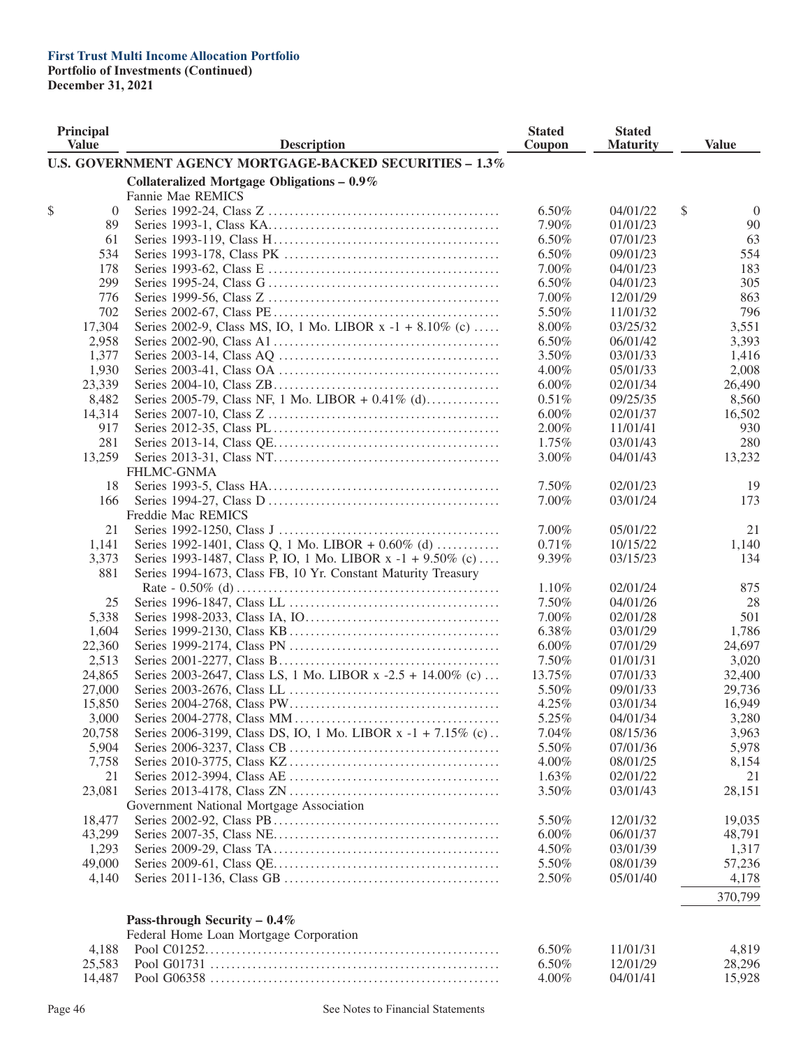**First Trust Multi Income Allocation Portfolio**
**Portfolio of Investments (Continued)**
**December 31, 2021**

| Principal Value | Description | Stated Coupon | Stated Maturity | Value |
|---|---|---|---|---|
| | **U.S. GOVERNMENT AGENCY MORTGAGE-BACKED SECURITIES – 1.3%** | | | |
| | **Collateralized Mortgage Obligations – 0.9%** | | | |
| | Fannie Mae REMICS | | | |
| $ 0 | Series 1992-24, Class Z | 6.50% | 04/01/22 | $ 0 |
| 89 | Series 1993-1, Class KA | 7.90% | 01/01/23 | 90 |
| 61 | Series 1993-119, Class H | 6.50% | 07/01/23 | 63 |
| 534 | Series 1993-178, Class PK | 6.50% | 09/01/23 | 554 |
| 178 | Series 1993-62, Class E | 7.00% | 04/01/23 | 183 |
| 299 | Series 1995-24, Class G | 6.50% | 04/01/23 | 305 |
| 776 | Series 1999-56, Class Z | 7.00% | 12/01/29 | 863 |
| 702 | Series 2002-67, Class PE | 5.50% | 11/01/32 | 796 |
| 17,304 | Series 2002-9, Class MS, IO, 1 Mo. LIBOR x -1 + 8.10% (c) | 8.00% | 03/25/32 | 3,551 |
| 2,958 | Series 2002-90, Class A1 | 6.50% | 06/01/42 | 3,393 |
| 1,377 | Series 2003-14, Class AQ | 3.50% | 03/01/33 | 1,416 |
| 1,930 | Series 2003-41, Class OA | 4.00% | 05/01/33 | 2,008 |
| 23,339 | Series 2004-10, Class ZB | 6.00% | 02/01/34 | 26,490 |
| 8,482 | Series 2005-79, Class NF, 1 Mo. LIBOR + 0.41% (d) | 0.51% | 09/25/35 | 8,560 |
| 14,314 | Series 2007-10, Class Z | 6.00% | 02/01/37 | 16,502 |
| 917 | Series 2012-35, Class PL | 2.00% | 11/01/41 | 930 |
| 281 | Series 2013-14, Class QE | 1.75% | 03/01/43 | 280 |
| 13,259 | Series 2013-31, Class NT | 3.00% | 04/01/43 | 13,232 |
| | FHLMC-GNMA | | | |
| 18 | Series 1993-5, Class HA | 7.50% | 02/01/23 | 19 |
| 166 | Series 1994-27, Class D | 7.00% | 03/01/24 | 173 |
| | Freddie Mac REMICS | | | |
| 21 | Series 1992-1250, Class J | 7.00% | 05/01/22 | 21 |
| 1,141 | Series 1992-1401, Class Q, 1 Mo. LIBOR + 0.60% (d) | 0.71% | 10/15/22 | 1,140 |
| 3,373 | Series 1993-1487, Class P, IO, 1 Mo. LIBOR x -1 + 9.50% (c) | 9.39% | 03/15/23 | 134 |
| 881 | Series 1994-1673, Class FB, 10 Yr. Constant Maturity Treasury Rate - 0.50% (d) | 1.10% | 02/01/24 | 875 |
| 25 | Series 1996-1847, Class LL | 7.50% | 04/01/26 | 28 |
| 5,338 | Series 1998-2033, Class IA, IO | 7.00% | 02/01/28 | 501 |
| 1,604 | Series 1999-2130, Class KB | 6.38% | 03/01/29 | 1,786 |
| 22,360 | Series 1999-2174, Class PN | 6.00% | 07/01/29 | 24,697 |
| 2,513 | Series 2001-2277, Class B | 7.50% | 01/01/31 | 3,020 |
| 24,865 | Series 2003-2647, Class LS, 1 Mo. LIBOR x -2.5 + 14.00% (c) | 13.75% | 07/01/33 | 32,400 |
| 27,000 | Series 2003-2676, Class LL | 5.50% | 09/01/33 | 29,736 |
| 15,850 | Series 2004-2768, Class PW | 4.25% | 03/01/34 | 16,949 |
| 3,000 | Series 2004-2778, Class MM | 5.25% | 04/01/34 | 3,280 |
| 20,758 | Series 2006-3199, Class DS, IO, 1 Mo. LIBOR x -1 + 7.15% (c) | 7.04% | 08/15/36 | 3,963 |
| 5,904 | Series 2006-3237, Class CB | 5.50% | 07/01/36 | 5,978 |
| 7,758 | Series 2010-3775, Class KZ | 4.00% | 08/01/25 | 8,154 |
| 21 | Series 2012-3994, Class AE | 1.63% | 02/01/22 | 21 |
| 23,081 | Series 2013-4178, Class ZN | 3.50% | 03/01/43 | 28,151 |
| | Government National Mortgage Association | | | |
| 18,477 | Series 2002-92, Class PB | 5.50% | 12/01/32 | 19,035 |
| 43,299 | Series 2007-35, Class NE | 6.00% | 06/01/37 | 48,791 |
| 1,293 | Series 2009-29, Class TA | 4.50% | 03/01/39 | 1,317 |
| 49,000 | Series 2009-61, Class QE | 5.50% | 08/01/39 | 57,236 |
| 4,140 | Series 2011-136, Class GB | 2.50% | 05/01/40 | 4,178 |
| | | | | 370,799 |
| | **Pass-through Security – 0.4%** | | | |
| | Federal Home Loan Mortgage Corporation | | | |
| 4,188 | Pool C01252 | 6.50% | 11/01/31 | 4,819 |
| 25,583 | Pool G01731 | 6.50% | 12/01/29 | 28,296 |
| 14,487 | Pool G06358 | 4.00% | 04/01/41 | 15,928 |

See Notes to Financial Statements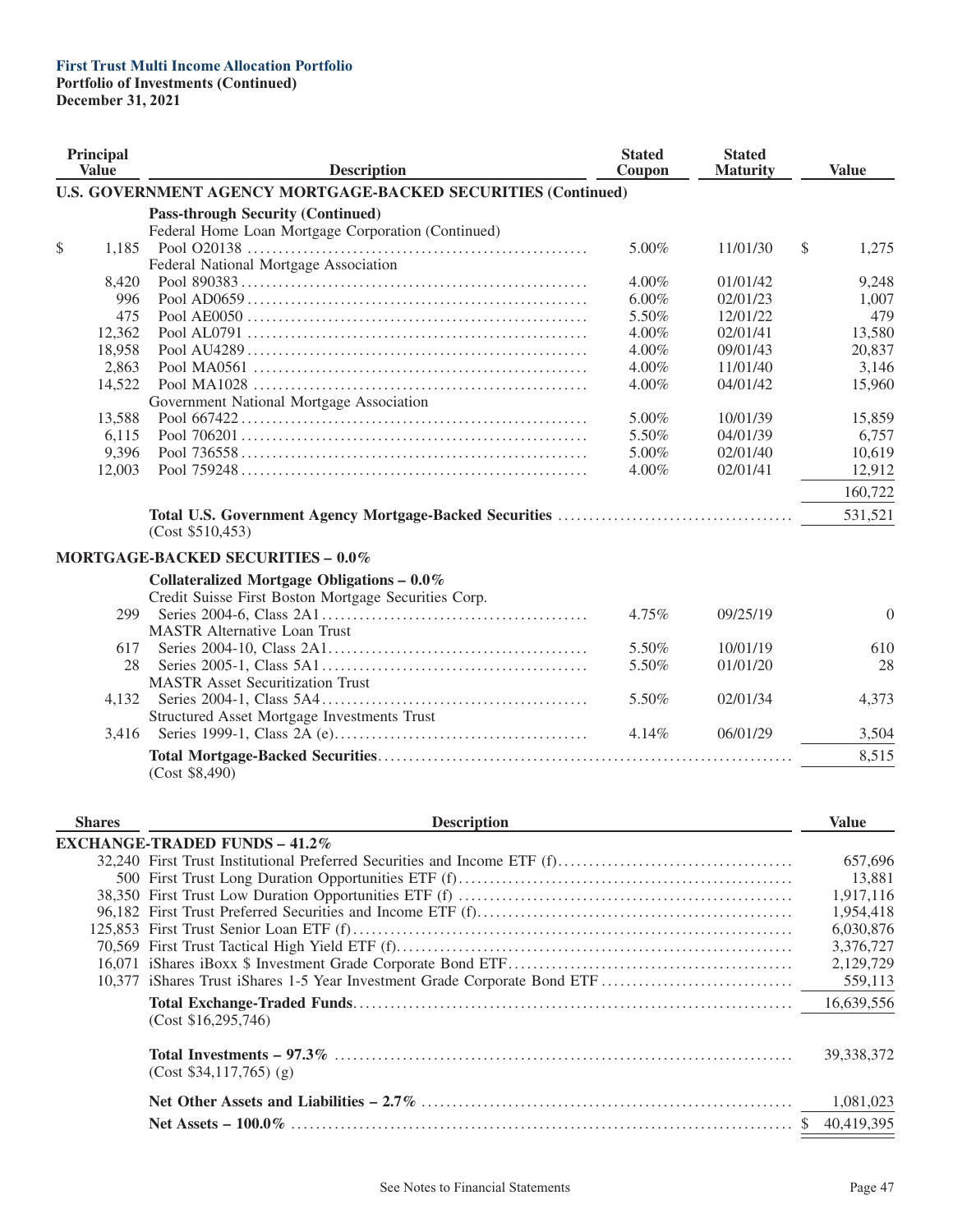**First Trust Multi Income Allocation Portfolio**
**Portfolio of Investments (Continued)**
**December 31, 2021**

| Principal Value | Description | Stated Coupon | Stated Maturity | Value |
|---|---|---|---|---|
| | **U.S. GOVERNMENT AGENCY MORTGAGE-BACKED SECURITIES (Continued)** | | | |
| | **Pass-through Security (Continued)** | | | |
| | Federal Home Loan Mortgage Corporation (Continued) | | | |
| $ 1,185 | Pool O20138 | 5.00% | 11/01/30 | $ 1,275 |
| | Federal National Mortgage Association | | | |
| 8,420 | Pool 890383 | 4.00% | 01/01/42 | 9,248 |
| 996 | Pool AD0659 | 6.00% | 02/01/23 | 1,007 |
| 475 | Pool AE0050 | 5.50% | 12/01/22 | 479 |
| 12,362 | Pool AL0791 | 4.00% | 02/01/41 | 13,580 |
| 18,958 | Pool AU4289 | 4.00% | 09/01/43 | 20,837 |
| 2,863 | Pool MA0561 | 4.00% | 11/01/40 | 3,146 |
| 14,522 | Pool MA1028 | 4.00% | 04/01/42 | 15,960 |
| | Government National Mortgage Association | | | |
| 13,588 | Pool 667422 | 5.00% | 10/01/39 | 15,859 |
| 6,115 | Pool 706201 | 5.50% | 04/01/39 | 6,757 |
| 9,396 | Pool 736558 | 5.00% | 02/01/40 | 10,619 |
| 12,003 | Pool 759248 | 4.00% | 02/01/41 | 12,912 |
| | | | | 160,722 |
| | **Total U.S. Government Agency Mortgage-Backed Securities** (Cost $510,453) | | | 531,521 |
| | **MORTGAGE-BACKED SECURITIES – 0.0%** | | | |
| | **Collateralized Mortgage Obligations – 0.0%** | | | |
| | Credit Suisse First Boston Mortgage Securities Corp. | | | |
| 299 | Series 2004-6, Class 2A1 | 4.75% | 09/25/19 | 0 |
| | MASTR Alternative Loan Trust | | | |
| 617 | Series 2004-10, Class 2A1 | 5.50% | 10/01/19 | 610 |
| 28 | Series 2005-1, Class 5A1 | 5.50% | 01/01/20 | 28 |
| | MASTR Asset Securitization Trust | | | |
| 4,132 | Series 2004-1, Class 5A4 | 5.50% | 02/01/34 | 4,373 |
| | Structured Asset Mortgage Investments Trust | | | |
| 3,416 | Series 1999-1, Class 2A (e) | 4.14% | 06/01/29 | 3,504 |
| | **Total Mortgage-Backed Securities** (Cost $8,490) | | | 8,515 |

| Shares | Description | Value |
|---|---|---|
| | **EXCHANGE-TRADED FUNDS – 41.2%** | |
| 32,240 | First Trust Institutional Preferred Securities and Income ETF (f) | 657,696 |
| 500 | First Trust Long Duration Opportunities ETF (f) | 13,881 |
| 38,350 | First Trust Low Duration Opportunities ETF (f) | 1,917,116 |
| 96,182 | First Trust Preferred Securities and Income ETF (f) | 1,954,418 |
| 125,853 | First Trust Senior Loan ETF (f) | 6,030,876 |
| 70,569 | First Trust Tactical High Yield ETF (f) | 3,376,727 |
| 16,071 | iShares iBoxx $ Investment Grade Corporate Bond ETF | 2,129,729 |
| 10,377 | iShares Trust iShares 1-5 Year Investment Grade Corporate Bond ETF | 559,113 |
| | **Total Exchange-Traded Funds** (Cost $16,295,746) | 16,639,556 |
| | **Total Investments – 97.3%** (Cost $34,117,765) (g) | 39,338,372 |
| | **Net Other Assets and Liabilities – 2.7%** | 1,081,023 |
| | **Net Assets – 100.0%** | $ 40,419,395 |

See Notes to Financial Statements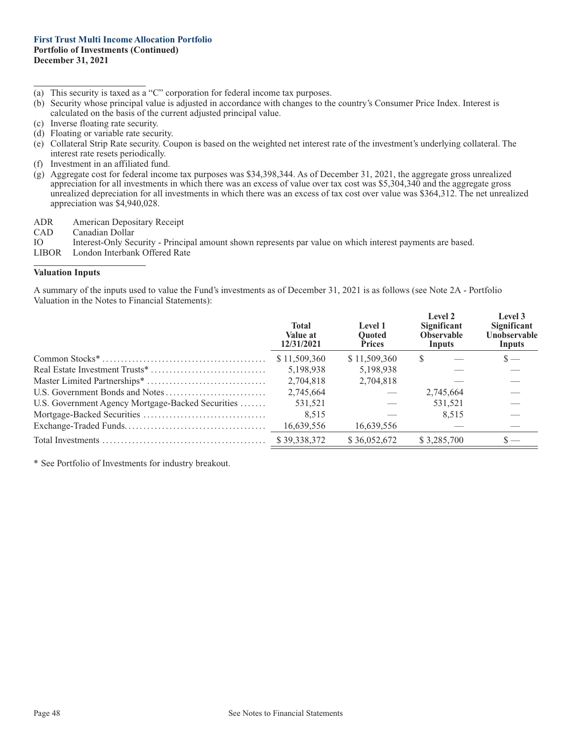**First Trust Multi Income Allocation Portfolio**
**Portfolio of Investments (Continued)**
**December 31, 2021**

---

(a) This security is taxed as a "C" corporation for federal income tax purposes.

(b) Security whose principal value is adjusted in accordance with changes to the country's Consumer Price Index. Interest is calculated on the basis of the current adjusted principal value.

(c) Inverse floating rate security.

(d) Floating or variable rate security.

(e) Collateral Strip Rate security. Coupon is based on the weighted net interest rate of the investment's underlying collateral. The interest rate resets periodically.

(f) Investment in an affiliated fund.

(g) Aggregate cost for federal income tax purposes was $34,398,344. As of December 31, 2021, the aggregate gross unrealized appreciation for all investments in which there was an excess of value over tax cost was $5,304,340 and the aggregate gross unrealized depreciation for all investments in which there was an excess of tax cost over value was $364,312. The net unrealized appreciation was $4,940,028.

ADR American Depositary Receipt
CAD Canadian Dollar
IO Interest-Only Security - Principal amount shown represents par value on which interest payments are based.
LIBOR London Interbank Offered Rate

---

**Valuation Inputs**

A summary of the inputs used to value the Fund's investments as of December 31, 2021 is as follows (see Note 2A - Portfolio Valuation in the Notes to Financial Statements):

| | Total Value at 12/31/2021 | Level 1 Quoted Prices | Level 2 Significant Observable Inputs | Level 3 Significant Unobservable Inputs |
|---|---|---|---|---|
| Common Stocks* | $ 11,509,360 | $ 11,509,360 | $ — | $ — |
| Real Estate Investment Trusts* | 5,198,938 | 5,198,938 | — | — |
| Master Limited Partnerships* | 2,704,818 | 2,704,818 | — | — |
| U.S. Government Bonds and Notes | 2,745,664 | — | 2,745,664 | — |
| U.S. Government Agency Mortgage-Backed Securities | 531,521 | — | 531,521 | — |
| Mortgage-Backed Securities | 8,515 | — | 8,515 | — |
| Exchange-Traded Funds | 16,639,556 | 16,639,556 | — | — |
| Total Investments | $ 39,338,372 | $ 36,052,672 | $ 3,285,700 | $ — |

\* See Portfolio of Investments for industry breakout.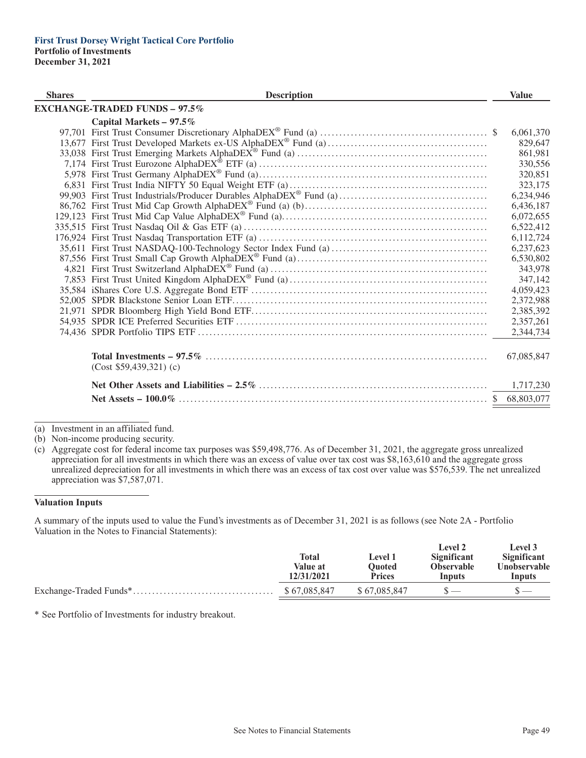**First Trust Dorsey Wright Tactical Core Portfolio**
**Portfolio of Investments**
**December 31, 2021**

| Shares | Description | Value |
|---|---|---|
| | **EXCHANGE-TRADED FUNDS – 97.5%** | |
| | **Capital Markets – 97.5%** | |
| 97,701 | First Trust Consumer Discretionary AlphaDEX® Fund (a) | $ 6,061,370 |
| 13,677 | First Trust Developed Markets ex-US AlphaDEX® Fund (a) | 829,647 |
| 33,038 | First Trust Emerging Markets AlphaDEX® Fund (a) | 861,981 |
| 7,174 | First Trust Eurozone AlphaDEX® ETF (a) | 330,556 |
| 5,978 | First Trust Germany AlphaDEX® Fund (a) | 320,851 |
| 6,831 | First Trust India NIFTY 50 Equal Weight ETF (a) | 323,175 |
| 99,903 | First Trust Industrials/Producer Durables AlphaDEX® Fund (a) | 6,234,946 |
| 86,762 | First Trust Mid Cap Growth AlphaDEX® Fund (a) (b) | 6,436,187 |
| 129,123 | First Trust Mid Cap Value AlphaDEX® Fund (a) | 6,072,655 |
| 335,515 | First Trust Nasdaq Oil & Gas ETF (a) | 6,522,412 |
| 176,924 | First Trust Nasdaq Transportation ETF (a) | 6,112,724 |
| 35,611 | First Trust NASDAQ-100-Technology Sector Index Fund (a) | 6,237,623 |
| 87,556 | First Trust Small Cap Growth AlphaDEX® Fund (a) | 6,530,802 |
| 4,821 | First Trust Switzerland AlphaDEX® Fund (a) | 343,978 |
| 7,853 | First Trust United Kingdom AlphaDEX® Fund (a) | 347,142 |
| 35,584 | iShares Core U.S. Aggregate Bond ETF | 4,059,423 |
| 52,005 | SPDR Blackstone Senior Loan ETF | 2,372,988 |
| 21,971 | SPDR Bloomberg High Yield Bond ETF | 2,385,392 |
| 54,935 | SPDR ICE Preferred Securities ETF | 2,357,261 |
| 74,436 | SPDR Portfolio TIPS ETF | 2,344,734 |
| | **Total Investments – 97.5%** (Cost $59,439,321) (c) | 67,085,847 |
| | **Net Other Assets and Liabilities – 2.5%** | 1,717,230 |
| | **Net Assets – 100.0%** | $ 68,803,077 |

(a) Investment in an affiliated fund.
(b) Non-income producing security.
(c) Aggregate cost for federal income tax purposes was $59,498,776. As of December 31, 2021, the aggregate gross unrealized appreciation for all investments in which there was an excess of value over tax cost was $8,163,610 and the aggregate gross unrealized depreciation for all investments in which there was an excess of tax cost over value was $576,539. The net unrealized appreciation was $7,587,071.

**Valuation Inputs**

A summary of the inputs used to value the Fund's investments as of December 31, 2021 is as follows (see Note 2A - Portfolio Valuation in the Notes to Financial Statements):

| | Total Value at 12/31/2021 | Level 1 Quoted Prices | Level 2 Significant Observable Inputs | Level 3 Significant Unobservable Inputs |
|---|---|---|---|---|
| Exchange-Traded Funds* | $ 67,085,847 | $ 67,085,847 | $ — | $ — |

* See Portfolio of Investments for industry breakout.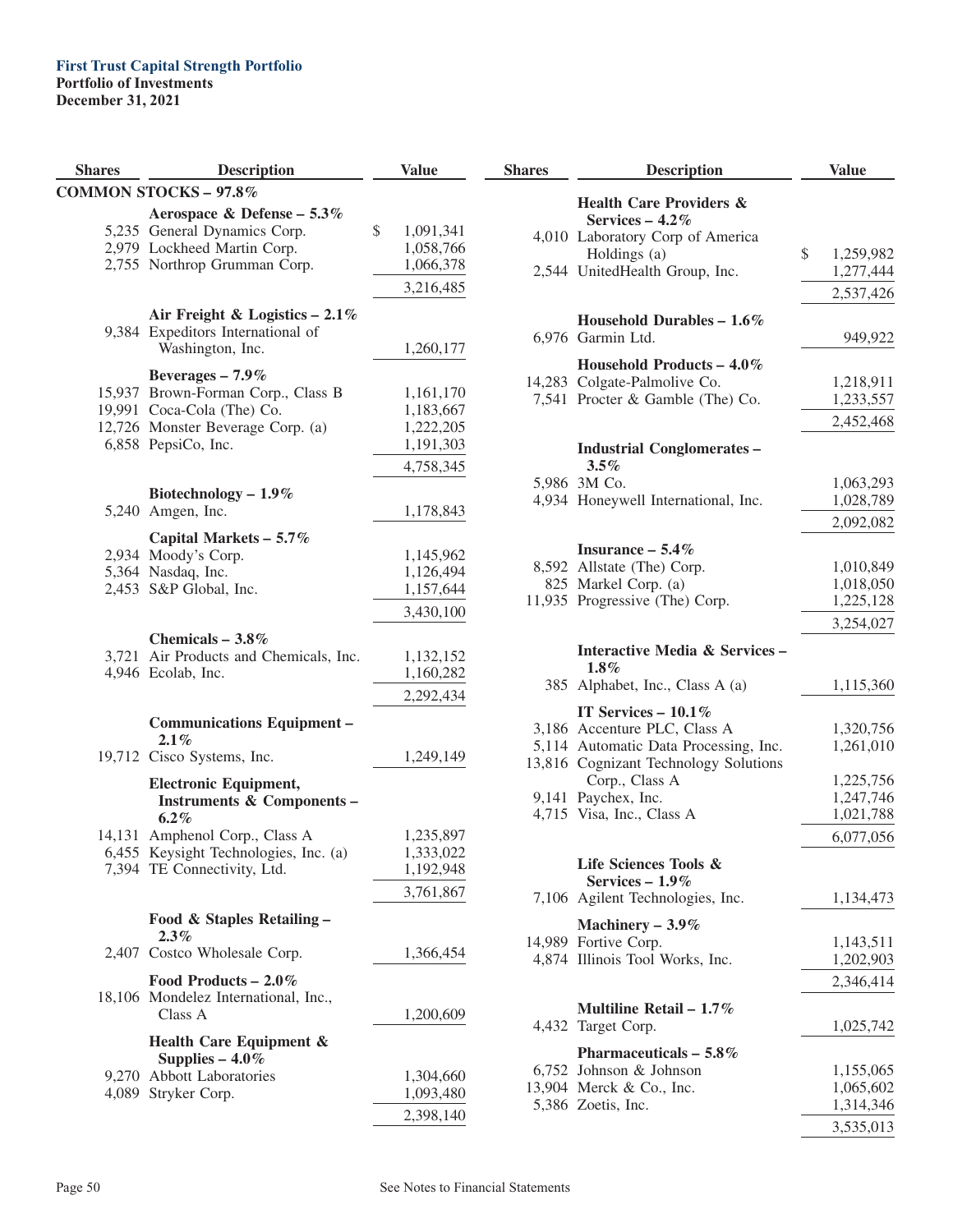**First Trust Capital Strength Portfolio**
**Portfolio of Investments**
**December 31, 2021**

| Shares | Description | Value |
|---|---|---|
| | **COMMON STOCKS – 97.8%** | |
| | **Aerospace & Defense – 5.3%** | |
| 5,235 | General Dynamics Corp. | $ 1,091,341 |
| 2,979 | Lockheed Martin Corp. | 1,058,766 |
| 2,755 | Northrop Grumman Corp. | 1,066,378 |
| | | 3,216,485 |
| | **Air Freight & Logistics – 2.1%** | |
| 9,384 | Expeditors International of Washington, Inc. | 1,260,177 |
| | **Beverages – 7.9%** | |
| 15,937 | Brown-Forman Corp., Class B | 1,161,170 |
| 19,991 | Coca-Cola (The) Co. | 1,183,667 |
| 12,726 | Monster Beverage Corp. (a) | 1,222,205 |
| 6,858 | PepsiCo, Inc. | 1,191,303 |
| | | 4,758,345 |
| | **Biotechnology – 1.9%** | |
| 5,240 | Amgen, Inc. | 1,178,843 |
| | **Capital Markets – 5.7%** | |
| 2,934 | Moody's Corp. | 1,145,962 |
| 5,364 | Nasdaq, Inc. | 1,126,494 |
| 2,453 | S&P Global, Inc. | 1,157,644 |
| | | 3,430,100 |
| | **Chemicals – 3.8%** | |
| 3,721 | Air Products and Chemicals, Inc. | 1,132,152 |
| 4,946 | Ecolab, Inc. | 1,160,282 |
| | | 2,292,434 |
| | **Communications Equipment – 2.1%** | |
| 19,712 | Cisco Systems, Inc. | 1,249,149 |
| | **Electronic Equipment, Instruments & Components – 6.2%** | |
| 14,131 | Amphenol Corp., Class A | 1,235,897 |
| 6,455 | Keysight Technologies, Inc. (a) | 1,333,022 |
| 7,394 | TE Connectivity, Ltd. | 1,192,948 |
| | | 3,761,867 |
| | **Food & Staples Retailing – 2.3%** | |
| 2,407 | Costco Wholesale Corp. | 1,366,454 |
| | **Food Products – 2.0%** | |
| 18,106 | Mondelez International, Inc., Class A | 1,200,609 |
| | **Health Care Equipment & Supplies – 4.0%** | |
| 9,270 | Abbott Laboratories | 1,304,660 |
| 4,089 | Stryker Corp. | 1,093,480 |
| | | 2,398,140 |
| | **Health Care Providers & Services – 4.2%** | |
| 4,010 | Laboratory Corp of America Holdings (a) | $ 1,259,982 |
| 2,544 | UnitedHealth Group, Inc. | 1,277,444 |
| | | 2,537,426 |
| | **Household Durables – 1.6%** | |
| 6,976 | Garmin Ltd. | 949,922 |
| | **Household Products – 4.0%** | |
| 14,283 | Colgate-Palmolive Co. | 1,218,911 |
| 7,541 | Procter & Gamble (The) Co. | 1,233,557 |
| | | 2,452,468 |
| | **Industrial Conglomerates – 3.5%** | |
| 5,986 | 3M Co. | 1,063,293 |
| 4,934 | Honeywell International, Inc. | 1,028,789 |
| | | 2,092,082 |
| | **Insurance – 5.4%** | |
| 8,592 | Allstate (The) Corp. | 1,010,849 |
| 825 | Markel Corp. (a) | 1,018,050 |
| 11,935 | Progressive (The) Corp. | 1,225,128 |
| | | 3,254,027 |
| | **Interactive Media & Services – 1.8%** | |
| 385 | Alphabet, Inc., Class A (a) | 1,115,360 |
| | **IT Services – 10.1%** | |
| 3,186 | Accenture PLC, Class A | 1,320,756 |
| 5,114 | Automatic Data Processing, Inc. | 1,261,010 |
| 13,816 | Cognizant Technology Solutions Corp., Class A | 1,225,756 |
| 9,141 | Paychex, Inc. | 1,247,746 |
| 4,715 | Visa, Inc., Class A | 1,021,788 |
| | | 6,077,056 |
| | **Life Sciences Tools & Services – 1.9%** | |
| 7,106 | Agilent Technologies, Inc. | 1,134,473 |
| | **Machinery – 3.9%** | |
| 14,989 | Fortive Corp. | 1,143,511 |
| 4,874 | Illinois Tool Works, Inc. | 1,202,903 |
| | | 2,346,414 |
| | **Multiline Retail – 1.7%** | |
| 4,432 | Target Corp. | 1,025,742 |
| | **Pharmaceuticals – 5.8%** | |
| 6,752 | Johnson & Johnson | 1,155,065 |
| 13,904 | Merck & Co., Inc. | 1,065,602 |
| 5,386 | Zoetis, Inc. | 1,314,346 |
| | | 3,535,013 |

See Notes to Financial Statements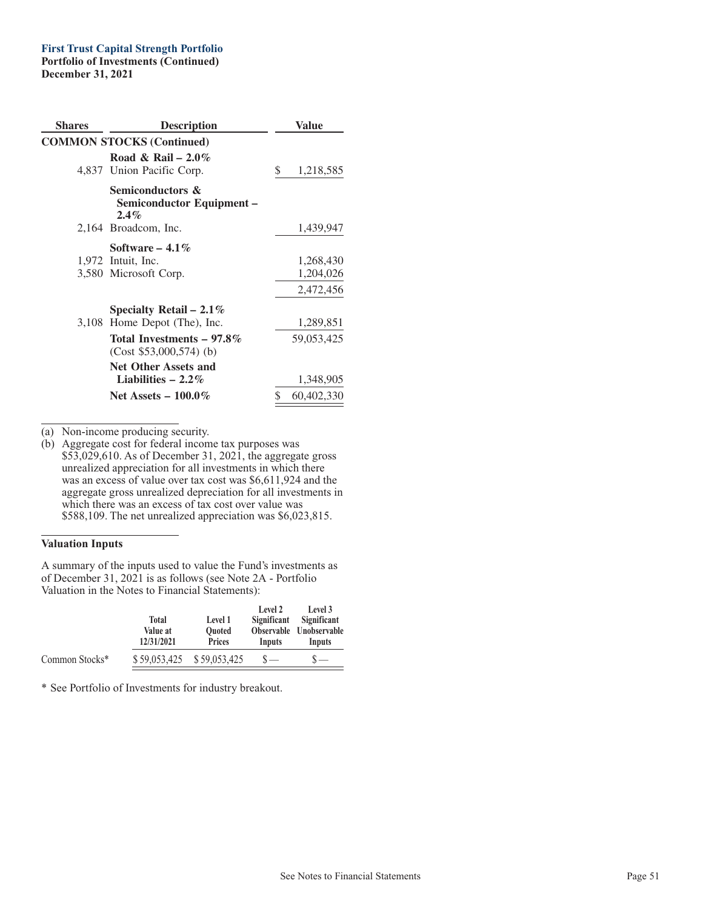**First Trust Capital Strength Portfolio**
**Portfolio of Investments (Continued)**
**December 31, 2021**

| Shares | Description | Value |
|---|---|---|
| | **COMMON STOCKS (Continued)** | |
| | **Road & Rail – 2.0%** | |
| 4,837 | Union Pacific Corp. | $ 1,218,585 |
| | **Semiconductors & Semiconductor Equipment – 2.4%** | |
| 2,164 | Broadcom, Inc. | 1,439,947 |
| | **Software – 4.1%** | |
| 1,972 | Intuit, Inc. | 1,268,430 |
| 3,580 | Microsoft Corp. | 1,204,026 |
| | | 2,472,456 |
| | **Specialty Retail – 2.1%** | |
| 3,108 | Home Depot (The), Inc. | 1,289,851 |
| | **Total Investments – 97.8%** (Cost $53,000,574) (b) | 59,053,425 |
| | **Net Other Assets and Liabilities – 2.2%** | 1,348,905 |
| | **Net Assets – 100.0%** | $ 60,402,330 |

(a) Non-income producing security.

(b) Aggregate cost for federal income tax purposes was $53,029,610. As of December 31, 2021, the aggregate gross unrealized appreciation for all investments in which there was an excess of value over tax cost was $6,611,924 and the aggregate gross unrealized depreciation for all investments in which there was an excess of tax cost over value was $588,109. The net unrealized appreciation was $6,023,815.

**Valuation Inputs**

A summary of the inputs used to value the Fund's investments as of December 31, 2021 is as follows (see Note 2A - Portfolio Valuation in the Notes to Financial Statements):

| | Total Value at 12/31/2021 | Level 1 Quoted Prices | Level 2 Significant Observable Inputs | Level 3 Significant Unobservable Inputs |
|---|---|---|---|---|
| Common Stocks* | $ 59,053,425 | $ 59,053,425 | $ — | $ — |

\* See Portfolio of Investments for industry breakout.

See Notes to Financial Statements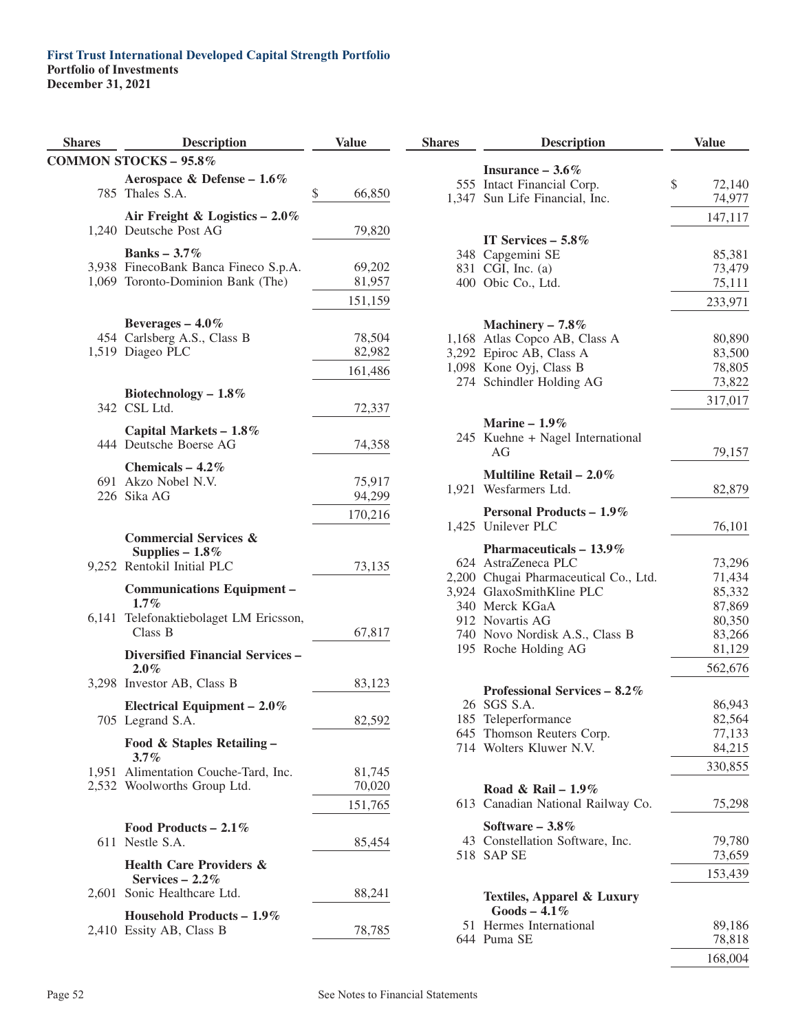**First Trust International Developed Capital Strength Portfolio**
**Portfolio of Investments**
**December 31, 2021**

| Shares | Description | Value |
|---|---|---|
| | **COMMON STOCKS – 95.8%** | |
| | **Aerospace & Defense – 1.6%** | |
| 785 | Thales S.A. | $ 66,850 |
| | **Air Freight & Logistics – 2.0%** | |
| 1,240 | Deutsche Post AG | 79,820 |
| | **Banks – 3.7%** | |
| 3,938 | FinecoBank Banca Fineco S.p.A. | 69,202 |
| 1,069 | Toronto-Dominion Bank (The) | 81,957 |
| | | 151,159 |
| | **Beverages – 4.0%** | |
| 454 | Carlsberg A.S., Class B | 78,504 |
| 1,519 | Diageo PLC | 82,982 |
| | | 161,486 |
| | **Biotechnology – 1.8%** | |
| 342 | CSL Ltd. | 72,337 |
| | **Capital Markets – 1.8%** | |
| 444 | Deutsche Boerse AG | 74,358 |
| | **Chemicals – 4.2%** | |
| 691 | Akzo Nobel N.V. | 75,917 |
| 226 | Sika AG | 94,299 |
| | | 170,216 |
| | **Commercial Services & Supplies – 1.8%** | |
| 9,252 | Rentokil Initial PLC | 73,135 |
| | **Communications Equipment – 1.7%** | |
| 6,141 | Telefonaktiebolaget LM Ericsson, Class B | 67,817 |
| | **Diversified Financial Services – 2.0%** | |
| 3,298 | Investor AB, Class B | 83,123 |
| | **Electrical Equipment – 2.0%** | |
| 705 | Legrand S.A. | 82,592 |
| | **Food & Staples Retailing – 3.7%** | |
| 1,951 | Alimentation Couche-Tard, Inc. | 81,745 |
| 2,532 | Woolworths Group Ltd. | 70,020 |
| | | 151,765 |
| | **Food Products – 2.1%** | |
| 611 | Nestle S.A. | 85,454 |
| | **Health Care Providers & Services – 2.2%** | |
| 2,601 | Sonic Healthcare Ltd. | 88,241 |
| | **Household Products – 1.9%** | |
| 2,410 | Essity AB, Class B | 78,785 |
| | **Insurance – 3.6%** | |
| 555 | Intact Financial Corp. | $ 72,140 |
| 1,347 | Sun Life Financial, Inc. | 74,977 |
| | | 147,117 |
| | **IT Services – 5.8%** | |
| 348 | Capgemini SE | 85,381 |
| 831 | CGI, Inc. (a) | 73,479 |
| 400 | Obic Co., Ltd. | 75,111 |
| | | 233,971 |
| | **Machinery – 7.8%** | |
| 1,168 | Atlas Copco AB, Class A | 80,890 |
| 3,292 | Epiroc AB, Class A | 83,500 |
| 1,098 | Kone Oyj, Class B | 78,805 |
| 274 | Schindler Holding AG | 73,822 |
| | | 317,017 |
| | **Marine – 1.9%** | |
| 245 | Kuehne + Nagel International AG | 79,157 |
| | **Multiline Retail – 2.0%** | |
| 1,921 | Wesfarmers Ltd. | 82,879 |
| | **Personal Products – 1.9%** | |
| 1,425 | Unilever PLC | 76,101 |
| | **Pharmaceuticals – 13.9%** | |
| 624 | AstraZeneca PLC | 73,296 |
| 2,200 | Chugai Pharmaceutical Co., Ltd. | 71,434 |
| 3,924 | GlaxoSmithKline PLC | 85,332 |
| 340 | Merck KGaA | 87,869 |
| 912 | Novartis AG | 80,350 |
| 740 | Novo Nordisk A.S., Class B | 83,266 |
| 195 | Roche Holding AG | 81,129 |
| | | 562,676 |
| | **Professional Services – 8.2%** | |
| 26 | SGS S.A. | 86,943 |
| 185 | Teleperformance | 82,564 |
| 645 | Thomson Reuters Corp. | 77,133 |
| 714 | Wolters Kluwer N.V. | 84,215 |
| | | 330,855 |
| | **Road & Rail – 1.9%** | |
| 613 | Canadian National Railway Co. | 75,298 |
| | **Software – 3.8%** | |
| 43 | Constellation Software, Inc. | 79,780 |
| 518 | SAP SE | 73,659 |
| | | 153,439 |
| | **Textiles, Apparel & Luxury Goods – 4.1%** | |
| 51 | Hermes International | 89,186 |
| 644 | Puma SE | 78,818 |
| | | 168,004 |

See Notes to Financial Statements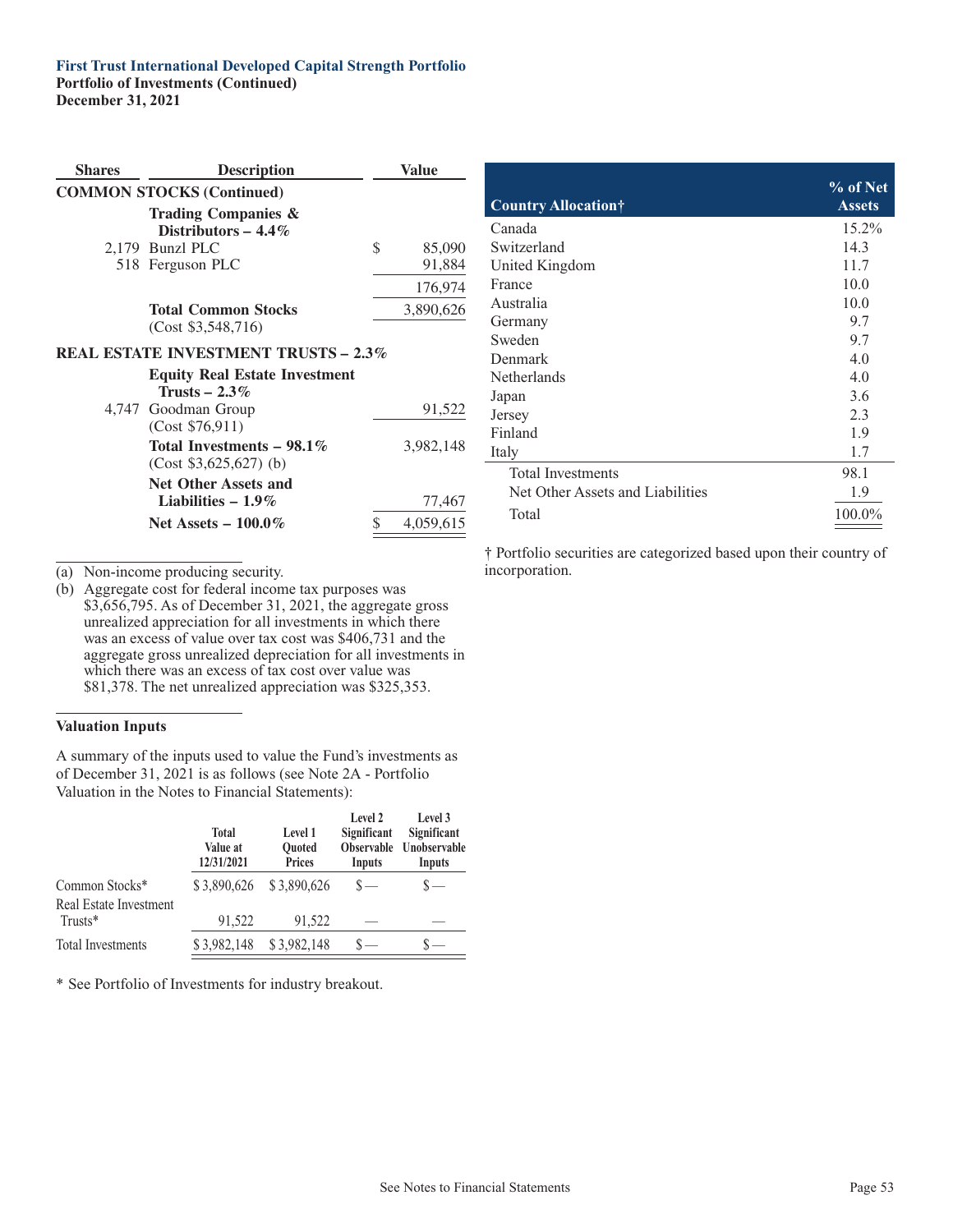**First Trust International Developed Capital Strength Portfolio**
**Portfolio of Investments (Continued)**
**December 31, 2021**

| Shares | Description | Value |
|---|---|---|
| | **COMMON STOCKS (Continued)** | |
| | **Trading Companies & Distributors – 4.4%** | |
| 2,179 | Bunzl PLC | $ 85,090 |
| 518 | Ferguson PLC | 91,884 |
| | | 176,974 |
| | **Total Common Stocks** (Cost $3,548,716) | 3,890,626 |
| | **REAL ESTATE INVESTMENT TRUSTS – 2.3%** | |
| | **Equity Real Estate Investment Trusts – 2.3%** | |
| 4,747 | Goodman Group (Cost $76,911) | 91,522 |
| | **Total Investments – 98.1%** (Cost $3,625,627) (b) | 3,982,148 |
| | **Net Other Assets and Liabilities – 1.9%** | 77,467 |
| | **Net Assets – 100.0%** | $ 4,059,615 |

(a) Non-income producing security.

(b) Aggregate cost for federal income tax purposes was $3,656,795. As of December 31, 2021, the aggregate gross unrealized appreciation for all investments in which there was an excess of value over tax cost was $406,731 and the aggregate gross unrealized depreciation for all investments in which there was an excess of tax cost over value was $81,378. The net unrealized appreciation was $325,353.

**Valuation Inputs**

A summary of the inputs used to value the Fund's investments as of December 31, 2021 is as follows (see Note 2A - Portfolio Valuation in the Notes to Financial Statements):

| | Total Value at 12/31/2021 | Level 1 Quoted Prices | Level 2 Significant Observable Inputs | Level 3 Significant Unobservable Inputs |
|---|---|---|---|---|
| Common Stocks* | $ 3,890,626 | $ 3,890,626 | $ — | $ — |
| Real Estate Investment Trusts* | 91,522 | 91,522 | — | — |
| Total Investments | $ 3,982,148 | $ 3,982,148 | $ — | $ — |

\* See Portfolio of Investments for industry breakout.

| Country Allocation† | % of Net Assets |
|---|---|
| Canada | 15.2% |
| Switzerland | 14.3 |
| United Kingdom | 11.7 |
| France | 10.0 |
| Australia | 10.0 |
| Germany | 9.7 |
| Sweden | 9.7 |
| Denmark | 4.0 |
| Netherlands | 4.0 |
| Japan | 3.6 |
| Jersey | 2.3 |
| Finland | 1.9 |
| Italy | 1.7 |
| Total Investments | 98.1 |
| Net Other Assets and Liabilities | 1.9 |
| Total | 100.0% |

† Portfolio securities are categorized based upon their country of incorporation.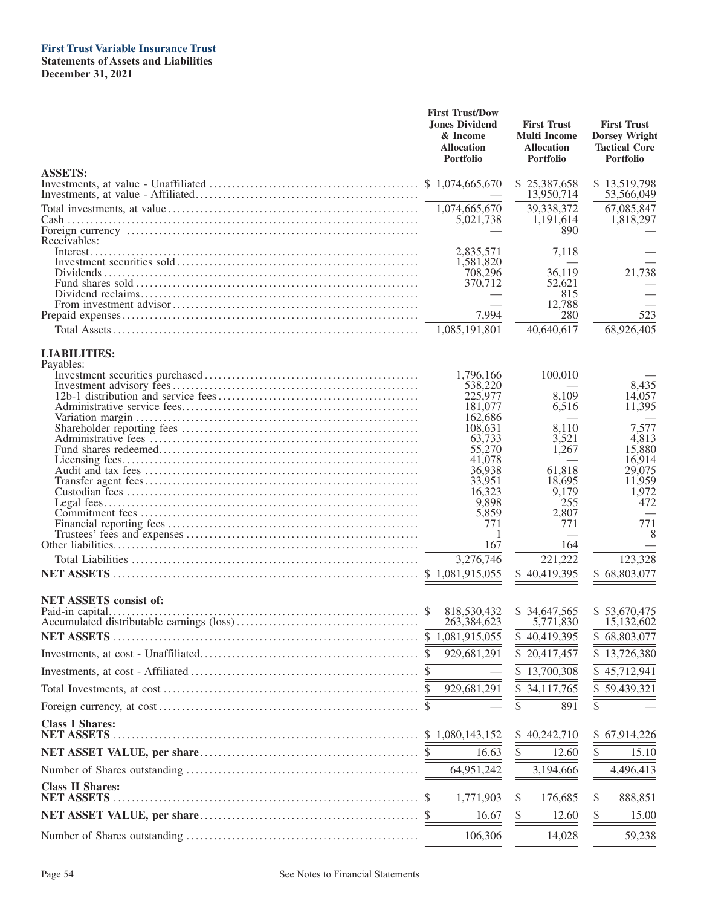**First Trust Variable Insurance Trust**
**Statements of Assets and Liabilities**
**December 31, 2021**

| | First Trust/Dow Jones Dividend & Income Allocation Portfolio | First Trust Multi Income Allocation Portfolio | First Trust Dorsey Wright Tactical Core Portfolio |
|---|---|---|---|
| **ASSETS:** | | | |
| Investments, at value - Unaffiliated | $ 1,074,665,670 | $ 25,387,658 | $ 13,519,798 |
| Investments, at value - Affiliated | — | 13,950,714 | 53,566,049 |
| Total investments, at value | 1,074,665,670 | 39,338,372 | 67,085,847 |
| Cash | 5,021,738 | 1,191,614 | 1,818,297 |
| Foreign currency | — | 890 | — |
| Receivables: | | | |
| Interest | 2,835,571 | 7,118 | — |
| Investment securities sold | 1,581,820 | — | — |
| Dividends | 708,296 | 36,119 | 21,738 |
| Fund shares sold | 370,712 | 52,621 | — |
| Dividend reclaims | — | 815 | — |
| From investment advisor | — | 12,788 | — |
| Prepaid expenses | 7,994 | 280 | 523 |
| Total Assets | 1,085,191,801 | 40,640,617 | 68,926,405 |
| **LIABILITIES:** | | | |
| Payables: | | | |
| Investment securities purchased | 1,796,166 | 100,010 | — |
| Investment advisory fees | 538,220 | — | 8,435 |
| 12b-1 distribution and service fees | 225,977 | 8,109 | 14,057 |
| Administrative service fees | 181,077 | 6,516 | 11,395 |
| Variation margin | 162,686 | — | — |
| Shareholder reporting fees | 108,631 | 8,110 | 7,577 |
| Administrative fees | 63,733 | 3,521 | 4,813 |
| Fund shares redeemed | 55,270 | 1,267 | 15,880 |
| Licensing fees | 41,078 | — | 16,914 |
| Audit and tax fees | 36,938 | 61,818 | 29,075 |
| Transfer agent fees | 33,951 | 18,695 | 11,959 |
| Custodian fees | 16,323 | 9,179 | 1,972 |
| Legal fees | 9,898 | 255 | 472 |
| Commitment fees | 5,859 | 2,807 | — |
| Financial reporting fees | 771 | 771 | 771 |
| Trustees' fees and expenses | 1 | — | 8 |
| Other liabilities | 167 | 164 | — |
| Total Liabilities | 3,276,746 | 221,222 | 123,328 |
| **NET ASSETS** | $ 1,081,915,055 | $ 40,419,395 | $ 68,803,077 |
| **NET ASSETS consist of:** | | | |
| Paid-in capital | $ 818,530,432 | $ 34,647,565 | $ 53,670,475 |
| Accumulated distributable earnings (loss) | 263,384,623 | 5,771,830 | 15,132,602 |
| **NET ASSETS** | $ 1,081,915,055 | $ 40,419,395 | $ 68,803,077 |
| Investments, at cost - Unaffiliated | $ 929,681,291 | $ 20,417,457 | $ 13,726,380 |
| Investments, at cost - Affiliated | $ — | $ 13,700,308 | $ 45,712,941 |
| Total Investments, at cost | $ 929,681,291 | $ 34,117,765 | $ 59,439,321 |
| Foreign currency, at cost | $ — | $ 891 | $ — |
| **Class I Shares:** | | | |
| **NET ASSETS** | $ 1,080,143,152 | $ 40,242,710 | $ 67,914,226 |
| **NET ASSET VALUE, per share** | $ 16.63 | $ 12.60 | $ 15.10 |
| Number of Shares outstanding | 64,951,242 | 3,194,666 | 4,496,413 |
| **Class II Shares:** | | | |
| **NET ASSETS** | $ 1,771,903 | $ 176,685 | $ 888,851 |
| **NET ASSET VALUE, per share** | $ 16.67 | $ 12.60 | $ 15.00 |
| Number of Shares outstanding | 106,306 | 14,028 | 59,238 |

See Notes to Financial Statements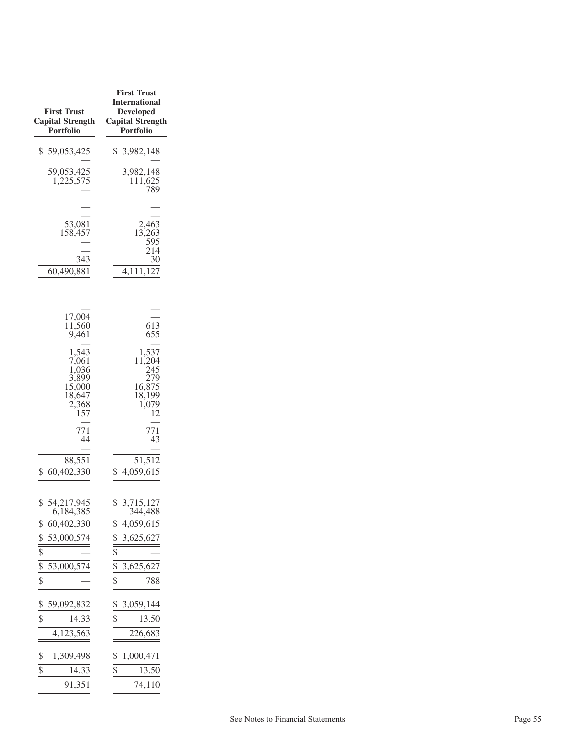| First Trust Capital Strength Portfolio | First Trust International Developed Capital Strength Portfolio |
|---|---|
| $ 59,053,425 | $ 3,982,148 |
| — | — |
| 59,053,425 | 3,982,148 |
| 1,225,575 | 111,625 |
| — | 789 |
| | |
| — | — |
| — | — |
| 53,081 | 2,463 |
| 158,457 | 13,263 |
| — | 595 |
| — | 214 |
| 343 | 30 |
| 60,490,881 | 4,111,127 |
| | |
| | |
| — | — |
| 17,004 | — |
| 11,560 | 613 |
| 9,461 | 655 |
| — | — |
| 1,543 | 1,537 |
| 7,061 | 11,204 |
| 1,036 | 245 |
| 3,899 | 279 |
| 15,000 | 16,875 |
| 18,647 | 18,199 |
| 2,368 | 1,079 |
| 157 | 12 |
| — | — |
| 771 | 771 |
| 44 | 43 |
| — | — |
| 88,551 | 51,512 |
| $ 60,402,330 | $ 4,059,615 |
| | |
| $ 54,217,945 | $ 3,715,127 |
| 6,184,385 | 344,488 |
| $ 60,402,330 | $ 4,059,615 |
| $ 53,000,574 | $ 3,625,627 |
| $ — | $ — |
| $ 53,000,574 | $ 3,625,627 |
| $ — | $ 788 |
| | |
| $ 59,092,832 | $ 3,059,144 |
| $ 14.33 | $ 13.50 |
| 4,123,563 | 226,683 |
| | |
| $ 1,309,498 | $ 1,000,471 |
| $ 14.33 | $ 13.50 |
| 91,351 | 74,110 |

See Notes to Financial Statements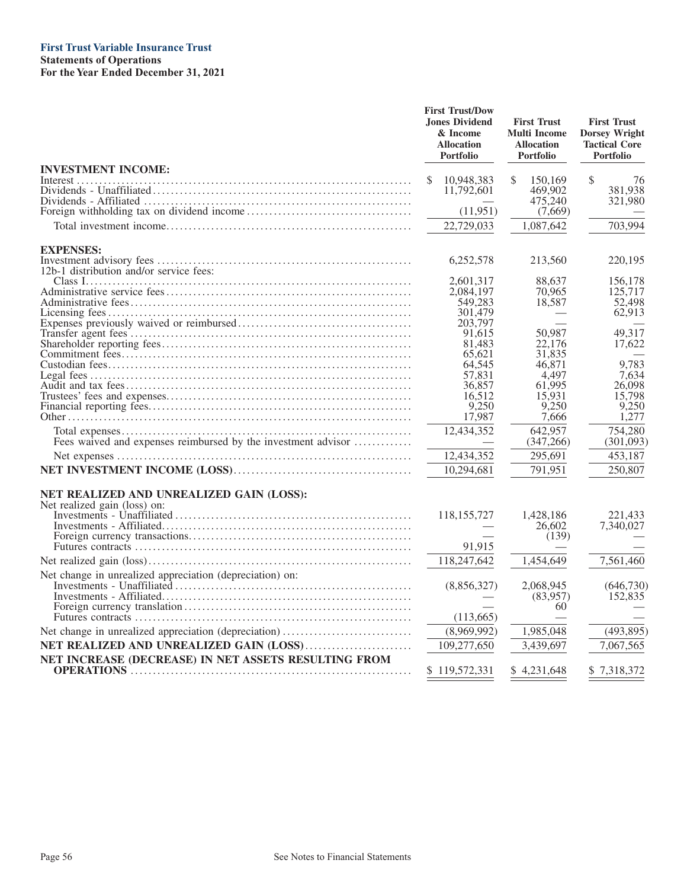**First Trust Variable Insurance Trust**
**Statements of Operations**
**For the Year Ended December 31, 2021**

| | First Trust/Dow Jones Dividend & Income Allocation Portfolio | First Trust Multi Income Allocation Portfolio | First Trust Dorsey Wright Tactical Core Portfolio |
|---|---|---|---|
| **INVESTMENT INCOME:** | | | |
| Interest | $ 10,948,383 | $ 150,169 | $ 76 |
| Dividends - Unaffiliated | 11,792,601 | 469,902 | 381,938 |
| Dividends - Affiliated | — | 475,240 | 321,980 |
| Foreign withholding tax on dividend income | (11,951) | (7,669) | — |
| Total investment income | 22,729,033 | 1,087,642 | 703,994 |
| **EXPENSES:** | | | |
| Investment advisory fees | 6,252,578 | 213,560 | 220,195 |
| 12b-1 distribution and/or service fees: | | | |
| Class I | 2,601,317 | 88,637 | 156,178 |
| Administrative service fees | 2,084,197 | 70,965 | 125,717 |
| Administrative fees | 549,283 | 18,587 | 52,498 |
| Licensing fees | 301,479 | — | 62,913 |
| Expenses previously waived or reimbursed | 203,797 | — | — |
| Transfer agent fees | 91,615 | 50,987 | 49,317 |
| Shareholder reporting fees | 81,483 | 22,176 | 17,622 |
| Commitment fees | 65,621 | 31,835 | — |
| Custodian fees | 64,545 | 46,871 | 9,783 |
| Legal fees | 57,831 | 4,497 | 7,634 |
| Audit and tax fees | 36,857 | 61,995 | 26,098 |
| Trustees' fees and expenses | 16,512 | 15,931 | 15,798 |
| Financial reporting fees | 9,250 | 9,250 | 9,250 |
| Other | 17,987 | 7,666 | 1,277 |
| Total expenses | 12,434,352 | 642,957 | 754,280 |
| Fees waived and expenses reimbursed by the investment advisor | — | (347,266) | (301,093) |
| Net expenses | 12,434,352 | 295,691 | 453,187 |
| **NET INVESTMENT INCOME (LOSS)** | 10,294,681 | 791,951 | 250,807 |
| **NET REALIZED AND UNREALIZED GAIN (LOSS):** | | | |
| Net realized gain (loss) on: | | | |
| Investments - Unaffiliated | 118,155,727 | 1,428,186 | 221,433 |
| Investments - Affiliated | — | 26,602 | 7,340,027 |
| Foreign currency transactions | — | (139) | — |
| Futures contracts | 91,915 | — | — |
| Net realized gain (loss) | 118,247,642 | 1,454,649 | 7,561,460 |
| Net change in unrealized appreciation (depreciation) on: | | | |
| Investments - Unaffiliated | (8,856,327) | 2,068,945 | (646,730) |
| Investments - Affiliated | — | (83,957) | 152,835 |
| Foreign currency translation | — | 60 | — |
| Futures contracts | (113,665) | — | — |
| Net change in unrealized appreciation (depreciation) | (8,969,992) | 1,985,048 | (493,895) |
| **NET REALIZED AND UNREALIZED GAIN (LOSS)** | 109,277,650 | 3,439,697 | 7,067,565 |
| **NET INCREASE (DECREASE) IN NET ASSETS RESULTING FROM OPERATIONS** | $ 119,572,331 | $ 4,231,648 | $ 7,318,372 |

See Notes to Financial Statements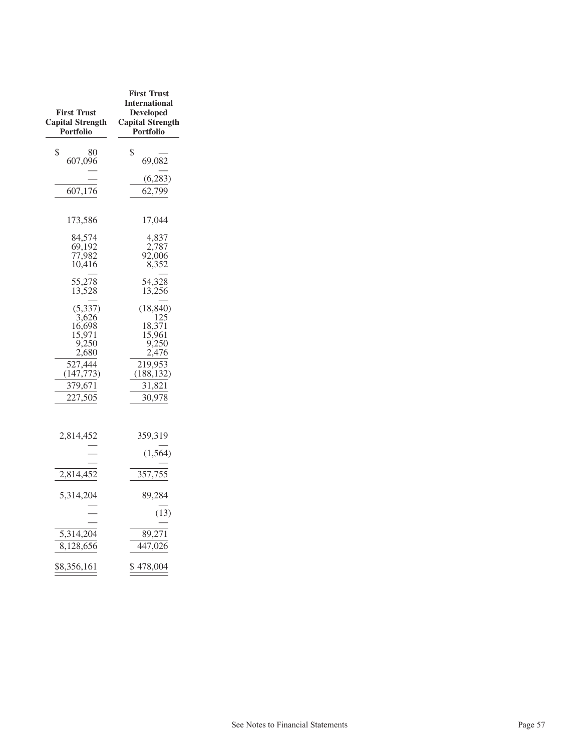| First Trust Capital Strength Portfolio | First Trust International Developed Capital Strength Portfolio |
|---|---|
| $ 80 | $ — |
| 607,096 | 69,082 |
| — | — |
| — | (6,283) |
| 607,176 | 62,799 |
| | |
| 173,586 | 17,044 |
| | |
| 84,574 | 4,837 |
| 69,192 | 2,787 |
| 77,982 | 92,006 |
| 10,416 | 8,352 |
| — | — |
| 55,278 | 54,328 |
| 13,528 | 13,256 |
| — | — |
| (5,337) | (18,840) |
| 3,626 | 125 |
| 16,698 | 18,371 |
| 15,971 | 15,961 |
| 9,250 | 9,250 |
| 2,680 | 2,476 |
| 527,444 | 219,953 |
| (147,773) | (188,132) |
| 379,671 | 31,821 |
| 227,505 | 30,978 |
| | |
| 2,814,452 | 359,319 |
| — | — |
| — | (1,564) |
| — | — |
| 2,814,452 | 357,755 |
| | |
| 5,314,204 | 89,284 |
| — | — |
| — | (13) |
| — | — |
| 5,314,204 | 89,271 |
| 8,128,656 | 447,026 |
| | |
| $8,356,161 | $ 478,004 |

See Notes to Financial Statements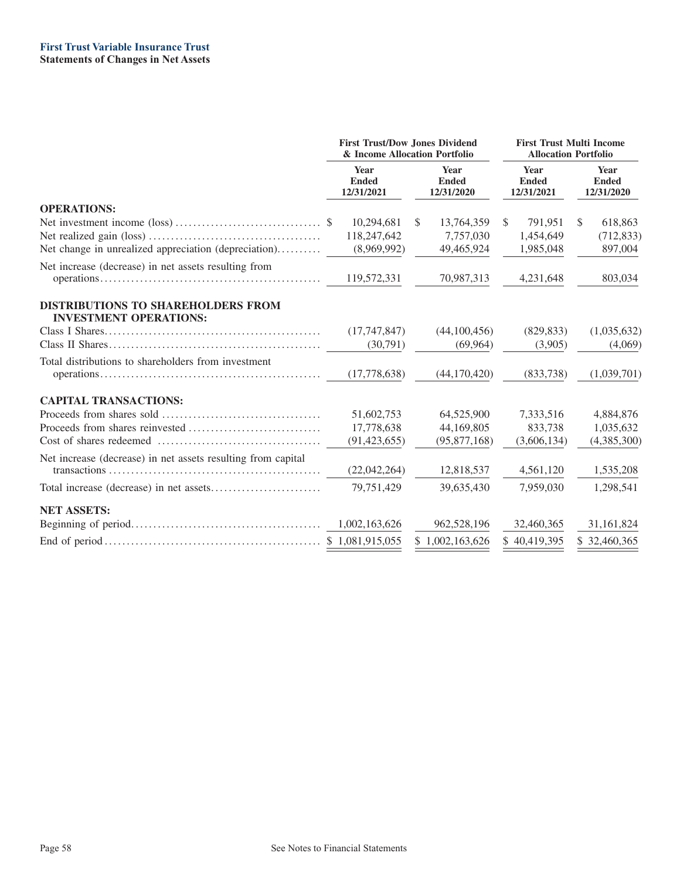**First Trust Variable Insurance Trust**
**Statements of Changes in Net Assets**

| | First Trust/Dow Jones Dividend & Income Allocation Portfolio | | First Trust Multi Income Allocation Portfolio | |
|---|---|---|---|---|
| | Year Ended 12/31/2021 | Year Ended 12/31/2020 | Year Ended 12/31/2021 | Year Ended 12/31/2020 |
| **OPERATIONS:** | | | | |
| Net investment income (loss) | $ 10,294,681 | $ 13,764,359 | $ 791,951 | $ 618,863 |
| Net realized gain (loss) | 118,247,642 | 7,757,030 | 1,454,649 | (712,833) |
| Net change in unrealized appreciation (depreciation) | (8,969,992) | 49,465,924 | 1,985,048 | 897,004 |
| Net increase (decrease) in net assets resulting from operations | 119,572,331 | 70,987,313 | 4,231,648 | 803,034 |
| **DISTRIBUTIONS TO SHAREHOLDERS FROM INVESTMENT OPERATIONS:** | | | | |
| Class I Shares | (17,747,847) | (44,100,456) | (829,833) | (1,035,632) |
| Class II Shares | (30,791) | (69,964) | (3,905) | (4,069) |
| Total distributions to shareholders from investment operations | (17,778,638) | (44,170,420) | (833,738) | (1,039,701) |
| **CAPITAL TRANSACTIONS:** | | | | |
| Proceeds from shares sold | 51,602,753 | 64,525,900 | 7,333,516 | 4,884,876 |
| Proceeds from shares reinvested | 17,778,638 | 44,169,805 | 833,738 | 1,035,632 |
| Cost of shares redeemed | (91,423,655) | (95,877,168) | (3,606,134) | (4,385,300) |
| Net increase (decrease) in net assets resulting from capital transactions | (22,042,264) | 12,818,537 | 4,561,120 | 1,535,208 |
| Total increase (decrease) in net assets | 79,751,429 | 39,635,430 | 7,959,030 | 1,298,541 |
| **NET ASSETS:** | | | | |
| Beginning of period | 1,002,163,626 | 962,528,196 | 32,460,365 | 31,161,824 |
| End of period | $ 1,081,915,055 | $ 1,002,163,626 | $ 40,419,395 | $ 32,460,365 |

See Notes to Financial Statements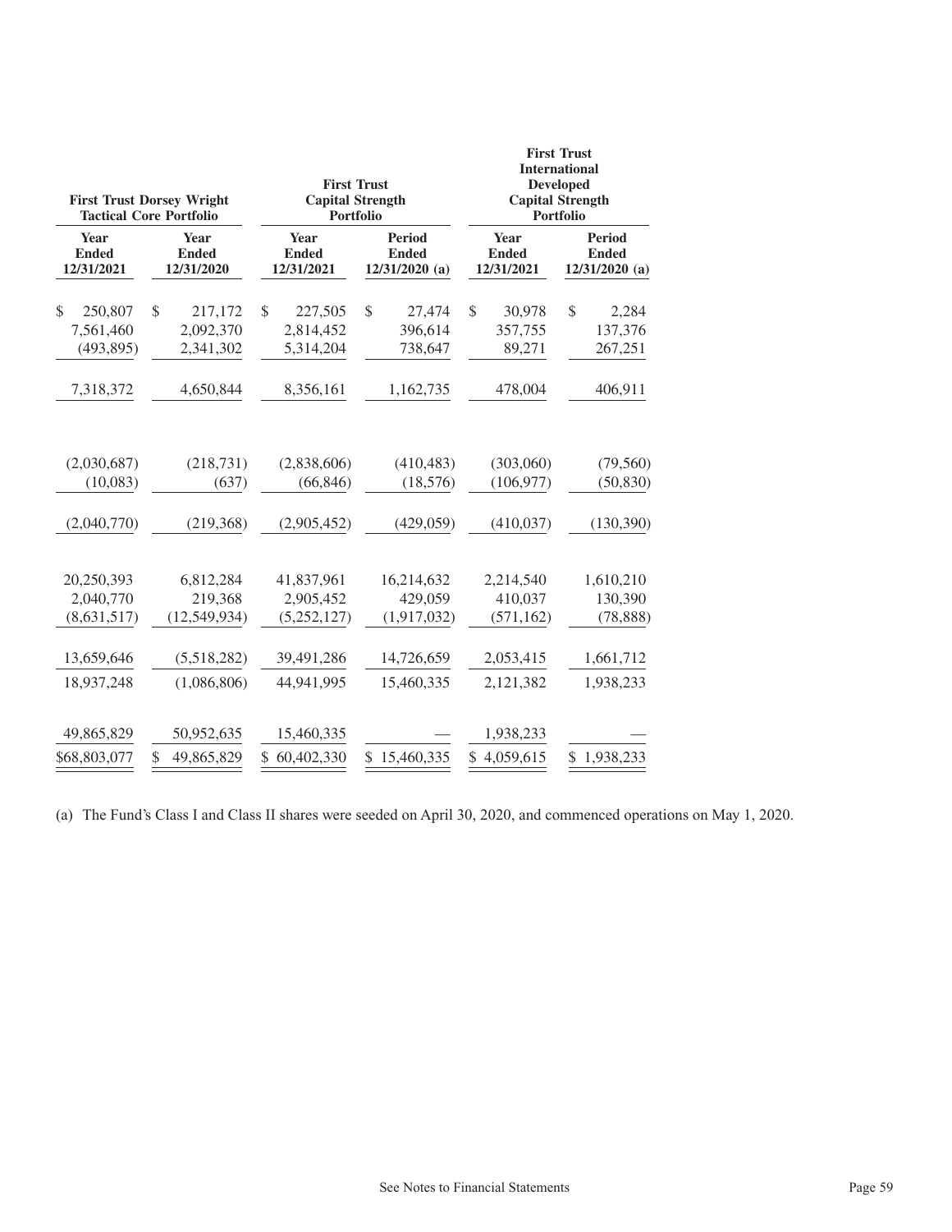| First Trust Dorsey Wright Tactical Core Portfolio | | First Trust Capital Strength Portfolio | | First Trust International Developed Capital Strength Portfolio | |
|---|---|---|---|---|---|
| Year Ended 12/31/2021 | Year Ended 12/31/2020 | Year Ended 12/31/2021 | Period Ended 12/31/2020 (a) | Year Ended 12/31/2021 | Period Ended 12/31/2020 (a) |
| $ 250,807 | $ 217,172 | $ 227,505 | $ 27,474 | $ 30,978 | $ 2,284 |
| 7,561,460 | 2,092,370 | 2,814,452 | 396,614 | 357,755 | 137,376 |
| (493,895) | 2,341,302 | 5,314,204 | 738,647 | 89,271 | 267,251 |
| 7,318,372 | 4,650,844 | 8,356,161 | 1,162,735 | 478,004 | 406,911 |
| | | | | | |
| (2,030,687) | (218,731) | (2,838,606) | (410,483) | (303,060) | (79,560) |
| (10,083) | (637) | (66,846) | (18,576) | (106,977) | (50,830) |
| (2,040,770) | (219,368) | (2,905,452) | (429,059) | (410,037) | (130,390) |
| | | | | | |
| 20,250,393 | 6,812,284 | 41,837,961 | 16,214,632 | 2,214,540 | 1,610,210 |
| 2,040,770 | 219,368 | 2,905,452 | 429,059 | 410,037 | 130,390 |
| (8,631,517) | (12,549,934) | (5,252,127) | (1,917,032) | (571,162) | (78,888) |
| 13,659,646 | (5,518,282) | 39,491,286 | 14,726,659 | 2,053,415 | 1,661,712 |
| 18,937,248 | (1,086,806) | 44,941,995 | 15,460,335 | 2,121,382 | 1,938,233 |
| | | | | | |
| 49,865,829 | 50,952,635 | 15,460,335 | — | 1,938,233 | — |
| $68,803,077 | $ 49,865,829 | $ 60,402,330 | $ 15,460,335 | $ 4,059,615 | $ 1,938,233 |

(a) The Fund's Class I and Class II shares were seeded on April 30, 2020, and commenced operations on May 1, 2020.

See Notes to Financial Statements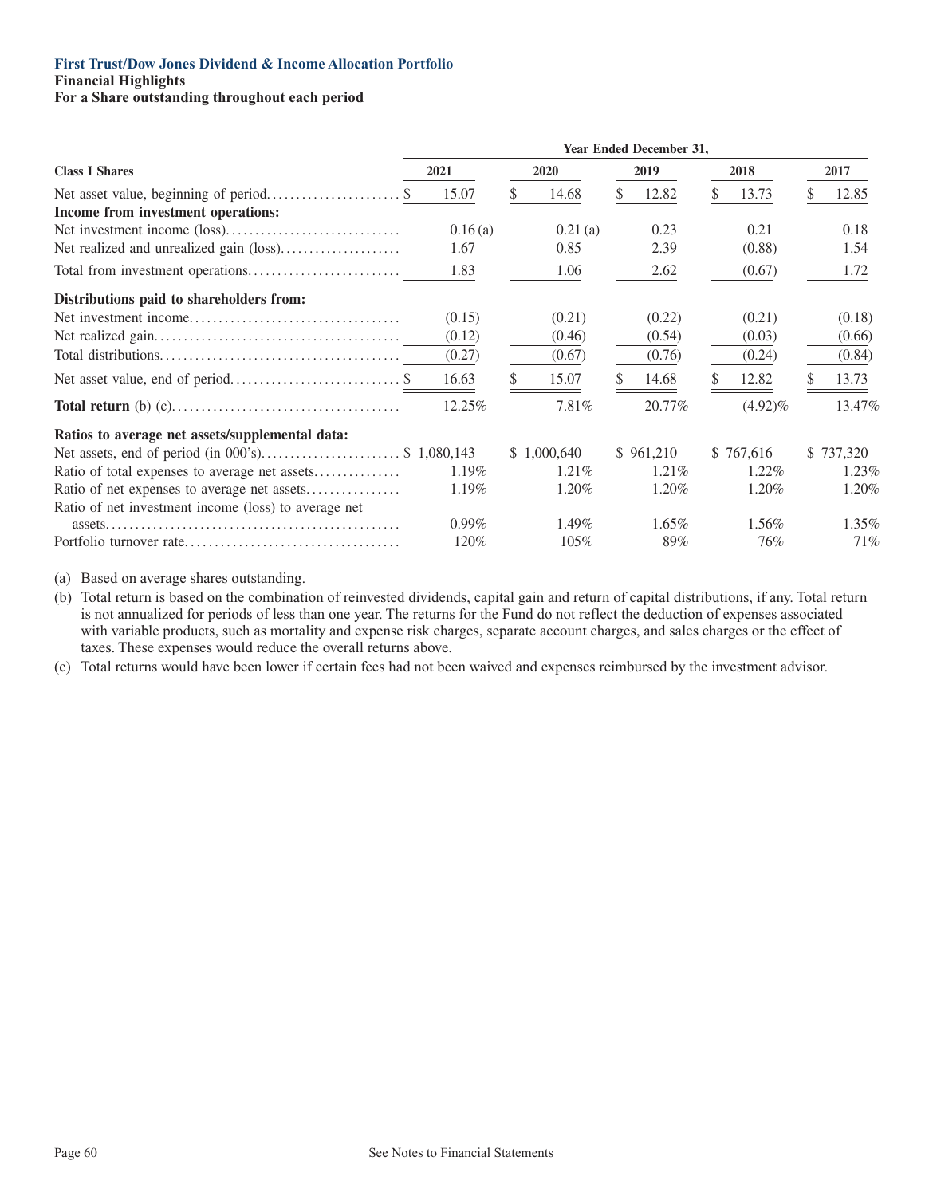**First Trust/Dow Jones Dividend & Income Allocation Portfolio**
**Financial Highlights**
**For a Share outstanding throughout each period**

| | Year Ended December 31, | | | | |
|---|---|---|---|---|---|
| **Class I Shares** | **2021** | **2020** | **2019** | **2018** | **2017** |
| Net asset value, beginning of period | $ 15.07 | $ 14.68 | $ 12.82 | $ 13.73 | $ 12.85 |
| **Income from investment operations:** | | | | | |
| Net investment income (loss) | 0.16 (a) | 0.21 (a) | 0.23 | 0.21 | 0.18 |
| Net realized and unrealized gain (loss) | 1.67 | 0.85 | 2.39 | (0.88) | 1.54 |
| Total from investment operations | 1.83 | 1.06 | 2.62 | (0.67) | 1.72 |
| **Distributions paid to shareholders from:** | | | | | |
| Net investment income | (0.15) | (0.21) | (0.22) | (0.21) | (0.18) |
| Net realized gain | (0.12) | (0.46) | (0.54) | (0.03) | (0.66) |
| Total distributions | (0.27) | (0.67) | (0.76) | (0.24) | (0.84) |
| Net asset value, end of period | $ 16.63 | $ 15.07 | $ 14.68 | $ 12.82 | $ 13.73 |
| **Total return** (b) (c) | 12.25% | 7.81% | 20.77% | (4.92)% | 13.47% |
| **Ratios to average net assets/supplemental data:** | | | | | |
| Net assets, end of period (in 000's) | $ 1,080,143 | $ 1,000,640 | $ 961,210 | $ 767,616 | $ 737,320 |
| Ratio of total expenses to average net assets | 1.19% | 1.21% | 1.21% | 1.22% | 1.23% |
| Ratio of net expenses to average net assets | 1.19% | 1.20% | 1.20% | 1.20% | 1.20% |
| Ratio of net investment income (loss) to average net assets | 0.99% | 1.49% | 1.65% | 1.56% | 1.35% |
| Portfolio turnover rate | 120% | 105% | 89% | 76% | 71% |

(a) Based on average shares outstanding.

(b) Total return is based on the combination of reinvested dividends, capital gain and return of capital distributions, if any. Total return is not annualized for periods of less than one year. The returns for the Fund do not reflect the deduction of expenses associated with variable products, such as mortality and expense risk charges, separate account charges, and sales charges or the effect of taxes. These expenses would reduce the overall returns above.

(c) Total returns would have been lower if certain fees had not been waived and expenses reimbursed by the investment advisor.

See Notes to Financial Statements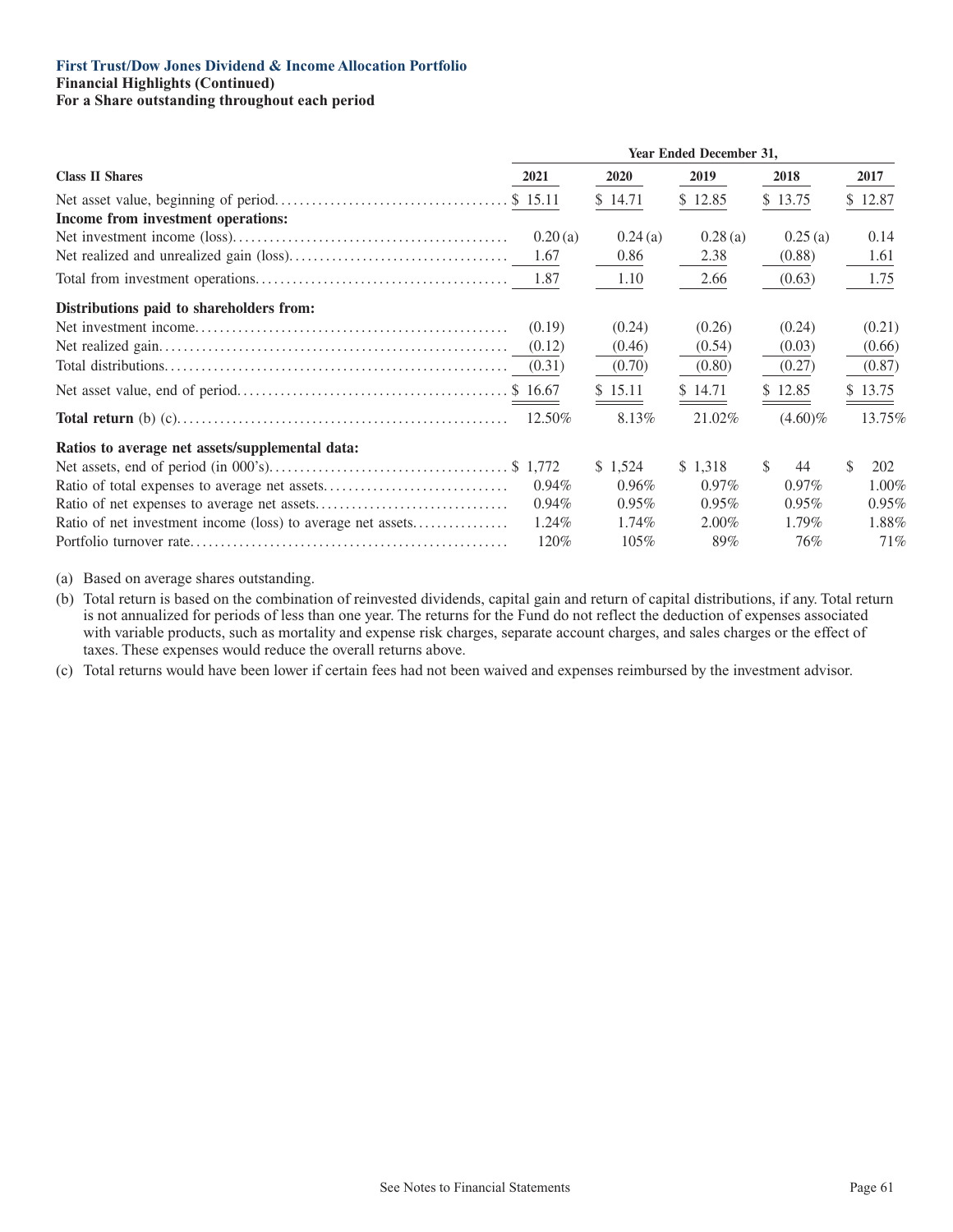**First Trust/Dow Jones Dividend & Income Allocation Portfolio**
**Financial Highlights (Continued)**
**For a Share outstanding throughout each period**

| Class II Shares | Year Ended December 31, 2021 | 2020 | 2019 | 2018 | 2017 |
|---|---|---|---|---|---|
| Net asset value, beginning of period | $ 15.11 | $ 14.71 | $ 12.85 | $ 13.75 | $ 12.87 |
| **Income from investment operations:** | | | | | |
| Net investment income (loss) | 0.20 (a) | 0.24 (a) | 0.28 (a) | 0.25 (a) | 0.14 |
| Net realized and unrealized gain (loss) | 1.67 | 0.86 | 2.38 | (0.88) | 1.61 |
| Total from investment operations | 1.87 | 1.10 | 2.66 | (0.63) | 1.75 |
| **Distributions paid to shareholders from:** | | | | | |
| Net investment income | (0.19) | (0.24) | (0.26) | (0.24) | (0.21) |
| Net realized gain | (0.12) | (0.46) | (0.54) | (0.03) | (0.66) |
| Total distributions | (0.31) | (0.70) | (0.80) | (0.27) | (0.87) |
| Net asset value, end of period | $ 16.67 | $ 15.11 | $ 14.71 | $ 12.85 | $ 13.75 |
| **Total return** (b) (c) | 12.50% | 8.13% | 21.02% | (4.60)% | 13.75% |
| **Ratios to average net assets/supplemental data:** | | | | | |
| Net assets, end of period (in 000's) | $ 1,772 | $ 1,524 | $ 1,318 | $ 44 | $ 202 |
| Ratio of total expenses to average net assets | 0.94% | 0.96% | 0.97% | 0.97% | 1.00% |
| Ratio of net expenses to average net assets | 0.94% | 0.95% | 0.95% | 0.95% | 0.95% |
| Ratio of net investment income (loss) to average net assets | 1.24% | 1.74% | 2.00% | 1.79% | 1.88% |
| Portfolio turnover rate | 120% | 105% | 89% | 76% | 71% |

(a) Based on average shares outstanding.

(b) Total return is based on the combination of reinvested dividends, capital gain and return of capital distributions, if any. Total return is not annualized for periods of less than one year. The returns for the Fund do not reflect the deduction of expenses associated with variable products, such as mortality and expense risk charges, separate account charges, and sales charges or the effect of taxes. These expenses would reduce the overall returns above.

(c) Total returns would have been lower if certain fees had not been waived and expenses reimbursed by the investment advisor.

See Notes to Financial Statements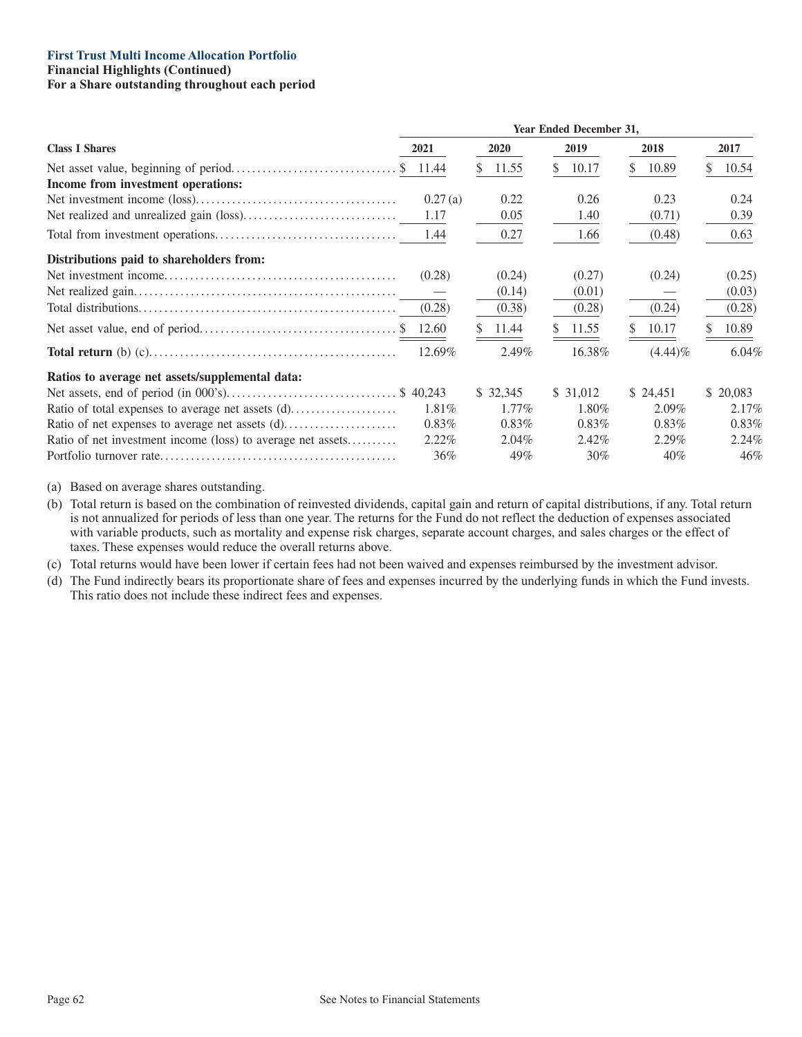**First Trust Multi Income Allocation Portfolio**
**Financial Highlights (Continued)**
**For a Share outstanding throughout each period**

| | Year Ended December 31, | | | | |
|---|---|---|---|---|---|
| **Class I Shares** | **2021** | **2020** | **2019** | **2018** | **2017** |
| Net asset value, beginning of period | $ 11.44 | $ 11.55 | $ 10.17 | $ 10.89 | $ 10.54 |
| **Income from investment operations:** | | | | | |
| Net investment income (loss) | 0.27 (a) | 0.22 | 0.26 | 0.23 | 0.24 |
| Net realized and unrealized gain (loss) | 1.17 | 0.05 | 1.40 | (0.71) | 0.39 |
| Total from investment operations | 1.44 | 0.27 | 1.66 | (0.48) | 0.63 |
| **Distributions paid to shareholders from:** | | | | | |
| Net investment income | (0.28) | (0.24) | (0.27) | (0.24) | (0.25) |
| Net realized gain | — | (0.14) | (0.01) | — | (0.03) |
| Total distributions | (0.28) | (0.38) | (0.28) | (0.24) | (0.28) |
| Net asset value, end of period | $ 12.60 | $ 11.44 | $ 11.55 | $ 10.17 | $ 10.89 |
| **Total return** (b) (c) | 12.69% | 2.49% | 16.38% | (4.44)% | 6.04% |
| **Ratios to average net assets/supplemental data:** | | | | | |
| Net assets, end of period (in 000's) | $ 40,243 | $ 32,345 | $ 31,012 | $ 24,451 | $ 20,083 |
| Ratio of total expenses to average net assets (d) | 1.81% | 1.77% | 1.80% | 2.09% | 2.17% |
| Ratio of net expenses to average net assets (d) | 0.83% | 0.83% | 0.83% | 0.83% | 0.83% |
| Ratio of net investment income (loss) to average net assets | 2.22% | 2.04% | 2.42% | 2.29% | 2.24% |
| Portfolio turnover rate | 36% | 49% | 30% | 40% | 46% |

(a) Based on average shares outstanding.

(b) Total return is based on the combination of reinvested dividends, capital gain and return of capital distributions, if any. Total return is not annualized for periods of less than one year. The returns for the Fund do not reflect the deduction of expenses associated with variable products, such as mortality and expense risk charges, separate account charges, and sales charges or the effect of taxes. These expenses would reduce the overall returns above.

(c) Total returns would have been lower if certain fees had not been waived and expenses reimbursed by the investment advisor.

(d) The Fund indirectly bears its proportionate share of fees and expenses incurred by the underlying funds in which the Fund invests. This ratio does not include these indirect fees and expenses.

See Notes to Financial Statements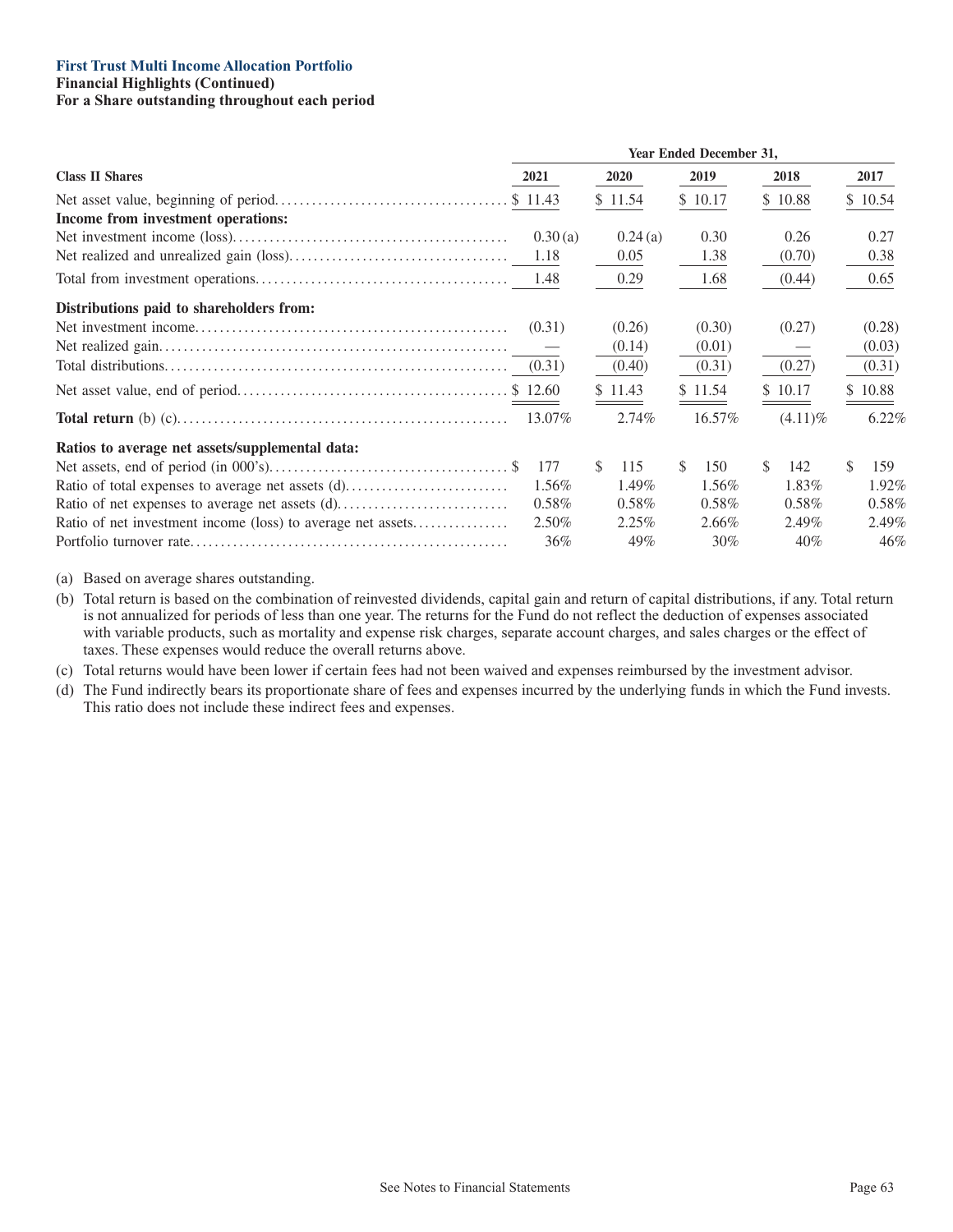**First Trust Multi Income Allocation Portfolio**

**Financial Highlights (Continued)**

**For a Share outstanding throughout each period**

| | Year Ended December 31, | | | | |
|---|---|---|---|---|---|
| **Class II Shares** | **2021** | **2020** | **2019** | **2018** | **2017** |
| Net asset value, beginning of period | $ 11.43 | $ 11.54 | $ 10.17 | $ 10.88 | $ 10.54 |
| **Income from investment operations:** | | | | | |
| Net investment income (loss) | 0.30 (a) | 0.24 (a) | 0.30 | 0.26 | 0.27 |
| Net realized and unrealized gain (loss) | 1.18 | 0.05 | 1.38 | (0.70) | 0.38 |
| Total from investment operations | 1.48 | 0.29 | 1.68 | (0.44) | 0.65 |
| **Distributions paid to shareholders from:** | | | | | |
| Net investment income | (0.31) | (0.26) | (0.30) | (0.27) | (0.28) |
| Net realized gain | — | (0.14) | (0.01) | — | (0.03) |
| Total distributions | (0.31) | (0.40) | (0.31) | (0.27) | (0.31) |
| Net asset value, end of period | $ 12.60 | $ 11.43 | $ 11.54 | $ 10.17 | $ 10.88 |
| **Total return** (b) (c) | 13.07% | 2.74% | 16.57% | (4.11)% | 6.22% |
| **Ratios to average net assets/supplemental data:** | | | | | |
| Net assets, end of period (in 000's) | $ 177 | $ 115 | $ 150 | $ 142 | $ 159 |
| Ratio of total expenses to average net assets (d) | 1.56% | 1.49% | 1.56% | 1.83% | 1.92% |
| Ratio of net expenses to average net assets (d) | 0.58% | 0.58% | 0.58% | 0.58% | 0.58% |
| Ratio of net investment income (loss) to average net assets | 2.50% | 2.25% | 2.66% | 2.49% | 2.49% |
| Portfolio turnover rate | 36% | 49% | 30% | 40% | 46% |

(a) Based on average shares outstanding.

(b) Total return is based on the combination of reinvested dividends, capital gain and return of capital distributions, if any. Total return is not annualized for periods of less than one year. The returns for the Fund do not reflect the deduction of expenses associated with variable products, such as mortality and expense risk charges, separate account charges, and sales charges or the effect of taxes. These expenses would reduce the overall returns above.

(c) Total returns would have been lower if certain fees had not been waived and expenses reimbursed by the investment advisor.

(d) The Fund indirectly bears its proportionate share of fees and expenses incurred by the underlying funds in which the Fund invests. This ratio does not include these indirect fees and expenses.

See Notes to Financial Statements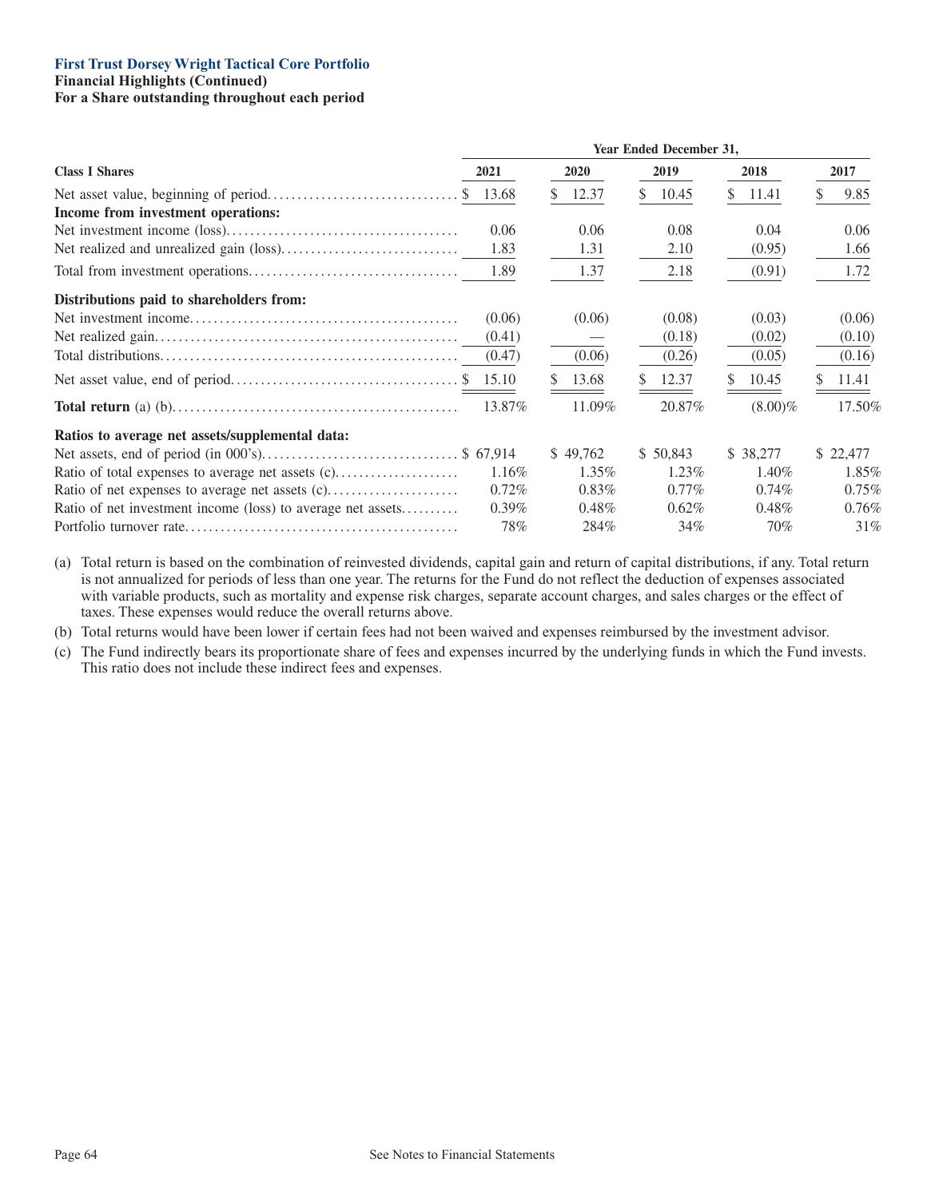**First Trust Dorsey Wright Tactical Core Portfolio**
**Financial Highlights (Continued)**
**For a Share outstanding throughout each period**

| Class I Shares | Year Ended December 31, 2021 | 2020 | 2019 | 2018 | 2017 |
|---|---|---|---|---|---|
| Net asset value, beginning of period | $ 13.68 | $ 12.37 | $ 10.45 | $ 11.41 | $ 9.85 |
| **Income from investment operations:** | | | | | |
| Net investment income (loss) | 0.06 | 0.06 | 0.08 | 0.04 | 0.06 |
| Net realized and unrealized gain (loss) | 1.83 | 1.31 | 2.10 | (0.95) | 1.66 |
| Total from investment operations | 1.89 | 1.37 | 2.18 | (0.91) | 1.72 |
| **Distributions paid to shareholders from:** | | | | | |
| Net investment income | (0.06) | (0.06) | (0.08) | (0.03) | (0.06) |
| Net realized gain | (0.41) | — | (0.18) | (0.02) | (0.10) |
| Total distributions | (0.47) | (0.06) | (0.26) | (0.05) | (0.16) |
| Net asset value, end of period | $ 15.10 | $ 13.68 | $ 12.37 | $ 10.45 | $ 11.41 |
| **Total return** (a) (b) | 13.87% | 11.09% | 20.87% | (8.00)% | 17.50% |
| **Ratios to average net assets/supplemental data:** | | | | | |
| Net assets, end of period (in 000's) | $ 67,914 | $ 49,762 | $ 50,843 | $ 38,277 | $ 22,477 |
| Ratio of total expenses to average net assets (c) | 1.16% | 1.35% | 1.23% | 1.40% | 1.85% |
| Ratio of net expenses to average net assets (c) | 0.72% | 0.83% | 0.77% | 0.74% | 0.75% |
| Ratio of net investment income (loss) to average net assets | 0.39% | 0.48% | 0.62% | 0.48% | 0.76% |
| Portfolio turnover rate | 78% | 284% | 34% | 70% | 31% |

(a) Total return is based on the combination of reinvested dividends, capital gain and return of capital distributions, if any. Total return is not annualized for periods of less than one year. The returns for the Fund do not reflect the deduction of expenses associated with variable products, such as mortality and expense risk charges, separate account charges, and sales charges or the effect of taxes. These expenses would reduce the overall returns above.

(b) Total returns would have been lower if certain fees had not been waived and expenses reimbursed by the investment advisor.

(c) The Fund indirectly bears its proportionate share of fees and expenses incurred by the underlying funds in which the Fund invests. This ratio does not include these indirect fees and expenses.

See Notes to Financial Statements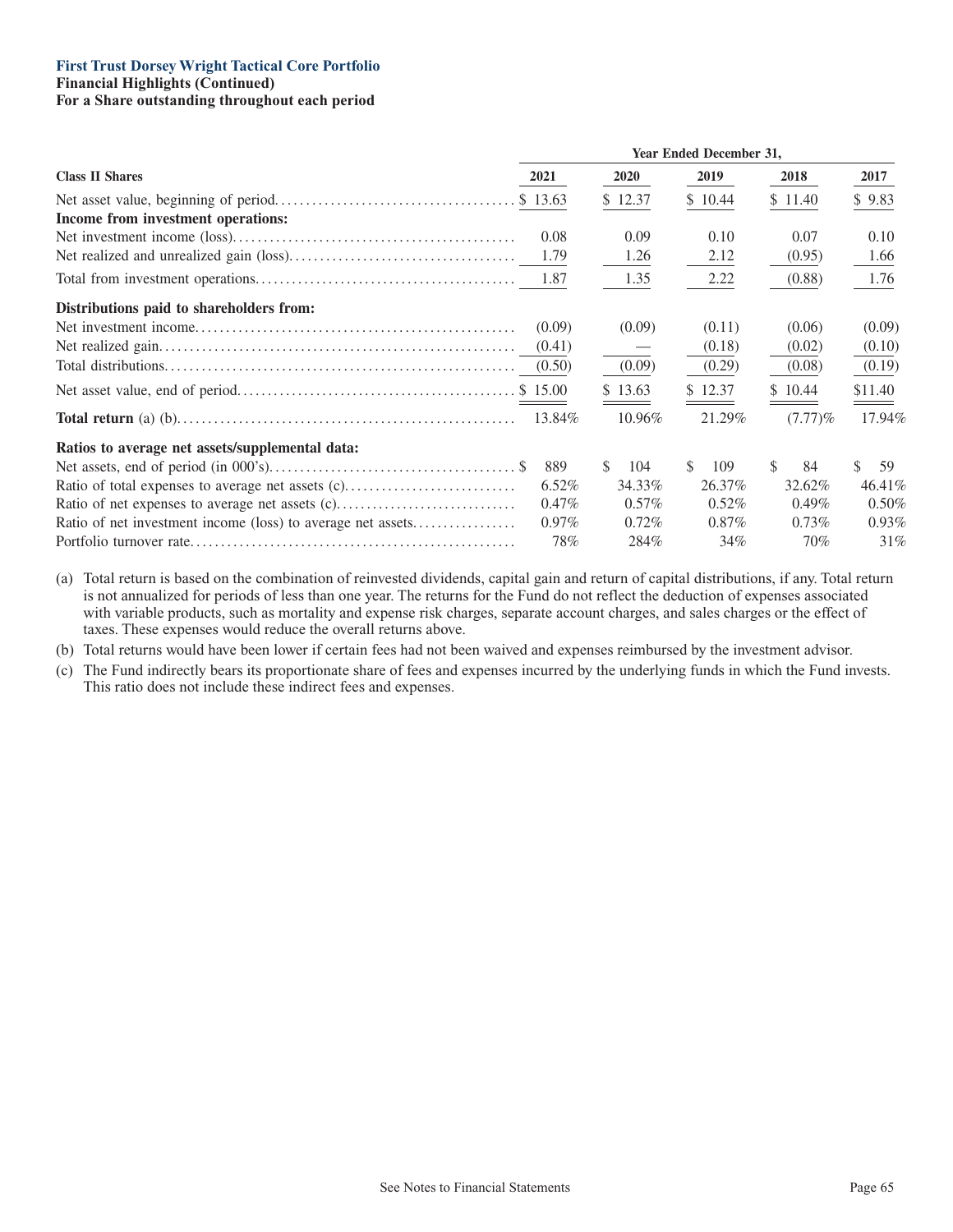**First Trust Dorsey Wright Tactical Core Portfolio**
**Financial Highlights (Continued)**
**For a Share outstanding throughout each period**

| | Year Ended December 31, | | | | |
|---|---|---|---|---|---|
| **Class II Shares** | **2021** | **2020** | **2019** | **2018** | **2017** |
| Net asset value, beginning of period | $ 13.63 | $ 12.37 | $ 10.44 | $ 11.40 | $ 9.83 |
| **Income from investment operations:** | | | | | |
| Net investment income (loss) | 0.08 | 0.09 | 0.10 | 0.07 | 0.10 |
| Net realized and unrealized gain (loss) | 1.79 | 1.26 | 2.12 | (0.95) | 1.66 |
| Total from investment operations | 1.87 | 1.35 | 2.22 | (0.88) | 1.76 |
| **Distributions paid to shareholders from:** | | | | | |
| Net investment income | (0.09) | (0.09) | (0.11) | (0.06) | (0.09) |
| Net realized gain | (0.41) | — | (0.18) | (0.02) | (0.10) |
| Total distributions | (0.50) | (0.09) | (0.29) | (0.08) | (0.19) |
| Net asset value, end of period | $ 15.00 | $ 13.63 | $ 12.37 | $ 10.44 | $11.40 |
| **Total return** (a) (b) | 13.84% | 10.96% | 21.29% | (7.77)% | 17.94% |
| **Ratios to average net assets/supplemental data:** | | | | | |
| Net assets, end of period (in 000's) | $ 889 | $ 104 | $ 109 | $ 84 | $ 59 |
| Ratio of total expenses to average net assets (c) | 6.52% | 34.33% | 26.37% | 32.62% | 46.41% |
| Ratio of net expenses to average net assets (c) | 0.47% | 0.57% | 0.52% | 0.49% | 0.50% |
| Ratio of net investment income (loss) to average net assets | 0.97% | 0.72% | 0.87% | 0.73% | 0.93% |
| Portfolio turnover rate | 78% | 284% | 34% | 70% | 31% |

(a) Total return is based on the combination of reinvested dividends, capital gain and return of capital distributions, if any. Total return is not annualized for periods of less than one year. The returns for the Fund do not reflect the deduction of expenses associated with variable products, such as mortality and expense risk charges, separate account charges, and sales charges or the effect of taxes. These expenses would reduce the overall returns above.

(b) Total returns would have been lower if certain fees had not been waived and expenses reimbursed by the investment advisor.

(c) The Fund indirectly bears its proportionate share of fees and expenses incurred by the underlying funds in which the Fund invests. This ratio does not include these indirect fees and expenses.

See Notes to Financial Statements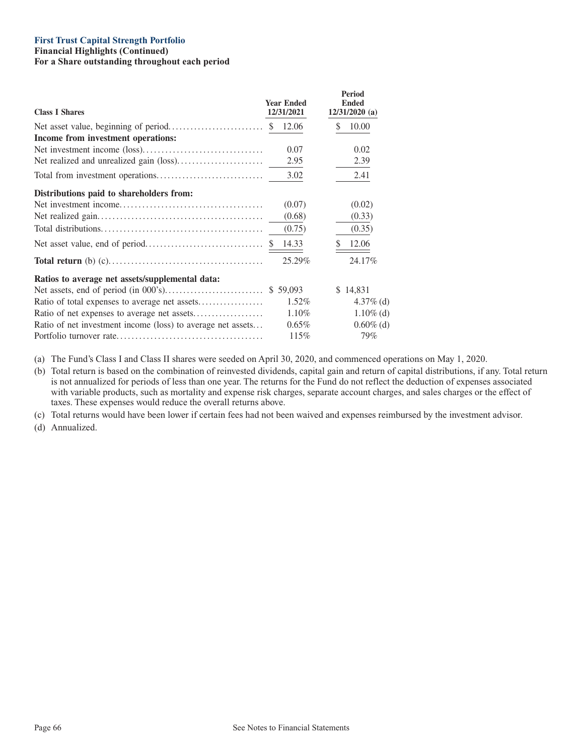**First Trust Capital Strength Portfolio**

**Financial Highlights (Continued)**

**For a Share outstanding throughout each period**

| Class I Shares | Year Ended 12/31/2021 | Period Ended 12/31/2020 (a) |
|---|---|---|
| Net asset value, beginning of period | $ 12.06 | $ 10.00 |
| **Income from investment operations:** | | |
| Net investment income (loss) | 0.07 | 0.02 |
| Net realized and unrealized gain (loss) | 2.95 | 2.39 |
| Total from investment operations | 3.02 | 2.41 |
| **Distributions paid to shareholders from:** | | |
| Net investment income | (0.07) | (0.02) |
| Net realized gain | (0.68) | (0.33) |
| Total distributions | (0.75) | (0.35) |
| Net asset value, end of period | $ 14.33 | $ 12.06 |
| **Total return** (b) (c) | 25.29% | 24.17% |
| **Ratios to average net assets/supplemental data:** | | |
| Net assets, end of period (in 000's) | $ 59,093 | $ 14,831 |
| Ratio of total expenses to average net assets | 1.52% | 4.37% (d) |
| Ratio of net expenses to average net assets | 1.10% | 1.10% (d) |
| Ratio of net investment income (loss) to average net assets | 0.65% | 0.60% (d) |
| Portfolio turnover rate | 115% | 79% |

(a) The Fund's Class I and Class II shares were seeded on April 30, 2020, and commenced operations on May 1, 2020.

(b) Total return is based on the combination of reinvested dividends, capital gain and return of capital distributions, if any. Total return is not annualized for periods of less than one year. The returns for the Fund do not reflect the deduction of expenses associated with variable products, such as mortality and expense risk charges, separate account charges, and sales charges or the effect of taxes. These expenses would reduce the overall returns above.

(c) Total returns would have been lower if certain fees had not been waived and expenses reimbursed by the investment advisor.

(d) Annualized.

See Notes to Financial Statements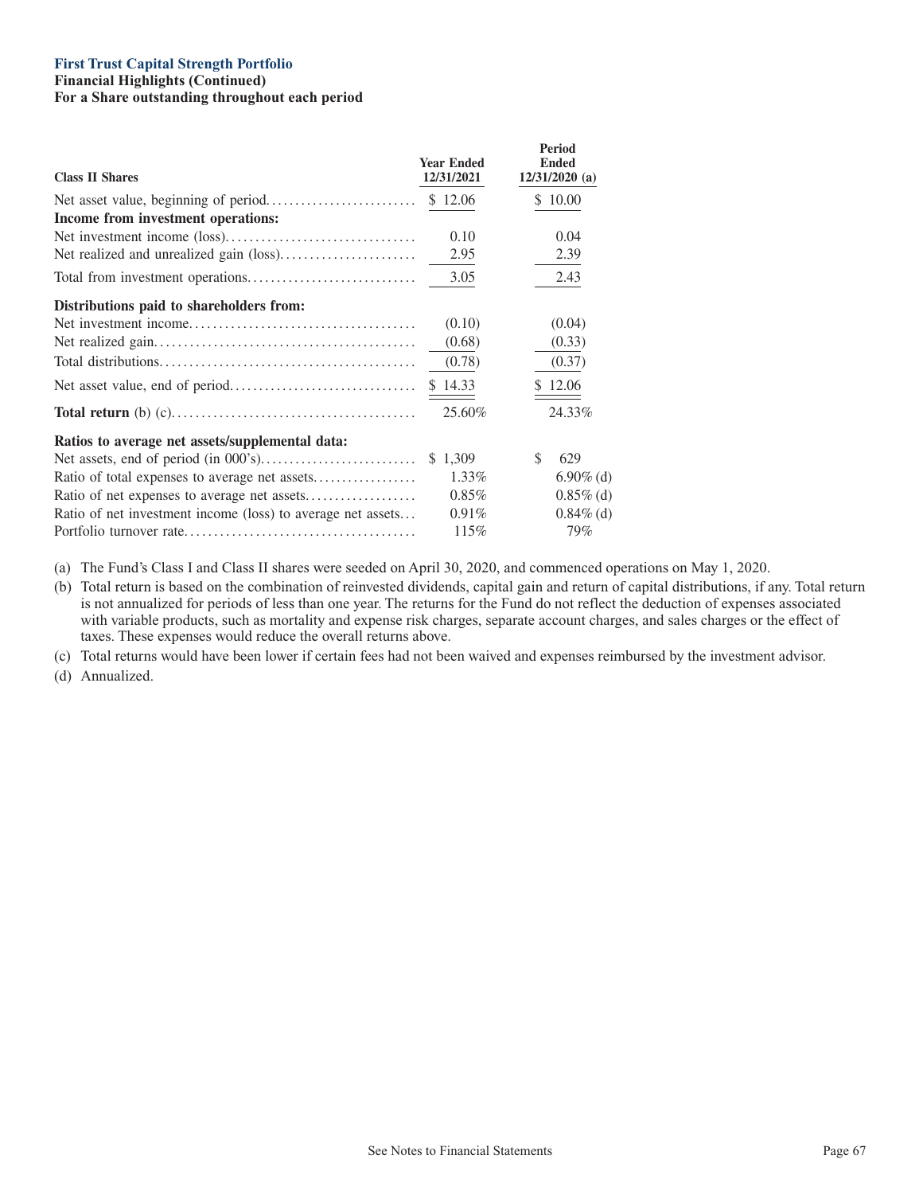**First Trust Capital Strength Portfolio**

**Financial Highlights (Continued)**

**For a Share outstanding throughout each period**

| Class II Shares | Year Ended 12/31/2021 | Period Ended 12/31/2020 (a) |
|---|---|---|
| Net asset value, beginning of period | $ 12.06 | $ 10.00 |
| **Income from investment operations:** | | |
| Net investment income (loss) | 0.10 | 0.04 |
| Net realized and unrealized gain (loss) | 2.95 | 2.39 |
| Total from investment operations | 3.05 | 2.43 |
| **Distributions paid to shareholders from:** | | |
| Net investment income | (0.10) | (0.04) |
| Net realized gain | (0.68) | (0.33) |
| Total distributions | (0.78) | (0.37) |
| Net asset value, end of period | $ 14.33 | $ 12.06 |
| **Total return** (b) (c) | 25.60% | 24.33% |
| **Ratios to average net assets/supplemental data:** | | |
| Net assets, end of period (in 000's) | $ 1,309 | $ 629 |
| Ratio of total expenses to average net assets | 1.33% | 6.90% (d) |
| Ratio of net expenses to average net assets | 0.85% | 0.85% (d) |
| Ratio of net investment income (loss) to average net assets | 0.91% | 0.84% (d) |
| Portfolio turnover rate | 115% | 79% |

(a) The Fund's Class I and Class II shares were seeded on April 30, 2020, and commenced operations on May 1, 2020.

(b) Total return is based on the combination of reinvested dividends, capital gain and return of capital distributions, if any. Total return is not annualized for periods of less than one year. The returns for the Fund do not reflect the deduction of expenses associated with variable products, such as mortality and expense risk charges, separate account charges, and sales charges or the effect of taxes. These expenses would reduce the overall returns above.

(c) Total returns would have been lower if certain fees had not been waived and expenses reimbursed by the investment advisor.

(d) Annualized.

See Notes to Financial Statements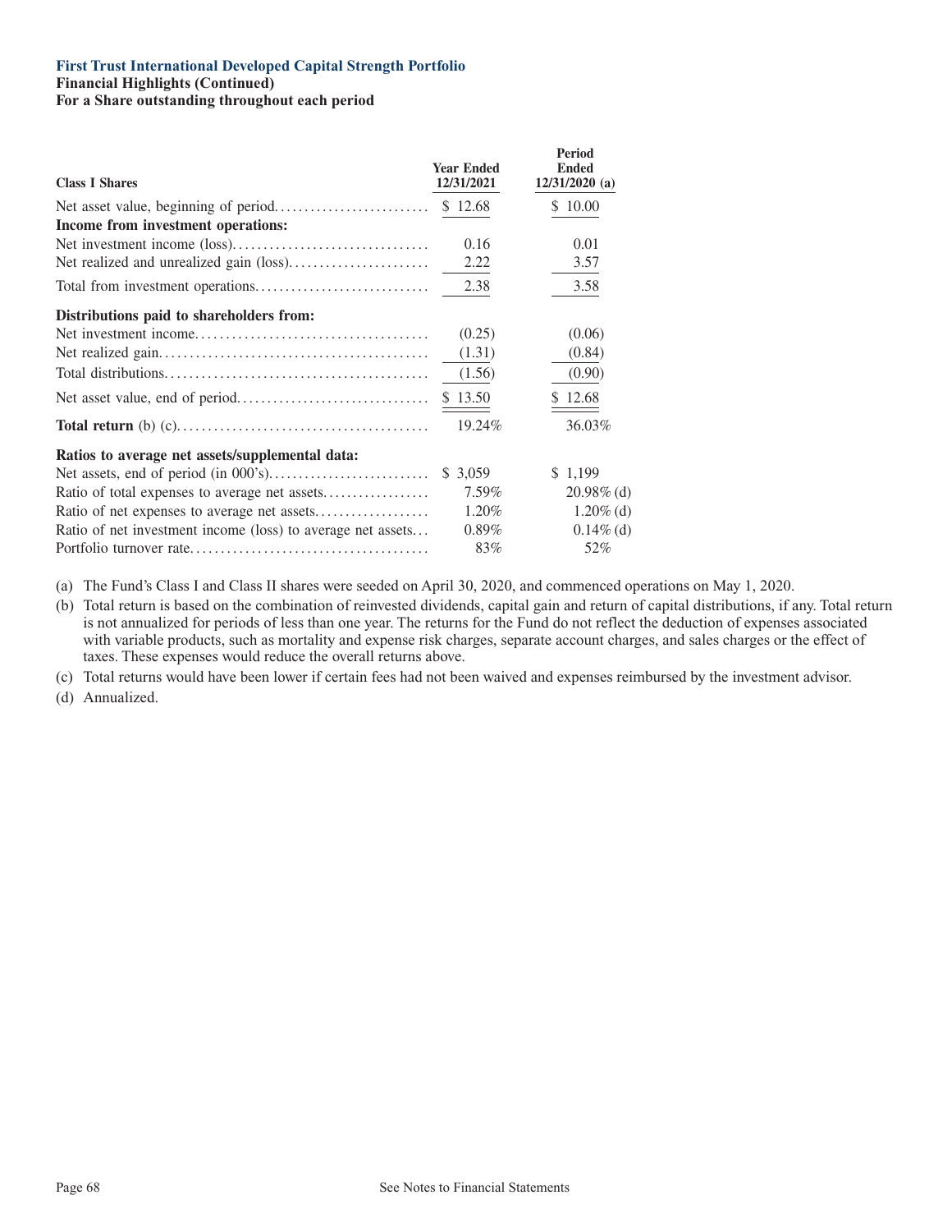**First Trust International Developed Capital Strength Portfolio**
**Financial Highlights (Continued)**
**For a Share outstanding throughout each period**

| **Class I Shares** | **Year Ended 12/31/2021** | **Period Ended 12/31/2020 (a)** |
|---|---|---|
| Net asset value, beginning of period | $ 12.68 | $ 10.00 |
| **Income from investment operations:** | | |
| Net investment income (loss) | 0.16 | 0.01 |
| Net realized and unrealized gain (loss) | 2.22 | 3.57 |
| Total from investment operations | 2.38 | 3.58 |
| **Distributions paid to shareholders from:** | | |
| Net investment income | (0.25) | (0.06) |
| Net realized gain | (1.31) | (0.84) |
| Total distributions | (1.56) | (0.90) |
| Net asset value, end of period | $ 13.50 | $ 12.68 |
| **Total return** (b) (c) | 19.24% | 36.03% |
| **Ratios to average net assets/supplemental data:** | | |
| Net assets, end of period (in 000's) | $ 3,059 | $ 1,199 |
| Ratio of total expenses to average net assets | 7.59% | 20.98% (d) |
| Ratio of net expenses to average net assets | 1.20% | 1.20% (d) |
| Ratio of net investment income (loss) to average net assets | 0.89% | 0.14% (d) |
| Portfolio turnover rate | 83% | 52% |

(a) The Fund's Class I and Class II shares were seeded on April 30, 2020, and commenced operations on May 1, 2020.

(b) Total return is based on the combination of reinvested dividends, capital gain and return of capital distributions, if any. Total return is not annualized for periods of less than one year. The returns for the Fund do not reflect the deduction of expenses associated with variable products, such as mortality and expense risk charges, separate account charges, and sales charges or the effect of taxes. These expenses would reduce the overall returns above.

(c) Total returns would have been lower if certain fees had not been waived and expenses reimbursed by the investment advisor.

(d) Annualized.

See Notes to Financial Statements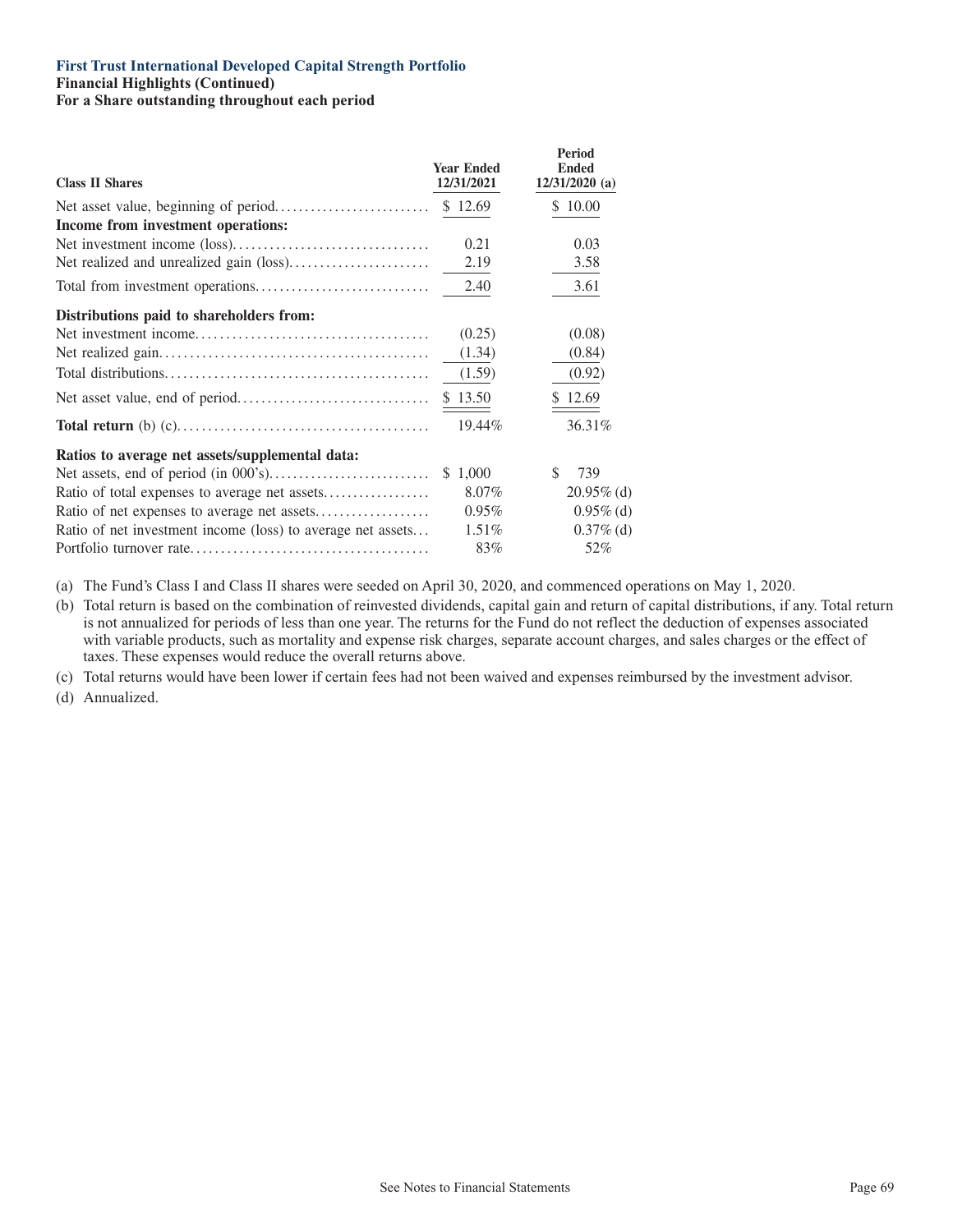**First Trust International Developed Capital Strength Portfolio**

**Financial Highlights (Continued)**

**For a Share outstanding throughout each period**

| Class II Shares | Year Ended 12/31/2021 | Period Ended 12/31/2020 (a) |
|---|---|---|
| Net asset value, beginning of period | $ 12.69 | $ 10.00 |
| **Income from investment operations:** | | |
| Net investment income (loss) | 0.21 | 0.03 |
| Net realized and unrealized gain (loss) | 2.19 | 3.58 |
| Total from investment operations | 2.40 | 3.61 |
| **Distributions paid to shareholders from:** | | |
| Net investment income | (0.25) | (0.08) |
| Net realized gain | (1.34) | (0.84) |
| Total distributions | (1.59) | (0.92) |
| Net asset value, end of period | $ 13.50 | $ 12.69 |
| **Total return** (b) (c) | 19.44% | 36.31% |
| **Ratios to average net assets/supplemental data:** | | |
| Net assets, end of period (in 000's) | $ 1,000 | $ 739 |
| Ratio of total expenses to average net assets | 8.07% | 20.95% (d) |
| Ratio of net expenses to average net assets | 0.95% | 0.95% (d) |
| Ratio of net investment income (loss) to average net assets | 1.51% | 0.37% (d) |
| Portfolio turnover rate | 83% | 52% |

(a) The Fund's Class I and Class II shares were seeded on April 30, 2020, and commenced operations on May 1, 2020.

(b) Total return is based on the combination of reinvested dividends, capital gain and return of capital distributions, if any. Total return is not annualized for periods of less than one year. The returns for the Fund do not reflect the deduction of expenses associated with variable products, such as mortality and expense risk charges, separate account charges, and sales charges or the effect of taxes. These expenses would reduce the overall returns above.

(c) Total returns would have been lower if certain fees had not been waived and expenses reimbursed by the investment advisor.

(d) Annualized.

See Notes to Financial Statements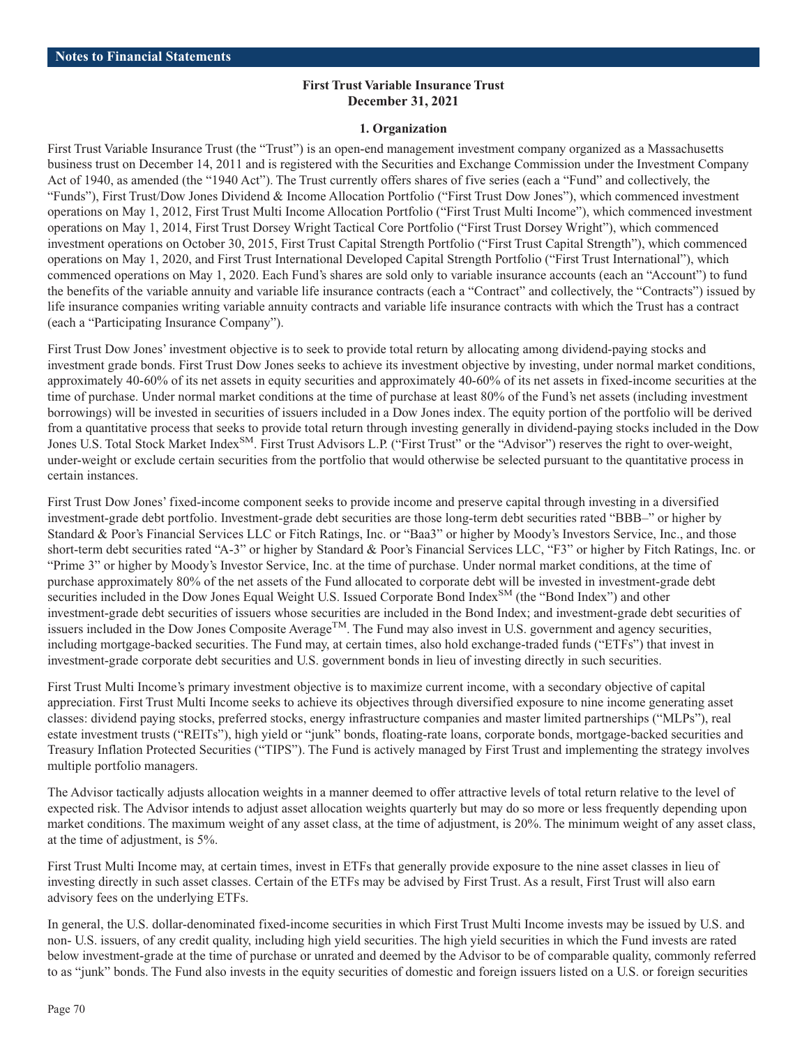## Notes to Financial Statements

**First Trust Variable Insurance Trust**
**December 31, 2021**

### 1. Organization

First Trust Variable Insurance Trust (the "Trust") is an open-end management investment company organized as a Massachusetts business trust on December 14, 2011 and is registered with the Securities and Exchange Commission under the Investment Company Act of 1940, as amended (the "1940 Act"). The Trust currently offers shares of five series (each a "Fund" and collectively, the "Funds"), First Trust/Dow Jones Dividend & Income Allocation Portfolio ("First Trust Dow Jones"), which commenced investment operations on May 1, 2012, First Trust Multi Income Allocation Portfolio ("First Trust Multi Income"), which commenced investment operations on May 1, 2014, First Trust Dorsey Wright Tactical Core Portfolio ("First Trust Dorsey Wright"), which commenced investment operations on October 30, 2015, First Trust Capital Strength Portfolio ("First Trust Capital Strength"), which commenced operations on May 1, 2020, and First Trust International Developed Capital Strength Portfolio ("First Trust International"), which commenced operations on May 1, 2020. Each Fund's shares are sold only to variable insurance accounts (each an "Account") to fund the benefits of the variable annuity and variable life insurance contracts (each a "Contract" and collectively, the "Contracts") issued by life insurance companies writing variable annuity contracts and variable life insurance contracts with which the Trust has a contract (each a "Participating Insurance Company").

First Trust Dow Jones' investment objective is to seek to provide total return by allocating among dividend-paying stocks and investment grade bonds. First Trust Dow Jones seeks to achieve its investment objective by investing, under normal market conditions, approximately 40-60% of its net assets in equity securities and approximately 40-60% of its net assets in fixed-income securities at the time of purchase. Under normal market conditions at the time of purchase at least 80% of the Fund's net assets (including investment borrowings) will be invested in securities of issuers included in a Dow Jones index. The equity portion of the portfolio will be derived from a quantitative process that seeks to provide total return through investing generally in dividend-paying stocks included in the Dow Jones U.S. Total Stock Market Index[SM]. First Trust Advisors L.P. ("First Trust" or the "Advisor") reserves the right to over-weight, under-weight or exclude certain securities from the portfolio that would otherwise be selected pursuant to the quantitative process in certain instances.

First Trust Dow Jones' fixed-income component seeks to provide income and preserve capital through investing in a diversified investment-grade debt portfolio. Investment-grade debt securities are those long-term debt securities rated "BBB–" or higher by Standard & Poor's Financial Services LLC or Fitch Ratings, Inc. or "Baa3" or higher by Moody's Investors Service, Inc., and those short-term debt securities rated "A-3" or higher by Standard & Poor's Financial Services LLC, "F3" or higher by Fitch Ratings, Inc. or "Prime 3" or higher by Moody's Investor Service, Inc. at the time of purchase. Under normal market conditions, at the time of purchase approximately 80% of the net assets of the Fund allocated to corporate debt will be invested in investment-grade debt securities included in the Dow Jones Equal Weight U.S. Issued Corporate Bond Index[SM] (the "Bond Index") and other investment-grade debt securities of issuers whose securities are included in the Bond Index; and investment-grade debt securities of issuers included in the Dow Jones Composite Average[TM]. The Fund may also invest in U.S. government and agency securities, including mortgage-backed securities. The Fund may, at certain times, also hold exchange-traded funds ("ETFs") that invest in investment-grade corporate debt securities and U.S. government bonds in lieu of investing directly in such securities.

First Trust Multi Income's primary investment objective is to maximize current income, with a secondary objective of capital appreciation. First Trust Multi Income seeks to achieve its objectives through diversified exposure to nine income generating asset classes: dividend paying stocks, preferred stocks, energy infrastructure companies and master limited partnerships ("MLPs"), real estate investment trusts ("REITs"), high yield or "junk" bonds, floating-rate loans, corporate bonds, mortgage-backed securities and Treasury Inflation Protected Securities ("TIPS"). The Fund is actively managed by First Trust and implementing the strategy involves multiple portfolio managers.

The Advisor tactically adjusts allocation weights in a manner deemed to offer attractive levels of total return relative to the level of expected risk. The Advisor intends to adjust asset allocation weights quarterly but may do so more or less frequently depending upon market conditions. The maximum weight of any asset class, at the time of adjustment, is 20%. The minimum weight of any asset class, at the time of adjustment, is 5%.

First Trust Multi Income may, at certain times, invest in ETFs that generally provide exposure to the nine asset classes in lieu of investing directly in such asset classes. Certain of the ETFs may be advised by First Trust. As a result, First Trust will also earn advisory fees on the underlying ETFs.

In general, the U.S. dollar-denominated fixed-income securities in which First Trust Multi Income invests may be issued by U.S. and non- U.S. issuers, of any credit quality, including high yield securities. The high yield securities in which the Fund invests are rated below investment-grade at the time of purchase or unrated and deemed by the Advisor to be of comparable quality, commonly referred to as "junk" bonds. The Fund also invests in the equity securities of domestic and foreign issuers listed on a U.S. or foreign securities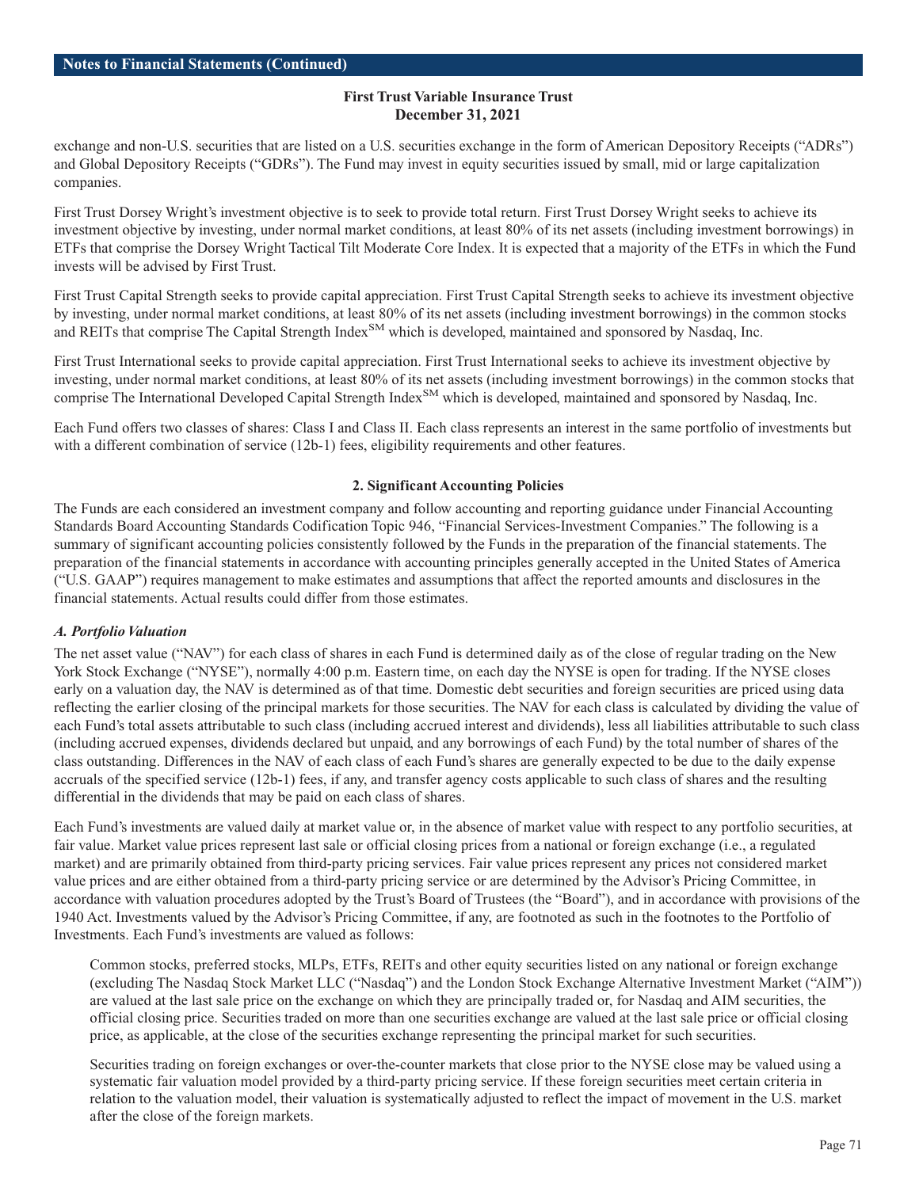**Notes to Financial Statements (Continued)**

**First Trust Variable Insurance Trust**
**December 31, 2021**

exchange and non-U.S. securities that are listed on a U.S. securities exchange in the form of American Depository Receipts ("ADRs") and Global Depository Receipts ("GDRs"). The Fund may invest in equity securities issued by small, mid or large capitalization companies.

First Trust Dorsey Wright's investment objective is to seek to provide total return. First Trust Dorsey Wright seeks to achieve its investment objective by investing, under normal market conditions, at least 80% of its net assets (including investment borrowings) in ETFs that comprise the Dorsey Wright Tactical Tilt Moderate Core Index. It is expected that a majority of the ETFs in which the Fund invests will be advised by First Trust.

First Trust Capital Strength seeks to provide capital appreciation. First Trust Capital Strength seeks to achieve its investment objective by investing, under normal market conditions, at least 80% of its net assets (including investment borrowings) in the common stocks and REITs that comprise The Capital Strength Index[SM] which is developed, maintained and sponsored by Nasdaq, Inc.

First Trust International seeks to provide capital appreciation. First Trust International seeks to achieve its investment objective by investing, under normal market conditions, at least 80% of its net assets (including investment borrowings) in the common stocks that comprise The International Developed Capital Strength Index[SM] which is developed, maintained and sponsored by Nasdaq, Inc.

Each Fund offers two classes of shares: Class I and Class II. Each class represents an interest in the same portfolio of investments but with a different combination of service (12b-1) fees, eligibility requirements and other features.

## 2. Significant Accounting Policies

The Funds are each considered an investment company and follow accounting and reporting guidance under Financial Accounting Standards Board Accounting Standards Codification Topic 946, "Financial Services-Investment Companies." The following is a summary of significant accounting policies consistently followed by the Funds in the preparation of the financial statements. The preparation of the financial statements in accordance with accounting principles generally accepted in the United States of America ("U.S. GAAP") requires management to make estimates and assumptions that affect the reported amounts and disclosures in the financial statements. Actual results could differ from those estimates.

### *A. Portfolio Valuation*

The net asset value ("NAV") for each class of shares in each Fund is determined daily as of the close of regular trading on the New York Stock Exchange ("NYSE"), normally 4:00 p.m. Eastern time, on each day the NYSE is open for trading. If the NYSE closes early on a valuation day, the NAV is determined as of that time. Domestic debt securities and foreign securities are priced using data reflecting the earlier closing of the principal markets for those securities. The NAV for each class is calculated by dividing the value of each Fund's total assets attributable to such class (including accrued interest and dividends), less all liabilities attributable to such class (including accrued expenses, dividends declared but unpaid, and any borrowings of each Fund) by the total number of shares of the class outstanding. Differences in the NAV of each class of each Fund's shares are generally expected to be due to the daily expense accruals of the specified service (12b-1) fees, if any, and transfer agency costs applicable to such class of shares and the resulting differential in the dividends that may be paid on each class of shares.

Each Fund's investments are valued daily at market value or, in the absence of market value with respect to any portfolio securities, at fair value. Market value prices represent last sale or official closing prices from a national or foreign exchange (i.e., a regulated market) and are primarily obtained from third-party pricing services. Fair value prices represent any prices not considered market value prices and are either obtained from a third-party pricing service or are determined by the Advisor's Pricing Committee, in accordance with valuation procedures adopted by the Trust's Board of Trustees (the "Board"), and in accordance with provisions of the 1940 Act. Investments valued by the Advisor's Pricing Committee, if any, are footnoted as such in the footnotes to the Portfolio of Investments. Each Fund's investments are valued as follows:

Common stocks, preferred stocks, MLPs, ETFs, REITs and other equity securities listed on any national or foreign exchange (excluding The Nasdaq Stock Market LLC ("Nasdaq") and the London Stock Exchange Alternative Investment Market ("AIM")) are valued at the last sale price on the exchange on which they are principally traded or, for Nasdaq and AIM securities, the official closing price. Securities traded on more than one securities exchange are valued at the last sale price or official closing price, as applicable, at the close of the securities exchange representing the principal market for such securities.

Securities trading on foreign exchanges or over-the-counter markets that close prior to the NYSE close may be valued using a systematic fair valuation model provided by a third-party pricing service. If these foreign securities meet certain criteria in relation to the valuation model, their valuation is systematically adjusted to reflect the impact of movement in the U.S. market after the close of the foreign markets.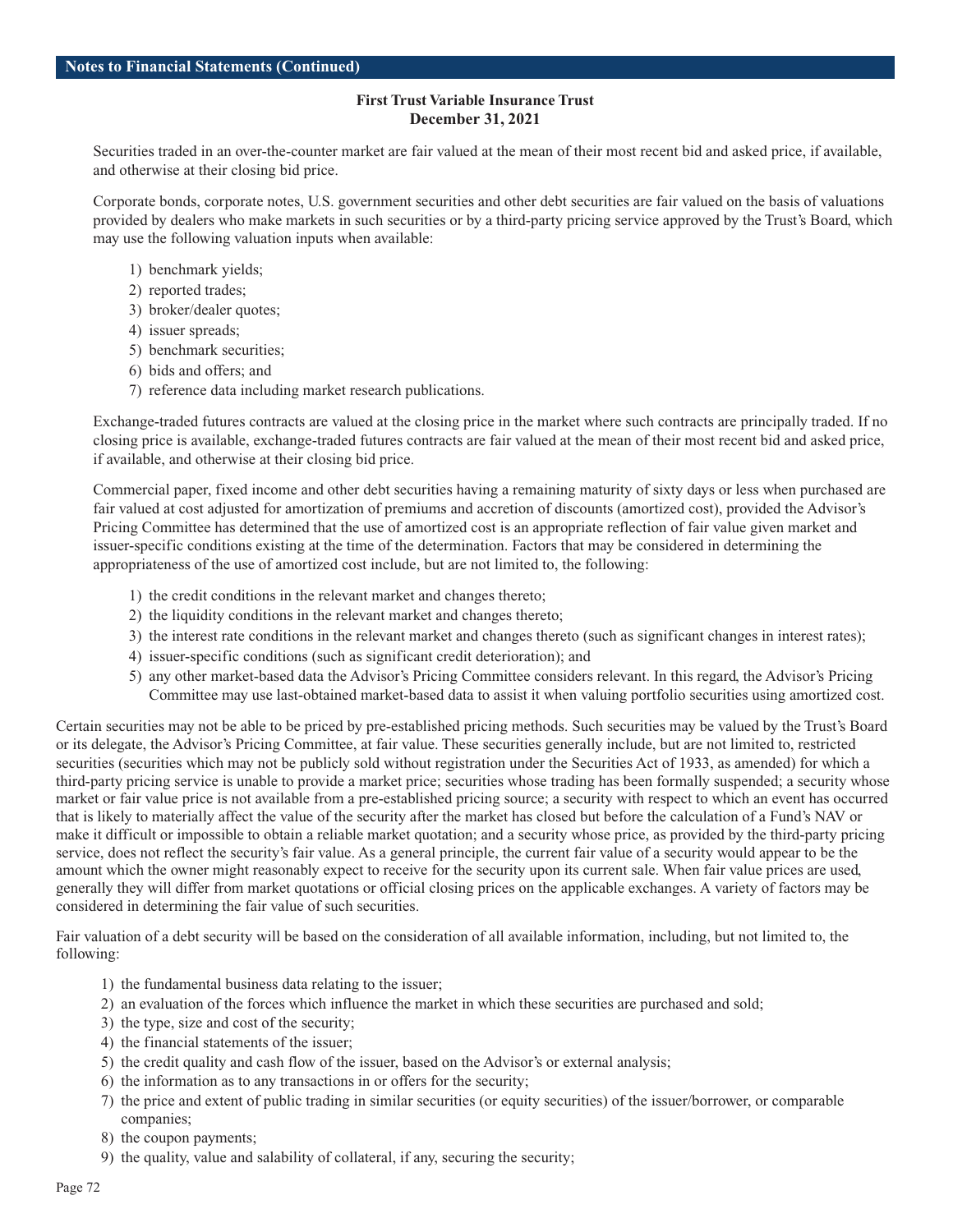Securities traded in an over-the-counter market are fair valued at the mean of their most recent bid and asked price, if available, and otherwise at their closing bid price.

Corporate bonds, corporate notes, U.S. government securities and other debt securities are fair valued on the basis of valuations provided by dealers who make markets in such securities or by a third-party pricing service approved by the Trust's Board, which may use the following valuation inputs when available:

1) benchmark yields;
2) reported trades;
3) broker/dealer quotes;
4) issuer spreads;
5) benchmark securities;
6) bids and offers; and
7) reference data including market research publications.

Exchange-traded futures contracts are valued at the closing price in the market where such contracts are principally traded. If no closing price is available, exchange-traded futures contracts are fair valued at the mean of their most recent bid and asked price, if available, and otherwise at their closing bid price.

Commercial paper, fixed income and other debt securities having a remaining maturity of sixty days or less when purchased are fair valued at cost adjusted for amortization of premiums and accretion of discounts (amortized cost), provided the Advisor's Pricing Committee has determined that the use of amortized cost is an appropriate reflection of fair value given market and issuer-specific conditions existing at the time of the determination. Factors that may be considered in determining the appropriateness of the use of amortized cost include, but are not limited to, the following:

1) the credit conditions in the relevant market and changes thereto;
2) the liquidity conditions in the relevant market and changes thereto;
3) the interest rate conditions in the relevant market and changes thereto (such as significant changes in interest rates);
4) issuer-specific conditions (such as significant credit deterioration); and
5) any other market-based data the Advisor's Pricing Committee considers relevant. In this regard, the Advisor's Pricing Committee may use last-obtained market-based data to assist it when valuing portfolio securities using amortized cost.

Certain securities may not be able to be priced by pre-established pricing methods. Such securities may be valued by the Trust's Board or its delegate, the Advisor's Pricing Committee, at fair value. These securities generally include, but are not limited to, restricted securities (securities which may not be publicly sold without registration under the Securities Act of 1933, as amended) for which a third-party pricing service is unable to provide a market price; securities whose trading has been formally suspended; a security whose market or fair value price is not available from a pre-established pricing source; a security with respect to which an event has occurred that is likely to materially affect the value of the security after the market has closed but before the calculation of a Fund's NAV or make it difficult or impossible to obtain a reliable market quotation; and a security whose price, as provided by the third-party pricing service, does not reflect the security's fair value. As a general principle, the current fair value of a security would appear to be the amount which the owner might reasonably expect to receive for the security upon its current sale. When fair value prices are used, generally they will differ from market quotations or official closing prices on the applicable exchanges. A variety of factors may be considered in determining the fair value of such securities.

Fair valuation of a debt security will be based on the consideration of all available information, including, but not limited to, the following:

1) the fundamental business data relating to the issuer;
2) an evaluation of the forces which influence the market in which these securities are purchased and sold;
3) the type, size and cost of the security;
4) the financial statements of the issuer;
5) the credit quality and cash flow of the issuer, based on the Advisor's or external analysis;
6) the information as to any transactions in or offers for the security;
7) the price and extent of public trading in similar securities (or equity securities) of the issuer/borrower, or comparable companies;
8) the coupon payments;
9) the quality, value and salability of collateral, if any, securing the security;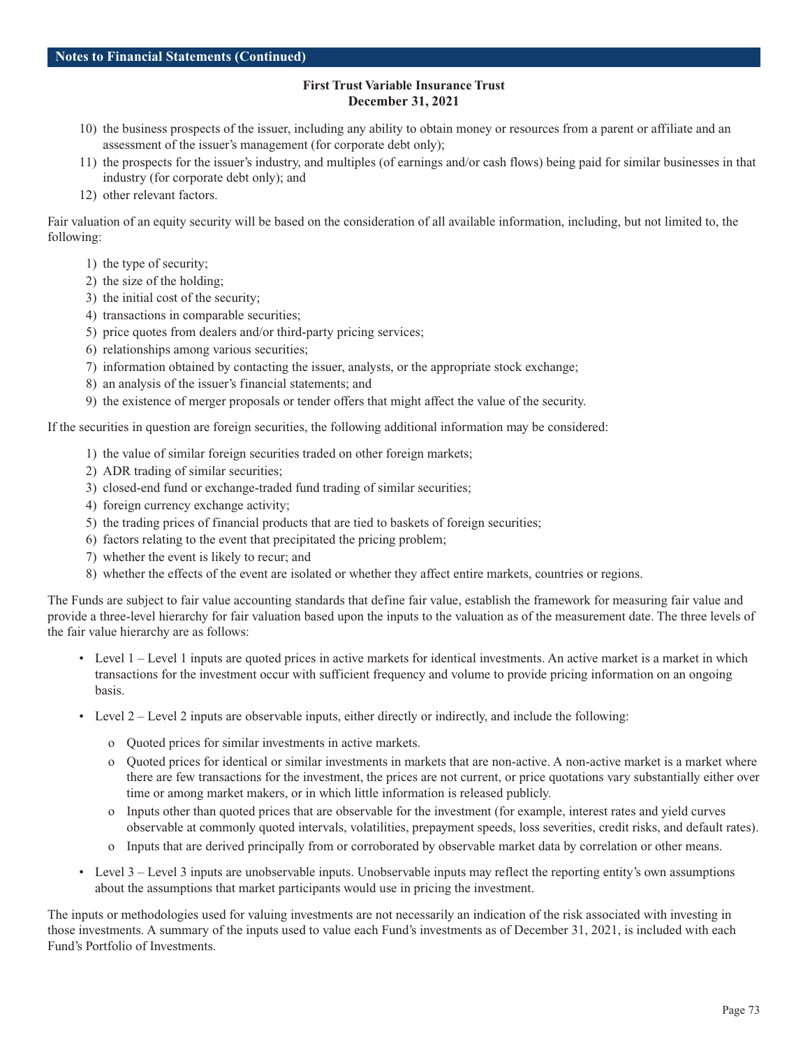**First Trust Variable Insurance Trust**
**December 31, 2021**

10) the business prospects of the issuer, including any ability to obtain money or resources from a parent or affiliate and an assessment of the issuer's management (for corporate debt only);
11) the prospects for the issuer's industry, and multiples (of earnings and/or cash flows) being paid for similar businesses in that industry (for corporate debt only); and
12) other relevant factors.

Fair valuation of an equity security will be based on the consideration of all available information, including, but not limited to, the following:

1) the type of security;
2) the size of the holding;
3) the initial cost of the security;
4) transactions in comparable securities;
5) price quotes from dealers and/or third-party pricing services;
6) relationships among various securities;
7) information obtained by contacting the issuer, analysts, or the appropriate stock exchange;
8) an analysis of the issuer's financial statements; and
9) the existence of merger proposals or tender offers that might affect the value of the security.

If the securities in question are foreign securities, the following additional information may be considered:

1) the value of similar foreign securities traded on other foreign markets;
2) ADR trading of similar securities;
3) closed-end fund or exchange-traded fund trading of similar securities;
4) foreign currency exchange activity;
5) the trading prices of financial products that are tied to baskets of foreign securities;
6) factors relating to the event that precipitated the pricing problem;
7) whether the event is likely to recur; and
8) whether the effects of the event are isolated or whether they affect entire markets, countries or regions.

The Funds are subject to fair value accounting standards that define fair value, establish the framework for measuring fair value and provide a three-level hierarchy for fair valuation based upon the inputs to the valuation as of the measurement date. The three levels of the fair value hierarchy are as follows:

- Level 1 – Level 1 inputs are quoted prices in active markets for identical investments. An active market is a market in which transactions for the investment occur with sufficient frequency and volume to provide pricing information on an ongoing basis.
- Level 2 – Level 2 inputs are observable inputs, either directly or indirectly, and include the following:
  - Quoted prices for similar investments in active markets.
  - Quoted prices for identical or similar investments in markets that are non-active. A non-active market is a market where there are few transactions for the investment, the prices are not current, or price quotations vary substantially either over time or among market makers, or in which little information is released publicly.
  - Inputs other than quoted prices that are observable for the investment (for example, interest rates and yield curves observable at commonly quoted intervals, volatilities, prepayment speeds, loss severities, credit risks, and default rates).
  - Inputs that are derived principally from or corroborated by observable market data by correlation or other means.
- Level 3 – Level 3 inputs are unobservable inputs. Unobservable inputs may reflect the reporting entity's own assumptions about the assumptions that market participants would use in pricing the investment.

The inputs or methodologies used for valuing investments are not necessarily an indication of the risk associated with investing in those investments. A summary of the inputs used to value each Fund's investments as of December 31, 2021, is included with each Fund's Portfolio of Investments.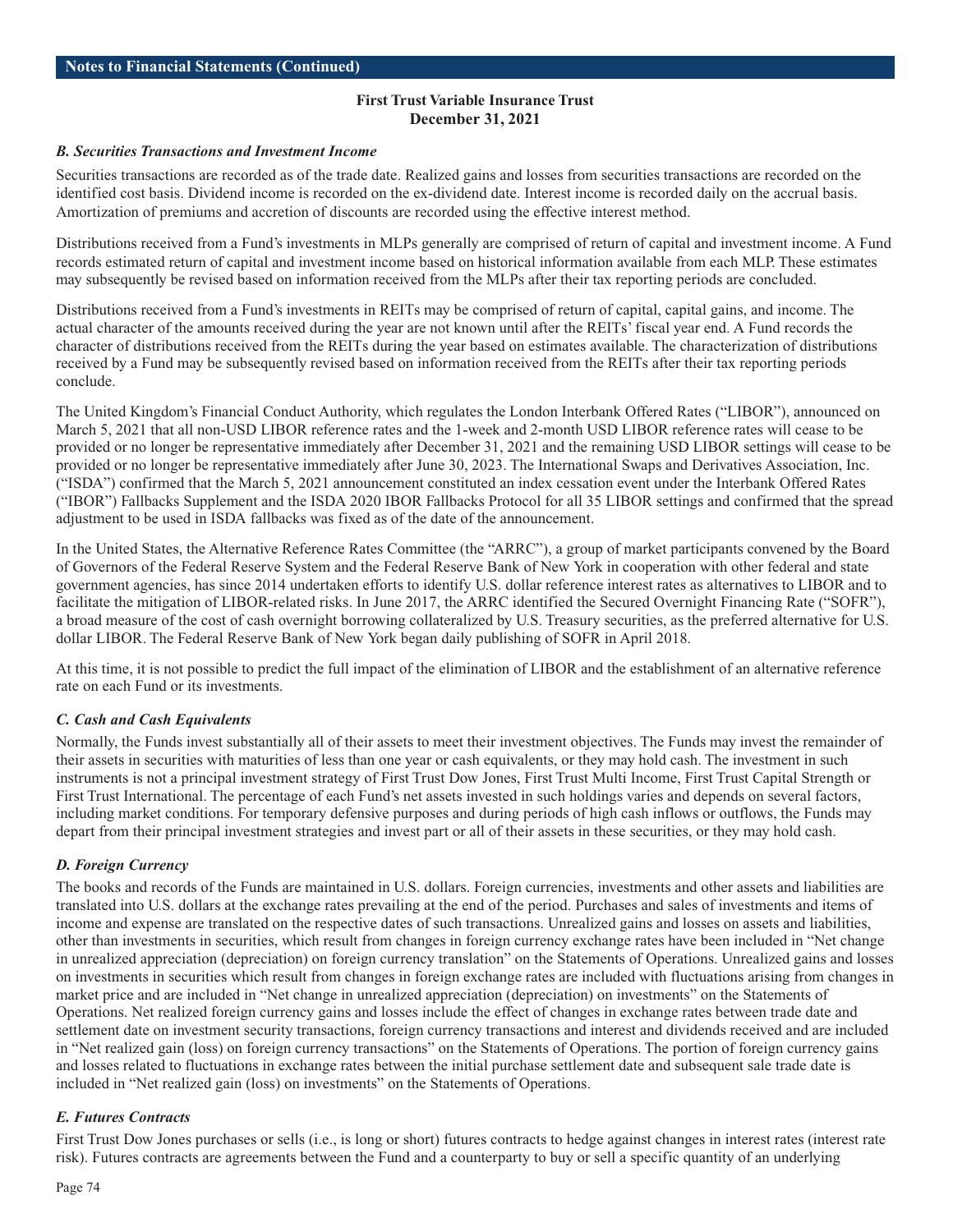**First Trust Variable Insurance Trust**
**December 31, 2021**

***B. Securities Transactions and Investment Income***

Securities transactions are recorded as of the trade date. Realized gains and losses from securities transactions are recorded on the identified cost basis. Dividend income is recorded on the ex-dividend date. Interest income is recorded daily on the accrual basis. Amortization of premiums and accretion of discounts are recorded using the effective interest method.

Distributions received from a Fund's investments in MLPs generally are comprised of return of capital and investment income. A Fund records estimated return of capital and investment income based on historical information available from each MLP. These estimates may subsequently be revised based on information received from the MLPs after their tax reporting periods are concluded.

Distributions received from a Fund's investments in REITs may be comprised of return of capital, capital gains, and income. The actual character of the amounts received during the year are not known until after the REITs' fiscal year end. A Fund records the character of distributions received from the REITs during the year based on estimates available. The characterization of distributions received by a Fund may be subsequently revised based on information received from the REITs after their tax reporting periods conclude.

The United Kingdom's Financial Conduct Authority, which regulates the London Interbank Offered Rates ("LIBOR"), announced on March 5, 2021 that all non-USD LIBOR reference rates and the 1-week and 2-month USD LIBOR reference rates will cease to be provided or no longer be representative immediately after December 31, 2021 and the remaining USD LIBOR settings will cease to be provided or no longer be representative immediately after June 30, 2023. The International Swaps and Derivatives Association, Inc. ("ISDA") confirmed that the March 5, 2021 announcement constituted an index cessation event under the Interbank Offered Rates ("IBOR") Fallbacks Supplement and the ISDA 2020 IBOR Fallbacks Protocol for all 35 LIBOR settings and confirmed that the spread adjustment to be used in ISDA fallbacks was fixed as of the date of the announcement.

In the United States, the Alternative Reference Rates Committee (the "ARRC"), a group of market participants convened by the Board of Governors of the Federal Reserve System and the Federal Reserve Bank of New York in cooperation with other federal and state government agencies, has since 2014 undertaken efforts to identify U.S. dollar reference interest rates as alternatives to LIBOR and to facilitate the mitigation of LIBOR-related risks. In June 2017, the ARRC identified the Secured Overnight Financing Rate ("SOFR"), a broad measure of the cost of cash overnight borrowing collateralized by U.S. Treasury securities, as the preferred alternative for U.S. dollar LIBOR. The Federal Reserve Bank of New York began daily publishing of SOFR in April 2018.

At this time, it is not possible to predict the full impact of the elimination of LIBOR and the establishment of an alternative reference rate on each Fund or its investments.

***C. Cash and Cash Equivalents***

Normally, the Funds invest substantially all of their assets to meet their investment objectives. The Funds may invest the remainder of their assets in securities with maturities of less than one year or cash equivalents, or they may hold cash. The investment in such instruments is not a principal investment strategy of First Trust Dow Jones, First Trust Multi Income, First Trust Capital Strength or First Trust International. The percentage of each Fund's net assets invested in such holdings varies and depends on several factors, including market conditions. For temporary defensive purposes and during periods of high cash inflows or outflows, the Funds may depart from their principal investment strategies and invest part or all of their assets in these securities, or they may hold cash.

***D. Foreign Currency***

The books and records of the Funds are maintained in U.S. dollars. Foreign currencies, investments and other assets and liabilities are translated into U.S. dollars at the exchange rates prevailing at the end of the period. Purchases and sales of investments and items of income and expense are translated on the respective dates of such transactions. Unrealized gains and losses on assets and liabilities, other than investments in securities, which result from changes in foreign currency exchange rates have been included in "Net change in unrealized appreciation (depreciation) on foreign currency translation" on the Statements of Operations. Unrealized gains and losses on investments in securities which result from changes in foreign exchange rates are included with fluctuations arising from changes in market price and are included in "Net change in unrealized appreciation (depreciation) on investments" on the Statements of Operations. Net realized foreign currency gains and losses include the effect of changes in exchange rates between trade date and settlement date on investment security transactions, foreign currency transactions and interest and dividends received and are included in "Net realized gain (loss) on foreign currency transactions" on the Statements of Operations. The portion of foreign currency gains and losses related to fluctuations in exchange rates between the initial purchase settlement date and subsequent sale trade date is included in "Net realized gain (loss) on investments" on the Statements of Operations.

***E. Futures Contracts***

First Trust Dow Jones purchases or sells (i.e., is long or short) futures contracts to hedge against changes in interest rates (interest rate risk). Futures contracts are agreements between the Fund and a counterparty to buy or sell a specific quantity of an underlying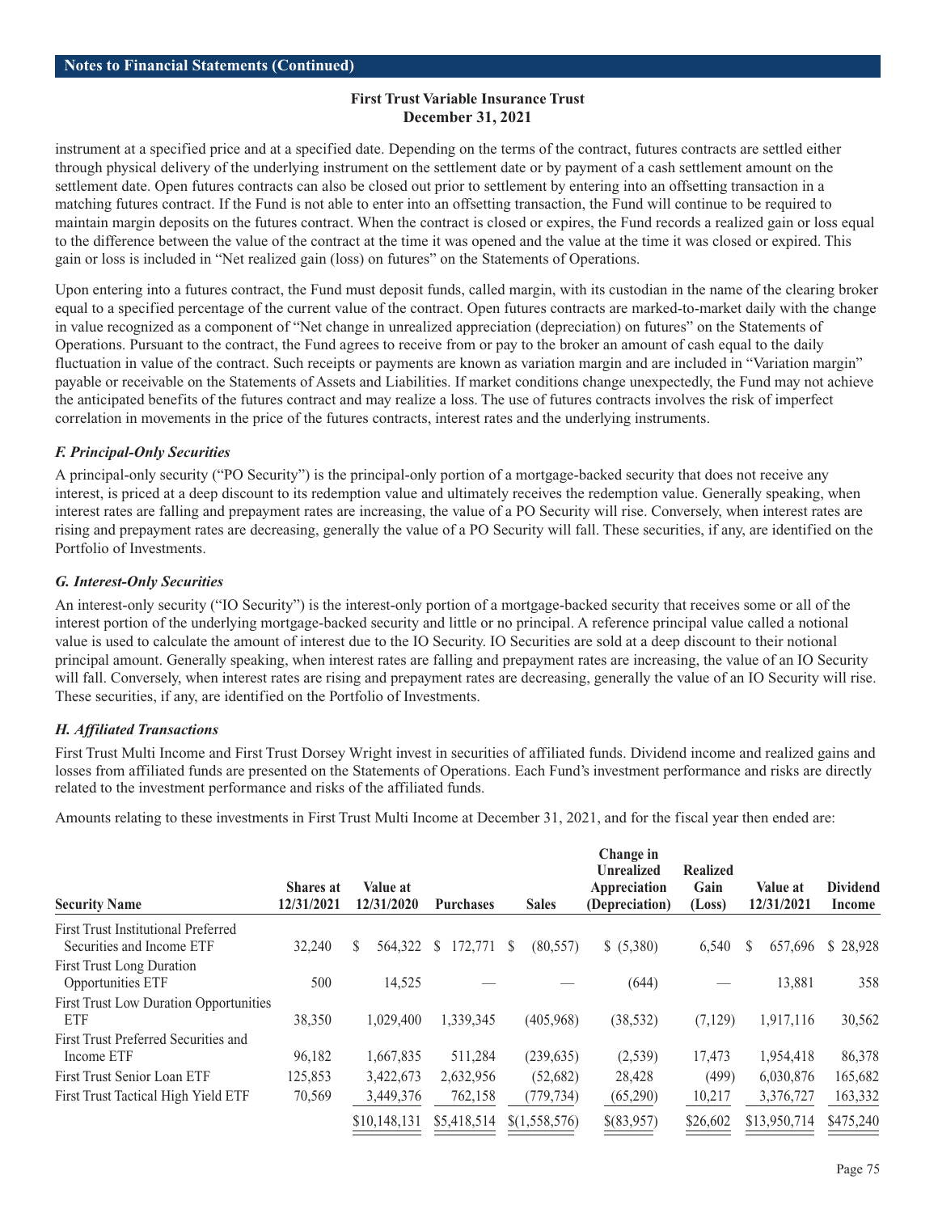instrument at a specified price and at a specified date. Depending on the terms of the contract, futures contracts are settled either through physical delivery of the underlying instrument on the settlement date or by payment of a cash settlement amount on the settlement date. Open futures contracts can also be closed out prior to settlement by entering into an offsetting transaction in a matching futures contract. If the Fund is not able to enter into an offsetting transaction, the Fund will continue to be required to maintain margin deposits on the futures contract. When the contract is closed or expires, the Fund records a realized gain or loss equal to the difference between the value of the contract at the time it was opened and the value at the time it was closed or expired. This gain or loss is included in "Net realized gain (loss) on futures" on the Statements of Operations.

Upon entering into a futures contract, the Fund must deposit funds, called margin, with its custodian in the name of the clearing broker equal to a specified percentage of the current value of the contract. Open futures contracts are marked-to-market daily with the change in value recognized as a component of "Net change in unrealized appreciation (depreciation) on futures" on the Statements of Operations. Pursuant to the contract, the Fund agrees to receive from or pay to the broker an amount of cash equal to the daily fluctuation in value of the contract. Such receipts or payments are known as variation margin and are included in "Variation margin" payable or receivable on the Statements of Assets and Liabilities. If market conditions change unexpectedly, the Fund may not achieve the anticipated benefits of the futures contract and may realize a loss. The use of futures contracts involves the risk of imperfect correlation in movements in the price of the futures contracts, interest rates and the underlying instruments.

### *F. Principal-Only Securities*

A principal-only security ("PO Security") is the principal-only portion of a mortgage-backed security that does not receive any interest, is priced at a deep discount to its redemption value and ultimately receives the redemption value. Generally speaking, when interest rates are falling and prepayment rates are increasing, the value of a PO Security will rise. Conversely, when interest rates are rising and prepayment rates are decreasing, generally the value of a PO Security will fall. These securities, if any, are identified on the Portfolio of Investments.

### *G. Interest-Only Securities*

An interest-only security ("IO Security") is the interest-only portion of a mortgage-backed security that receives some or all of the interest portion of the underlying mortgage-backed security and little or no principal. A reference principal value called a notional value is used to calculate the amount of interest due to the IO Security. IO Securities are sold at a deep discount to their notional principal amount. Generally speaking, when interest rates are falling and prepayment rates are increasing, the value of an IO Security will fall. Conversely, when interest rates are rising and prepayment rates are decreasing, generally the value of an IO Security will rise. These securities, if any, are identified on the Portfolio of Investments.

### *H. Affiliated Transactions*

First Trust Multi Income and First Trust Dorsey Wright invest in securities of affiliated funds. Dividend income and realized gains and losses from affiliated funds are presented on the Statements of Operations. Each Fund's investment performance and risks are directly related to the investment performance and risks of the affiliated funds.

Amounts relating to these investments in First Trust Multi Income at December 31, 2021, and for the fiscal year then ended are:

| Security Name | Shares at 12/31/2021 | Value at 12/31/2020 | Purchases | Sales | Change in Unrealized Appreciation (Depreciation) | Realized Gain (Loss) | Value at 12/31/2021 | Dividend Income |
|---|---|---|---|---|---|---|---|---|
| First Trust Institutional Preferred Securities and Income ETF | 32,240 | $ 564,322 | $ 172,771 | $ (80,557) | $ (5,380) | 6,540 | $ 657,696 | $ 28,928 |
| First Trust Long Duration Opportunities ETF | 500 | 14,525 | — | — | (644) | — | 13,881 | 358 |
| First Trust Low Duration Opportunities ETF | 38,350 | 1,029,400 | 1,339,345 | (405,968) | (38,532) | (7,129) | 1,917,116 | 30,562 |
| First Trust Preferred Securities and Income ETF | 96,182 | 1,667,835 | 511,284 | (239,635) | (2,539) | 17,473 | 1,954,418 | 86,378 |
| First Trust Senior Loan ETF | 125,853 | 3,422,673 | 2,632,956 | (52,682) | 28,428 | (499) | 6,030,876 | 165,682 |
| First Trust Tactical High Yield ETF | 70,569 | 3,449,376 | 762,158 | (779,734) | (65,290) | 10,217 | 3,376,727 | 163,332 |
| | | $10,148,131 | $5,418,514 | $(1,558,576) | $(83,957) | $26,602 | $13,950,714 | $475,240 |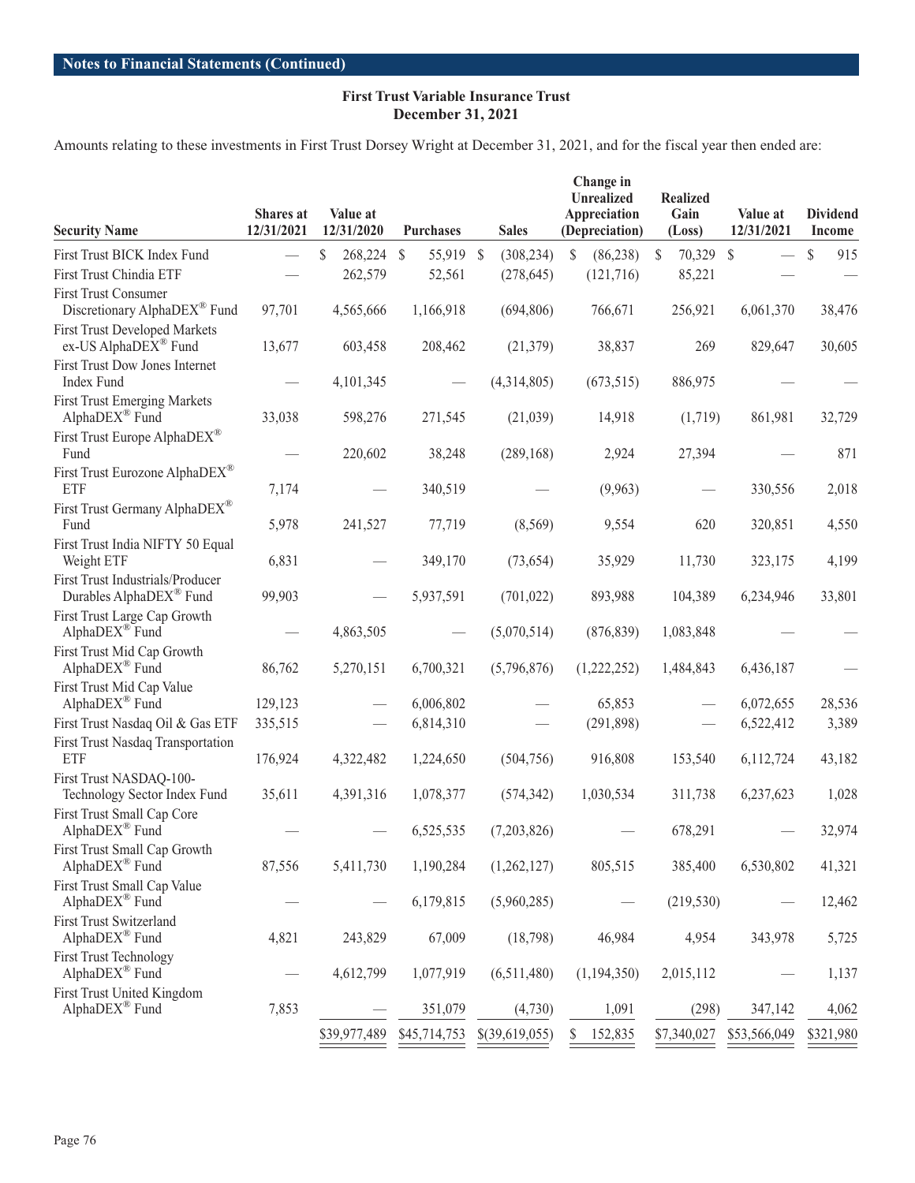## Notes to Financial Statements (Continued)

**First Trust Variable Insurance Trust**
**December 31, 2021**

Amounts relating to these investments in First Trust Dorsey Wright at December 31, 2021, and for the fiscal year then ended are:

| Security Name | Shares at 12/31/2021 | Value at 12/31/2020 | Purchases | Sales | Change in Unrealized Appreciation (Depreciation) | Realized Gain (Loss) | Value at 12/31/2021 | Dividend Income |
|---|---|---|---|---|---|---|---|---|
| First Trust BICK Index Fund | — | $ 268,224 | $ 55,919 | $ (308,234) | $ (86,238) | $ 70,329 | $ — | $ 915 |
| First Trust Chindia ETF | — | 262,579 | 52,561 | (278,645) | (121,716) | 85,221 | — | — |
| First Trust Consumer Discretionary AlphaDEX® Fund | 97,701 | 4,565,666 | 1,166,918 | (694,806) | 766,671 | 256,921 | 6,061,370 | 38,476 |
| First Trust Developed Markets ex-US AlphaDEX® Fund | 13,677 | 603,458 | 208,462 | (21,379) | 38,837 | 269 | 829,647 | 30,605 |
| First Trust Dow Jones Internet Index Fund | — | 4,101,345 | — | (4,314,805) | (673,515) | 886,975 | — | — |
| First Trust Emerging Markets AlphaDEX® Fund | 33,038 | 598,276 | 271,545 | (21,039) | 14,918 | (1,719) | 861,981 | 32,729 |
| First Trust Europe AlphaDEX® Fund | — | 220,602 | 38,248 | (289,168) | 2,924 | 27,394 | — | 871 |
| First Trust Eurozone AlphaDEX® ETF | 7,174 | — | 340,519 | — | (9,963) | — | 330,556 | 2,018 |
| First Trust Germany AlphaDEX® Fund | 5,978 | 241,527 | 77,719 | (8,569) | 9,554 | 620 | 320,851 | 4,550 |
| First Trust India NIFTY 50 Equal Weight ETF | 6,831 | — | 349,170 | (73,654) | 35,929 | 11,730 | 323,175 | 4,199 |
| First Trust Industrials/Producer Durables AlphaDEX® Fund | 99,903 | — | 5,937,591 | (701,022) | 893,988 | 104,389 | 6,234,946 | 33,801 |
| First Trust Large Cap Growth AlphaDEX® Fund | — | 4,863,505 | — | (5,070,514) | (876,839) | 1,083,848 | — | — |
| First Trust Mid Cap Growth AlphaDEX® Fund | 86,762 | 5,270,151 | 6,700,321 | (5,796,876) | (1,222,252) | 1,484,843 | 6,436,187 | — |
| First Trust Mid Cap Value AlphaDEX® Fund | 129,123 | — | 6,006,802 | — | 65,853 | — | 6,072,655 | 28,536 |
| First Trust Nasdaq Oil & Gas ETF | 335,515 | — | 6,814,310 | — | (291,898) | — | 6,522,412 | 3,389 |
| First Trust Nasdaq Transportation ETF | 176,924 | 4,322,482 | 1,224,650 | (504,756) | 916,808 | 153,540 | 6,112,724 | 43,182 |
| First Trust NASDAQ-100-Technology Sector Index Fund | 35,611 | 4,391,316 | 1,078,377 | (574,342) | 1,030,534 | 311,738 | 6,237,623 | 1,028 |
| First Trust Small Cap Core AlphaDEX® Fund | — | — | 6,525,535 | (7,203,826) | — | 678,291 | — | 32,974 |
| First Trust Small Cap Growth AlphaDEX® Fund | 87,556 | 5,411,730 | 1,190,284 | (1,262,127) | 805,515 | 385,400 | 6,530,802 | 41,321 |
| First Trust Small Cap Value AlphaDEX® Fund | — | — | 6,179,815 | (5,960,285) | — | (219,530) | — | 12,462 |
| First Trust Switzerland AlphaDEX® Fund | 4,821 | 243,829 | 67,009 | (18,798) | 46,984 | 4,954 | 343,978 | 5,725 |
| First Trust Technology AlphaDEX® Fund | — | 4,612,799 | 1,077,919 | (6,511,480) | (1,194,350) | 2,015,112 | — | 1,137 |
| First Trust United Kingdom AlphaDEX® Fund | 7,853 | — | 351,079 | (4,730) | 1,091 | (298) | 347,142 | 4,062 |
| | | $39,977,489 | $45,714,753 | $(39,619,055) | $ 152,835 | $7,340,027 | $53,566,049 | $321,980 |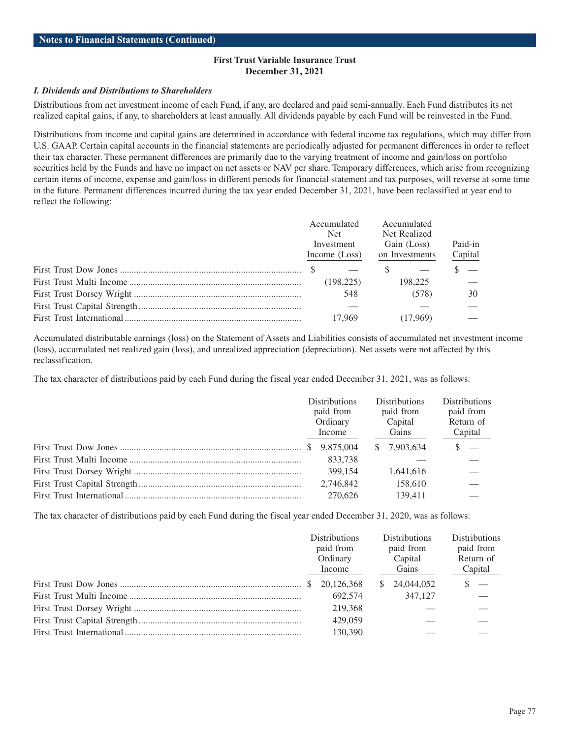**Notes to Financial Statements (Continued)**

**First Trust Variable Insurance Trust**
**December 31, 2021**

***I. Dividends and Distributions to Shareholders***

Distributions from net investment income of each Fund, if any, are declared and paid semi-annually. Each Fund distributes its net realized capital gains, if any, to shareholders at least annually. All dividends payable by each Fund will be reinvested in the Fund.

Distributions from income and capital gains are determined in accordance with federal income tax regulations, which may differ from U.S. GAAP. Certain capital accounts in the financial statements are periodically adjusted for permanent differences in order to reflect their tax character. These permanent differences are primarily due to the varying treatment of income and gain/loss on portfolio securities held by the Funds and have no impact on net assets or NAV per share. Temporary differences, which arise from recognizing certain items of income, expense and gain/loss in different periods for financial statement and tax purposes, will reverse at some time in the future. Permanent differences incurred during the tax year ended December 31, 2021, have been reclassified at year end to reflect the following:

| | Accumulated Net Investment Income (Loss) | Accumulated Net Realized Gain (Loss) on Investments | Paid-in Capital |
|---|---|---|---|
| First Trust Dow Jones | $ — | $ — | $ — |
| First Trust Multi Income | (198,225) | 198,225 | — |
| First Trust Dorsey Wright | 548 | (578) | 30 |
| First Trust Capital Strength | — | — | — |
| First Trust International | 17,969 | (17,969) | — |

Accumulated distributable earnings (loss) on the Statement of Assets and Liabilities consists of accumulated net investment income (loss), accumulated net realized gain (loss), and unrealized appreciation (depreciation). Net assets were not affected by this reclassification.

The tax character of distributions paid by each Fund during the fiscal year ended December 31, 2021, was as follows:

| | Distributions paid from Ordinary Income | Distributions paid from Capital Gains | Distributions paid from Return of Capital |
|---|---|---|---|
| First Trust Dow Jones | $ 9,875,004 | $ 7,903,634 | $ — |
| First Trust Multi Income | 833,738 | — | — |
| First Trust Dorsey Wright | 399,154 | 1,641,616 | — |
| First Trust Capital Strength | 2,746,842 | 158,610 | — |
| First Trust International | 270,626 | 139,411 | — |

The tax character of distributions paid by each Fund during the fiscal year ended December 31, 2020, was as follows:

| | Distributions paid from Ordinary Income | Distributions paid from Capital Gains | Distributions paid from Return of Capital |
|---|---|---|---|
| First Trust Dow Jones | $ 20,126,368 | $ 24,044,052 | $ — |
| First Trust Multi Income | 692,574 | 347,127 | — |
| First Trust Dorsey Wright | 219,368 | — | — |
| First Trust Capital Strength | 429,059 | — | — |
| First Trust International | 130,390 | — | — |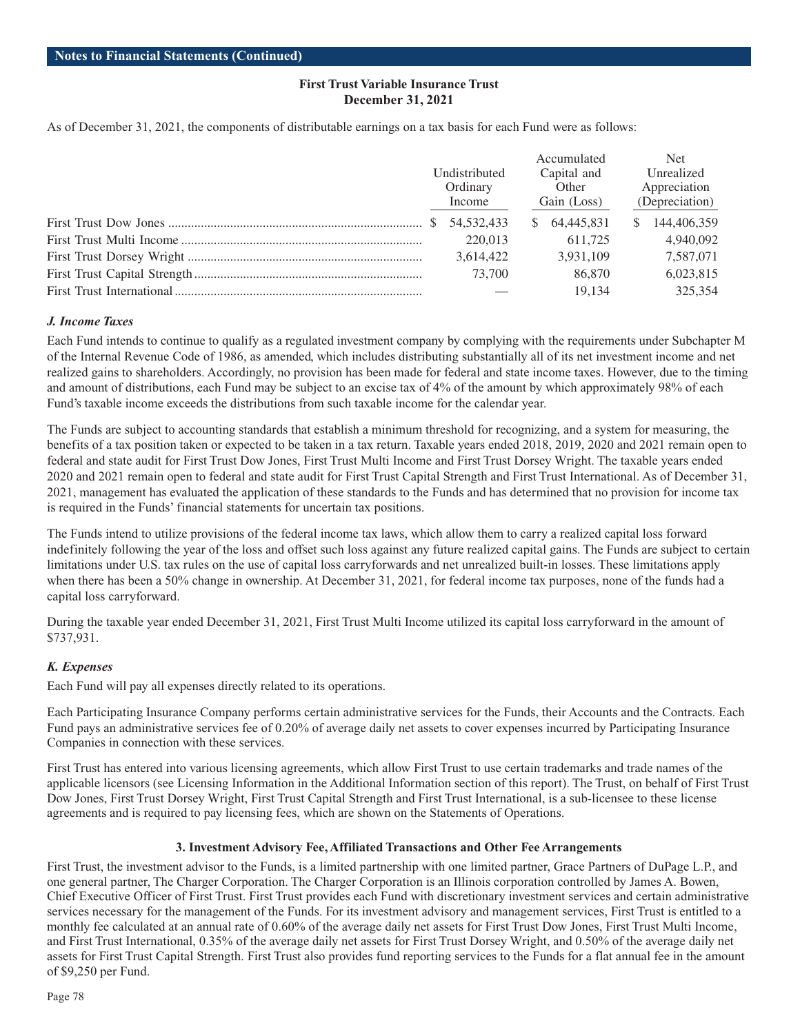## Notes to Financial Statements (Continued)

**First Trust Variable Insurance Trust**
**December 31, 2021**

As of December 31, 2021, the components of distributable earnings on a tax basis for each Fund were as follows:

| | Undistributed Ordinary Income | Accumulated Capital and Other Gain (Loss) | Net Unrealized Appreciation (Depreciation) |
|---|---|---|---|
| First Trust Dow Jones | $ 54,532,433 | $ 64,445,831 | $ 144,406,359 |
| First Trust Multi Income | 220,013 | 611,725 | 4,940,092 |
| First Trust Dorsey Wright | 3,614,422 | 3,931,109 | 7,587,071 |
| First Trust Capital Strength | 73,700 | 86,870 | 6,023,815 |
| First Trust International | — | 19,134 | 325,354 |

### *J. Income Taxes*

Each Fund intends to continue to qualify as a regulated investment company by complying with the requirements under Subchapter M of the Internal Revenue Code of 1986, as amended, which includes distributing substantially all of its net investment income and net realized gains to shareholders. Accordingly, no provision has been made for federal and state income taxes. However, due to the timing and amount of distributions, each Fund may be subject to an excise tax of 4% of the amount by which approximately 98% of each Fund's taxable income exceeds the distributions from such taxable income for the calendar year.

The Funds are subject to accounting standards that establish a minimum threshold for recognizing, and a system for measuring, the benefits of a tax position taken or expected to be taken in a tax return. Taxable years ended 2018, 2019, 2020 and 2021 remain open to federal and state audit for First Trust Dow Jones, First Trust Multi Income and First Trust Dorsey Wright. The taxable years ended 2020 and 2021 remain open to federal and state audit for First Trust Capital Strength and First Trust International. As of December 31, 2021, management has evaluated the application of these standards to the Funds and has determined that no provision for income tax is required in the Funds' financial statements for uncertain tax positions.

The Funds intend to utilize provisions of the federal income tax laws, which allow them to carry a realized capital loss forward indefinitely following the year of the loss and offset such loss against any future realized capital gains. The Funds are subject to certain limitations under U.S. tax rules on the use of capital loss carryforwards and net unrealized built-in losses. These limitations apply when there has been a 50% change in ownership. At December 31, 2021, for federal income tax purposes, none of the funds had a capital loss carryforward.

During the taxable year ended December 31, 2021, First Trust Multi Income utilized its capital loss carryforward in the amount of $737,931.

### *K. Expenses*

Each Fund will pay all expenses directly related to its operations.

Each Participating Insurance Company performs certain administrative services for the Funds, their Accounts and the Contracts. Each Fund pays an administrative services fee of 0.20% of average daily net assets to cover expenses incurred by Participating Insurance Companies in connection with these services.

First Trust has entered into various licensing agreements, which allow First Trust to use certain trademarks and trade names of the applicable licensors (see Licensing Information in the Additional Information section of this report). The Trust, on behalf of First Trust Dow Jones, First Trust Dorsey Wright, First Trust Capital Strength and First Trust International, is a sub-licensee to these license agreements and is required to pay licensing fees, which are shown on the Statements of Operations.

## 3. Investment Advisory Fee, Affiliated Transactions and Other Fee Arrangements

First Trust, the investment advisor to the Funds, is a limited partnership with one limited partner, Grace Partners of DuPage L.P., and one general partner, The Charger Corporation. The Charger Corporation is an Illinois corporation controlled by James A. Bowen, Chief Executive Officer of First Trust. First Trust provides each Fund with discretionary investment services and certain administrative services necessary for the management of the Funds. For its investment advisory and management services, First Trust is entitled to a monthly fee calculated at an annual rate of 0.60% of the average daily net assets for First Trust Dow Jones, First Trust Multi Income, and First Trust International, 0.35% of the average daily net assets for First Trust Dorsey Wright, and 0.50% of the average daily net assets for First Trust Capital Strength. First Trust also provides fund reporting services to the Funds for a flat annual fee in the amount of $9,250 per Fund.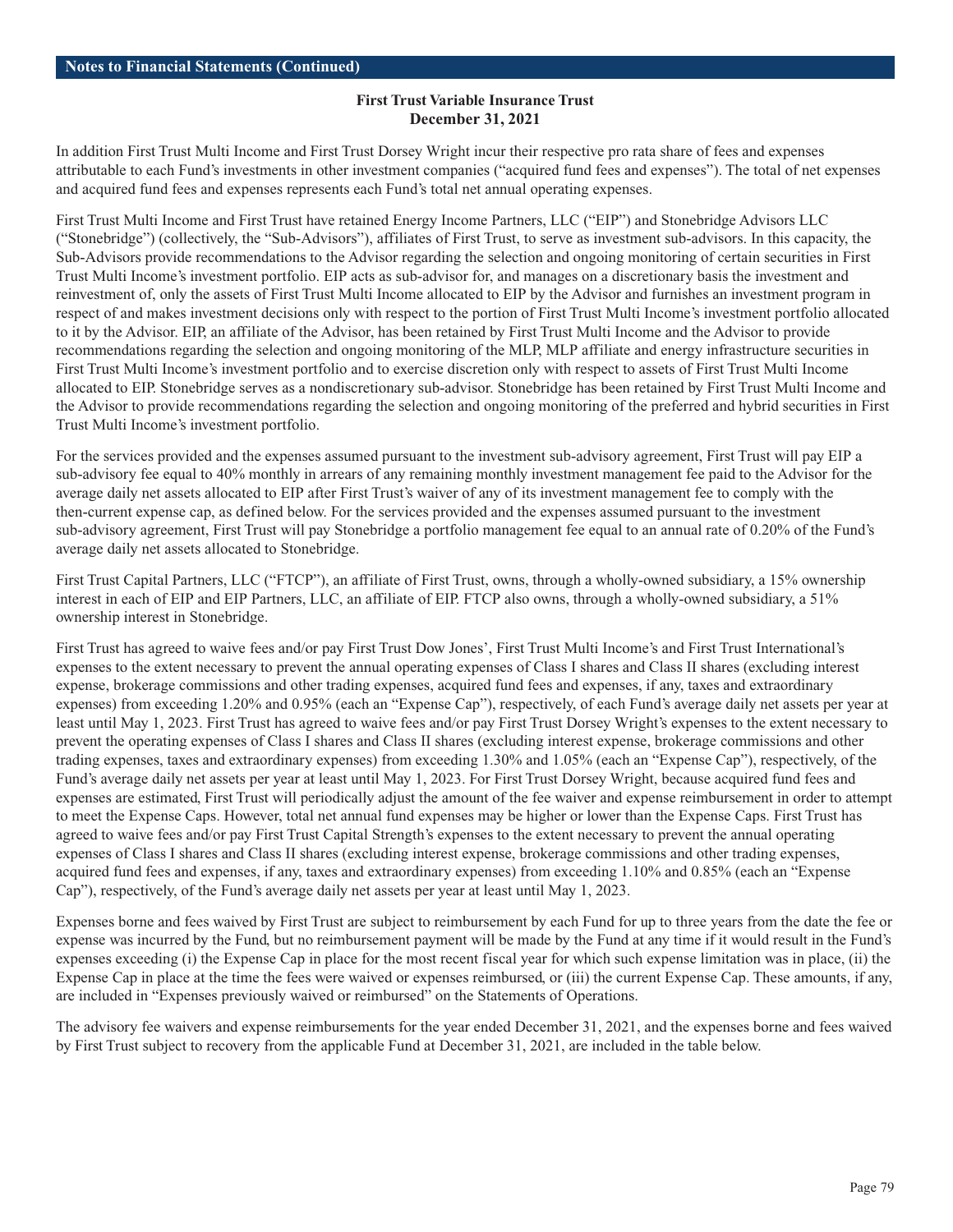**Notes to Financial Statements (Continued)**

**First Trust Variable Insurance Trust**
**December 31, 2021**

In addition First Trust Multi Income and First Trust Dorsey Wright incur their respective pro rata share of fees and expenses attributable to each Fund's investments in other investment companies ("acquired fund fees and expenses"). The total of net expenses and acquired fund fees and expenses represents each Fund's total net annual operating expenses.

First Trust Multi Income and First Trust have retained Energy Income Partners, LLC ("EIP") and Stonebridge Advisors LLC ("Stonebridge") (collectively, the "Sub-Advisors"), affiliates of First Trust, to serve as investment sub-advisors. In this capacity, the Sub-Advisors provide recommendations to the Advisor regarding the selection and ongoing monitoring of certain securities in First Trust Multi Income's investment portfolio. EIP acts as sub-advisor for, and manages on a discretionary basis the investment and reinvestment of, only the assets of First Trust Multi Income allocated to EIP by the Advisor and furnishes an investment program in respect of and makes investment decisions only with respect to the portion of First Trust Multi Income's investment portfolio allocated to it by the Advisor. EIP, an affiliate of the Advisor, has been retained by First Trust Multi Income and the Advisor to provide recommendations regarding the selection and ongoing monitoring of the MLP, MLP affiliate and energy infrastructure securities in First Trust Multi Income's investment portfolio and to exercise discretion only with respect to assets of First Trust Multi Income allocated to EIP. Stonebridge serves as a nondiscretionary sub-advisor. Stonebridge has been retained by First Trust Multi Income and the Advisor to provide recommendations regarding the selection and ongoing monitoring of the preferred and hybrid securities in First Trust Multi Income's investment portfolio.

For the services provided and the expenses assumed pursuant to the investment sub-advisory agreement, First Trust will pay EIP a sub-advisory fee equal to 40% monthly in arrears of any remaining monthly investment management fee paid to the Advisor for the average daily net assets allocated to EIP after First Trust's waiver of any of its investment management fee to comply with the then-current expense cap, as defined below. For the services provided and the expenses assumed pursuant to the investment sub-advisory agreement, First Trust will pay Stonebridge a portfolio management fee equal to an annual rate of 0.20% of the Fund's average daily net assets allocated to Stonebridge.

First Trust Capital Partners, LLC ("FTCP"), an affiliate of First Trust, owns, through a wholly-owned subsidiary, a 15% ownership interest in each of EIP and EIP Partners, LLC, an affiliate of EIP. FTCP also owns, through a wholly-owned subsidiary, a 51% ownership interest in Stonebridge.

First Trust has agreed to waive fees and/or pay First Trust Dow Jones', First Trust Multi Income's and First Trust International's expenses to the extent necessary to prevent the annual operating expenses of Class I shares and Class II shares (excluding interest expense, brokerage commissions and other trading expenses, acquired fund fees and expenses, if any, taxes and extraordinary expenses) from exceeding 1.20% and 0.95% (each an "Expense Cap"), respectively, of each Fund's average daily net assets per year at least until May 1, 2023. First Trust has agreed to waive fees and/or pay First Trust Dorsey Wright's expenses to the extent necessary to prevent the operating expenses of Class I shares and Class II shares (excluding interest expense, brokerage commissions and other trading expenses, taxes and extraordinary expenses) from exceeding 1.30% and 1.05% (each an "Expense Cap"), respectively, of the Fund's average daily net assets per year at least until May 1, 2023. For First Trust Dorsey Wright, because acquired fund fees and expenses are estimated, First Trust will periodically adjust the amount of the fee waiver and expense reimbursement in order to attempt to meet the Expense Caps. However, total net annual fund expenses may be higher or lower than the Expense Caps. First Trust has agreed to waive fees and/or pay First Trust Capital Strength's expenses to the extent necessary to prevent the annual operating expenses of Class I shares and Class II shares (excluding interest expense, brokerage commissions and other trading expenses, acquired fund fees and expenses, if any, taxes and extraordinary expenses) from exceeding 1.10% and 0.85% (each an "Expense Cap"), respectively, of the Fund's average daily net assets per year at least until May 1, 2023.

Expenses borne and fees waived by First Trust are subject to reimbursement by each Fund for up to three years from the date the fee or expense was incurred by the Fund, but no reimbursement payment will be made by the Fund at any time if it would result in the Fund's expenses exceeding (i) the Expense Cap in place for the most recent fiscal year for which such expense limitation was in place, (ii) the Expense Cap in place at the time the fees were waived or expenses reimbursed, or (iii) the current Expense Cap. These amounts, if any, are included in "Expenses previously waived or reimbursed" on the Statements of Operations.

The advisory fee waivers and expense reimbursements for the year ended December 31, 2021, and the expenses borne and fees waived by First Trust subject to recovery from the applicable Fund at December 31, 2021, are included in the table below.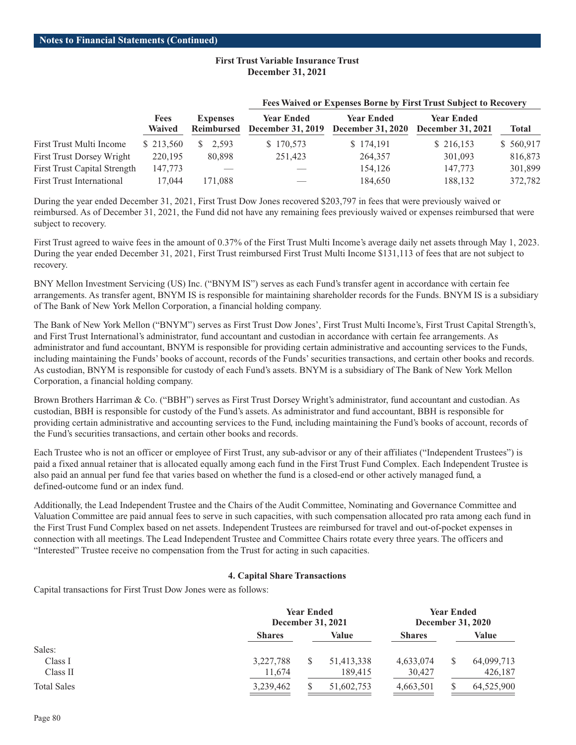## Notes to Financial Statements (Continued)

**First Trust Variable Insurance Trust**
**December 31, 2021**

| | Fees Waived | Expenses Reimbursed | Fees Waived or Expenses Borne by First Trust Subject to Recovery | | | |
|---|---|---|---|---|---|---|
| | | | Year Ended December 31, 2019 | Year Ended December 31, 2020 | Year Ended December 31, 2021 | Total |
| First Trust Multi Income | $ 213,560 | $ 2,593 | $ 170,573 | $ 174,191 | $ 216,153 | $ 560,917 |
| First Trust Dorsey Wright | 220,195 | 80,898 | 251,423 | 264,357 | 301,093 | 816,873 |
| First Trust Capital Strength | 147,773 | — | — | 154,126 | 147,773 | 301,899 |
| First Trust International | 17,044 | 171,088 | — | 184,650 | 188,132 | 372,782 |

During the year ended December 31, 2021, First Trust Dow Jones recovered $203,797 in fees that were previously waived or reimbursed. As of December 31, 2021, the Fund did not have any remaining fees previously waived or expenses reimbursed that were subject to recovery.

First Trust agreed to waive fees in the amount of 0.37% of the First Trust Multi Income's average daily net assets through May 1, 2023. During the year ended December 31, 2021, First Trust reimbursed First Trust Multi Income $131,113 of fees that are not subject to recovery.

BNY Mellon Investment Servicing (US) Inc. ("BNYM IS") serves as each Fund's transfer agent in accordance with certain fee arrangements. As transfer agent, BNYM IS is responsible for maintaining shareholder records for the Funds. BNYM IS is a subsidiary of The Bank of New York Mellon Corporation, a financial holding company.

The Bank of New York Mellon ("BNYM") serves as First Trust Dow Jones', First Trust Multi Income's, First Trust Capital Strength's, and First Trust International's administrator, fund accountant and custodian in accordance with certain fee arrangements. As administrator and fund accountant, BNYM is responsible for providing certain administrative and accounting services to the Funds, including maintaining the Funds' books of account, records of the Funds' securities transactions, and certain other books and records. As custodian, BNYM is responsible for custody of each Fund's assets. BNYM is a subsidiary of The Bank of New York Mellon Corporation, a financial holding company.

Brown Brothers Harriman & Co. ("BBH") serves as First Trust Dorsey Wright's administrator, fund accountant and custodian. As custodian, BBH is responsible for custody of the Fund's assets. As administrator and fund accountant, BBH is responsible for providing certain administrative and accounting services to the Fund, including maintaining the Fund's books of account, records of the Fund's securities transactions, and certain other books and records.

Each Trustee who is not an officer or employee of First Trust, any sub-advisor or any of their affiliates ("Independent Trustees") is paid a fixed annual retainer that is allocated equally among each fund in the First Trust Fund Complex. Each Independent Trustee is also paid an annual per fund fee that varies based on whether the fund is a closed-end or other actively managed fund, a defined-outcome fund or an index fund.

Additionally, the Lead Independent Trustee and the Chairs of the Audit Committee, Nominating and Governance Committee and Valuation Committee are paid annual fees to serve in such capacities, with such compensation allocated pro rata among each fund in the First Trust Fund Complex based on net assets. Independent Trustees are reimbursed for travel and out-of-pocket expenses in connection with all meetings. The Lead Independent Trustee and Committee Chairs rotate every three years. The officers and "Interested" Trustee receive no compensation from the Trust for acting in such capacities.

### 4. Capital Share Transactions

Capital transactions for First Trust Dow Jones were as follows:

| | Year Ended December 31, 2021 | | Year Ended December 31, 2020 | |
|---|---|---|---|---|
| | Shares | Value | Shares | Value |
| Sales: | | | | |
| Class I | 3,227,788 | $ 51,413,338 | 4,633,074 | $ 64,099,713 |
| Class II | 11,674 | 189,415 | 30,427 | 426,187 |
| Total Sales | 3,239,462 | $ 51,602,753 | 4,663,501 | $ 64,525,900 |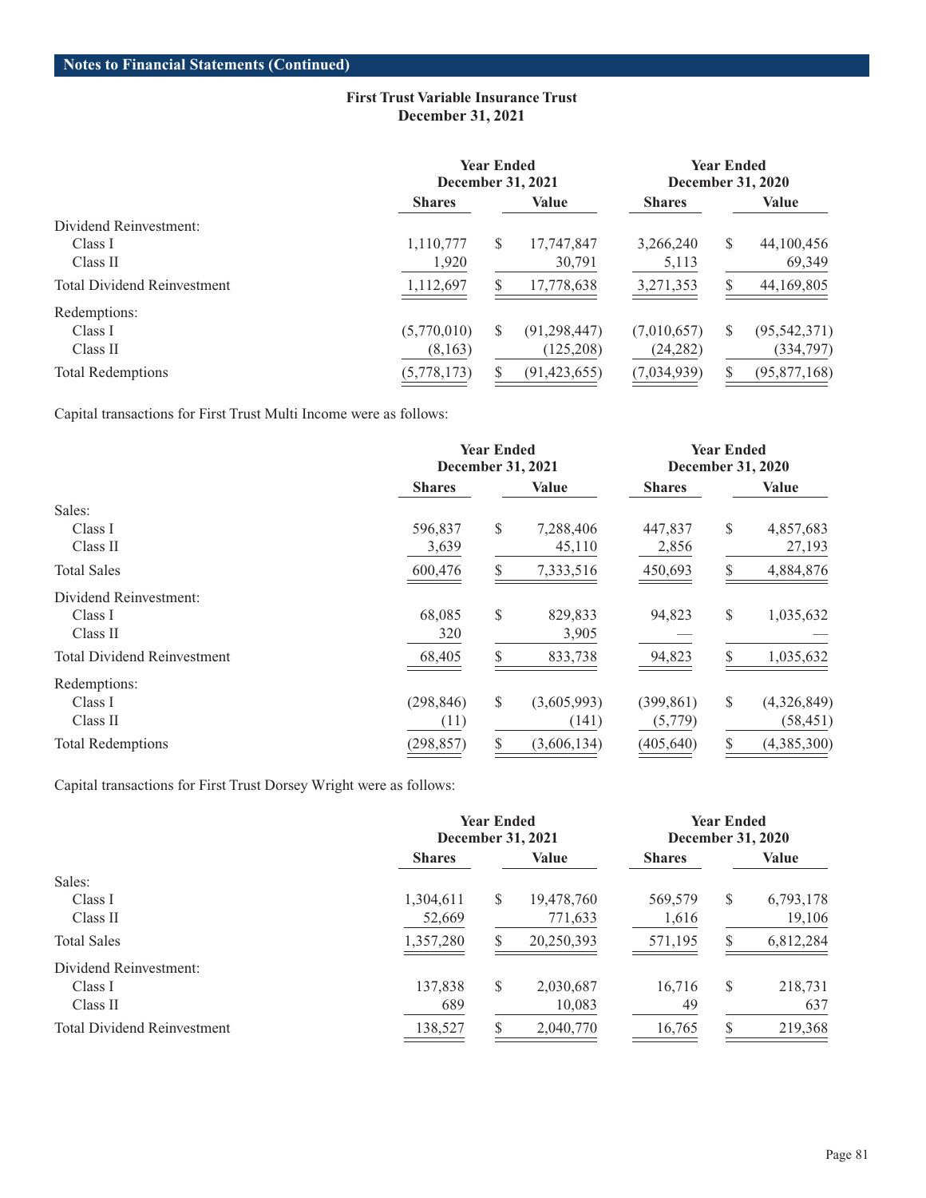## Notes to Financial Statements (Continued)

**First Trust Variable Insurance Trust**
**December 31, 2021**

| | Year Ended December 31, 2021 | | Year Ended December 31, 2020 | |
|---|---|---|---|---|
| | Shares | Value | Shares | Value |
| Dividend Reinvestment: | | | | |
| Class I | 1,110,777 | $ 17,747,847 | 3,266,240 | $ 44,100,456 |
| Class II | 1,920 | 30,791 | 5,113 | 69,349 |
| Total Dividend Reinvestment | 1,112,697 | $ 17,778,638 | 3,271,353 | $ 44,169,805 |
| Redemptions: | | | | |
| Class I | (5,770,010) | $ (91,298,447) | (7,010,657) | $ (95,542,371) |
| Class II | (8,163) | (125,208) | (24,282) | (334,797) |
| Total Redemptions | (5,778,173) | $ (91,423,655) | (7,034,939) | $ (95,877,168) |

Capital transactions for First Trust Multi Income were as follows:

| | Year Ended December 31, 2021 | | Year Ended December 31, 2020 | |
|---|---|---|---|---|
| | Shares | Value | Shares | Value |
| Sales: | | | | |
| Class I | 596,837 | $ 7,288,406 | 447,837 | $ 4,857,683 |
| Class II | 3,639 | 45,110 | 2,856 | 27,193 |
| Total Sales | 600,476 | $ 7,333,516 | 450,693 | $ 4,884,876 |
| Dividend Reinvestment: | | | | |
| Class I | 68,085 | $ 829,833 | 94,823 | $ 1,035,632 |
| Class II | 320 | 3,905 | — | — |
| Total Dividend Reinvestment | 68,405 | $ 833,738 | 94,823 | $ 1,035,632 |
| Redemptions: | | | | |
| Class I | (298,846) | $ (3,605,993) | (399,861) | $ (4,326,849) |
| Class II | (11) | (141) | (5,779) | (58,451) |
| Total Redemptions | (298,857) | $ (3,606,134) | (405,640) | $ (4,385,300) |

Capital transactions for First Trust Dorsey Wright were as follows:

| | Year Ended December 31, 2021 | | Year Ended December 31, 2020 | |
|---|---|---|---|---|
| | Shares | Value | Shares | Value |
| Sales: | | | | |
| Class I | 1,304,611 | $ 19,478,760 | 569,579 | $ 6,793,178 |
| Class II | 52,669 | 771,633 | 1,616 | 19,106 |
| Total Sales | 1,357,280 | $ 20,250,393 | 571,195 | $ 6,812,284 |
| Dividend Reinvestment: | | | | |
| Class I | 137,838 | $ 2,030,687 | 16,716 | $ 218,731 |
| Class II | 689 | 10,083 | 49 | 637 |
| Total Dividend Reinvestment | 138,527 | $ 2,040,770 | 16,765 | $ 219,368 |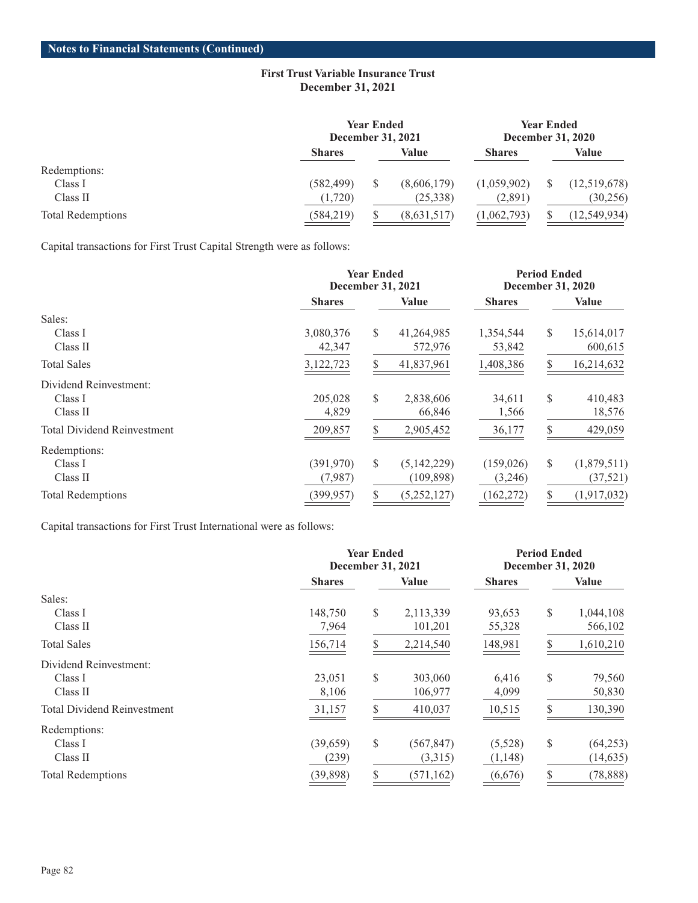## Notes to Financial Statements (Continued)

**First Trust Variable Insurance Trust**
**December 31, 2021**

| | Year Ended December 31, 2021 | | Year Ended December 31, 2020 | |
|---|---|---|---|---|
| | **Shares** | **Value** | **Shares** | **Value** |
| Redemptions: | | | | |
| Class I | (582,499) | $ (8,606,179) | (1,059,902) | $ (12,519,678) |
| Class II | (1,720) | (25,338) | (2,891) | (30,256) |
| Total Redemptions | (584,219) | $ (8,631,517) | (1,062,793) | $ (12,549,934) |

Capital transactions for First Trust Capital Strength were as follows:

| | Year Ended December 31, 2021 | | Period Ended December 31, 2020 | |
|---|---|---|---|---|
| | **Shares** | **Value** | **Shares** | **Value** |
| Sales: | | | | |
| Class I | 3,080,376 | $ 41,264,985 | 1,354,544 | $ 15,614,017 |
| Class II | 42,347 | 572,976 | 53,842 | 600,615 |
| Total Sales | 3,122,723 | $ 41,837,961 | 1,408,386 | $ 16,214,632 |
| Dividend Reinvestment: | | | | |
| Class I | 205,028 | $ 2,838,606 | 34,611 | $ 410,483 |
| Class II | 4,829 | 66,846 | 1,566 | 18,576 |
| Total Dividend Reinvestment | 209,857 | $ 2,905,452 | 36,177 | $ 429,059 |
| Redemptions: | | | | |
| Class I | (391,970) | $ (5,142,229) | (159,026) | $ (1,879,511) |
| Class II | (7,987) | (109,898) | (3,246) | (37,521) |
| Total Redemptions | (399,957) | $ (5,252,127) | (162,272) | $ (1,917,032) |

Capital transactions for First Trust International were as follows:

| | Year Ended December 31, 2021 | | Period Ended December 31, 2020 | |
|---|---|---|---|---|
| | **Shares** | **Value** | **Shares** | **Value** |
| Sales: | | | | |
| Class I | 148,750 | $ 2,113,339 | 93,653 | $ 1,044,108 |
| Class II | 7,964 | 101,201 | 55,328 | 566,102 |
| Total Sales | 156,714 | $ 2,214,540 | 148,981 | $ 1,610,210 |
| Dividend Reinvestment: | | | | |
| Class I | 23,051 | $ 303,060 | 6,416 | $ 79,560 |
| Class II | 8,106 | 106,977 | 4,099 | 50,830 |
| Total Dividend Reinvestment | 31,157 | $ 410,037 | 10,515 | $ 130,390 |
| Redemptions: | | | | |
| Class I | (39,659) | $ (567,847) | (5,528) | $ (64,253) |
| Class II | (239) | (3,315) | (1,148) | (14,635) |
| Total Redemptions | (39,898) | $ (571,162) | (6,676) | $ (78,888) |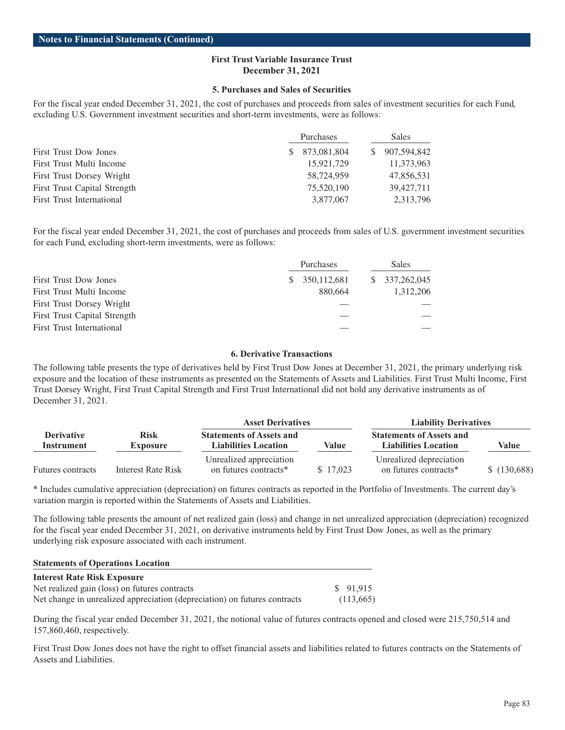**Notes to Financial Statements (Continued)**

### First Trust Variable Insurance Trust
### December 31, 2021

### 5. Purchases and Sales of Securities

For the fiscal year ended December 31, 2021, the cost of purchases and proceeds from sales of investment securities for each Fund, excluding U.S. Government investment securities and short-term investments, were as follows:

| | Purchases | Sales |
|---|---|---|
| First Trust Dow Jones | $ 873,081,804 | $ 907,594,842 |
| First Trust Multi Income | 15,921,729 | 11,373,963 |
| First Trust Dorsey Wright | 58,724,959 | 47,856,531 |
| First Trust Capital Strength | 75,520,190 | 39,427,711 |
| First Trust International | 3,877,067 | 2,313,796 |

For the fiscal year ended December 31, 2021, the cost of purchases and proceeds from sales of U.S. government investment securities for each Fund, excluding short-term investments, were as follows:

| | Purchases | Sales |
|---|---|---|
| First Trust Dow Jones | $ 350,112,681 | $ 337,262,045 |
| First Trust Multi Income | 880,664 | 1,312,206 |
| First Trust Dorsey Wright | — | — |
| First Trust Capital Strength | — | — |
| First Trust International | — | — |

### 6. Derivative Transactions

The following table presents the type of derivatives held by First Trust Dow Jones at December 31, 2021, the primary underlying risk exposure and the location of these instruments as presented on the Statements of Assets and Liabilities. First Trust Multi Income, First Trust Dorsey Wright, First Trust Capital Strength and First Trust International did not hold any derivative instruments as of December 31, 2021.

| | | **Asset Derivatives** | | **Liability Derivatives** | |
|---|---|---|---|---|---|
| **Derivative Instrument** | **Risk Exposure** | **Statements of Assets and Liabilities Location** | **Value** | **Statements of Assets and Liabilities Location** | **Value** |
| Futures contracts | Interest Rate Risk | Unrealized appreciation on futures contracts* | $ 17,023 | Unrealized depreciation on futures contracts* | $ (130,688) |

\* Includes cumulative appreciation (depreciation) on futures contracts as reported in the Portfolio of Investments. The current day's variation margin is reported within the Statements of Assets and Liabilities.

The following table presents the amount of net realized gain (loss) and change in net unrealized appreciation (depreciation) recognized for the fiscal year ended December 31, 2021, on derivative instruments held by First Trust Dow Jones, as well as the primary underlying risk exposure associated with each instrument.

| **Statements of Operations Location** | |
|---|---|
| **Interest Rate Risk Exposure** | |
| Net realized gain (loss) on futures contracts | $ 91,915 |
| Net change in unrealized appreciation (depreciation) on futures contracts | (113,665) |

During the fiscal year ended December 31, 2021, the notional value of futures contracts opened and closed were 215,750,514 and 157,860,460, respectively.

First Trust Dow Jones does not have the right to offset financial assets and liabilities related to futures contracts on the Statements of Assets and Liabilities.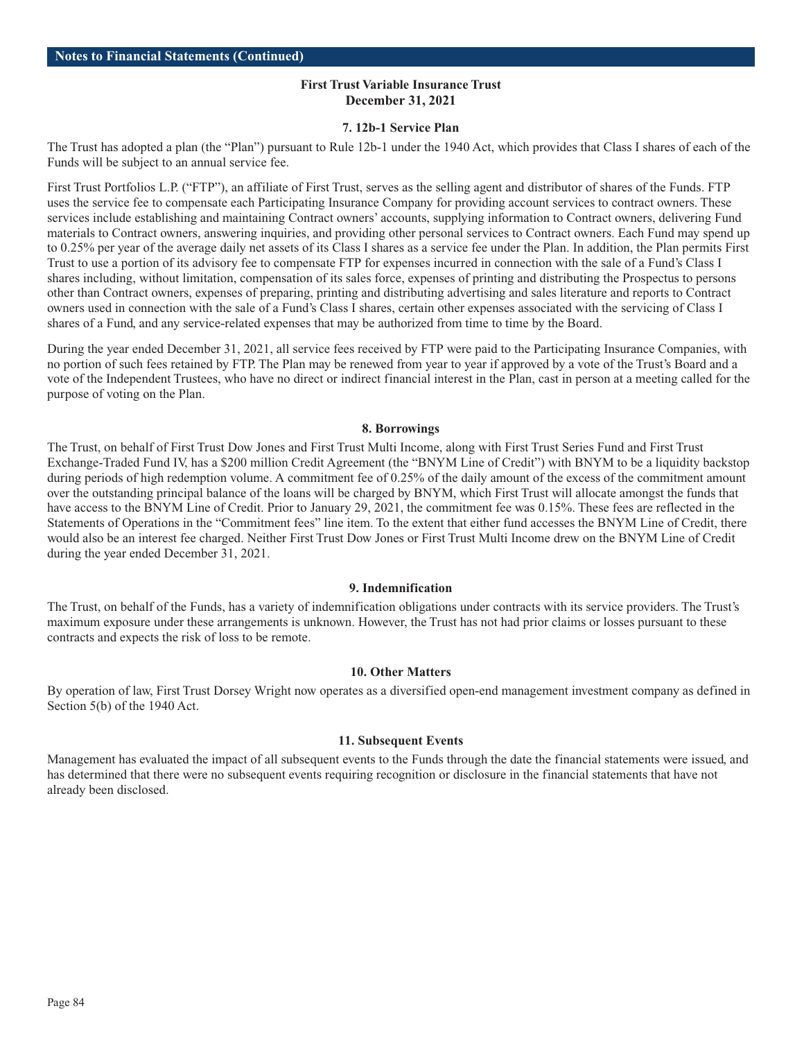**Notes to Financial Statements (Continued)**

**First Trust Variable Insurance Trust**
**December 31, 2021**

### 7. 12b-1 Service Plan

The Trust has adopted a plan (the "Plan") pursuant to Rule 12b-1 under the 1940 Act, which provides that Class I shares of each of the Funds will be subject to an annual service fee.

First Trust Portfolios L.P. ("FTP"), an affiliate of First Trust, serves as the selling agent and distributor of shares of the Funds. FTP uses the service fee to compensate each Participating Insurance Company for providing account services to contract owners. These services include establishing and maintaining Contract owners' accounts, supplying information to Contract owners, delivering Fund materials to Contract owners, answering inquiries, and providing other personal services to Contract owners. Each Fund may spend up to 0.25% per year of the average daily net assets of its Class I shares as a service fee under the Plan. In addition, the Plan permits First Trust to use a portion of its advisory fee to compensate FTP for expenses incurred in connection with the sale of a Fund's Class I shares including, without limitation, compensation of its sales force, expenses of printing and distributing the Prospectus to persons other than Contract owners, expenses of preparing, printing and distributing advertising and sales literature and reports to Contract owners used in connection with the sale of a Fund's Class I shares, certain other expenses associated with the servicing of Class I shares of a Fund, and any service-related expenses that may be authorized from time to time by the Board.

During the year ended December 31, 2021, all service fees received by FTP were paid to the Participating Insurance Companies, with no portion of such fees retained by FTP. The Plan may be renewed from year to year if approved by a vote of the Trust's Board and a vote of the Independent Trustees, who have no direct or indirect financial interest in the Plan, cast in person at a meeting called for the purpose of voting on the Plan.

### 8. Borrowings

The Trust, on behalf of First Trust Dow Jones and First Trust Multi Income, along with First Trust Series Fund and First Trust Exchange-Traded Fund IV, has a $200 million Credit Agreement (the "BNYM Line of Credit") with BNYM to be a liquidity backstop during periods of high redemption volume. A commitment fee of 0.25% of the daily amount of the excess of the commitment amount over the outstanding principal balance of the loans will be charged by BNYM, which First Trust will allocate amongst the funds that have access to the BNYM Line of Credit. Prior to January 29, 2021, the commitment fee was 0.15%. These fees are reflected in the Statements of Operations in the "Commitment fees" line item. To the extent that either fund accesses the BNYM Line of Credit, there would also be an interest fee charged. Neither First Trust Dow Jones or First Trust Multi Income drew on the BNYM Line of Credit during the year ended December 31, 2021.

### 9. Indemnification

The Trust, on behalf of the Funds, has a variety of indemnification obligations under contracts with its service providers. The Trust's maximum exposure under these arrangements is unknown. However, the Trust has not had prior claims or losses pursuant to these contracts and expects the risk of loss to be remote.

### 10. Other Matters

By operation of law, First Trust Dorsey Wright now operates as a diversified open-end management investment company as defined in Section 5(b) of the 1940 Act.

### 11. Subsequent Events

Management has evaluated the impact of all subsequent events to the Funds through the date the financial statements were issued, and has determined that there were no subsequent events requiring recognition or disclosure in the financial statements that have not already been disclosed.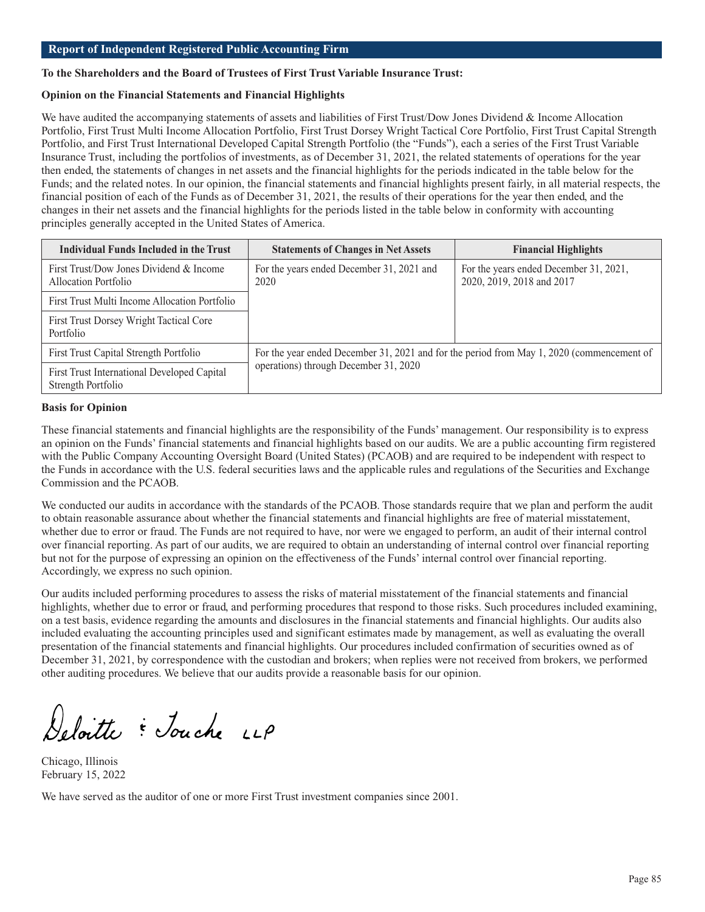## Report of Independent Registered Public Accounting Firm

**To the Shareholders and the Board of Trustees of First Trust Variable Insurance Trust:**

**Opinion on the Financial Statements and Financial Highlights**

We have audited the accompanying statements of assets and liabilities of First Trust/Dow Jones Dividend & Income Allocation Portfolio, First Trust Multi Income Allocation Portfolio, First Trust Dorsey Wright Tactical Core Portfolio, First Trust Capital Strength Portfolio, and First Trust International Developed Capital Strength Portfolio (the "Funds"), each a series of the First Trust Variable Insurance Trust, including the portfolios of investments, as of December 31, 2021, the related statements of operations for the year then ended, the statements of changes in net assets and the financial highlights for the periods indicated in the table below for the Funds; and the related notes. In our opinion, the financial statements and financial highlights present fairly, in all material respects, the financial position of each of the Funds as of December 31, 2021, the results of their operations for the year then ended, and the changes in their net assets and the financial highlights for the periods listed in the table below in conformity with accounting principles generally accepted in the United States of America.

| Individual Funds Included in the Trust | Statements of Changes in Net Assets | Financial Highlights |
|---|---|---|
| First Trust/Dow Jones Dividend & Income Allocation Portfolio | For the years ended December 31, 2021 and 2020 | For the years ended December 31, 2021, 2020, 2019, 2018 and 2017 |
| First Trust Multi Income Allocation Portfolio | | |
| First Trust Dorsey Wright Tactical Core Portfolio | | |
| First Trust Capital Strength Portfolio | For the year ended December 31, 2021 and for the period from May 1, 2020 (commencement of operations) through December 31, 2020 | |
| First Trust International Developed Capital Strength Portfolio | | |

**Basis for Opinion**

These financial statements and financial highlights are the responsibility of the Funds' management. Our responsibility is to express an opinion on the Funds' financial statements and financial highlights based on our audits. We are a public accounting firm registered with the Public Company Accounting Oversight Board (United States) (PCAOB) and are required to be independent with respect to the Funds in accordance with the U.S. federal securities laws and the applicable rules and regulations of the Securities and Exchange Commission and the PCAOB.

We conducted our audits in accordance with the standards of the PCAOB. Those standards require that we plan and perform the audit to obtain reasonable assurance about whether the financial statements and financial highlights are free of material misstatement, whether due to error or fraud. The Funds are not required to have, nor were we engaged to perform, an audit of their internal control over financial reporting. As part of our audits, we are required to obtain an understanding of internal control over financial reporting but not for the purpose of expressing an opinion on the effectiveness of the Funds' internal control over financial reporting. Accordingly, we express no such opinion.

Our audits included performing procedures to assess the risks of material misstatement of the financial statements and financial highlights, whether due to error or fraud, and performing procedures that respond to those risks. Such procedures included examining, on a test basis, evidence regarding the amounts and disclosures in the financial statements and financial highlights. Our audits also included evaluating the accounting principles used and significant estimates made by management, as well as evaluating the overall presentation of the financial statements and financial highlights. Our procedures included confirmation of securities owned as of December 31, 2021, by correspondence with the custodian and brokers; when replies were not received from brokers, we performed other auditing procedures. We believe that our audits provide a reasonable basis for our opinion.

Deloitte & Touche LLP

Chicago, Illinois
February 15, 2022

We have served as the auditor of one or more First Trust investment companies since 2001.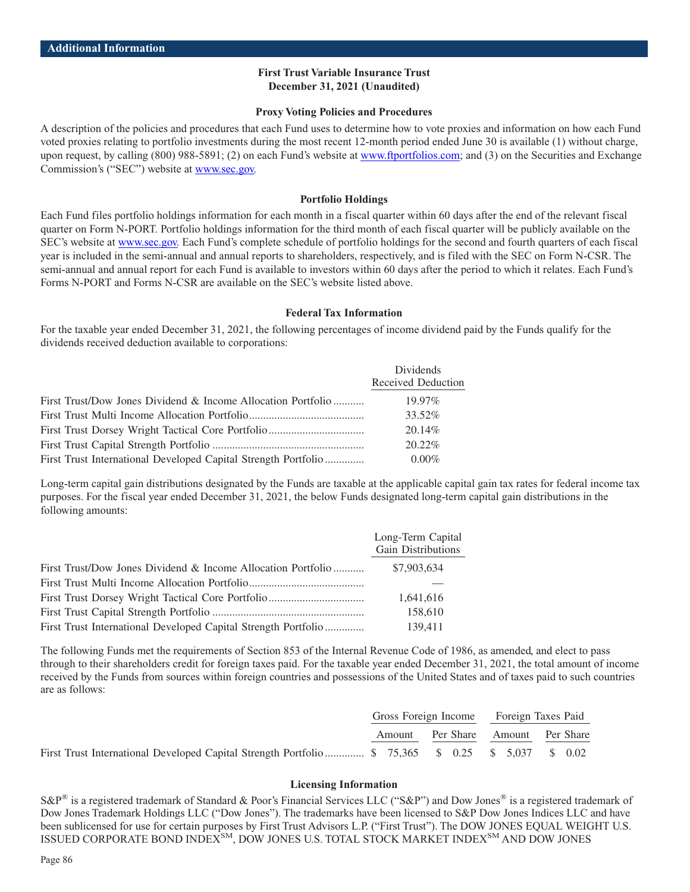## Additional Information

**First Trust Variable Insurance Trust**
**December 31, 2021 (Unaudited)**

### Proxy Voting Policies and Procedures

A description of the policies and procedures that each Fund uses to determine how to vote proxies and information on how each Fund voted proxies relating to portfolio investments during the most recent 12-month period ended June 30 is available (1) without charge, upon request, by calling (800) 988-5891; (2) on each Fund's website at www.ftportfolios.com; and (3) on the Securities and Exchange Commission's ("SEC") website at www.sec.gov.

### Portfolio Holdings

Each Fund files portfolio holdings information for each month in a fiscal quarter within 60 days after the end of the relevant fiscal quarter on Form N-PORT. Portfolio holdings information for the third month of each fiscal quarter will be publicly available on the SEC's website at www.sec.gov. Each Fund's complete schedule of portfolio holdings for the second and fourth quarters of each fiscal year is included in the semi-annual and annual reports to shareholders, respectively, and is filed with the SEC on Form N-CSR. The semi-annual and annual report for each Fund is available to investors within 60 days after the period to which it relates. Each Fund's Forms N-PORT and Forms N-CSR are available on the SEC's website listed above.

### Federal Tax Information

For the taxable year ended December 31, 2021, the following percentages of income dividend paid by the Funds qualify for the dividends received deduction available to corporations:

| | Dividends Received Deduction |
|---|---|
| First Trust/Dow Jones Dividend & Income Allocation Portfolio | 19.97% |
| First Trust Multi Income Allocation Portfolio | 33.52% |
| First Trust Dorsey Wright Tactical Core Portfolio | 20.14% |
| First Trust Capital Strength Portfolio | 20.22% |
| First Trust International Developed Capital Strength Portfolio | 0.00% |

Long-term capital gain distributions designated by the Funds are taxable at the applicable capital gain tax rates for federal income tax purposes. For the fiscal year ended December 31, 2021, the below Funds designated long-term capital gain distributions in the following amounts:

| | Long-Term Capital Gain Distributions |
|---|---|
| First Trust/Dow Jones Dividend & Income Allocation Portfolio | $7,903,634 |
| First Trust Multi Income Allocation Portfolio | — |
| First Trust Dorsey Wright Tactical Core Portfolio | 1,641,616 |
| First Trust Capital Strength Portfolio | 158,610 |
| First Trust International Developed Capital Strength Portfolio | 139,411 |

The following Funds met the requirements of Section 853 of the Internal Revenue Code of 1986, as amended, and elect to pass through to their shareholders credit for foreign taxes paid. For the taxable year ended December 31, 2021, the total amount of income received by the Funds from sources within foreign countries and possessions of the United States and of taxes paid to such countries are as follows:

| | Gross Foreign Income | | Foreign Taxes Paid | |
|---|---|---|---|---|
| | Amount | Per Share | Amount | Per Share |
| First Trust International Developed Capital Strength Portfolio | $ 75,365 | $ 0.25 | $ 5,037 | $ 0.02 |

### Licensing Information

S&P® is a registered trademark of Standard & Poor's Financial Services LLC ("S&P") and Dow Jones® is a registered trademark of Dow Jones Trademark Holdings LLC ("Dow Jones"). The trademarks have been licensed to S&P Dow Jones Indices LLC and have been sublicensed for use for certain purposes by First Trust Advisors L.P. ("First Trust"). The DOW JONES EQUAL WEIGHT U.S. ISSUED CORPORATE BOND INDEX℠, DOW JONES U.S. TOTAL STOCK MARKET INDEX℠ AND DOW JONES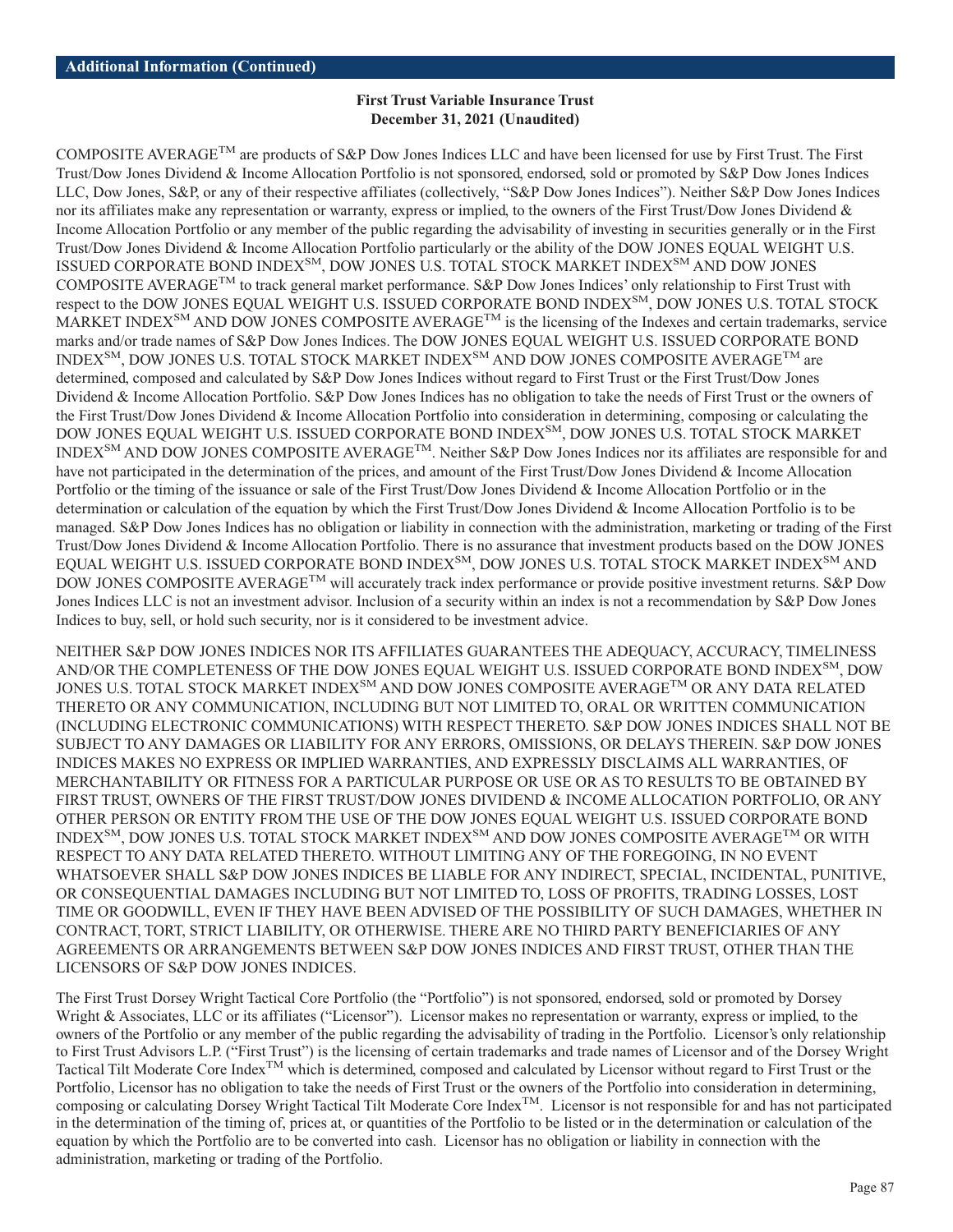COMPOSITE AVERAGE™ are products of S&P Dow Jones Indices LLC and have been licensed for use by First Trust. The First Trust/Dow Jones Dividend & Income Allocation Portfolio is not sponsored, endorsed, sold or promoted by S&P Dow Jones Indices LLC, Dow Jones, S&P, or any of their respective affiliates (collectively, "S&P Dow Jones Indices"). Neither S&P Dow Jones Indices nor its affiliates make any representation or warranty, express or implied, to the owners of the First Trust/Dow Jones Dividend & Income Allocation Portfolio or any member of the public regarding the advisability of investing in securities generally or in the First Trust/Dow Jones Dividend & Income Allocation Portfolio particularly or the ability of the DOW JONES EQUAL WEIGHT U.S. ISSUED CORPORATE BOND INDEX℠, DOW JONES U.S. TOTAL STOCK MARKET INDEX℠ AND DOW JONES COMPOSITE AVERAGE™ to track general market performance. S&P Dow Jones Indices' only relationship to First Trust with respect to the DOW JONES EQUAL WEIGHT U.S. ISSUED CORPORATE BOND INDEX℠, DOW JONES U.S. TOTAL STOCK MARKET INDEX℠ AND DOW JONES COMPOSITE AVERAGE™ is the licensing of the Indexes and certain trademarks, service marks and/or trade names of S&P Dow Jones Indices. The DOW JONES EQUAL WEIGHT U.S. ISSUED CORPORATE BOND INDEX℠, DOW JONES U.S. TOTAL STOCK MARKET INDEX℠ AND DOW JONES COMPOSITE AVERAGE™ are determined, composed and calculated by S&P Dow Jones Indices without regard to First Trust or the First Trust/Dow Jones Dividend & Income Allocation Portfolio. S&P Dow Jones Indices has no obligation to take the needs of First Trust or the owners of the First Trust/Dow Jones Dividend & Income Allocation Portfolio into consideration in determining, composing or calculating the DOW JONES EQUAL WEIGHT U.S. ISSUED CORPORATE BOND INDEX℠, DOW JONES U.S. TOTAL STOCK MARKET INDEX℠ AND DOW JONES COMPOSITE AVERAGE™. Neither S&P Dow Jones Indices nor its affiliates are responsible for and have not participated in the determination of the prices, and amount of the First Trust/Dow Jones Dividend & Income Allocation Portfolio or the timing of the issuance or sale of the First Trust/Dow Jones Dividend & Income Allocation Portfolio or in the determination or calculation of the equation by which the First Trust/Dow Jones Dividend & Income Allocation Portfolio is to be managed. S&P Dow Jones Indices has no obligation or liability in connection with the administration, marketing or trading of the First Trust/Dow Jones Dividend & Income Allocation Portfolio. There is no assurance that investment products based on the DOW JONES EQUAL WEIGHT U.S. ISSUED CORPORATE BOND INDEX℠, DOW JONES U.S. TOTAL STOCK MARKET INDEX℠ AND DOW JONES COMPOSITE AVERAGE™ will accurately track index performance or provide positive investment returns. S&P Dow Jones Indices LLC is not an investment advisor. Inclusion of a security within an index is not a recommendation by S&P Dow Jones Indices to buy, sell, or hold such security, nor is it considered to be investment advice.

NEITHER S&P DOW JONES INDICES NOR ITS AFFILIATES GUARANTEES THE ADEQUACY, ACCURACY, TIMELINESS AND/OR THE COMPLETENESS OF THE DOW JONES EQUAL WEIGHT U.S. ISSUED CORPORATE BOND INDEX℠, DOW JONES U.S. TOTAL STOCK MARKET INDEX℠ AND DOW JONES COMPOSITE AVERAGE™ OR ANY DATA RELATED THERETO OR ANY COMMUNICATION, INCLUDING BUT NOT LIMITED TO, ORAL OR WRITTEN COMMUNICATION (INCLUDING ELECTRONIC COMMUNICATIONS) WITH RESPECT THERETO. S&P DOW JONES INDICES SHALL NOT BE SUBJECT TO ANY DAMAGES OR LIABILITY FOR ANY ERRORS, OMISSIONS, OR DELAYS THEREIN. S&P DOW JONES INDICES MAKES NO EXPRESS OR IMPLIED WARRANTIES, AND EXPRESSLY DISCLAIMS ALL WARRANTIES, OF MERCHANTABILITY OR FITNESS FOR A PARTICULAR PURPOSE OR USE OR AS TO RESULTS TO BE OBTAINED BY FIRST TRUST, OWNERS OF THE FIRST TRUST/DOW JONES DIVIDEND & INCOME ALLOCATION PORTFOLIO, OR ANY OTHER PERSON OR ENTITY FROM THE USE OF THE DOW JONES EQUAL WEIGHT U.S. ISSUED CORPORATE BOND INDEX℠, DOW JONES U.S. TOTAL STOCK MARKET INDEX℠ AND DOW JONES COMPOSITE AVERAGE™ OR WITH RESPECT TO ANY DATA RELATED THERETO. WITHOUT LIMITING ANY OF THE FOREGOING, IN NO EVENT WHATSOEVER SHALL S&P DOW JONES INDICES BE LIABLE FOR ANY INDIRECT, SPECIAL, INCIDENTAL, PUNITIVE, OR CONSEQUENTIAL DAMAGES INCLUDING BUT NOT LIMITED TO, LOSS OF PROFITS, TRADING LOSSES, LOST TIME OR GOODWILL, EVEN IF THEY HAVE BEEN ADVISED OF THE POSSIBILITY OF SUCH DAMAGES, WHETHER IN CONTRACT, TORT, STRICT LIABILITY, OR OTHERWISE. THERE ARE NO THIRD PARTY BENEFICIARIES OF ANY AGREEMENTS OR ARRANGEMENTS BETWEEN S&P DOW JONES INDICES AND FIRST TRUST, OTHER THAN THE LICENSORS OF S&P DOW JONES INDICES.

The First Trust Dorsey Wright Tactical Core Portfolio (the "Portfolio") is not sponsored, endorsed, sold or promoted by Dorsey Wright & Associates, LLC or its affiliates ("Licensor"). Licensor makes no representation or warranty, express or implied, to the owners of the Portfolio or any member of the public regarding the advisability of trading in the Portfolio. Licensor's only relationship to First Trust Advisors L.P. ("First Trust") is the licensing of certain trademarks and trade names of Licensor and of the Dorsey Wright Tactical Tilt Moderate Core Index™ which is determined, composed and calculated by Licensor without regard to First Trust or the Portfolio, Licensor has no obligation to take the needs of First Trust or the owners of the Portfolio into consideration in determining, composing or calculating Dorsey Wright Tactical Tilt Moderate Core Index™. Licensor is not responsible for and has not participated in the determination of the timing of, prices at, or quantities of the Portfolio to be listed or in the determination or calculation of the equation by which the Portfolio are to be converted into cash. Licensor has no obligation or liability in connection with the administration, marketing or trading of the Portfolio.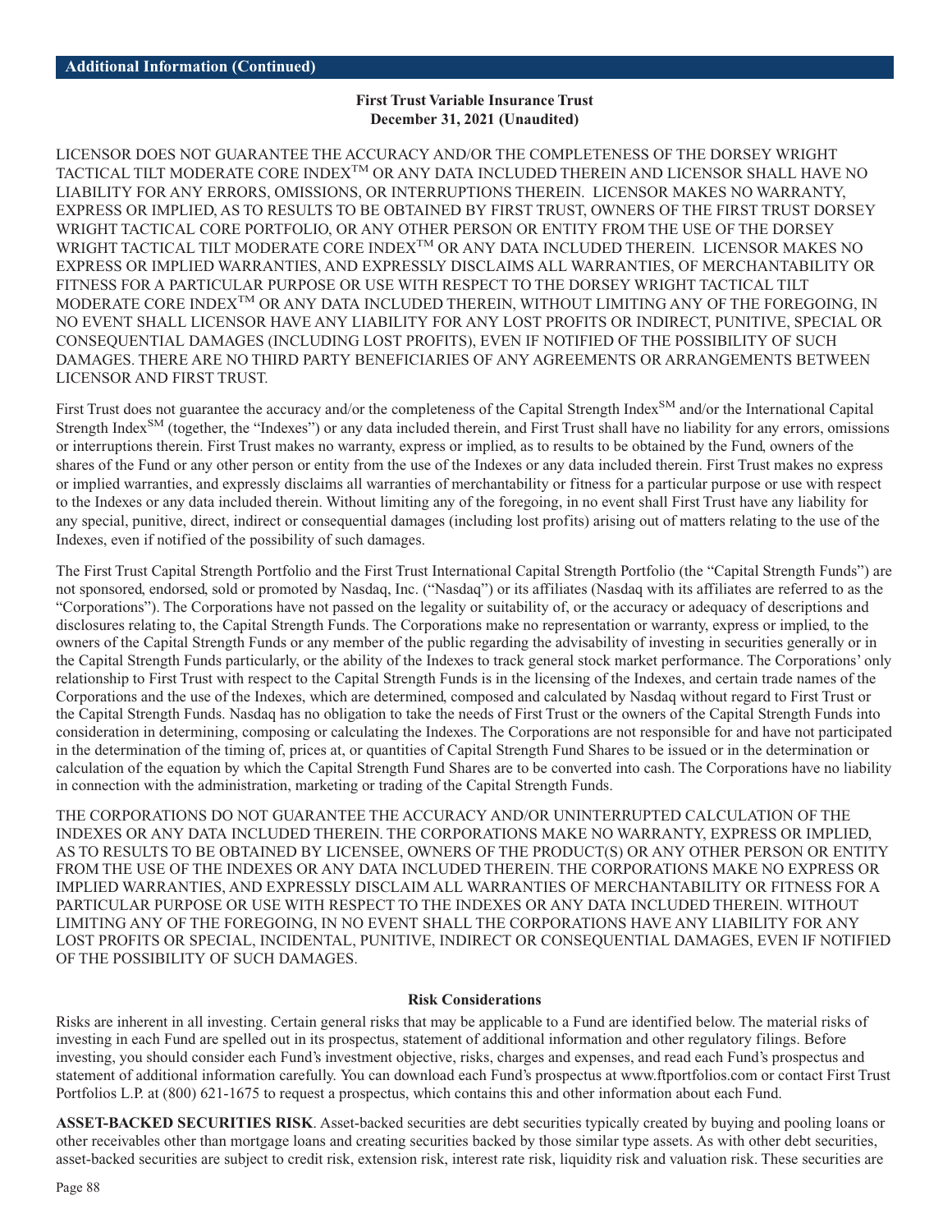**First Trust Variable Insurance Trust**
**December 31, 2021 (Unaudited)**

LICENSOR DOES NOT GUARANTEE THE ACCURACY AND/OR THE COMPLETENESS OF THE DORSEY WRIGHT TACTICAL TILT MODERATE CORE INDEX™ OR ANY DATA INCLUDED THEREIN AND LICENSOR SHALL HAVE NO LIABILITY FOR ANY ERRORS, OMISSIONS, OR INTERRUPTIONS THEREIN. LICENSOR MAKES NO WARRANTY, EXPRESS OR IMPLIED, AS TO RESULTS TO BE OBTAINED BY FIRST TRUST, OWNERS OF THE FIRST TRUST DORSEY WRIGHT TACTICAL CORE PORTFOLIO, OR ANY OTHER PERSON OR ENTITY FROM THE USE OF THE DORSEY WRIGHT TACTICAL TILT MODERATE CORE INDEX™ OR ANY DATA INCLUDED THEREIN. LICENSOR MAKES NO EXPRESS OR IMPLIED WARRANTIES, AND EXPRESSLY DISCLAIMS ALL WARRANTIES, OF MERCHANTABILITY OR FITNESS FOR A PARTICULAR PURPOSE OR USE WITH RESPECT TO THE DORSEY WRIGHT TACTICAL TILT MODERATE CORE INDEX™ OR ANY DATA INCLUDED THEREIN, WITHOUT LIMITING ANY OF THE FOREGOING, IN NO EVENT SHALL LICENSOR HAVE ANY LIABILITY FOR ANY LOST PROFITS OR INDIRECT, PUNITIVE, SPECIAL OR CONSEQUENTIAL DAMAGES (INCLUDING LOST PROFITS), EVEN IF NOTIFIED OF THE POSSIBILITY OF SUCH DAMAGES. THERE ARE NO THIRD PARTY BENEFICIARIES OF ANY AGREEMENTS OR ARRANGEMENTS BETWEEN LICENSOR AND FIRST TRUST.

First Trust does not guarantee the accuracy and/or the completeness of the Capital Strength Index℠ and/or the International Capital Strength Index℠ (together, the "Indexes") or any data included therein, and First Trust shall have no liability for any errors, omissions or interruptions therein. First Trust makes no warranty, express or implied, as to results to be obtained by the Fund, owners of the shares of the Fund or any other person or entity from the use of the Indexes or any data included therein. First Trust makes no express or implied warranties, and expressly disclaims all warranties of merchantability or fitness for a particular purpose or use with respect to the Indexes or any data included therein. Without limiting any of the foregoing, in no event shall First Trust have any liability for any special, punitive, direct, indirect or consequential damages (including lost profits) arising out of matters relating to the use of the Indexes, even if notified of the possibility of such damages.

The First Trust Capital Strength Portfolio and the First Trust International Capital Strength Portfolio (the "Capital Strength Funds") are not sponsored, endorsed, sold or promoted by Nasdaq, Inc. ("Nasdaq") or its affiliates (Nasdaq with its affiliates are referred to as the "Corporations"). The Corporations have not passed on the legality or suitability of, or the accuracy or adequacy of descriptions and disclosures relating to, the Capital Strength Funds. The Corporations make no representation or warranty, express or implied, to the owners of the Capital Strength Funds or any member of the public regarding the advisability of investing in securities generally or in the Capital Strength Funds particularly, or the ability of the Indexes to track general stock market performance. The Corporations' only relationship to First Trust with respect to the Capital Strength Funds is in the licensing of the Indexes, and certain trade names of the Corporations and the use of the Indexes, which are determined, composed and calculated by Nasdaq without regard to First Trust or the Capital Strength Funds. Nasdaq has no obligation to take the needs of First Trust or the owners of the Capital Strength Funds into consideration in determining, composing or calculating the Indexes. The Corporations are not responsible for and have not participated in the determination of the timing of, prices at, or quantities of Capital Strength Fund Shares to be issued or in the determination or calculation of the equation by which the Capital Strength Fund Shares are to be converted into cash. The Corporations have no liability in connection with the administration, marketing or trading of the Capital Strength Funds.

THE CORPORATIONS DO NOT GUARANTEE THE ACCURACY AND/OR UNINTERRUPTED CALCULATION OF THE INDEXES OR ANY DATA INCLUDED THEREIN. THE CORPORATIONS MAKE NO WARRANTY, EXPRESS OR IMPLIED, AS TO RESULTS TO BE OBTAINED BY LICENSEE, OWNERS OF THE PRODUCT(S) OR ANY OTHER PERSON OR ENTITY FROM THE USE OF THE INDEXES OR ANY DATA INCLUDED THEREIN. THE CORPORATIONS MAKE NO EXPRESS OR IMPLIED WARRANTIES, AND EXPRESSLY DISCLAIM ALL WARRANTIES OF MERCHANTABILITY OR FITNESS FOR A PARTICULAR PURPOSE OR USE WITH RESPECT TO THE INDEXES OR ANY DATA INCLUDED THEREIN. WITHOUT LIMITING ANY OF THE FOREGOING, IN NO EVENT SHALL THE CORPORATIONS HAVE ANY LIABILITY FOR ANY LOST PROFITS OR SPECIAL, INCIDENTAL, PUNITIVE, INDIRECT OR CONSEQUENTIAL DAMAGES, EVEN IF NOTIFIED OF THE POSSIBILITY OF SUCH DAMAGES.

## Risk Considerations

Risks are inherent in all investing. Certain general risks that may be applicable to a Fund are identified below. The material risks of investing in each Fund are spelled out in its prospectus, statement of additional information and other regulatory filings. Before investing, you should consider each Fund's investment objective, risks, charges and expenses, and read each Fund's prospectus and statement of additional information carefully. You can download each Fund's prospectus at www.ftportfolios.com or contact First Trust Portfolios L.P. at (800) 621-1675 to request a prospectus, which contains this and other information about each Fund.

**ASSET-BACKED SECURITIES RISK**. Asset-backed securities are debt securities typically created by buying and pooling loans or other receivables other than mortgage loans and creating securities backed by those similar type assets. As with other debt securities, asset-backed securities are subject to credit risk, extension risk, interest rate risk, liquidity risk and valuation risk. These securities are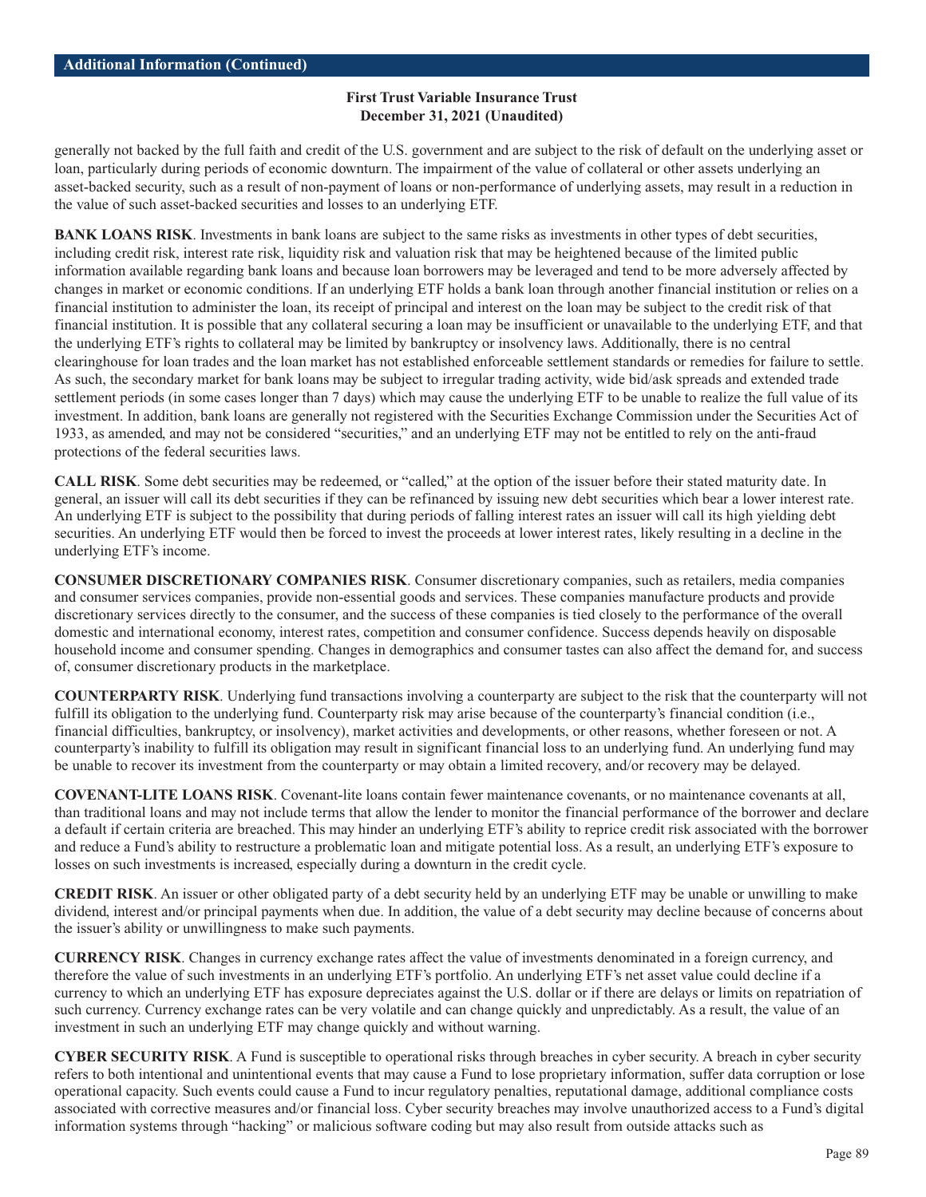generally not backed by the full faith and credit of the U.S. government and are subject to the risk of default on the underlying asset or loan, particularly during periods of economic downturn. The impairment of the value of collateral or other assets underlying an asset-backed security, such as a result of non-payment of loans or non-performance of underlying assets, may result in a reduction in the value of such asset-backed securities and losses to an underlying ETF.

**BANK LOANS RISK**. Investments in bank loans are subject to the same risks as investments in other types of debt securities, including credit risk, interest rate risk, liquidity risk and valuation risk that may be heightened because of the limited public information available regarding bank loans and because loan borrowers may be leveraged and tend to be more adversely affected by changes in market or economic conditions. If an underlying ETF holds a bank loan through another financial institution or relies on a financial institution to administer the loan, its receipt of principal and interest on the loan may be subject to the credit risk of that financial institution. It is possible that any collateral securing a loan may be insufficient or unavailable to the underlying ETF, and that the underlying ETF's rights to collateral may be limited by bankruptcy or insolvency laws. Additionally, there is no central clearinghouse for loan trades and the loan market has not established enforceable settlement standards or remedies for failure to settle. As such, the secondary market for bank loans may be subject to irregular trading activity, wide bid/ask spreads and extended trade settlement periods (in some cases longer than 7 days) which may cause the underlying ETF to be unable to realize the full value of its investment. In addition, bank loans are generally not registered with the Securities Exchange Commission under the Securities Act of 1933, as amended, and may not be considered "securities," and an underlying ETF may not be entitled to rely on the anti-fraud protections of the federal securities laws.

**CALL RISK**. Some debt securities may be redeemed, or "called," at the option of the issuer before their stated maturity date. In general, an issuer will call its debt securities if they can be refinanced by issuing new debt securities which bear a lower interest rate. An underlying ETF is subject to the possibility that during periods of falling interest rates an issuer will call its high yielding debt securities. An underlying ETF would then be forced to invest the proceeds at lower interest rates, likely resulting in a decline in the underlying ETF's income.

**CONSUMER DISCRETIONARY COMPANIES RISK**. Consumer discretionary companies, such as retailers, media companies and consumer services companies, provide non-essential goods and services. These companies manufacture products and provide discretionary services directly to the consumer, and the success of these companies is tied closely to the performance of the overall domestic and international economy, interest rates, competition and consumer confidence. Success depends heavily on disposable household income and consumer spending. Changes in demographics and consumer tastes can also affect the demand for, and success of, consumer discretionary products in the marketplace.

**COUNTERPARTY RISK**. Underlying fund transactions involving a counterparty are subject to the risk that the counterparty will not fulfill its obligation to the underlying fund. Counterparty risk may arise because of the counterparty's financial condition (i.e., financial difficulties, bankruptcy, or insolvency), market activities and developments, or other reasons, whether foreseen or not. A counterparty's inability to fulfill its obligation may result in significant financial loss to an underlying fund. An underlying fund may be unable to recover its investment from the counterparty or may obtain a limited recovery, and/or recovery may be delayed.

**COVENANT-LITE LOANS RISK**. Covenant-lite loans contain fewer maintenance covenants, or no maintenance covenants at all, than traditional loans and may not include terms that allow the lender to monitor the financial performance of the borrower and declare a default if certain criteria are breached. This may hinder an underlying ETF's ability to reprice credit risk associated with the borrower and reduce a Fund's ability to restructure a problematic loan and mitigate potential loss. As a result, an underlying ETF's exposure to losses on such investments is increased, especially during a downturn in the credit cycle.

**CREDIT RISK**. An issuer or other obligated party of a debt security held by an underlying ETF may be unable or unwilling to make dividend, interest and/or principal payments when due. In addition, the value of a debt security may decline because of concerns about the issuer's ability or unwillingness to make such payments.

**CURRENCY RISK**. Changes in currency exchange rates affect the value of investments denominated in a foreign currency, and therefore the value of such investments in an underlying ETF's portfolio. An underlying ETF's net asset value could decline if a currency to which an underlying ETF has exposure depreciates against the U.S. dollar or if there are delays or limits on repatriation of such currency. Currency exchange rates can be very volatile and can change quickly and unpredictably. As a result, the value of an investment in such an underlying ETF may change quickly and without warning.

**CYBER SECURITY RISK**. A Fund is susceptible to operational risks through breaches in cyber security. A breach in cyber security refers to both intentional and unintentional events that may cause a Fund to lose proprietary information, suffer data corruption or lose operational capacity. Such events could cause a Fund to incur regulatory penalties, reputational damage, additional compliance costs associated with corrective measures and/or financial loss. Cyber security breaches may involve unauthorized access to a Fund's digital information systems through "hacking" or malicious software coding but may also result from outside attacks such as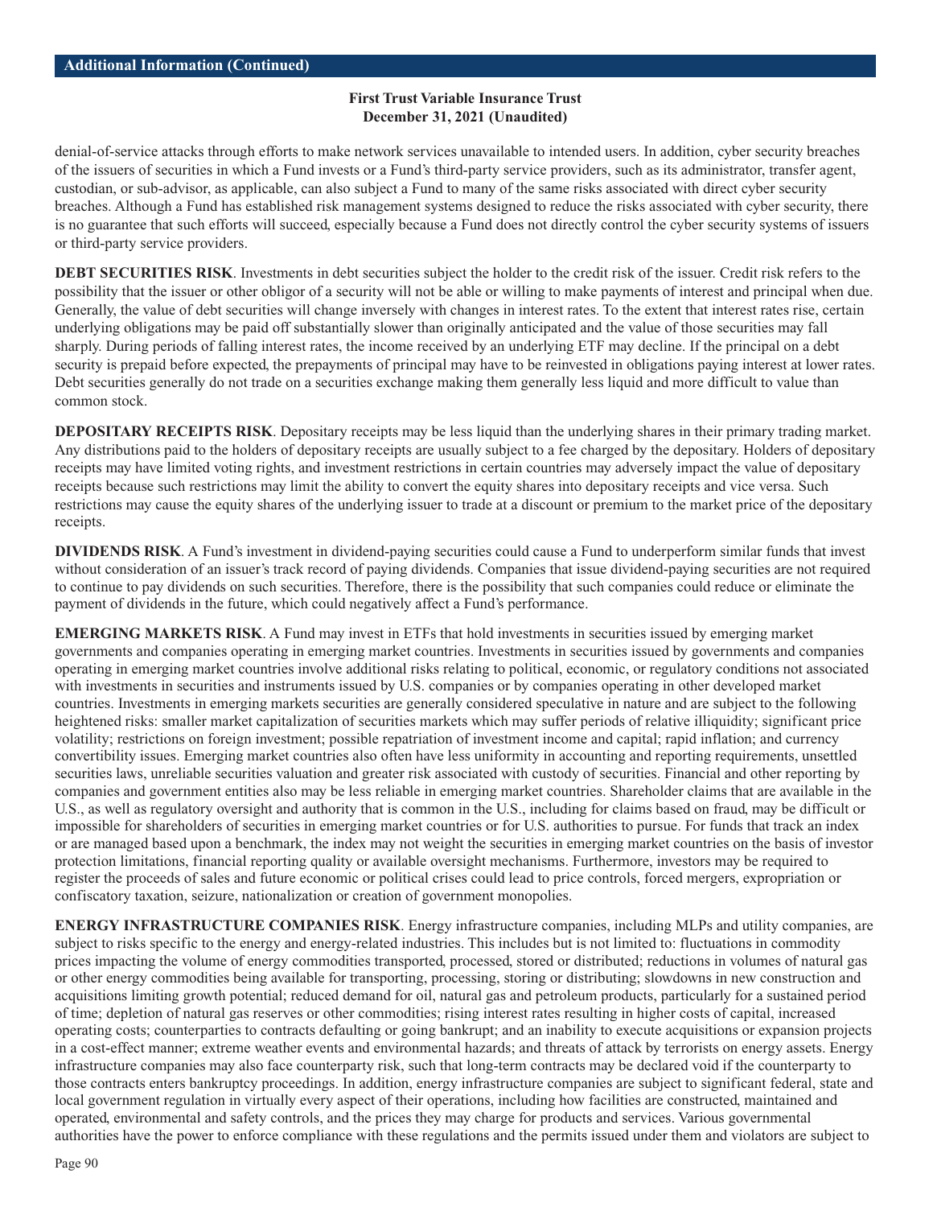denial-of-service attacks through efforts to make network services unavailable to intended users. In addition, cyber security breaches of the issuers of securities in which a Fund invests or a Fund's third-party service providers, such as its administrator, transfer agent, custodian, or sub-advisor, as applicable, can also subject a Fund to many of the same risks associated with direct cyber security breaches. Although a Fund has established risk management systems designed to reduce the risks associated with cyber security, there is no guarantee that such efforts will succeed, especially because a Fund does not directly control the cyber security systems of issuers or third-party service providers.

**DEBT SECURITIES RISK**. Investments in debt securities subject the holder to the credit risk of the issuer. Credit risk refers to the possibility that the issuer or other obligor of a security will not be able or willing to make payments of interest and principal when due. Generally, the value of debt securities will change inversely with changes in interest rates. To the extent that interest rates rise, certain underlying obligations may be paid off substantially slower than originally anticipated and the value of those securities may fall sharply. During periods of falling interest rates, the income received by an underlying ETF may decline. If the principal on a debt security is prepaid before expected, the prepayments of principal may have to be reinvested in obligations paying interest at lower rates. Debt securities generally do not trade on a securities exchange making them generally less liquid and more difficult to value than common stock.

**DEPOSITARY RECEIPTS RISK**. Depositary receipts may be less liquid than the underlying shares in their primary trading market. Any distributions paid to the holders of depositary receipts are usually subject to a fee charged by the depositary. Holders of depositary receipts may have limited voting rights, and investment restrictions in certain countries may adversely impact the value of depositary receipts because such restrictions may limit the ability to convert the equity shares into depositary receipts and vice versa. Such restrictions may cause the equity shares of the underlying issuer to trade at a discount or premium to the market price of the depositary receipts.

**DIVIDENDS RISK**. A Fund's investment in dividend-paying securities could cause a Fund to underperform similar funds that invest without consideration of an issuer's track record of paying dividends. Companies that issue dividend-paying securities are not required to continue to pay dividends on such securities. Therefore, there is the possibility that such companies could reduce or eliminate the payment of dividends in the future, which could negatively affect a Fund's performance.

**EMERGING MARKETS RISK**. A Fund may invest in ETFs that hold investments in securities issued by emerging market governments and companies operating in emerging market countries. Investments in securities issued by governments and companies operating in emerging market countries involve additional risks relating to political, economic, or regulatory conditions not associated with investments in securities and instruments issued by U.S. companies or by companies operating in other developed market countries. Investments in emerging markets securities are generally considered speculative in nature and are subject to the following heightened risks: smaller market capitalization of securities markets which may suffer periods of relative illiquidity; significant price volatility; restrictions on foreign investment; possible repatriation of investment income and capital; rapid inflation; and currency convertibility issues. Emerging market countries also often have less uniformity in accounting and reporting requirements, unsettled securities laws, unreliable securities valuation and greater risk associated with custody of securities. Financial and other reporting by companies and government entities also may be less reliable in emerging market countries. Shareholder claims that are available in the U.S., as well as regulatory oversight and authority that is common in the U.S., including for claims based on fraud, may be difficult or impossible for shareholders of securities in emerging market countries or for U.S. authorities to pursue. For funds that track an index or are managed based upon a benchmark, the index may not weight the securities in emerging market countries on the basis of investor protection limitations, financial reporting quality or available oversight mechanisms. Furthermore, investors may be required to register the proceeds of sales and future economic or political crises could lead to price controls, forced mergers, expropriation or confiscatory taxation, seizure, nationalization or creation of government monopolies.

**ENERGY INFRASTRUCTURE COMPANIES RISK**. Energy infrastructure companies, including MLPs and utility companies, are subject to risks specific to the energy and energy-related industries. This includes but is not limited to: fluctuations in commodity prices impacting the volume of energy commodities transported, processed, stored or distributed; reductions in volumes of natural gas or other energy commodities being available for transporting, processing, storing or distributing; slowdowns in new construction and acquisitions limiting growth potential; reduced demand for oil, natural gas and petroleum products, particularly for a sustained period of time; depletion of natural gas reserves or other commodities; rising interest rates resulting in higher costs of capital, increased operating costs; counterparties to contracts defaulting or going bankrupt; and an inability to execute acquisitions or expansion projects in a cost-effect manner; extreme weather events and environmental hazards; and threats of attack by terrorists on energy assets. Energy infrastructure companies may also face counterparty risk, such that long-term contracts may be declared void if the counterparty to those contracts enters bankruptcy proceedings. In addition, energy infrastructure companies are subject to significant federal, state and local government regulation in virtually every aspect of their operations, including how facilities are constructed, maintained and operated, environmental and safety controls, and the prices they may charge for products and services. Various governmental authorities have the power to enforce compliance with these regulations and the permits issued under them and violators are subject to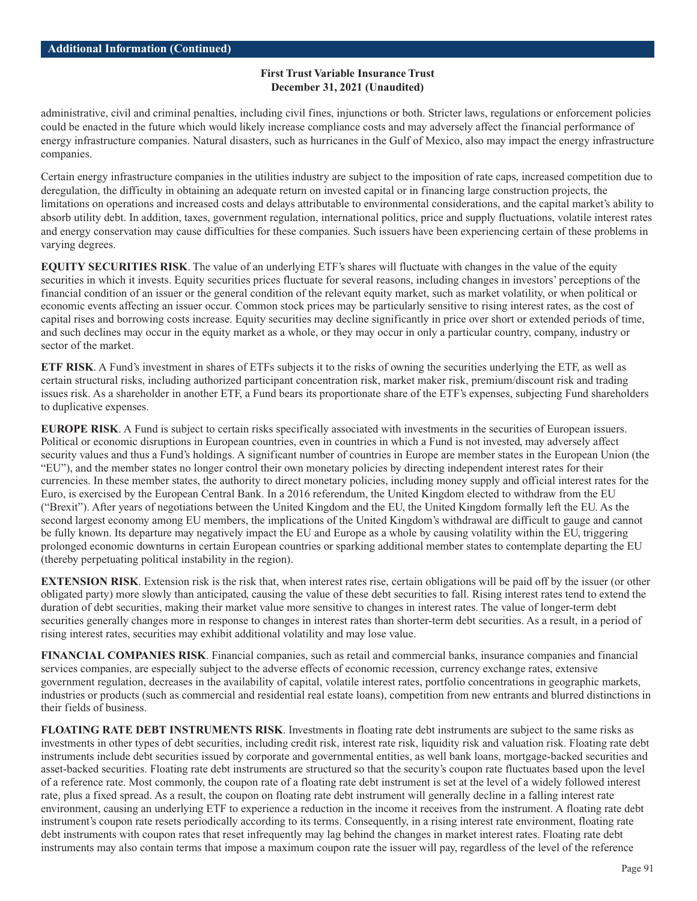administrative, civil and criminal penalties, including civil fines, injunctions or both. Stricter laws, regulations or enforcement policies could be enacted in the future which would likely increase compliance costs and may adversely affect the financial performance of energy infrastructure companies. Natural disasters, such as hurricanes in the Gulf of Mexico, also may impact the energy infrastructure companies.

Certain energy infrastructure companies in the utilities industry are subject to the imposition of rate caps, increased competition due to deregulation, the difficulty in obtaining an adequate return on invested capital or in financing large construction projects, the limitations on operations and increased costs and delays attributable to environmental considerations, and the capital market's ability to absorb utility debt. In addition, taxes, government regulation, international politics, price and supply fluctuations, volatile interest rates and energy conservation may cause difficulties for these companies. Such issuers have been experiencing certain of these problems in varying degrees.

**EQUITY SECURITIES RISK**. The value of an underlying ETF's shares will fluctuate with changes in the value of the equity securities in which it invests. Equity securities prices fluctuate for several reasons, including changes in investors' perceptions of the financial condition of an issuer or the general condition of the relevant equity market, such as market volatility, or when political or economic events affecting an issuer occur. Common stock prices may be particularly sensitive to rising interest rates, as the cost of capital rises and borrowing costs increase. Equity securities may decline significantly in price over short or extended periods of time, and such declines may occur in the equity market as a whole, or they may occur in only a particular country, company, industry or sector of the market.

**ETF RISK**. A Fund's investment in shares of ETFs subjects it to the risks of owning the securities underlying the ETF, as well as certain structural risks, including authorized participant concentration risk, market maker risk, premium/discount risk and trading issues risk. As a shareholder in another ETF, a Fund bears its proportionate share of the ETF's expenses, subjecting Fund shareholders to duplicative expenses.

**EUROPE RISK**. A Fund is subject to certain risks specifically associated with investments in the securities of European issuers. Political or economic disruptions in European countries, even in countries in which a Fund is not invested, may adversely affect security values and thus a Fund's holdings. A significant number of countries in Europe are member states in the European Union (the "EU"), and the member states no longer control their own monetary policies by directing independent interest rates for their currencies. In these member states, the authority to direct monetary policies, including money supply and official interest rates for the Euro, is exercised by the European Central Bank. In a 2016 referendum, the United Kingdom elected to withdraw from the EU ("Brexit"). After years of negotiations between the United Kingdom and the EU, the United Kingdom formally left the EU. As the second largest economy among EU members, the implications of the United Kingdom's withdrawal are difficult to gauge and cannot be fully known. Its departure may negatively impact the EU and Europe as a whole by causing volatility within the EU, triggering prolonged economic downturns in certain European countries or sparking additional member states to contemplate departing the EU (thereby perpetuating political instability in the region).

**EXTENSION RISK**. Extension risk is the risk that, when interest rates rise, certain obligations will be paid off by the issuer (or other obligated party) more slowly than anticipated, causing the value of these debt securities to fall. Rising interest rates tend to extend the duration of debt securities, making their market value more sensitive to changes in interest rates. The value of longer-term debt securities generally changes more in response to changes in interest rates than shorter-term debt securities. As a result, in a period of rising interest rates, securities may exhibit additional volatility and may lose value.

**FINANCIAL COMPANIES RISK**. Financial companies, such as retail and commercial banks, insurance companies and financial services companies, are especially subject to the adverse effects of economic recession, currency exchange rates, extensive government regulation, decreases in the availability of capital, volatile interest rates, portfolio concentrations in geographic markets, industries or products (such as commercial and residential real estate loans), competition from new entrants and blurred distinctions in their fields of business.

**FLOATING RATE DEBT INSTRUMENTS RISK**. Investments in floating rate debt instruments are subject to the same risks as investments in other types of debt securities, including credit risk, interest rate risk, liquidity risk and valuation risk. Floating rate debt instruments include debt securities issued by corporate and governmental entities, as well bank loans, mortgage-backed securities and asset-backed securities. Floating rate debt instruments are structured so that the security's coupon rate fluctuates based upon the level of a reference rate. Most commonly, the coupon rate of a floating rate debt instrument is set at the level of a widely followed interest rate, plus a fixed spread. As a result, the coupon on floating rate debt instrument will generally decline in a falling interest rate environment, causing an underlying ETF to experience a reduction in the income it receives from the instrument. A floating rate debt instrument's coupon rate resets periodically according to its terms. Consequently, in a rising interest rate environment, floating rate debt instruments with coupon rates that reset infrequently may lag behind the changes in market interest rates. Floating rate debt instruments may also contain terms that impose a maximum coupon rate the issuer will pay, regardless of the level of the reference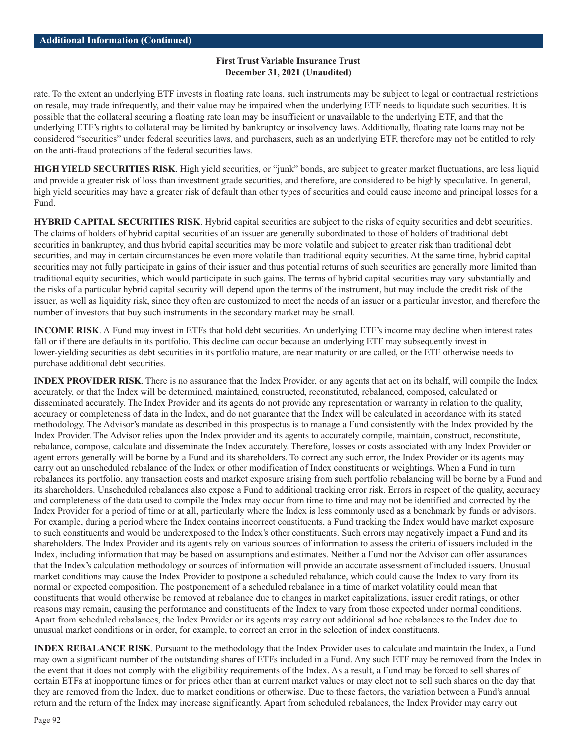rate. To the extent an underlying ETF invests in floating rate loans, such instruments may be subject to legal or contractual restrictions on resale, may trade infrequently, and their value may be impaired when the underlying ETF needs to liquidate such securities. It is possible that the collateral securing a floating rate loan may be insufficient or unavailable to the underlying ETF, and that the underlying ETF's rights to collateral may be limited by bankruptcy or insolvency laws. Additionally, floating rate loans may not be considered "securities" under federal securities laws, and purchasers, such as an underlying ETF, therefore may not be entitled to rely on the anti-fraud protections of the federal securities laws.

**HIGH YIELD SECURITIES RISK**. High yield securities, or "junk" bonds, are subject to greater market fluctuations, are less liquid and provide a greater risk of loss than investment grade securities, and therefore, are considered to be highly speculative. In general, high yield securities may have a greater risk of default than other types of securities and could cause income and principal losses for a Fund.

**HYBRID CAPITAL SECURITIES RISK**. Hybrid capital securities are subject to the risks of equity securities and debt securities. The claims of holders of hybrid capital securities of an issuer are generally subordinated to those of holders of traditional debt securities in bankruptcy, and thus hybrid capital securities may be more volatile and subject to greater risk than traditional debt securities, and may in certain circumstances be even more volatile than traditional equity securities. At the same time, hybrid capital securities may not fully participate in gains of their issuer and thus potential returns of such securities are generally more limited than traditional equity securities, which would participate in such gains. The terms of hybrid capital securities may vary substantially and the risks of a particular hybrid capital security will depend upon the terms of the instrument, but may include the credit risk of the issuer, as well as liquidity risk, since they often are customized to meet the needs of an issuer or a particular investor, and therefore the number of investors that buy such instruments in the secondary market may be small.

**INCOME RISK**. A Fund may invest in ETFs that hold debt securities. An underlying ETF's income may decline when interest rates fall or if there are defaults in its portfolio. This decline can occur because an underlying ETF may subsequently invest in lower-yielding securities as debt securities in its portfolio mature, are near maturity or are called, or the ETF otherwise needs to purchase additional debt securities.

**INDEX PROVIDER RISK**. There is no assurance that the Index Provider, or any agents that act on its behalf, will compile the Index accurately, or that the Index will be determined, maintained, constructed, reconstituted, rebalanced, composed, calculated or disseminated accurately. The Index Provider and its agents do not provide any representation or warranty in relation to the quality, accuracy or completeness of data in the Index, and do not guarantee that the Index will be calculated in accordance with its stated methodology. The Advisor's mandate as described in this prospectus is to manage a Fund consistently with the Index provided by the Index Provider. The Advisor relies upon the Index provider and its agents to accurately compile, maintain, construct, reconstitute, rebalance, compose, calculate and disseminate the Index accurately. Therefore, losses or costs associated with any Index Provider or agent errors generally will be borne by a Fund and its shareholders. To correct any such error, the Index Provider or its agents may carry out an unscheduled rebalance of the Index or other modification of Index constituents or weightings. When a Fund in turn rebalances its portfolio, any transaction costs and market exposure arising from such portfolio rebalancing will be borne by a Fund and its shareholders. Unscheduled rebalances also expose a Fund to additional tracking error risk. Errors in respect of the quality, accuracy and completeness of the data used to compile the Index may occur from time to time and may not be identified and corrected by the Index Provider for a period of time or at all, particularly where the Index is less commonly used as a benchmark by funds or advisors. For example, during a period where the Index contains incorrect constituents, a Fund tracking the Index would have market exposure to such constituents and would be underexposed to the Index's other constituents. Such errors may negatively impact a Fund and its shareholders. The Index Provider and its agents rely on various sources of information to assess the criteria of issuers included in the Index, including information that may be based on assumptions and estimates. Neither a Fund nor the Advisor can offer assurances that the Index's calculation methodology or sources of information will provide an accurate assessment of included issuers. Unusual market conditions may cause the Index Provider to postpone a scheduled rebalance, which could cause the Index to vary from its normal or expected composition. The postponement of a scheduled rebalance in a time of market volatility could mean that constituents that would otherwise be removed at rebalance due to changes in market capitalizations, issuer credit ratings, or other reasons may remain, causing the performance and constituents of the Index to vary from those expected under normal conditions. Apart from scheduled rebalances, the Index Provider or its agents may carry out additional ad hoc rebalances to the Index due to unusual market conditions or in order, for example, to correct an error in the selection of index constituents.

**INDEX REBALANCE RISK**. Pursuant to the methodology that the Index Provider uses to calculate and maintain the Index, a Fund may own a significant number of the outstanding shares of ETFs included in a Fund. Any such ETF may be removed from the Index in the event that it does not comply with the eligibility requirements of the Index. As a result, a Fund may be forced to sell shares of certain ETFs at inopportune times or for prices other than at current market values or may elect not to sell such shares on the day that they are removed from the Index, due to market conditions or otherwise. Due to these factors, the variation between a Fund's annual return and the return of the Index may increase significantly. Apart from scheduled rebalances, the Index Provider may carry out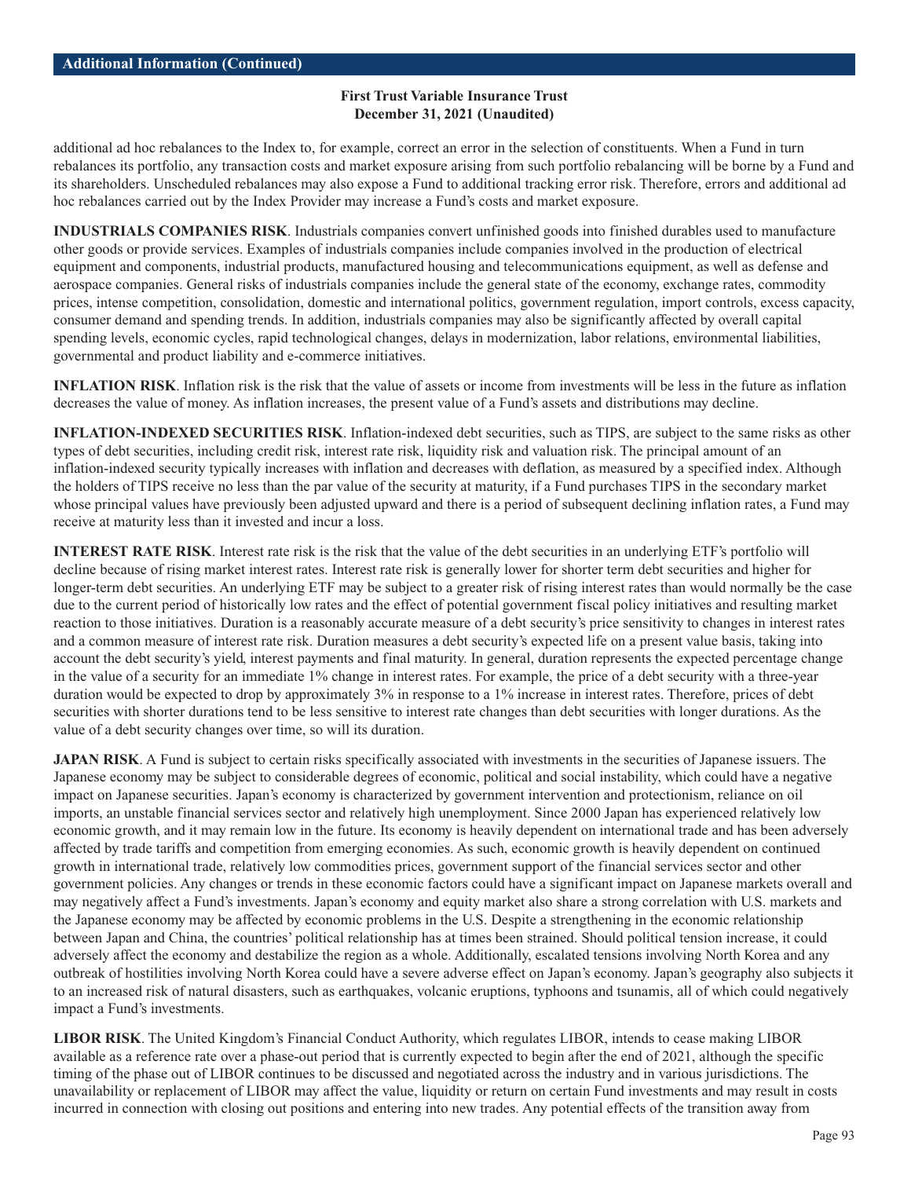additional ad hoc rebalances to the Index to, for example, correct an error in the selection of constituents. When a Fund in turn rebalances its portfolio, any transaction costs and market exposure arising from such portfolio rebalancing will be borne by a Fund and its shareholders. Unscheduled rebalances may also expose a Fund to additional tracking error risk. Therefore, errors and additional ad hoc rebalances carried out by the Index Provider may increase a Fund's costs and market exposure.

**INDUSTRIALS COMPANIES RISK**. Industrials companies convert unfinished goods into finished durables used to manufacture other goods or provide services. Examples of industrials companies include companies involved in the production of electrical equipment and components, industrial products, manufactured housing and telecommunications equipment, as well as defense and aerospace companies. General risks of industrials companies include the general state of the economy, exchange rates, commodity prices, intense competition, consolidation, domestic and international politics, government regulation, import controls, excess capacity, consumer demand and spending trends. In addition, industrials companies may also be significantly affected by overall capital spending levels, economic cycles, rapid technological changes, delays in modernization, labor relations, environmental liabilities, governmental and product liability and e-commerce initiatives.

**INFLATION RISK**. Inflation risk is the risk that the value of assets or income from investments will be less in the future as inflation decreases the value of money. As inflation increases, the present value of a Fund's assets and distributions may decline.

**INFLATION-INDEXED SECURITIES RISK**. Inflation-indexed debt securities, such as TIPS, are subject to the same risks as other types of debt securities, including credit risk, interest rate risk, liquidity risk and valuation risk. The principal amount of an inflation-indexed security typically increases with inflation and decreases with deflation, as measured by a specified index. Although the holders of TIPS receive no less than the par value of the security at maturity, if a Fund purchases TIPS in the secondary market whose principal values have previously been adjusted upward and there is a period of subsequent declining inflation rates, a Fund may receive at maturity less than it invested and incur a loss.

**INTEREST RATE RISK**. Interest rate risk is the risk that the value of the debt securities in an underlying ETF's portfolio will decline because of rising market interest rates. Interest rate risk is generally lower for shorter term debt securities and higher for longer-term debt securities. An underlying ETF may be subject to a greater risk of rising interest rates than would normally be the case due to the current period of historically low rates and the effect of potential government fiscal policy initiatives and resulting market reaction to those initiatives. Duration is a reasonably accurate measure of a debt security's price sensitivity to changes in interest rates and a common measure of interest rate risk. Duration measures a debt security's expected life on a present value basis, taking into account the debt security's yield, interest payments and final maturity. In general, duration represents the expected percentage change in the value of a security for an immediate 1% change in interest rates. For example, the price of a debt security with a three-year duration would be expected to drop by approximately 3% in response to a 1% increase in interest rates. Therefore, prices of debt securities with shorter durations tend to be less sensitive to interest rate changes than debt securities with longer durations. As the value of a debt security changes over time, so will its duration.

**JAPAN RISK**. A Fund is subject to certain risks specifically associated with investments in the securities of Japanese issuers. The Japanese economy may be subject to considerable degrees of economic, political and social instability, which could have a negative impact on Japanese securities. Japan's economy is characterized by government intervention and protectionism, reliance on oil imports, an unstable financial services sector and relatively high unemployment. Since 2000 Japan has experienced relatively low economic growth, and it may remain low in the future. Its economy is heavily dependent on international trade and has been adversely affected by trade tariffs and competition from emerging economies. As such, economic growth is heavily dependent on continued growth in international trade, relatively low commodities prices, government support of the financial services sector and other government policies. Any changes or trends in these economic factors could have a significant impact on Japanese markets overall and may negatively affect a Fund's investments. Japan's economy and equity market also share a strong correlation with U.S. markets and the Japanese economy may be affected by economic problems in the U.S. Despite a strengthening in the economic relationship between Japan and China, the countries' political relationship has at times been strained. Should political tension increase, it could adversely affect the economy and destabilize the region as a whole. Additionally, escalated tensions involving North Korea and any outbreak of hostilities involving North Korea could have a severe adverse effect on Japan's economy. Japan's geography also subjects it to an increased risk of natural disasters, such as earthquakes, volcanic eruptions, typhoons and tsunamis, all of which could negatively impact a Fund's investments.

**LIBOR RISK**. The United Kingdom's Financial Conduct Authority, which regulates LIBOR, intends to cease making LIBOR available as a reference rate over a phase-out period that is currently expected to begin after the end of 2021, although the specific timing of the phase out of LIBOR continues to be discussed and negotiated across the industry and in various jurisdictions. The unavailability or replacement of LIBOR may affect the value, liquidity or return on certain Fund investments and may result in costs incurred in connection with closing out positions and entering into new trades. Any potential effects of the transition away from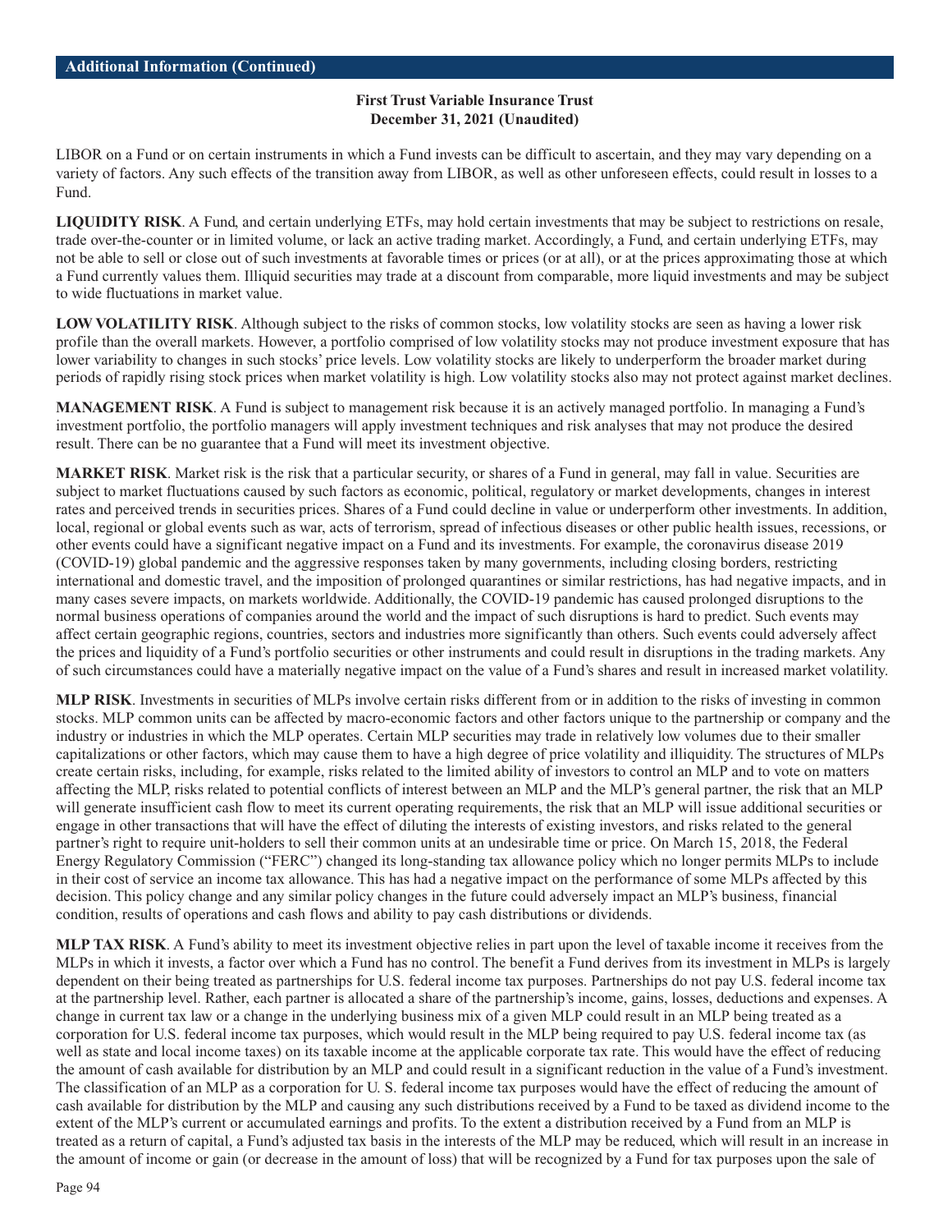LIBOR on a Fund or on certain instruments in which a Fund invests can be difficult to ascertain, and they may vary depending on a variety of factors. Any such effects of the transition away from LIBOR, as well as other unforeseen effects, could result in losses to a Fund.

**LIQUIDITY RISK**. A Fund, and certain underlying ETFs, may hold certain investments that may be subject to restrictions on resale, trade over-the-counter or in limited volume, or lack an active trading market. Accordingly, a Fund, and certain underlying ETFs, may not be able to sell or close out of such investments at favorable times or prices (or at all), or at the prices approximating those at which a Fund currently values them. Illiquid securities may trade at a discount from comparable, more liquid investments and may be subject to wide fluctuations in market value.

**LOW VOLATILITY RISK**. Although subject to the risks of common stocks, low volatility stocks are seen as having a lower risk profile than the overall markets. However, a portfolio comprised of low volatility stocks may not produce investment exposure that has lower variability to changes in such stocks' price levels. Low volatility stocks are likely to underperform the broader market during periods of rapidly rising stock prices when market volatility is high. Low volatility stocks also may not protect against market declines.

**MANAGEMENT RISK**. A Fund is subject to management risk because it is an actively managed portfolio. In managing a Fund's investment portfolio, the portfolio managers will apply investment techniques and risk analyses that may not produce the desired result. There can be no guarantee that a Fund will meet its investment objective.

**MARKET RISK**. Market risk is the risk that a particular security, or shares of a Fund in general, may fall in value. Securities are subject to market fluctuations caused by such factors as economic, political, regulatory or market developments, changes in interest rates and perceived trends in securities prices. Shares of a Fund could decline in value or underperform other investments. In addition, local, regional or global events such as war, acts of terrorism, spread of infectious diseases or other public health issues, recessions, or other events could have a significant negative impact on a Fund and its investments. For example, the coronavirus disease 2019 (COVID-19) global pandemic and the aggressive responses taken by many governments, including closing borders, restricting international and domestic travel, and the imposition of prolonged quarantines or similar restrictions, has had negative impacts, and in many cases severe impacts, on markets worldwide. Additionally, the COVID-19 pandemic has caused prolonged disruptions to the normal business operations of companies around the world and the impact of such disruptions is hard to predict. Such events may affect certain geographic regions, countries, sectors and industries more significantly than others. Such events could adversely affect the prices and liquidity of a Fund's portfolio securities or other instruments and could result in disruptions in the trading markets. Any of such circumstances could have a materially negative impact on the value of a Fund's shares and result in increased market volatility.

**MLP RISK**. Investments in securities of MLPs involve certain risks different from or in addition to the risks of investing in common stocks. MLP common units can be affected by macro-economic factors and other factors unique to the partnership or company and the industry or industries in which the MLP operates. Certain MLP securities may trade in relatively low volumes due to their smaller capitalizations or other factors, which may cause them to have a high degree of price volatility and illiquidity. The structures of MLPs create certain risks, including, for example, risks related to the limited ability of investors to control an MLP and to vote on matters affecting the MLP, risks related to potential conflicts of interest between an MLP and the MLP's general partner, the risk that an MLP will generate insufficient cash flow to meet its current operating requirements, the risk that an MLP will issue additional securities or engage in other transactions that will have the effect of diluting the interests of existing investors, and risks related to the general partner's right to require unit-holders to sell their common units at an undesirable time or price. On March 15, 2018, the Federal Energy Regulatory Commission ("FERC") changed its long-standing tax allowance policy which no longer permits MLPs to include in their cost of service an income tax allowance. This has had a negative impact on the performance of some MLPs affected by this decision. This policy change and any similar policy changes in the future could adversely impact an MLP's business, financial condition, results of operations and cash flows and ability to pay cash distributions or dividends.

**MLP TAX RISK**. A Fund's ability to meet its investment objective relies in part upon the level of taxable income it receives from the MLPs in which it invests, a factor over which a Fund has no control. The benefit a Fund derives from its investment in MLPs is largely dependent on their being treated as partnerships for U.S. federal income tax purposes. Partnerships do not pay U.S. federal income tax at the partnership level. Rather, each partner is allocated a share of the partnership's income, gains, losses, deductions and expenses. A change in current tax law or a change in the underlying business mix of a given MLP could result in an MLP being treated as a corporation for U.S. federal income tax purposes, which would result in the MLP being required to pay U.S. federal income tax (as well as state and local income taxes) on its taxable income at the applicable corporate tax rate. This would have the effect of reducing the amount of cash available for distribution by an MLP and could result in a significant reduction in the value of a Fund's investment. The classification of an MLP as a corporation for U. S. federal income tax purposes would have the effect of reducing the amount of cash available for distribution by the MLP and causing any such distributions received by a Fund to be taxed as dividend income to the extent of the MLP's current or accumulated earnings and profits. To the extent a distribution received by a Fund from an MLP is treated as a return of capital, a Fund's adjusted tax basis in the interests of the MLP may be reduced, which will result in an increase in the amount of income or gain (or decrease in the amount of loss) that will be recognized by a Fund for tax purposes upon the sale of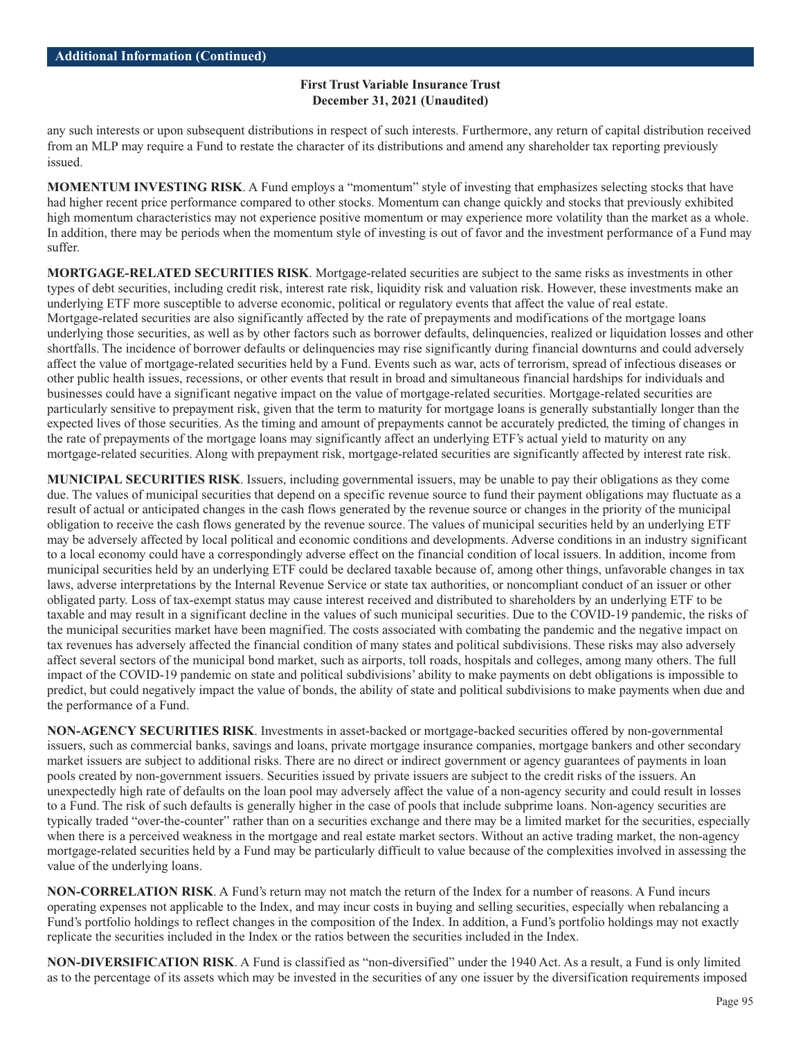any such interests or upon subsequent distributions in respect of such interests. Furthermore, any return of capital distribution received from an MLP may require a Fund to restate the character of its distributions and amend any shareholder tax reporting previously issued.

**MOMENTUM INVESTING RISK**. A Fund employs a "momentum" style of investing that emphasizes selecting stocks that have had higher recent price performance compared to other stocks. Momentum can change quickly and stocks that previously exhibited high momentum characteristics may not experience positive momentum or may experience more volatility than the market as a whole. In addition, there may be periods when the momentum style of investing is out of favor and the investment performance of a Fund may suffer.

**MORTGAGE-RELATED SECURITIES RISK**. Mortgage-related securities are subject to the same risks as investments in other types of debt securities, including credit risk, interest rate risk, liquidity risk and valuation risk. However, these investments make an underlying ETF more susceptible to adverse economic, political or regulatory events that affect the value of real estate. Mortgage-related securities are also significantly affected by the rate of prepayments and modifications of the mortgage loans underlying those securities, as well as by other factors such as borrower defaults, delinquencies, realized or liquidation losses and other shortfalls. The incidence of borrower defaults or delinquencies may rise significantly during financial downturns and could adversely affect the value of mortgage-related securities held by a Fund. Events such as war, acts of terrorism, spread of infectious diseases or other public health issues, recessions, or other events that result in broad and simultaneous financial hardships for individuals and businesses could have a significant negative impact on the value of mortgage-related securities. Mortgage-related securities are particularly sensitive to prepayment risk, given that the term to maturity for mortgage loans is generally substantially longer than the expected lives of those securities. As the timing and amount of prepayments cannot be accurately predicted, the timing of changes in the rate of prepayments of the mortgage loans may significantly affect an underlying ETF's actual yield to maturity on any mortgage-related securities. Along with prepayment risk, mortgage-related securities are significantly affected by interest rate risk.

**MUNICIPAL SECURITIES RISK**. Issuers, including governmental issuers, may be unable to pay their obligations as they come due. The values of municipal securities that depend on a specific revenue source to fund their payment obligations may fluctuate as a result of actual or anticipated changes in the cash flows generated by the revenue source or changes in the priority of the municipal obligation to receive the cash flows generated by the revenue source. The values of municipal securities held by an underlying ETF may be adversely affected by local political and economic conditions and developments. Adverse conditions in an industry significant to a local economy could have a correspondingly adverse effect on the financial condition of local issuers. In addition, income from municipal securities held by an underlying ETF could be declared taxable because of, among other things, unfavorable changes in tax laws, adverse interpretations by the Internal Revenue Service or state tax authorities, or noncompliant conduct of an issuer or other obligated party. Loss of tax-exempt status may cause interest received and distributed to shareholders by an underlying ETF to be taxable and may result in a significant decline in the values of such municipal securities. Due to the COVID-19 pandemic, the risks of the municipal securities market have been magnified. The costs associated with combating the pandemic and the negative impact on tax revenues has adversely affected the financial condition of many states and political subdivisions. These risks may also adversely affect several sectors of the municipal bond market, such as airports, toll roads, hospitals and colleges, among many others. The full impact of the COVID-19 pandemic on state and political subdivisions' ability to make payments on debt obligations is impossible to predict, but could negatively impact the value of bonds, the ability of state and political subdivisions to make payments when due and the performance of a Fund.

**NON-AGENCY SECURITIES RISK**. Investments in asset-backed or mortgage-backed securities offered by non-governmental issuers, such as commercial banks, savings and loans, private mortgage insurance companies, mortgage bankers and other secondary market issuers are subject to additional risks. There are no direct or indirect government or agency guarantees of payments in loan pools created by non-government issuers. Securities issued by private issuers are subject to the credit risks of the issuers. An unexpectedly high rate of defaults on the loan pool may adversely affect the value of a non-agency security and could result in losses to a Fund. The risk of such defaults is generally higher in the case of pools that include subprime loans. Non-agency securities are typically traded "over-the-counter" rather than on a securities exchange and there may be a limited market for the securities, especially when there is a perceived weakness in the mortgage and real estate market sectors. Without an active trading market, the non-agency mortgage-related securities held by a Fund may be particularly difficult to value because of the complexities involved in assessing the value of the underlying loans.

**NON-CORRELATION RISK**. A Fund's return may not match the return of the Index for a number of reasons. A Fund incurs operating expenses not applicable to the Index, and may incur costs in buying and selling securities, especially when rebalancing a Fund's portfolio holdings to reflect changes in the composition of the Index. In addition, a Fund's portfolio holdings may not exactly replicate the securities included in the Index or the ratios between the securities included in the Index.

**NON-DIVERSIFICATION RISK**. A Fund is classified as "non-diversified" under the 1940 Act. As a result, a Fund is only limited as to the percentage of its assets which may be invested in the securities of any one issuer by the diversification requirements imposed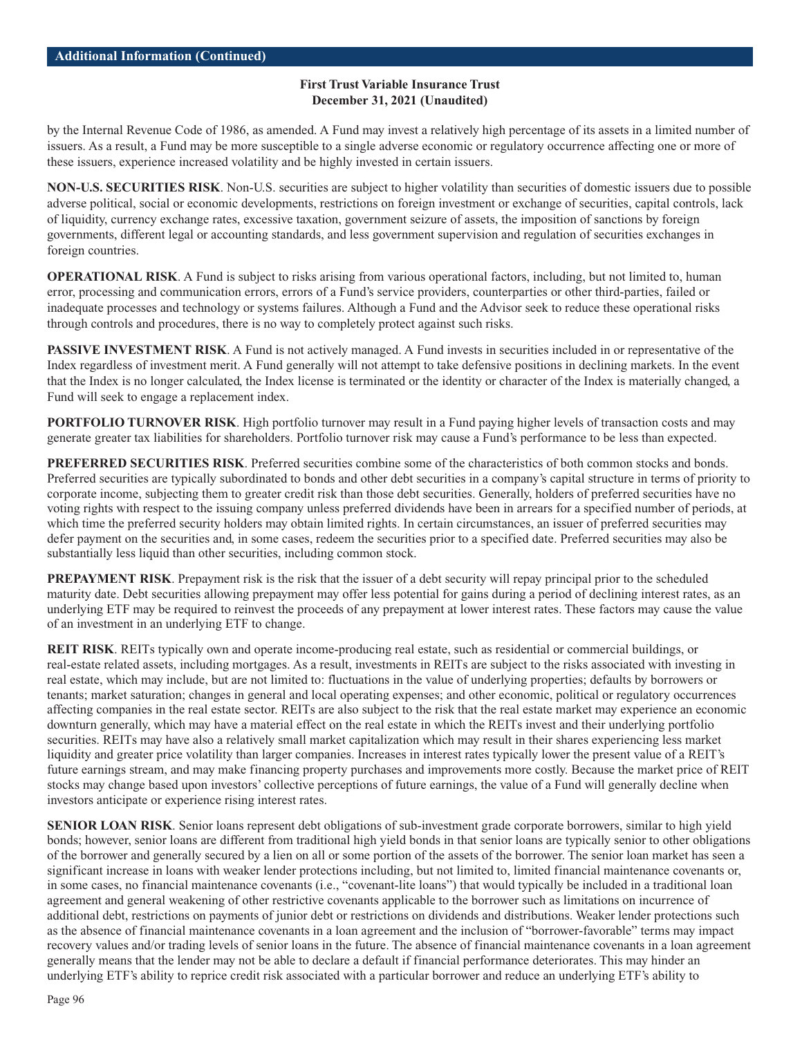by the Internal Revenue Code of 1986, as amended. A Fund may invest a relatively high percentage of its assets in a limited number of issuers. As a result, a Fund may be more susceptible to a single adverse economic or regulatory occurrence affecting one or more of these issuers, experience increased volatility and be highly invested in certain issuers.

**NON-U.S. SECURITIES RISK**. Non-U.S. securities are subject to higher volatility than securities of domestic issuers due to possible adverse political, social or economic developments, restrictions on foreign investment or exchange of securities, capital controls, lack of liquidity, currency exchange rates, excessive taxation, government seizure of assets, the imposition of sanctions by foreign governments, different legal or accounting standards, and less government supervision and regulation of securities exchanges in foreign countries.

**OPERATIONAL RISK**. A Fund is subject to risks arising from various operational factors, including, but not limited to, human error, processing and communication errors, errors of a Fund's service providers, counterparties or other third-parties, failed or inadequate processes and technology or systems failures. Although a Fund and the Advisor seek to reduce these operational risks through controls and procedures, there is no way to completely protect against such risks.

**PASSIVE INVESTMENT RISK**. A Fund is not actively managed. A Fund invests in securities included in or representative of the Index regardless of investment merit. A Fund generally will not attempt to take defensive positions in declining markets. In the event that the Index is no longer calculated, the Index license is terminated or the identity or character of the Index is materially changed, a Fund will seek to engage a replacement index.

**PORTFOLIO TURNOVER RISK**. High portfolio turnover may result in a Fund paying higher levels of transaction costs and may generate greater tax liabilities for shareholders. Portfolio turnover risk may cause a Fund's performance to be less than expected.

**PREFERRED SECURITIES RISK**. Preferred securities combine some of the characteristics of both common stocks and bonds. Preferred securities are typically subordinated to bonds and other debt securities in a company's capital structure in terms of priority to corporate income, subjecting them to greater credit risk than those debt securities. Generally, holders of preferred securities have no voting rights with respect to the issuing company unless preferred dividends have been in arrears for a specified number of periods, at which time the preferred security holders may obtain limited rights. In certain circumstances, an issuer of preferred securities may defer payment on the securities and, in some cases, redeem the securities prior to a specified date. Preferred securities may also be substantially less liquid than other securities, including common stock.

**PREPAYMENT RISK**. Prepayment risk is the risk that the issuer of a debt security will repay principal prior to the scheduled maturity date. Debt securities allowing prepayment may offer less potential for gains during a period of declining interest rates, as an underlying ETF may be required to reinvest the proceeds of any prepayment at lower interest rates. These factors may cause the value of an investment in an underlying ETF to change.

**REIT RISK**. REITs typically own and operate income-producing real estate, such as residential or commercial buildings, or real-estate related assets, including mortgages. As a result, investments in REITs are subject to the risks associated with investing in real estate, which may include, but are not limited to: fluctuations in the value of underlying properties; defaults by borrowers or tenants; market saturation; changes in general and local operating expenses; and other economic, political or regulatory occurrences affecting companies in the real estate sector. REITs are also subject to the risk that the real estate market may experience an economic downturn generally, which may have a material effect on the real estate in which the REITs invest and their underlying portfolio securities. REITs may have also a relatively small market capitalization which may result in their shares experiencing less market liquidity and greater price volatility than larger companies. Increases in interest rates typically lower the present value of a REIT's future earnings stream, and may make financing property purchases and improvements more costly. Because the market price of REIT stocks may change based upon investors' collective perceptions of future earnings, the value of a Fund will generally decline when investors anticipate or experience rising interest rates.

**SENIOR LOAN RISK**. Senior loans represent debt obligations of sub-investment grade corporate borrowers, similar to high yield bonds; however, senior loans are different from traditional high yield bonds in that senior loans are typically senior to other obligations of the borrower and generally secured by a lien on all or some portion of the assets of the borrower. The senior loan market has seen a significant increase in loans with weaker lender protections including, but not limited to, limited financial maintenance covenants or, in some cases, no financial maintenance covenants (i.e., "covenant-lite loans") that would typically be included in a traditional loan agreement and general weakening of other restrictive covenants applicable to the borrower such as limitations on incurrence of additional debt, restrictions on payments of junior debt or restrictions on dividends and distributions. Weaker lender protections such as the absence of financial maintenance covenants in a loan agreement and the inclusion of "borrower-favorable" terms may impact recovery values and/or trading levels of senior loans in the future. The absence of financial maintenance covenants in a loan agreement generally means that the lender may not be able to declare a default if financial performance deteriorates. This may hinder an underlying ETF's ability to reprice credit risk associated with a particular borrower and reduce an underlying ETF's ability to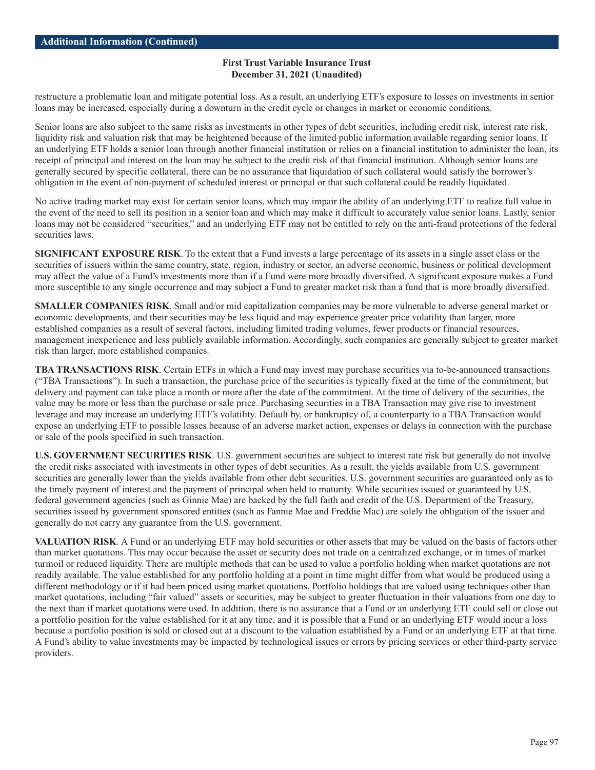restructure a problematic loan and mitigate potential loss. As a result, an underlying ETF's exposure to losses on investments in senior loans may be increased, especially during a downturn in the credit cycle or changes in market or economic conditions.

Senior loans are also subject to the same risks as investments in other types of debt securities, including credit risk, interest rate risk, liquidity risk and valuation risk that may be heightened because of the limited public information available regarding senior loans. If an underlying ETF holds a senior loan through another financial institution or relies on a financial institution to administer the loan, its receipt of principal and interest on the loan may be subject to the credit risk of that financial institution. Although senior loans are generally secured by specific collateral, there can be no assurance that liquidation of such collateral would satisfy the borrower's obligation in the event of non-payment of scheduled interest or principal or that such collateral could be readily liquidated.

No active trading market may exist for certain senior loans, which may impair the ability of an underlying ETF to realize full value in the event of the need to sell its position in a senior loan and which may make it difficult to accurately value senior loans. Lastly, senior loans may not be considered "securities," and an underlying ETF may not be entitled to rely on the anti-fraud protections of the federal securities laws.

**SIGNIFICANT EXPOSURE RISK**. To the extent that a Fund invests a large percentage of its assets in a single asset class or the securities of issuers within the same country, state, region, industry or sector, an adverse economic, business or political development may affect the value of a Fund's investments more than if a Fund were more broadly diversified. A significant exposure makes a Fund more susceptible to any single occurrence and may subject a Fund to greater market risk than a fund that is more broadly diversified.

**SMALLER COMPANIES RISK**. Small and/or mid capitalization companies may be more vulnerable to adverse general market or economic developments, and their securities may be less liquid and may experience greater price volatility than larger, more established companies as a result of several factors, including limited trading volumes, fewer products or financial resources, management inexperience and less publicly available information. Accordingly, such companies are generally subject to greater market risk than larger, more established companies.

**TBA TRANSACTIONS RISK**. Certain ETFs in which a Fund may invest may purchase securities via to-be-announced transactions ("TBA Transactions"). In such a transaction, the purchase price of the securities is typically fixed at the time of the commitment, but delivery and payment can take place a month or more after the date of the commitment. At the time of delivery of the securities, the value may be more or less than the purchase or sale price. Purchasing securities in a TBA Transaction may give rise to investment leverage and may increase an underlying ETF's volatility. Default by, or bankruptcy of, a counterparty to a TBA Transaction would expose an underlying ETF to possible losses because of an adverse market action, expenses or delays in connection with the purchase or sale of the pools specified in such transaction.

**U.S. GOVERNMENT SECURITIES RISK**. U.S. government securities are subject to interest rate risk but generally do not involve the credit risks associated with investments in other types of debt securities. As a result, the yields available from U.S. government securities are generally lower than the yields available from other debt securities. U.S. government securities are guaranteed only as to the timely payment of interest and the payment of principal when held to maturity. While securities issued or guaranteed by U.S. federal government agencies (such as Ginnie Mae) are backed by the full faith and credit of the U.S. Department of the Treasury, securities issued by government sponsored entities (such as Fannie Mae and Freddie Mac) are solely the obligation of the issuer and generally do not carry any guarantee from the U.S. government.

**VALUATION RISK**. A Fund or an underlying ETF may hold securities or other assets that may be valued on the basis of factors other than market quotations. This may occur because the asset or security does not trade on a centralized exchange, or in times of market turmoil or reduced liquidity. There are multiple methods that can be used to value a portfolio holding when market quotations are not readily available. The value established for any portfolio holding at a point in time might differ from what would be produced using a different methodology or if it had been priced using market quotations. Portfolio holdings that are valued using techniques other than market quotations, including "fair valued" assets or securities, may be subject to greater fluctuation in their valuations from one day to the next than if market quotations were used. In addition, there is no assurance that a Fund or an underlying ETF could sell or close out a portfolio position for the value established for it at any time, and it is possible that a Fund or an underlying ETF would incur a loss because a portfolio position is sold or closed out at a discount to the valuation established by a Fund or an underlying ETF at that time. A Fund's ability to value investments may be impacted by technological issues or errors by pricing services or other third-party service providers.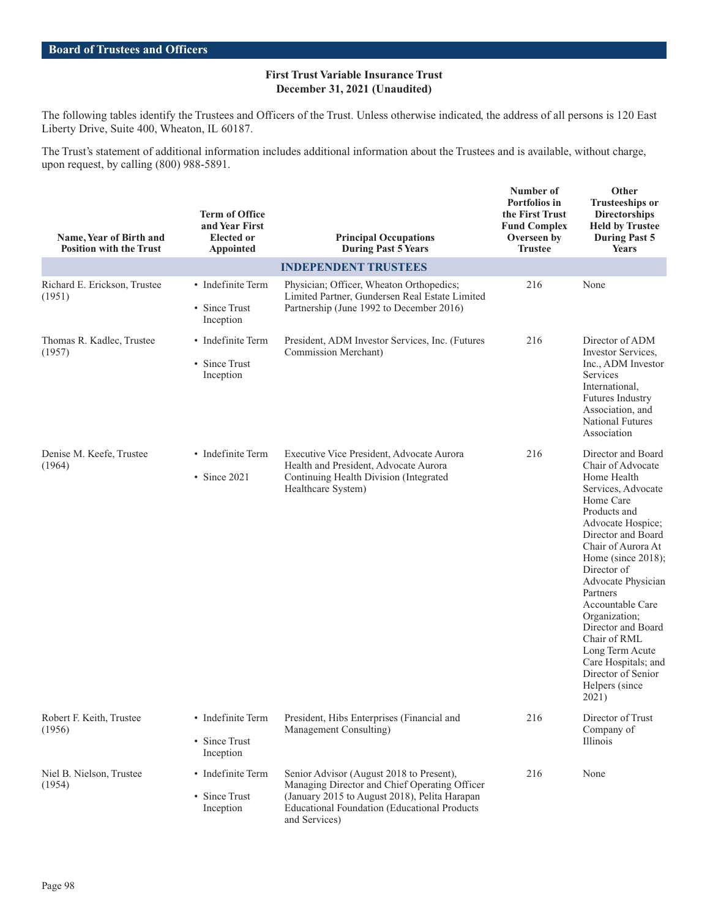## Board of Trustees and Officers

**First Trust Variable Insurance Trust**
**December 31, 2021 (Unaudited)**

The following tables identify the Trustees and Officers of the Trust. Unless otherwise indicated, the address of all persons is 120 East Liberty Drive, Suite 400, Wheaton, IL 60187.

The Trust's statement of additional information includes additional information about the Trustees and is available, without charge, upon request, by calling (800) 988-5891.

| Name, Year of Birth and Position with the Trust | Term of Office and Year First Elected or Appointed | Principal Occupations During Past 5 Years | Number of Portfolios in the First Trust Fund Complex Overseen by Trustee | Other Trusteeships or Directorships Held by Trustee During Past 5 Years |
|---|---|---|---|---|
| **INDEPENDENT TRUSTEES** | | | | |
| Richard E. Erickson, Trustee (1951) | • Indefinite Term<br>• Since Trust Inception | Physician; Officer, Wheaton Orthopedics; Limited Partner, Gundersen Real Estate Limited Partnership (June 1992 to December 2016) | 216 | None |
| Thomas R. Kadlec, Trustee (1957) | • Indefinite Term<br>• Since Trust Inception | President, ADM Investor Services, Inc. (Futures Commission Merchant) | 216 | Director of ADM Investor Services, Inc., ADM Investor Services International, Futures Industry Association, and National Futures Association |
| Denise M. Keefe, Trustee (1964) | • Indefinite Term<br>• Since 2021 | Executive Vice President, Advocate Aurora Health and President, Advocate Aurora Continuing Health Division (Integrated Healthcare System) | 216 | Director and Board Chair of Advocate Home Health Services, Advocate Home Care Products and Advocate Hospice; Director and Board Chair of Aurora At Home (since 2018); Director of Advocate Physician Partners Accountable Care Organization; Director and Board Chair of RML Long Term Acute Care Hospitals; and Director of Senior Helpers (since 2021) |
| Robert F. Keith, Trustee (1956) | • Indefinite Term<br>• Since Trust Inception | President, Hibs Enterprises (Financial and Management Consulting) | 216 | Director of Trust Company of Illinois |
| Niel B. Nielson, Trustee (1954) | • Indefinite Term<br>• Since Trust Inception | Senior Advisor (August 2018 to Present), Managing Director and Chief Operating Officer (January 2015 to August 2018), Pelita Harapan Educational Foundation (Educational Products and Services) | 216 | None |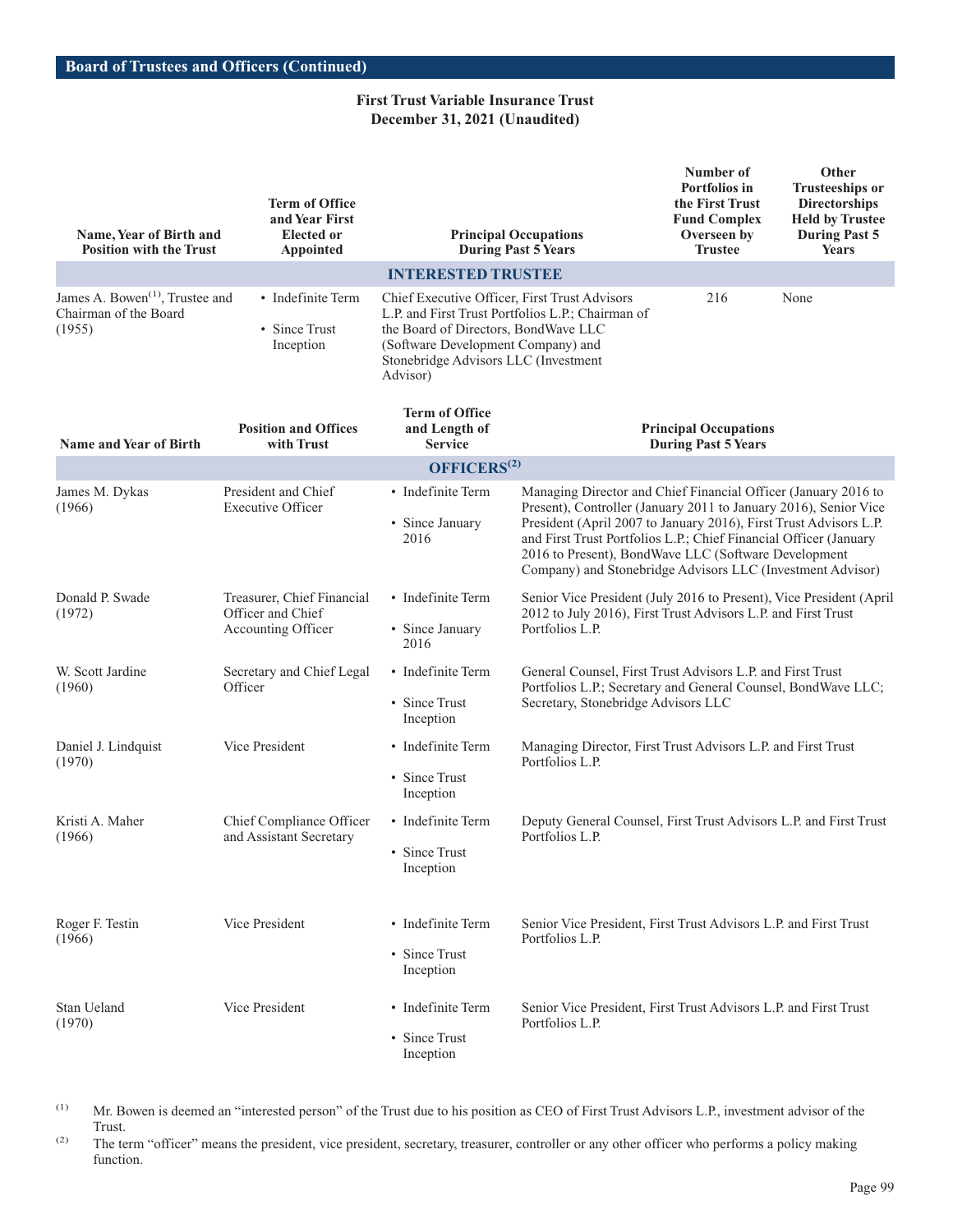## Board of Trustees and Officers (Continued)

**First Trust Variable Insurance Trust**
**December 31, 2021 (Unaudited)**

| Name, Year of Birth and Position with the Trust | Term of Office and Year First Elected or Appointed | Principal Occupations During Past 5 Years | Number of Portfolios in the First Trust Fund Complex Overseen by Trustee | Other Trusteeships or Directorships Held by Trustee During Past 5 Years |
|---|---|---|---|---|
| **INTERESTED TRUSTEE** | | | | |
| James A. Bowen[1], Trustee and Chairman of the Board (1955) | • Indefinite Term<br>• Since Trust Inception | Chief Executive Officer, First Trust Advisors L.P. and First Trust Portfolios L.P.; Chairman of the Board of Directors, BondWave LLC (Software Development Company) and Stonebridge Advisors LLC (Investment Advisor) | 216 | None |

| Name and Year of Birth | Position and Offices with Trust | Term of Office and Length of Service | Principal Occupations During Past 5 Years |
|---|---|---|---|
| **OFFICERS[2]** | | | |
| James M. Dykas (1966) | President and Chief Executive Officer | • Indefinite Term<br>• Since January 2016 | Managing Director and Chief Financial Officer (January 2016 to Present), Controller (January 2011 to January 2016), Senior Vice President (April 2007 to January 2016), First Trust Advisors L.P. and First Trust Portfolios L.P.; Chief Financial Officer (January 2016 to Present), BondWave LLC (Software Development Company) and Stonebridge Advisors LLC (Investment Advisor) |
| Donald P. Swade (1972) | Treasurer, Chief Financial Officer and Chief Accounting Officer | • Indefinite Term<br>• Since January 2016 | Senior Vice President (July 2016 to Present), Vice President (April 2012 to July 2016), First Trust Advisors L.P. and First Trust Portfolios L.P. |
| W. Scott Jardine (1960) | Secretary and Chief Legal Officer | • Indefinite Term<br>• Since Trust Inception | General Counsel, First Trust Advisors L.P. and First Trust Portfolios L.P.; Secretary and General Counsel, BondWave LLC; Secretary, Stonebridge Advisors LLC |
| Daniel J. Lindquist (1970) | Vice President | • Indefinite Term<br>• Since Trust Inception | Managing Director, First Trust Advisors L.P. and First Trust Portfolios L.P. |
| Kristi A. Maher (1966) | Chief Compliance Officer and Assistant Secretary | • Indefinite Term<br>• Since Trust Inception | Deputy General Counsel, First Trust Advisors L.P. and First Trust Portfolios L.P. |
| Roger F. Testin (1966) | Vice President | • Indefinite Term<br>• Since Trust Inception | Senior Vice President, First Trust Advisors L.P. and First Trust Portfolios L.P. |
| Stan Ueland (1970) | Vice President | • Indefinite Term<br>• Since Trust Inception | Senior Vice President, First Trust Advisors L.P. and First Trust Portfolios L.P. |

[1] Mr. Bowen is deemed an "interested person" of the Trust due to his position as CEO of First Trust Advisors L.P., investment advisor of the Trust.

[2] The term "officer" means the president, vice president, secretary, treasurer, controller or any other officer who performs a policy making function.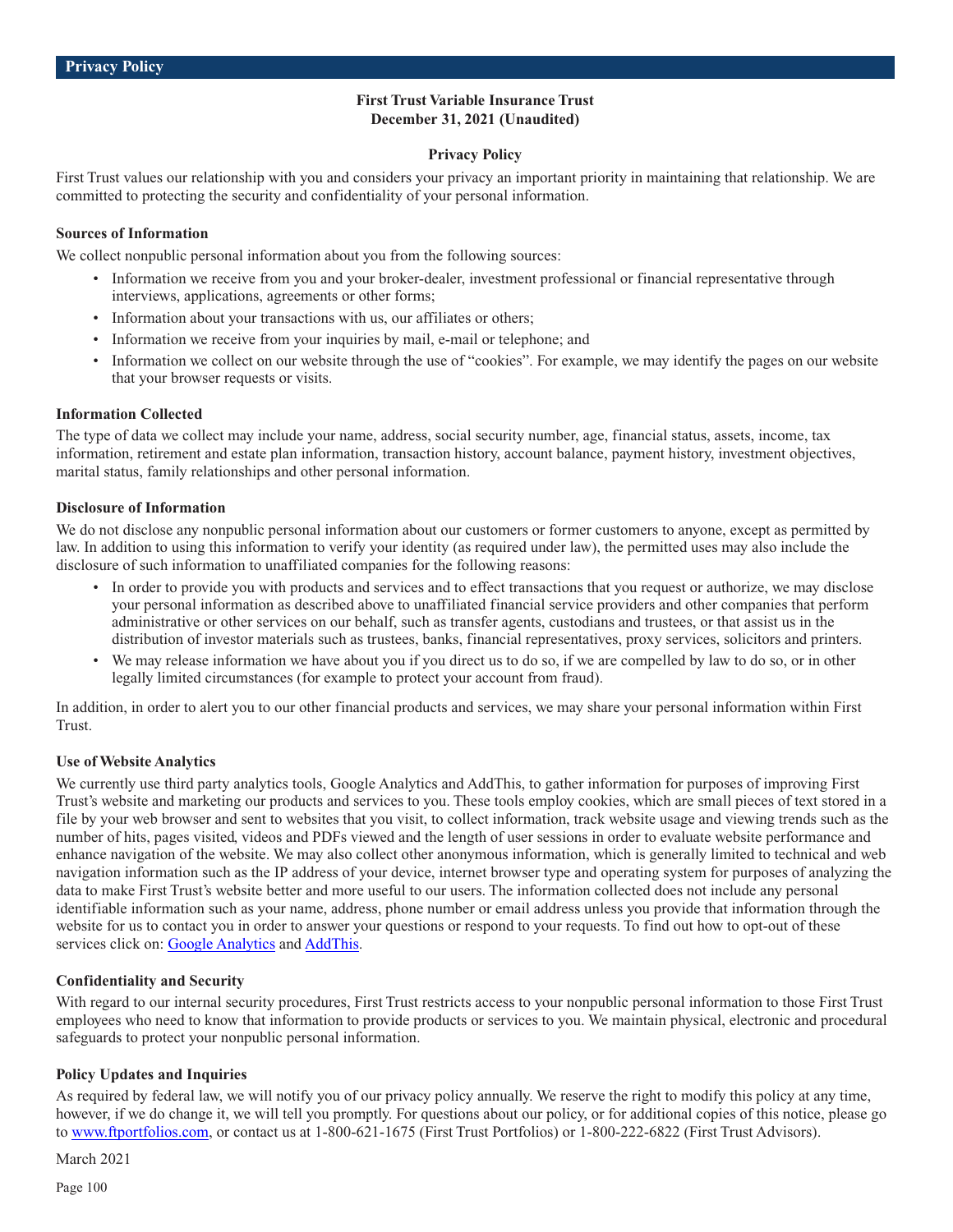# Privacy Policy

**First Trust Variable Insurance Trust**
**December 31, 2021 (Unaudited)**

## Privacy Policy

First Trust values our relationship with you and considers your privacy an important priority in maintaining that relationship. We are committed to protecting the security and confidentiality of your personal information.

### Sources of Information

We collect nonpublic personal information about you from the following sources:

- Information we receive from you and your broker-dealer, investment professional or financial representative through interviews, applications, agreements or other forms;
- Information about your transactions with us, our affiliates or others;
- Information we receive from your inquiries by mail, e-mail or telephone; and
- Information we collect on our website through the use of "cookies". For example, we may identify the pages on our website that your browser requests or visits.

### Information Collected

The type of data we collect may include your name, address, social security number, age, financial status, assets, income, tax information, retirement and estate plan information, transaction history, account balance, payment history, investment objectives, marital status, family relationships and other personal information.

### Disclosure of Information

We do not disclose any nonpublic personal information about our customers or former customers to anyone, except as permitted by law. In addition to using this information to verify your identity (as required under law), the permitted uses may also include the disclosure of such information to unaffiliated companies for the following reasons:

- In order to provide you with products and services and to effect transactions that you request or authorize, we may disclose your personal information as described above to unaffiliated financial service providers and other companies that perform administrative or other services on our behalf, such as transfer agents, custodians and trustees, or that assist us in the distribution of investor materials such as trustees, banks, financial representatives, proxy services, solicitors and printers.
- We may release information we have about you if you direct us to do so, if we are compelled by law to do so, or in other legally limited circumstances (for example to protect your account from fraud).

In addition, in order to alert you to our other financial products and services, we may share your personal information within First Trust.

### Use of Website Analytics

We currently use third party analytics tools, Google Analytics and AddThis, to gather information for purposes of improving First Trust's website and marketing our products and services to you. These tools employ cookies, which are small pieces of text stored in a file by your web browser and sent to websites that you visit, to collect information, track website usage and viewing trends such as the number of hits, pages visited, videos and PDFs viewed and the length of user sessions in order to evaluate website performance and enhance navigation of the website. We may also collect other anonymous information, which is generally limited to technical and web navigation information such as the IP address of your device, internet browser type and operating system for purposes of analyzing the data to make First Trust's website better and more useful to our users. The information collected does not include any personal identifiable information such as your name, address, phone number or email address unless you provide that information through the website for us to contact you in order to answer your questions or respond to your requests. To find out how to opt-out of these services click on: Google Analytics and AddThis.

### Confidentiality and Security

With regard to our internal security procedures, First Trust restricts access to your nonpublic personal information to those First Trust employees who need to know that information to provide products or services to you. We maintain physical, electronic and procedural safeguards to protect your nonpublic personal information.

### Policy Updates and Inquiries

As required by federal law, we will notify you of our privacy policy annually. We reserve the right to modify this policy at any time, however, if we do change it, we will tell you promptly. For questions about our policy, or for additional copies of this notice, please go to www.ftportfolios.com, or contact us at 1-800-621-1675 (First Trust Portfolios) or 1-800-222-6822 (First Trust Advisors).

March 2021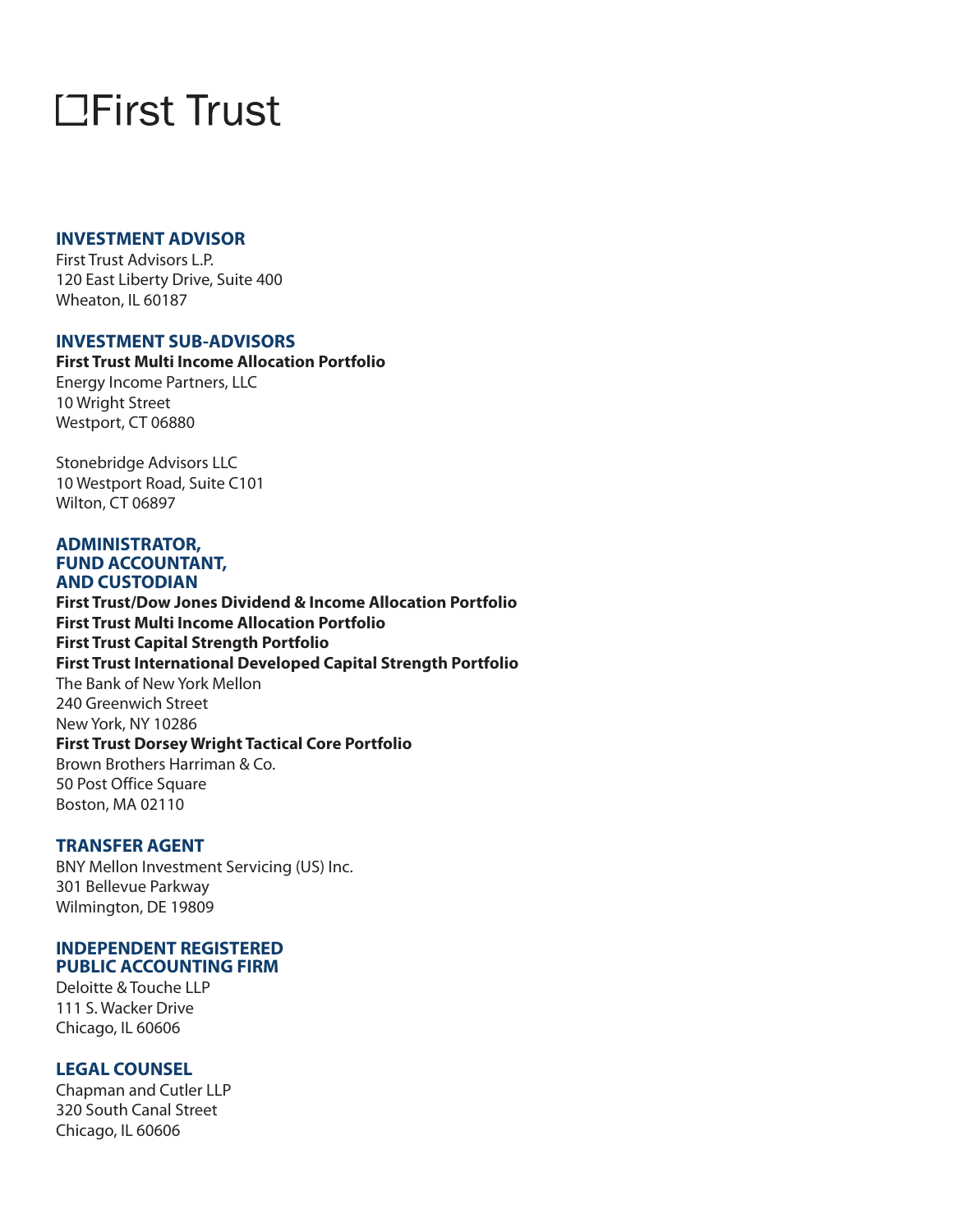# First Trust

## INVESTMENT ADVISOR

First Trust Advisors L.P.
120 East Liberty Drive, Suite 400
Wheaton, IL 60187

## INVESTMENT SUB-ADVISORS

**First Trust Multi Income Allocation Portfolio**

Energy Income Partners, LLC
10 Wright Street
Westport, CT 06880

Stonebridge Advisors LLC
10 Westport Road, Suite C101
Wilton, CT 06897

## ADMINISTRATOR, FUND ACCOUNTANT, AND CUSTODIAN

**First Trust/Dow Jones Dividend & Income Allocation Portfolio**
**First Trust Multi Income Allocation Portfolio**
**First Trust Capital Strength Portfolio**
**First Trust International Developed Capital Strength Portfolio**

The Bank of New York Mellon
240 Greenwich Street
New York, NY 10286

**First Trust Dorsey Wright Tactical Core Portfolio**

Brown Brothers Harriman & Co.
50 Post Office Square
Boston, MA 02110

## TRANSFER AGENT

BNY Mellon Investment Servicing (US) Inc.
301 Bellevue Parkway
Wilmington, DE 19809

## INDEPENDENT REGISTERED PUBLIC ACCOUNTING FIRM

Deloitte & Touche LLP
111 S. Wacker Drive
Chicago, IL 60606

## LEGAL COUNSEL

Chapman and Cutler LLP
320 South Canal Street
Chicago, IL 60606